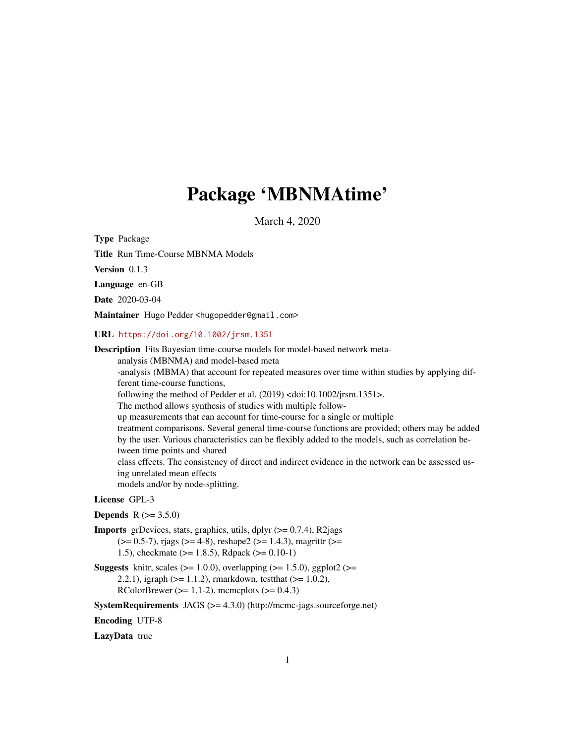# Package 'MBNMAtime'

March 4, 2020

**Type** Package

**Title** Run Time-Course MBNMA Models

**Version** 0.1.3

**Language** en-GB

**Date** 2020-03-04

**Maintainer** Hugo Pedder <hugopedder@gmail.com>

**URL** https://doi.org/10.1002/jrsm.1351

**Description** Fits Bayesian time-course models for model-based network meta-analysis (MBNMA) and model-based meta-analysis (MBMA) that account for repeated measures over time within studies by applying different time-course functions, following the method of Pedder et al. (2019) <doi:10.1002/jrsm.1351>. The method allows synthesis of studies with multiple follow-up measurements that can account for time-course for a single or multiple treatment comparisons. Several general time-course functions are provided; others may be added by the user. Various characteristics can be flexibly added to the models, such as correlation between time points and shared class effects. The consistency of direct and indirect evidence in the network can be assessed using unrelated mean effects models and/or by node-splitting.

**License** GPL-3

**Depends** R (>= 3.5.0)

**Imports** grDevices, stats, graphics, utils, dplyr (>= 0.7.4), R2jags (>= 0.5-7), rjags (>= 4-8), reshape2 (>= 1.4.3), magrittr (>= 1.5), checkmate (>= 1.8.5), Rdpack (>= 0.10-1)

**Suggests** knitr, scales (>= 1.0.0), overlapping (>= 1.5.0), ggplot2 (>= 2.2.1), igraph (>= 1.1.2), rmarkdown, testthat (>= 1.0.2), RColorBrewer (>= 1.1-2), mcmcplots (>= 0.4.3)

**SystemRequirements** JAGS (>= 4.3.0) (http://mcmc-jags.sourceforge.net)

**Encoding** UTF-8

**LazyData** true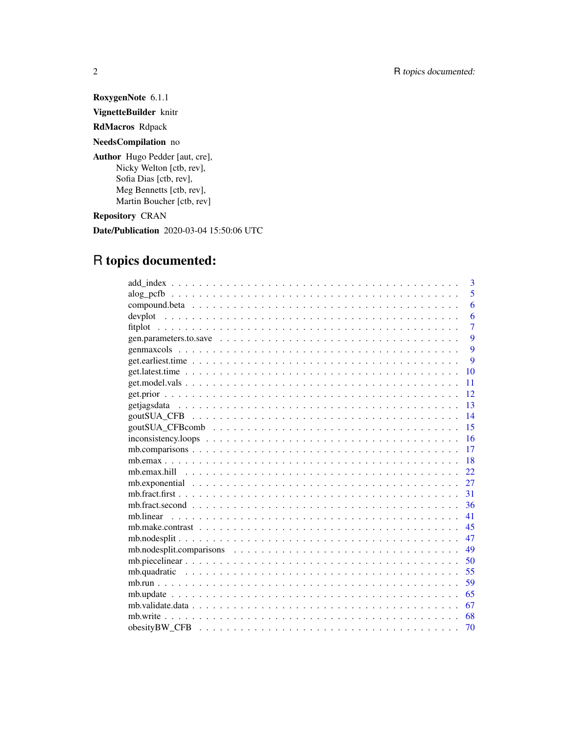**RoxygenNote** 6.1.1

**VignetteBuilder** knitr

**RdMacros** Rdpack

**NeedsCompilation** no

**Author** Hugo Pedder [aut, cre],
Nicky Welton [ctb, rev],
Sofia Dias [ctb, rev],
Meg Bennetts [ctb, rev],
Martin Boucher [ctb, rev]

**Repository** CRAN

**Date/Publication** 2020-03-04 15:50:06 UTC

# R topics documented:

| | |
|---|---|
| add_index | 3 |
| alog_pcfb | 5 |
| compound.beta | 6 |
| devplot | 6 |
| fitplot | 7 |
| gen.parameters.to.save | 9 |
| genmaxcols | 9 |
| get.earliest.time | 9 |
| get.latest.time | 10 |
| get.model.vals | 11 |
| get.prior | 12 |
| getjagsdata | 13 |
| goutSUA_CFB | 14 |
| goutSUA_CFBcomb | 15 |
| inconsistency.loops | 16 |
| mb.comparisons | 17 |
| mb.emax | 18 |
| mb.emax.hill | 22 |
| mb.exponential | 27 |
| mb.fract.first | 31 |
| mb.fract.second | 36 |
| mb.linear | 41 |
| mb.make.contrast | 45 |
| mb.nodesplit | 47 |
| mb.nodesplit.comparisons | 49 |
| mb.piecelinear | 50 |
| mb.quadratic | 55 |
| mb.run | 59 |
| mb.update | 65 |
| mb.validate.data | 67 |
| mb.write | 68 |
| obesityBW_CFB | 70 |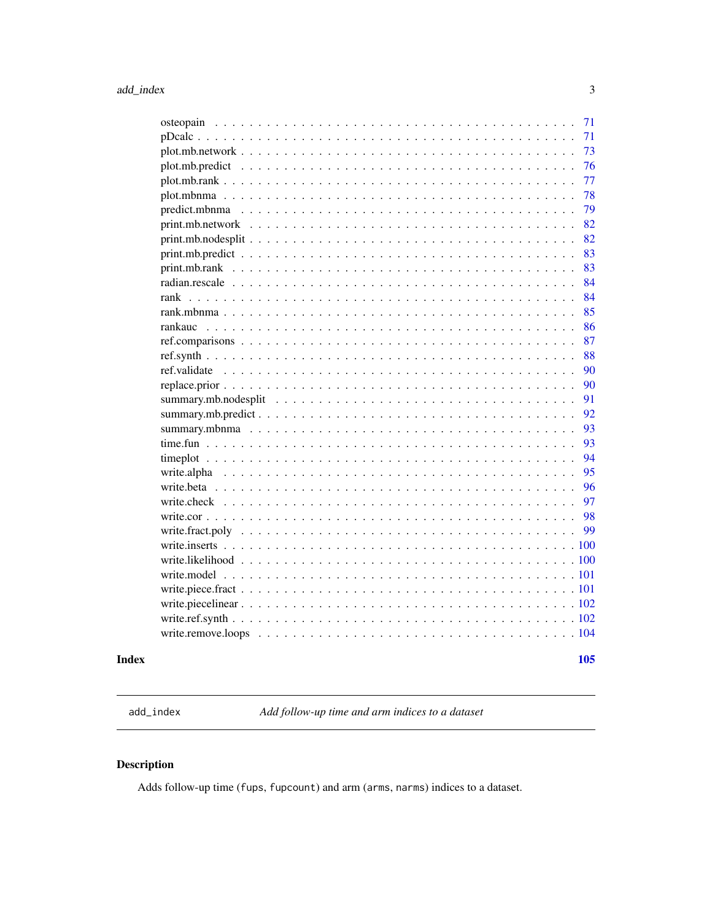| | |
|---|---|
| osteopain | 71 |
| pDcalc | 71 |
| plot.mb.network | 73 |
| plot.mb.predict | 76 |
| plot.mb.rank | 77 |
| plot.mbnma | 78 |
| predict.mbnma | 79 |
| print.mb.network | 82 |
| print.mb.nodesplit | 82 |
| print.mb.predict | 83 |
| print.mb.rank | 83 |
| radian.rescale | 84 |
| rank | 84 |
| rank.mbnma | 85 |
| rankauc | 86 |
| ref.comparisons | 87 |
| ref.synth | 88 |
| ref.validate | 90 |
| replace.prior | 90 |
| summary.mb.nodesplit | 91 |
| summary.mb.predict | 92 |
| summary.mbnma | 93 |
| time.fun | 93 |
| timeplot | 94 |
| write.alpha | 95 |
| write.beta | 96 |
| write.check | 97 |
| write.cor | 98 |
| write.fract.poly | 99 |
| write.inserts | 100 |
| write.likelihood | 100 |
| write.model | 101 |
| write.piece.fract | 101 |
| write.piecelinear | 102 |
| write.ref.synth | 102 |
| write.remove.loops | 104 |

**Index** **105**

---

`add_index` *Add follow-up time and arm indices to a dataset*

---

## Description

Adds follow-up time (`fups`, `fupcount`) and arm (`arms`, `narms`) indices to a dataset.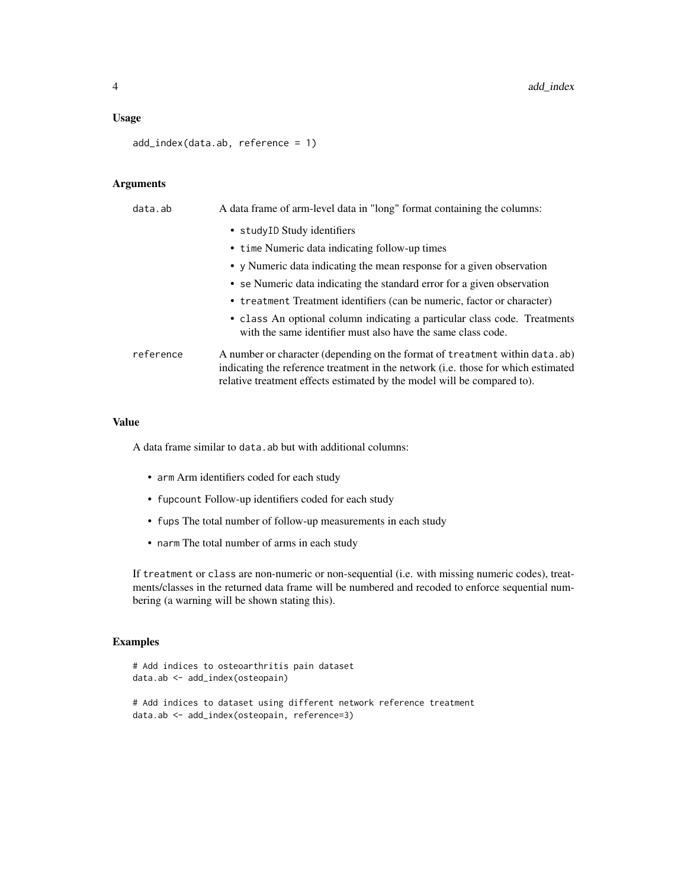## Usage

```
add_index(data.ab, reference = 1)
```

## Arguments

| | |
|---|---|
| data.ab | A data frame of arm-level data in "long" format containing the columns: <br>• studyID Study identifiers <br>• time Numeric data indicating follow-up times <br>• y Numeric data indicating the mean response for a given observation <br>• se Numeric data indicating the standard error for a given observation <br>• treatment Treatment identifiers (can be numeric, factor or character) <br>• class An optional column indicating a particular class code. Treatments with the same identifier must also have the same class code. |
| reference | A number or character (depending on the format of treatment within data.ab) indicating the reference treatment in the network (i.e. those for which estimated relative treatment effects estimated by the model will be compared to). |

## Value

A data frame similar to `data.ab` but with additional columns:

- `arm` Arm identifiers coded for each study
- `fupcount` Follow-up identifiers coded for each study
- `fups` The total number of follow-up measurements in each study
- `narm` The total number of arms in each study

If `treatment` or `class` are non-numeric or non-sequential (i.e. with missing numeric codes), treatments/classes in the returned data frame will be numbered and recoded to enforce sequential numbering (a warning will be shown stating this).

## Examples

```
# Add indices to osteoarthritis pain dataset
data.ab <- add_index(osteopain)

# Add indices to dataset using different network reference treatment
data.ab <- add_index(osteopain, reference=3)
```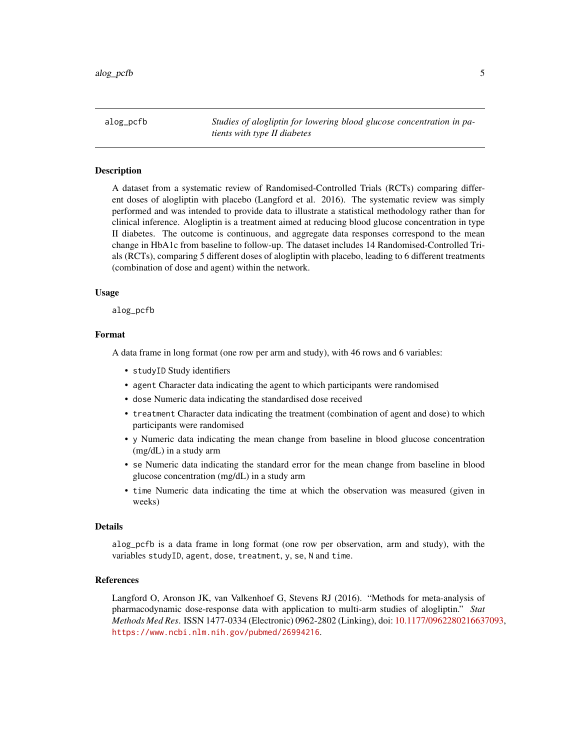alog_pcfb — *Studies of alogliptin for lowering blood glucose concentration in patients with type II diabetes*

## Description

A dataset from a systematic review of Randomised-Controlled Trials (RCTs) comparing different doses of alogliptin with placebo (Langford et al. 2016). The systematic review was simply performed and was intended to provide data to illustrate a statistical methodology rather than for clinical inference. Alogliptin is a treatment aimed at reducing blood glucose concentration in type II diabetes. The outcome is continuous, and aggregate data responses correspond to the mean change in HbA1c from baseline to follow-up. The dataset includes 14 Randomised-Controlled Trials (RCTs), comparing 5 different doses of alogliptin with placebo, leading to 6 different treatments (combination of dose and agent) within the network.

## Usage

```
alog_pcfb
```

## Format

A data frame in long format (one row per arm and study), with 46 rows and 6 variables:

- `studyID` Study identifiers
- `agent` Character data indicating the agent to which participants were randomised
- `dose` Numeric data indicating the standardised dose received
- `treatment` Character data indicating the treatment (combination of agent and dose) to which participants were randomised
- `y` Numeric data indicating the mean change from baseline in blood glucose concentration (mg/dL) in a study arm
- `se` Numeric data indicating the standard error for the mean change from baseline in blood glucose concentration (mg/dL) in a study arm
- `time` Numeric data indicating the time at which the observation was measured (given in weeks)

## Details

`alog_pcfb` is a data frame in long format (one row per observation, arm and study), with the variables `studyID`, `agent`, `dose`, `treatment`, `y`, `se`, `N` and `time`.

## References

Langford O, Aronson JK, van Valkenhoef G, Stevens RJ (2016). "Methods for meta-analysis of pharmacodynamic dose-response data with application to multi-arm studies of alogliptin." *Stat Methods Med Res*. ISSN 1477-0334 (Electronic) 0962-2802 (Linking), doi: 10.1177/0962280216637093, https://www.ncbi.nlm.nih.gov/pubmed/26994216.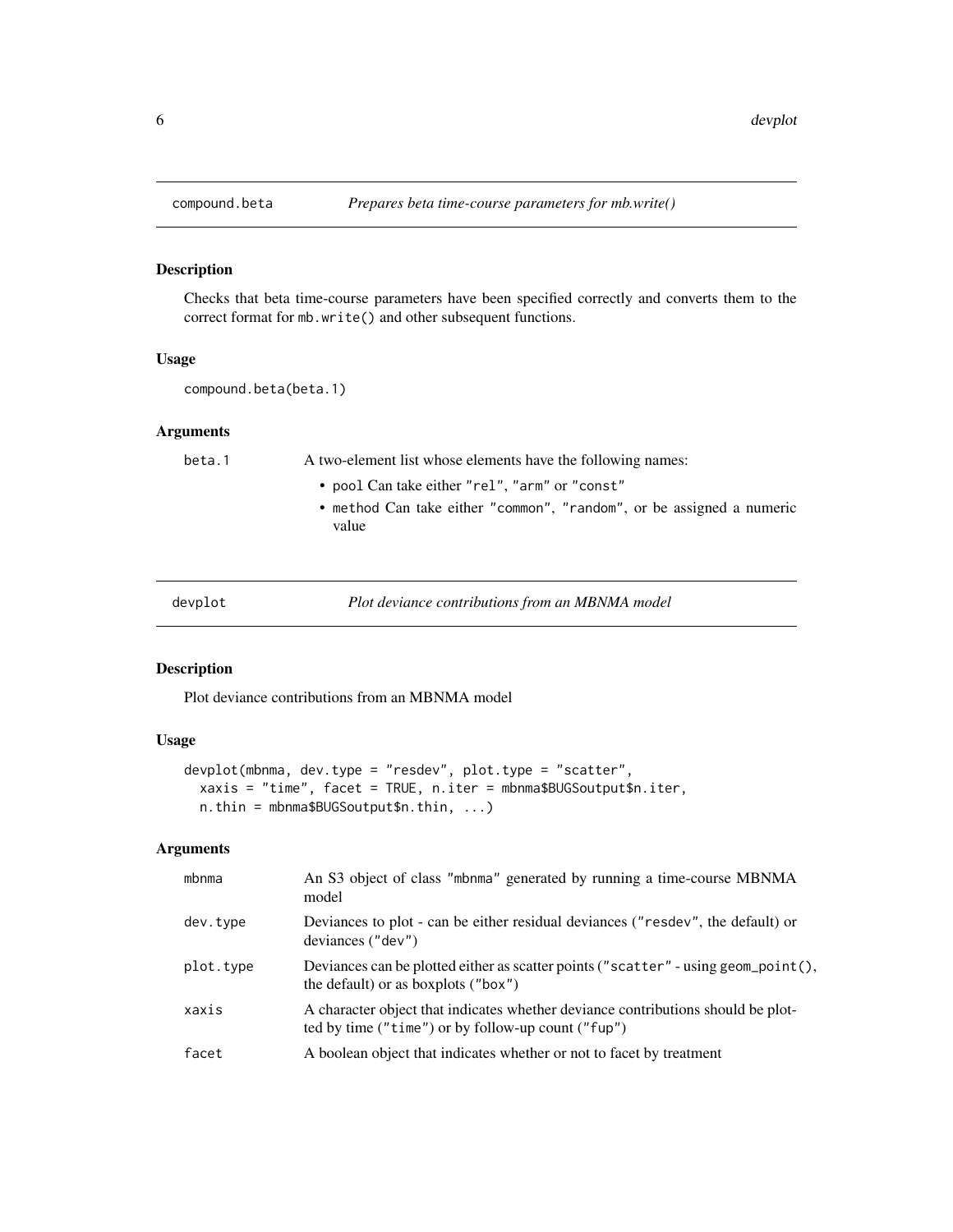## compound.beta — *Prepares beta time-course parameters for mb.write()*

### Description

Checks that beta time-course parameters have been specified correctly and converts them to the correct format for `mb.write()` and other subsequent functions.

### Usage

```
compound.beta(beta.1)
```

### Arguments

| | |
|---|---|
| `beta.1` | A two-element list whose elements have the following names:<br>• `pool` Can take either `"rel"`, `"arm"` or `"const"`<br>• `method` Can take either `"common"`, `"random"`, or be assigned a numeric value |

## devplot — *Plot deviance contributions from an MBNMA model*

### Description

Plot deviance contributions from an MBNMA model

### Usage

```
devplot(mbnma, dev.type = "resdev", plot.type = "scatter",
  xaxis = "time", facet = TRUE, n.iter = mbnma$BUGSoutput$n.iter,
  n.thin = mbnma$BUGSoutput$n.thin, ...)
```

### Arguments

| | |
|---|---|
| `mbnma` | An S3 object of class `"mbnma"` generated by running a time-course MBNMA model |
| `dev.type` | Deviances to plot - can be either residual deviances (`"resdev"`, the default) or deviances (`"dev"`) |
| `plot.type` | Deviances can be plotted either as scatter points (`"scatter"` - using `geom_point()`, the default) or as boxplots (`"box"`) |
| `xaxis` | A character object that indicates whether deviance contributions should be plotted by time (`"time"`) or by follow-up count (`"fup"`) |
| `facet` | A boolean object that indicates whether or not to facet by treatment |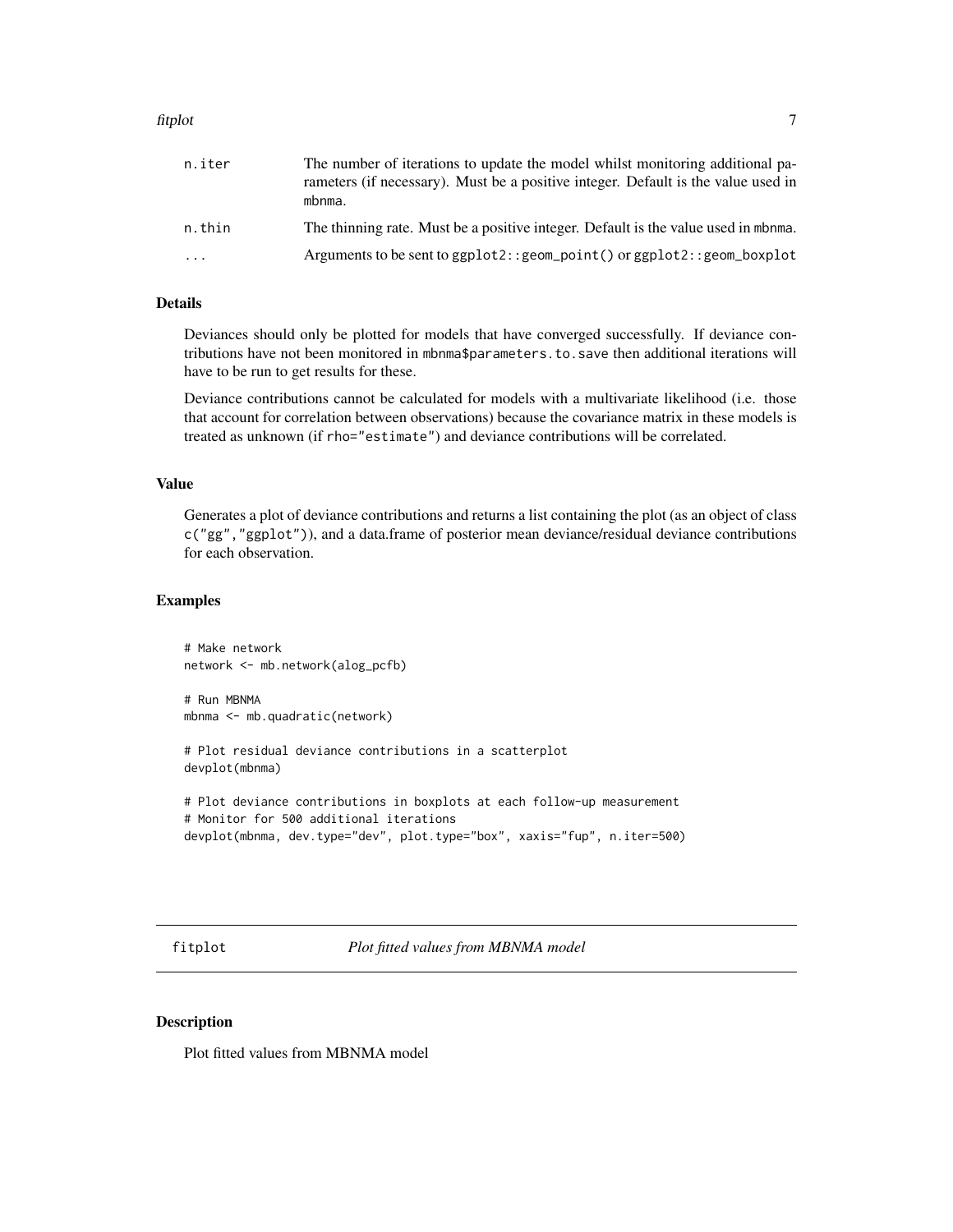| | |
|---|---|
| n.iter | The number of iterations to update the model whilst monitoring additional parameters (if necessary). Must be a positive integer. Default is the value used in mbnma. |
| n.thin | The thinning rate. Must be a positive integer. Default is the value used in mbnma. |
| ... | Arguments to be sent to ggplot2::geom_point() or ggplot2::geom_boxplot |

### Details

Deviances should only be plotted for models that have converged successfully. If deviance contributions have not been monitored in mbnma$parameters.to.save then additional iterations will have to be run to get results for these.

Deviance contributions cannot be calculated for models with a multivariate likelihood (i.e. those that account for correlation between observations) because the covariance matrix in these models is treated as unknown (if rho="estimate") and deviance contributions will be correlated.

### Value

Generates a plot of deviance contributions and returns a list containing the plot (as an object of class c("gg","ggplot")), and a data.frame of posterior mean deviance/residual deviance contributions for each observation.

### Examples

```
# Make network
network <- mb.network(alog_pcfb)

# Run MBNMA
mbnma <- mb.quadratic(network)

# Plot residual deviance contributions in a scatterplot
devplot(mbnma)

# Plot deviance contributions in boxplots at each follow-up measurement
# Monitor for 500 additional iterations
devplot(mbnma, dev.type="dev", plot.type="box", xaxis="fup", n.iter=500)
```

## fitplot *Plot fitted values from MBNMA model*

### Description

Plot fitted values from MBNMA model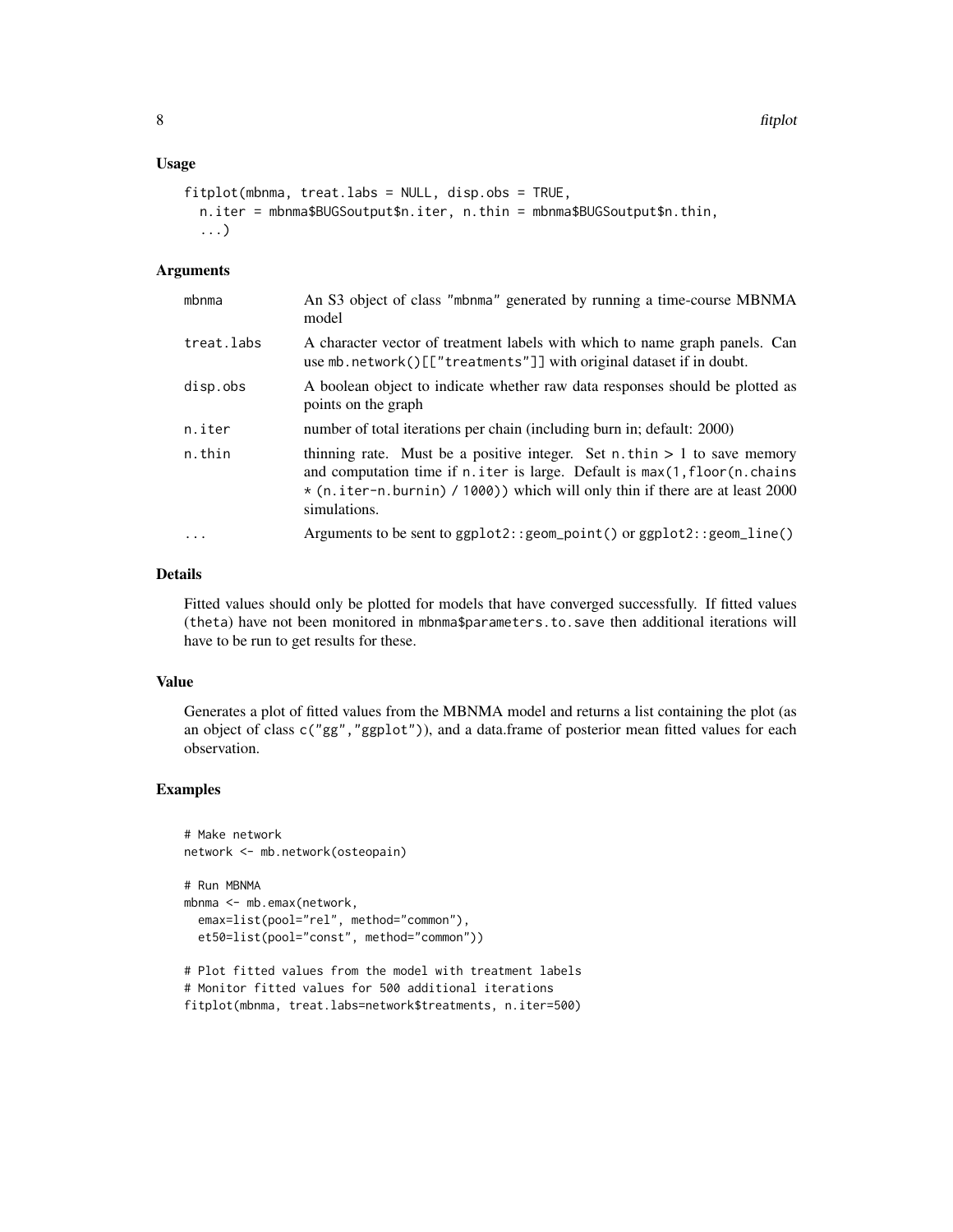## Usage

```
fitplot(mbnma, treat.labs = NULL, disp.obs = TRUE,
  n.iter = mbnma$BUGSoutput$n.iter, n.thin = mbnma$BUGSoutput$n.thin,
  ...)
```

## Arguments

| | |
|---|---|
| mbnma | An S3 object of class "mbnma" generated by running a time-course MBNMA model |
| treat.labs | A character vector of treatment labels with which to name graph panels. Can use `mb.network()[["treatments"]]` with original dataset if in doubt. |
| disp.obs | A boolean object to indicate whether raw data responses should be plotted as points on the graph |
| n.iter | number of total iterations per chain (including burn in; default: 2000) |
| n.thin | thinning rate. Must be a positive integer. Set n.thin > 1 to save memory and computation time if n.iter is large. Default is `max(1,floor(n.chains * (n.iter-n.burnin) / 1000))` which will only thin if there are at least 2000 simulations. |
| ... | Arguments to be sent to `ggplot2::geom_point()` or `ggplot2::geom_line()` |

## Details

Fitted values should only be plotted for models that have converged successfully. If fitted values (theta) have not been monitored in `mbnma$parameters.to.save` then additional iterations will have to be run to get results for these.

## Value

Generates a plot of fitted values from the MBNMA model and returns a list containing the plot (as an object of class `c("gg","ggplot")`), and a data.frame of posterior mean fitted values for each observation.

## Examples

```
# Make network
network <- mb.network(osteopain)

# Run MBNMA
mbnma <- mb.emax(network,
  emax=list(pool="rel", method="common"),
  et50=list(pool="const", method="common"))

# Plot fitted values from the model with treatment labels
# Monitor fitted values for 500 additional iterations
fitplot(mbnma, treat.labs=network$treatments, n.iter=500)
```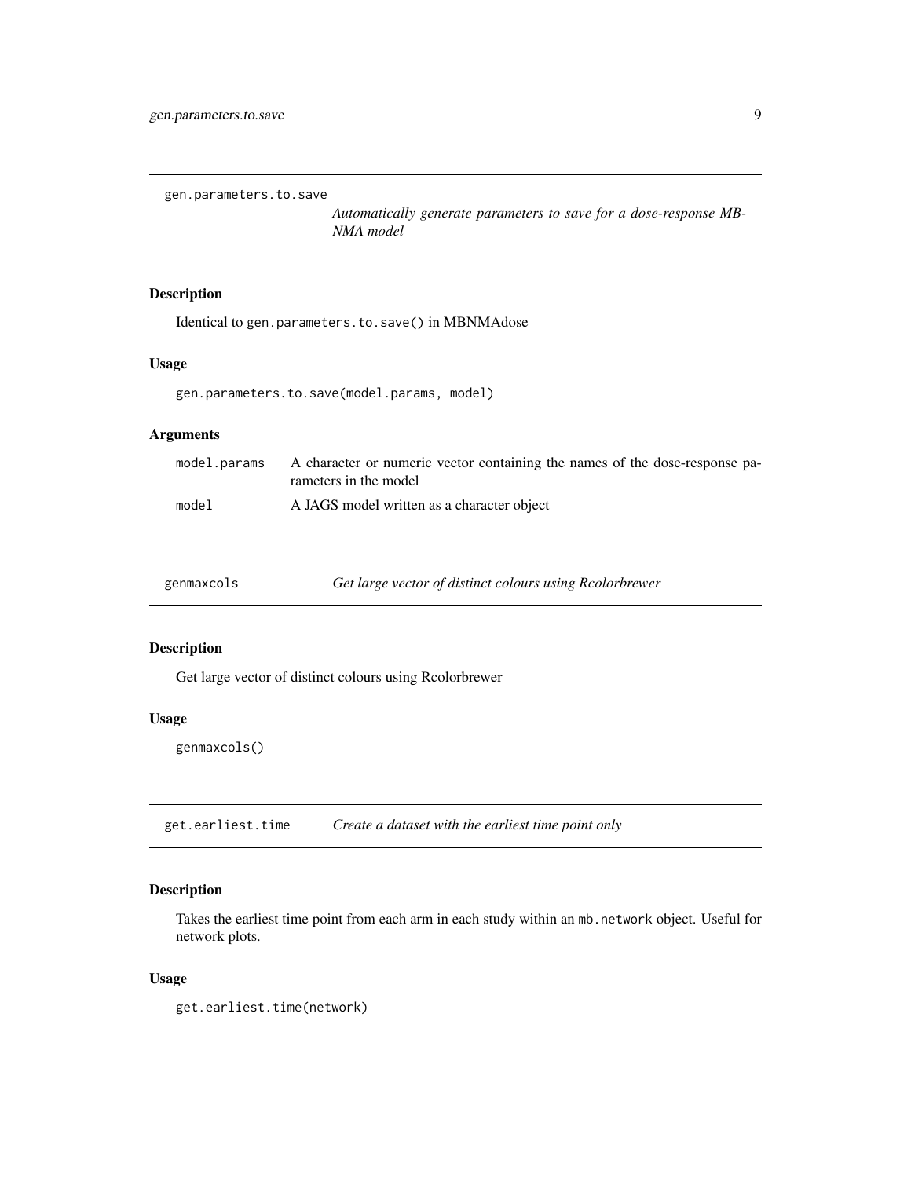## gen.parameters.to.save

*Automatically generate parameters to save for a dose-response MBNMA model*

### Description

Identical to gen.parameters.to.save() in MBNMAdose

### Usage

```
gen.parameters.to.save(model.params, model)
```

### Arguments

| | |
|---|---|
| model.params | A character or numeric vector containing the names of the dose-response parameters in the model |
| model | A JAGS model written as a character object |

## genmaxcols

*Get large vector of distinct colours using Rcolorbrewer*

### Description

Get large vector of distinct colours using Rcolorbrewer

### Usage

```
genmaxcols()
```

## get.earliest.time

*Create a dataset with the earliest time point only*

### Description

Takes the earliest time point from each arm in each study within an mb.network object. Useful for network plots.

### Usage

```
get.earliest.time(network)
```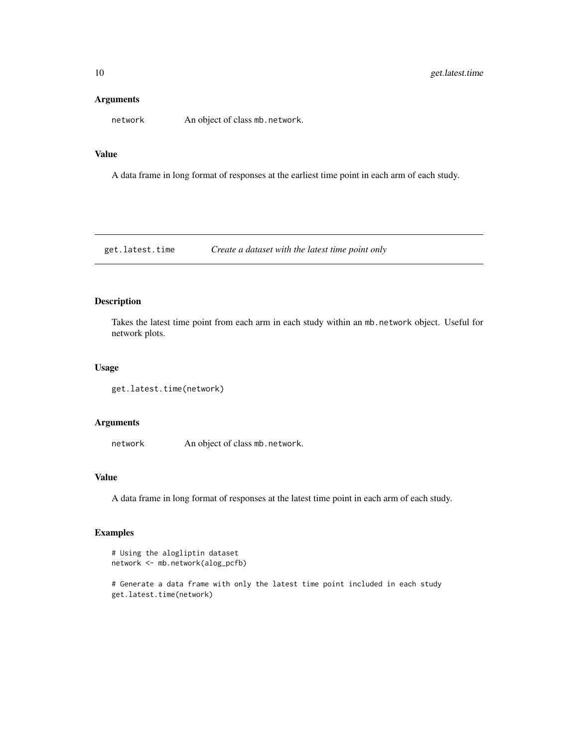### Arguments

`network` An object of class `mb.network`.

### Value

A data frame in long format of responses at the earliest time point in each arm of each study.

---

## get.latest.time — *Create a dataset with the latest time point only*

### Description

Takes the latest time point from each arm in each study within an `mb.network` object. Useful for network plots.

### Usage

```
get.latest.time(network)
```

### Arguments

`network` An object of class `mb.network`.

### Value

A data frame in long format of responses at the latest time point in each arm of each study.

### Examples

```
# Using the alogliptin dataset
network <- mb.network(alog_pcfb)

# Generate a data frame with only the latest time point included in each study
get.latest.time(network)
```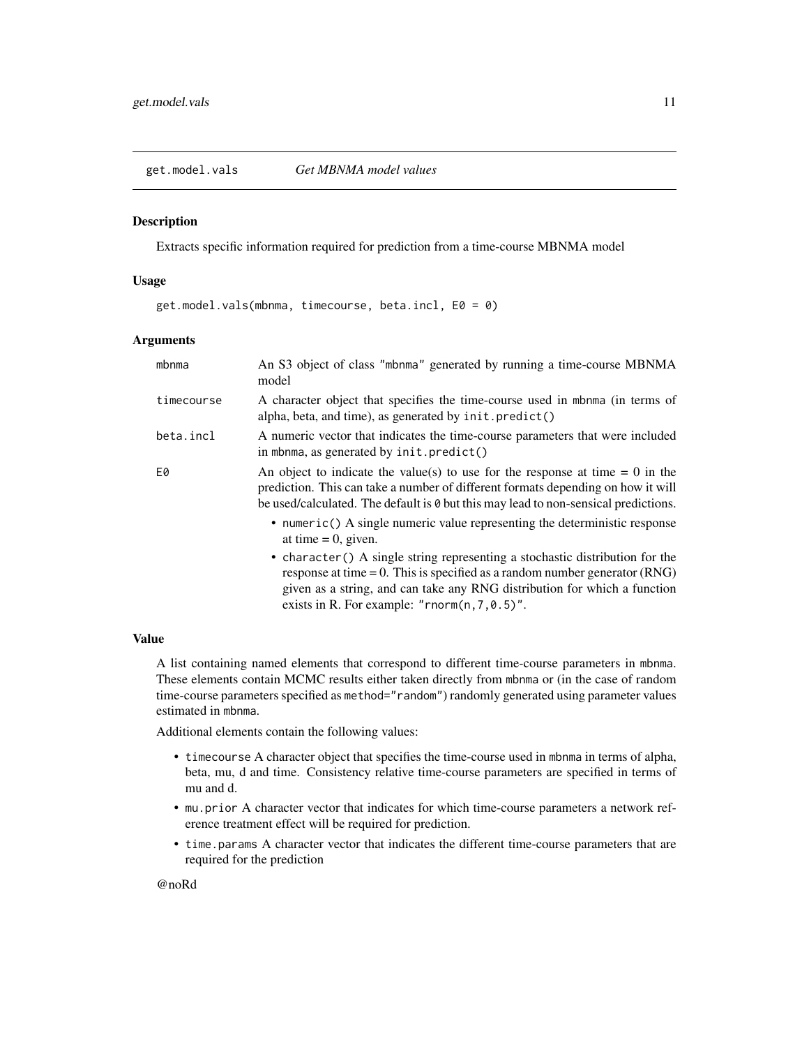# get.model.vals — *Get MBNMA model values*

## Description

Extracts specific information required for prediction from a time-course MBNMA model

## Usage

```
get.model.vals(mbnma, timecourse, beta.incl, E0 = 0)
```

## Arguments

| | |
|---|---|
| `mbnma` | An S3 object of class `"mbnma"` generated by running a time-course MBNMA model |
| `timecourse` | A character object that specifies the time-course used in `mbnma` (in terms of alpha, beta, and time), as generated by `init.predict()` |
| `beta.incl` | A numeric vector that indicates the time-course parameters that were included in `mbnma`, as generated by `init.predict()` |
| `E0` | An object to indicate the value(s) to use for the response at time = 0 in the prediction. This can take a number of different formats depending on how it will be used/calculated. The default is `0` but this may lead to non-sensical predictions. <br> • `numeric()` A single numeric value representing the deterministic response at time = 0, given. <br> • `character()` A single string representing a stochastic distribution for the response at time = 0. This is specified as a random number generator (RNG) given as a string, and can take any RNG distribution for which a function exists in R. For example: `"rnorm(n,7,0.5)"`. |

## Value

A list containing named elements that correspond to different time-course parameters in `mbnma`. These elements contain MCMC results either taken directly from `mbnma` or (in the case of random time-course parameters specified as `method="random"`) randomly generated using parameter values estimated in `mbnma`.

Additional elements contain the following values:

- `timecourse` A character object that specifies the time-course used in `mbnma` in terms of alpha, beta, mu, d and time. Consistency relative time-course parameters are specified in terms of mu and d.
- `mu.prior` A character vector that indicates for which time-course parameters a network reference treatment effect will be required for prediction.
- `time.params` A character vector that indicates the different time-course parameters that are required for the prediction

@noRd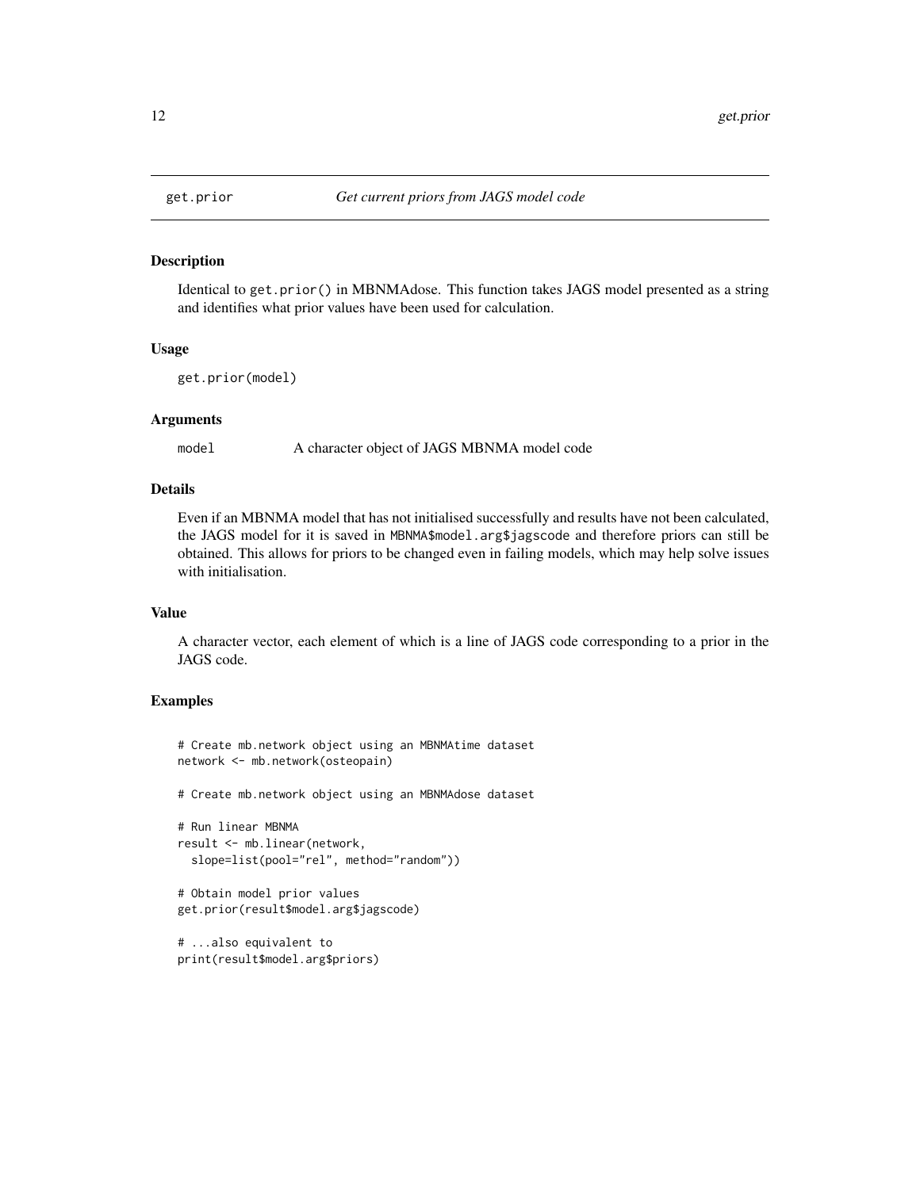## get.prior *Get current priors from JAGS model code*

### Description

Identical to `get.prior()` in MBNMAdose. This function takes JAGS model presented as a string and identifies what prior values have been used for calculation.

### Usage

```
get.prior(model)
```

### Arguments

`model` A character object of JAGS MBNMA model code

### Details

Even if an MBNMA model that has not initialised successfully and results have not been calculated, the JAGS model for it is saved in `MBNMA$model.arg$jagscode` and therefore priors can still be obtained. This allows for priors to be changed even in failing models, which may help solve issues with initialisation.

### Value

A character vector, each element of which is a line of JAGS code corresponding to a prior in the JAGS code.

### Examples

```
# Create mb.network object using an MBNMAtime dataset
network <- mb.network(osteopain)

# Create mb.network object using an MBNMAdose dataset

# Run linear MBNMA
result <- mb.linear(network,
  slope=list(pool="rel", method="random"))

# Obtain model prior values
get.prior(result$model.arg$jagscode)

# ...also equivalent to
print(result$model.arg$priors)
```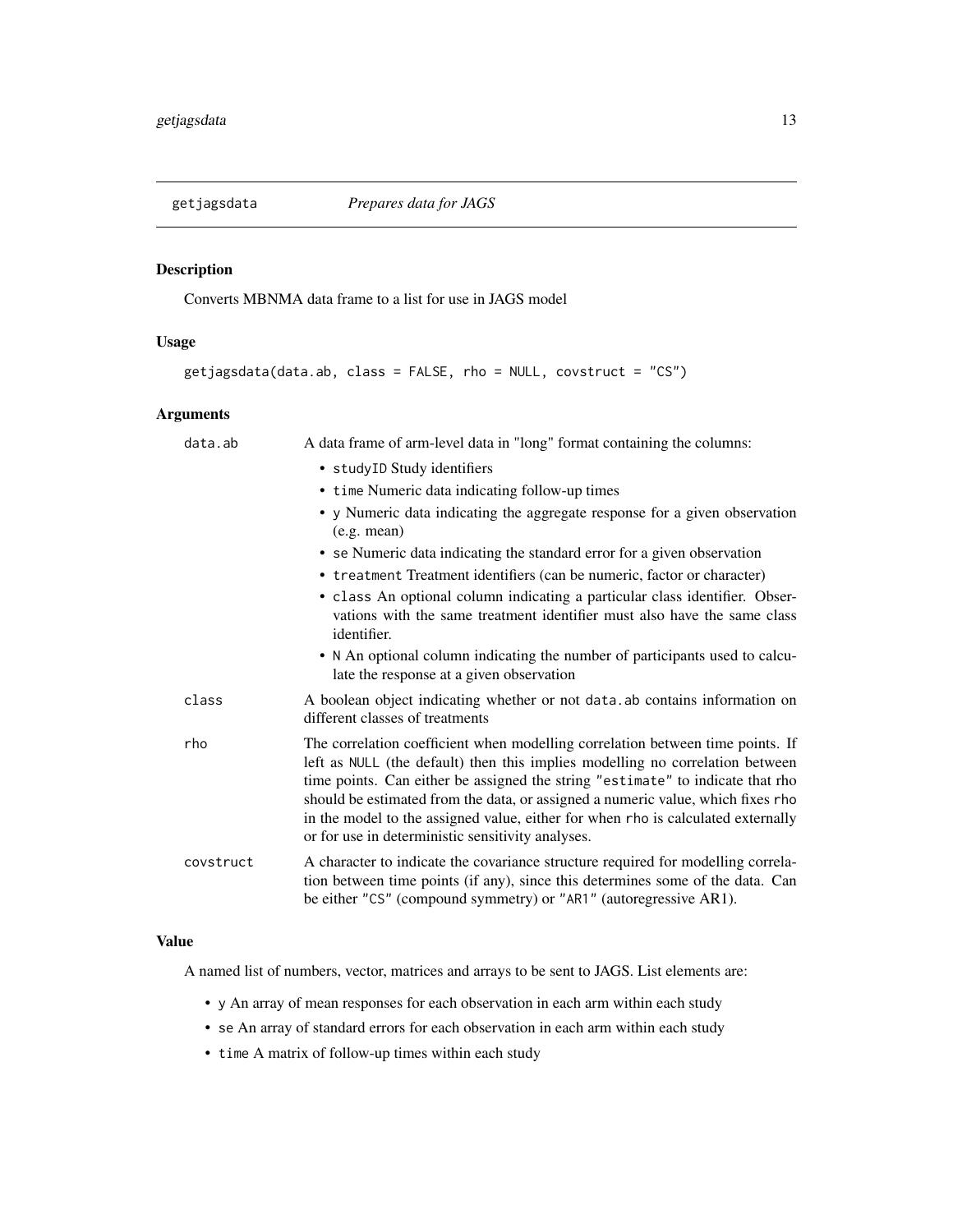## getjagsdata — *Prepares data for JAGS*

### Description

Converts MBNMA data frame to a list for use in JAGS model

### Usage

```
getjagsdata(data.ab, class = FALSE, rho = NULL, covstruct = "CS")
```

### Arguments

| Argument | Description |
|---|---|
| `data.ab` | A data frame of arm-level data in "long" format containing the columns:<br>• `studyID` Study identifiers<br>• `time` Numeric data indicating follow-up times<br>• `y` Numeric data indicating the aggregate response for a given observation (e.g. mean)<br>• `se` Numeric data indicating the standard error for a given observation<br>• `treatment` Treatment identifiers (can be numeric, factor or character)<br>• `class` An optional column indicating a particular class identifier. Observations with the same treatment identifier must also have the same class identifier.<br>• `N` An optional column indicating the number of participants used to calculate the response at a given observation |
| `class` | A boolean object indicating whether or not `data.ab` contains information on different classes of treatments |
| `rho` | The correlation coefficient when modelling correlation between time points. If left as `NULL` (the default) then this implies modelling no correlation between time points. Can either be assigned the string `"estimate"` to indicate that rho should be estimated from the data, or assigned a numeric value, which fixes `rho` in the model to the assigned value, either for when `rho` is calculated externally or for use in deterministic sensitivity analyses. |
| `covstruct` | A character to indicate the covariance structure required for modelling correlation between time points (if any), since this determines some of the data. Can be either `"CS"` (compound symmetry) or `"AR1"` (autoregressive AR1). |

### Value

A named list of numbers, vector, matrices and arrays to be sent to JAGS. List elements are:

- `y` An array of mean responses for each observation in each arm within each study
- `se` An array of standard errors for each observation in each arm within each study
- `time` A matrix of follow-up times within each study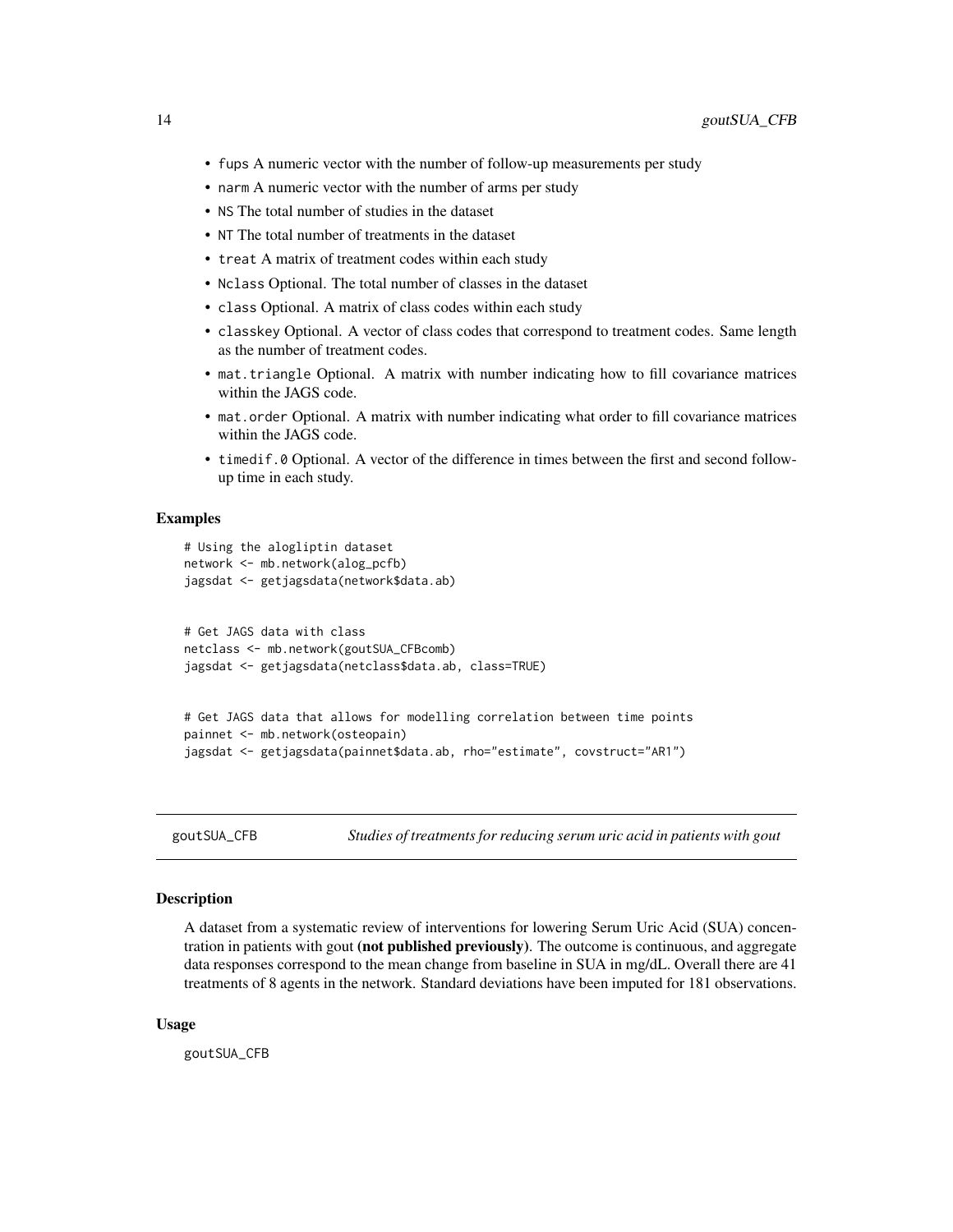- `fups` A numeric vector with the number of follow-up measurements per study
- `narm` A numeric vector with the number of arms per study
- `NS` The total number of studies in the dataset
- `NT` The total number of treatments in the dataset
- `treat` A matrix of treatment codes within each study
- `Nclass` Optional. The total number of classes in the dataset
- `class` Optional. A matrix of class codes within each study
- `classkey` Optional. A vector of class codes that correspond to treatment codes. Same length as the number of treatment codes.
- `mat.triangle` Optional. A matrix with number indicating how to fill covariance matrices within the JAGS code.
- `mat.order` Optional. A matrix with number indicating what order to fill covariance matrices within the JAGS code.
- `timedif.0` Optional. A vector of the difference in times between the first and second follow-up time in each study.

### Examples

```
# Using the alogliptin dataset
network <- mb.network(alog_pcfb)
jagsdat <- getjagsdata(network$data.ab)


# Get JAGS data with class
netclass <- mb.network(goutSUA_CFBcomb)
jagsdat <- getjagsdata(netclass$data.ab, class=TRUE)


# Get JAGS data that allows for modelling correlation between time points
painnet <- mb.network(osteopain)
jagsdat <- getjagsdata(painnet$data.ab, rho="estimate", covstruct="AR1")
```

---

## goutSUA_CFB — *Studies of treatments for reducing serum uric acid in patients with gout*

### Description

A dataset from a systematic review of interventions for lowering Serum Uric Acid (SUA) concentration in patients with gout **(not published previously)**. The outcome is continuous, and aggregate data responses correspond to the mean change from baseline in SUA in mg/dL. Overall there are 41 treatments of 8 agents in the network. Standard deviations have been imputed for 181 observations.

### Usage

```
goutSUA_CFB
```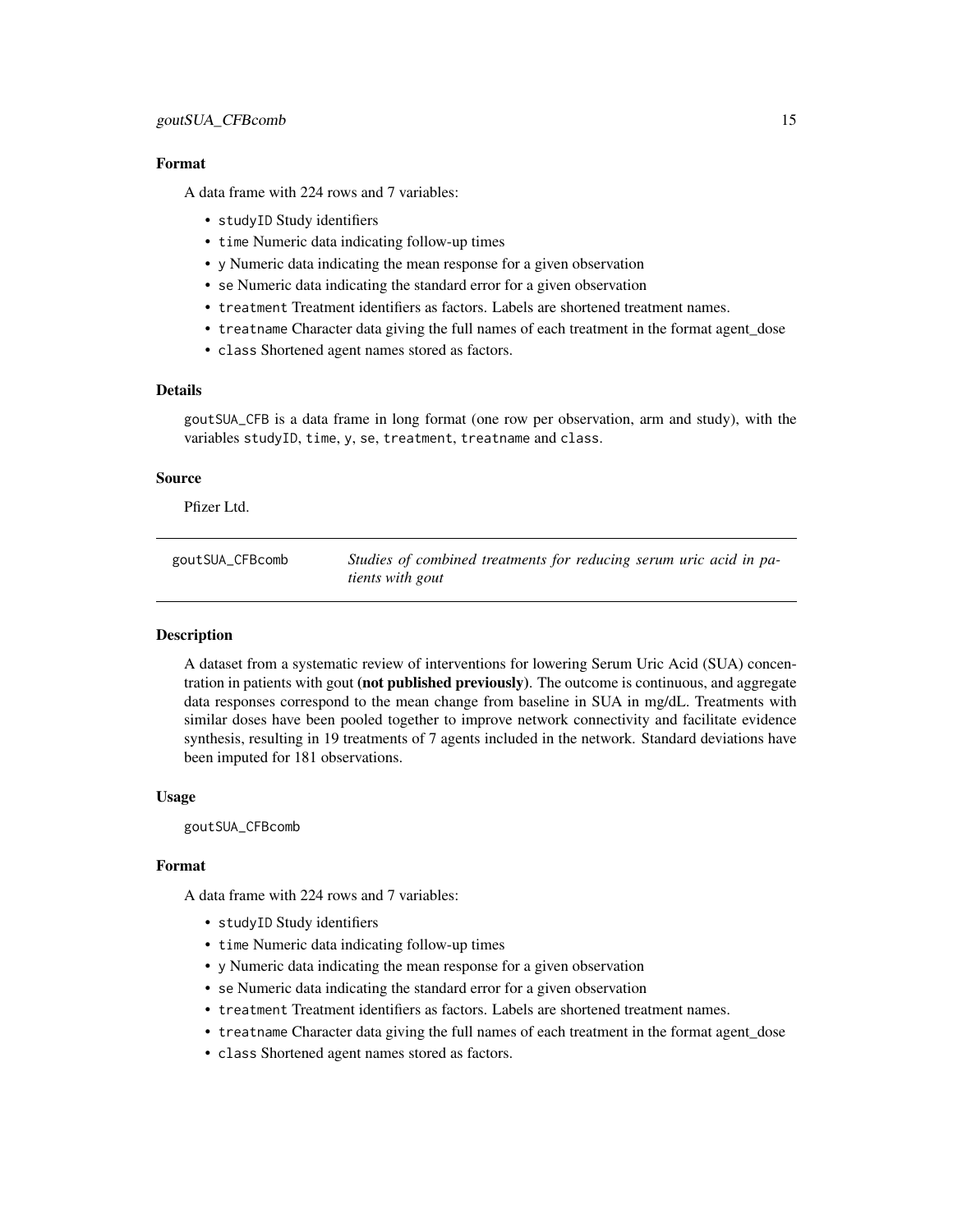### Format

A data frame with 224 rows and 7 variables:

- `studyID` Study identifiers
- `time` Numeric data indicating follow-up times
- `y` Numeric data indicating the mean response for a given observation
- `se` Numeric data indicating the standard error for a given observation
- `treatment` Treatment identifiers as factors. Labels are shortened treatment names.
- `treatname` Character data giving the full names of each treatment in the format agent_dose
- `class` Shortened agent names stored as factors.

### Details

goutSUA_CFB is a data frame in long format (one row per observation, arm and study), with the variables studyID, time, y, se, treatment, treatname and class.

### Source

Pfizer Ltd.

---

## goutSUA_CFBcomb — *Studies of combined treatments for reducing serum uric acid in patients with gout*

---

### Description

A dataset from a systematic review of interventions for lowering Serum Uric Acid (SUA) concentration in patients with gout **(not published previously)**. The outcome is continuous, and aggregate data responses correspond to the mean change from baseline in SUA in mg/dL. Treatments with similar doses have been pooled together to improve network connectivity and facilitate evidence synthesis, resulting in 19 treatments of 7 agents included in the network. Standard deviations have been imputed for 181 observations.

### Usage

```
goutSUA_CFBcomb
```

### Format

A data frame with 224 rows and 7 variables:

- `studyID` Study identifiers
- `time` Numeric data indicating follow-up times
- `y` Numeric data indicating the mean response for a given observation
- `se` Numeric data indicating the standard error for a given observation
- `treatment` Treatment identifiers as factors. Labels are shortened treatment names.
- `treatname` Character data giving the full names of each treatment in the format agent_dose
- `class` Shortened agent names stored as factors.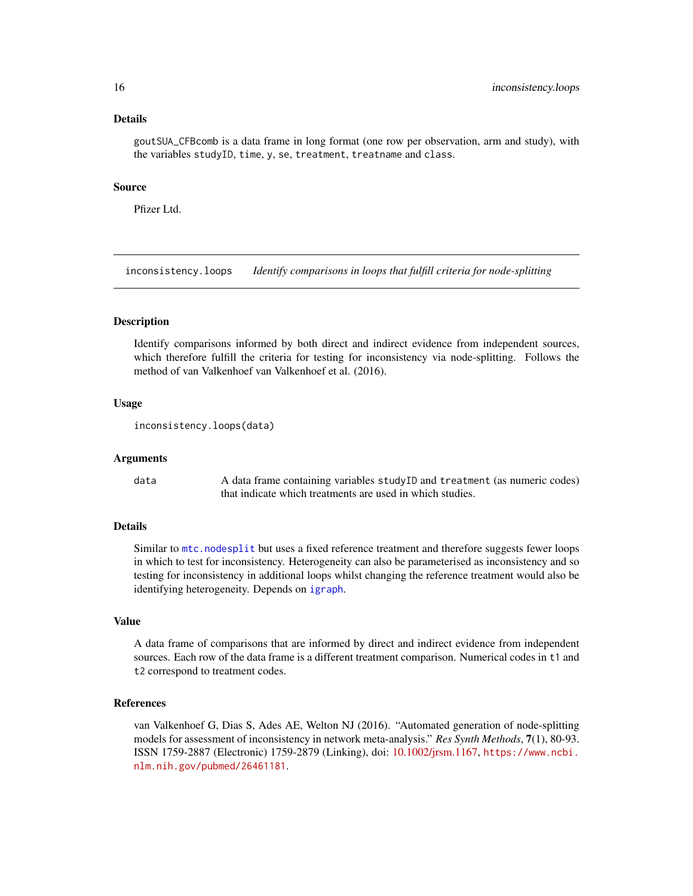## Details

goutSUA_CFBcomb is a data frame in long format (one row per observation, arm and study), with the variables studyID, time, y, se, treatment, treatname and class.

## Source

Pfizer Ltd.

---

# inconsistency.loops — *Identify comparisons in loops that fulfill criteria for node-splitting*

## Description

Identify comparisons informed by both direct and indirect evidence from independent sources, which therefore fulfill the criteria for testing for inconsistency via node-splitting. Follows the method of van Valkenhoef van Valkenhoef et al. (2016).

## Usage

```
inconsistency.loops(data)
```

## Arguments

| | |
|---|---|
| data | A data frame containing variables studyID and treatment (as numeric codes) that indicate which treatments are used in which studies. |

## Details

Similar to mtc.nodesplit but uses a fixed reference treatment and therefore suggests fewer loops in which to test for inconsistency. Heterogeneity can also be parameterised as inconsistency and so testing for inconsistency in additional loops whilst changing the reference treatment would also be identifying heterogeneity. Depends on igraph.

## Value

A data frame of comparisons that are informed by direct and indirect evidence from independent sources. Each row of the data frame is a different treatment comparison. Numerical codes in t1 and t2 correspond to treatment codes.

## References

van Valkenhoef G, Dias S, Ades AE, Welton NJ (2016). "Automated generation of node-splitting models for assessment of inconsistency in network meta-analysis." *Res Synth Methods*, **7**(1), 80-93. ISSN 1759-2887 (Electronic) 1759-2879 (Linking), doi: 10.1002/jrsm.1167, https://www.ncbi.nlm.nih.gov/pubmed/26461181.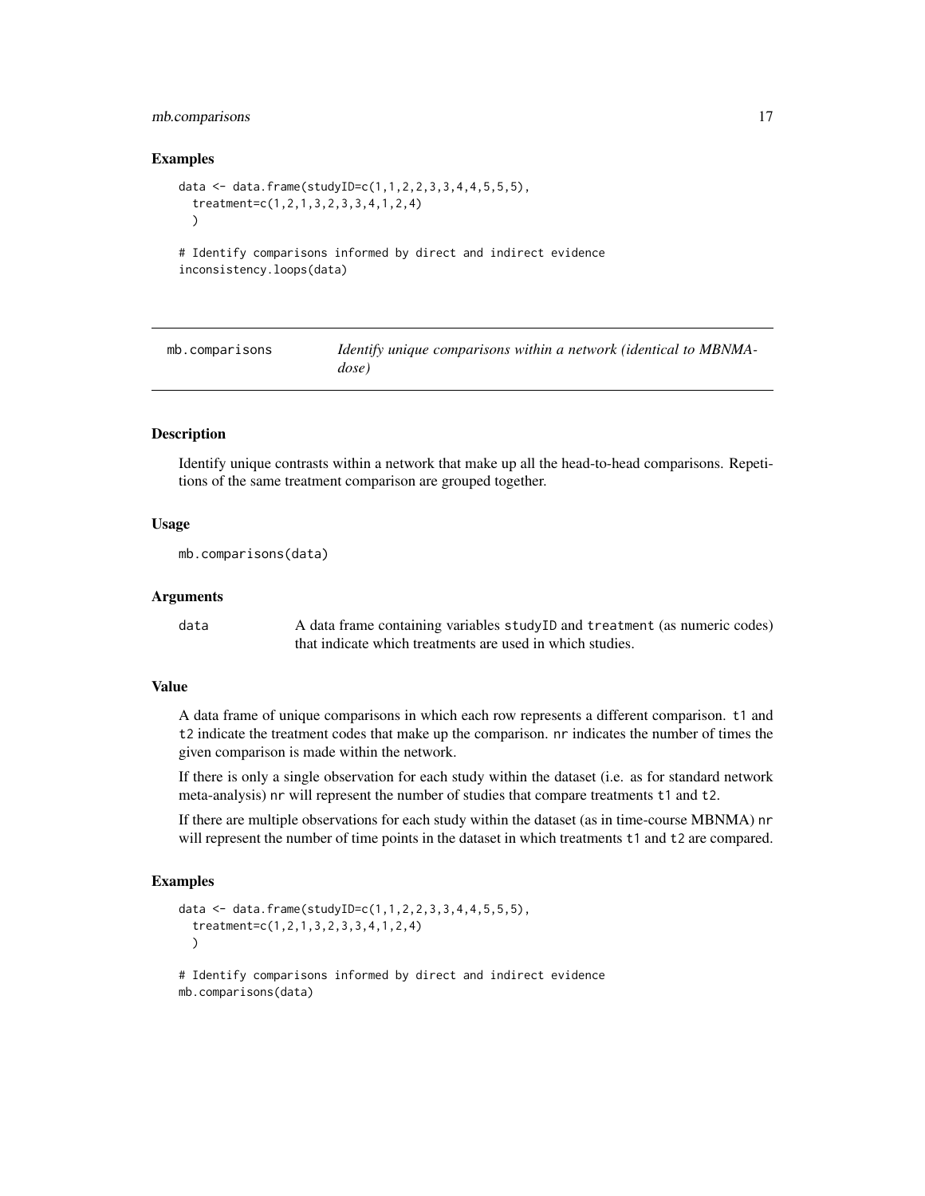### Examples

```
data <- data.frame(studyID=c(1,1,2,2,3,3,4,4,5,5,5),
  treatment=c(1,2,1,3,2,3,3,4,1,2,4)
  )

# Identify comparisons informed by direct and indirect evidence
inconsistency.loops(data)
```

---

## mb.comparisons

*Identify unique comparisons within a network (identical to MBNMAdose)*

---

### Description

Identify unique contrasts within a network that make up all the head-to-head comparisons. Repetitions of the same treatment comparison are grouped together.

### Usage

```
mb.comparisons(data)
```

### Arguments

| | |
|---|---|
| `data` | A data frame containing variables `studyID` and `treatment` (as numeric codes) that indicate which treatments are used in which studies. |

### Value

A data frame of unique comparisons in which each row represents a different comparison. `t1` and `t2` indicate the treatment codes that make up the comparison. `nr` indicates the number of times the given comparison is made within the network.

If there is only a single observation for each study within the dataset (i.e. as for standard network meta-analysis) `nr` will represent the number of studies that compare treatments `t1` and `t2`.

If there are multiple observations for each study within the dataset (as in time-course MBNMA) `nr` will represent the number of time points in the dataset in which treatments `t1` and `t2` are compared.

### Examples

```
data <- data.frame(studyID=c(1,1,2,2,3,3,4,4,5,5,5),
  treatment=c(1,2,1,3,2,3,3,4,1,2,4)
  )

# Identify comparisons informed by direct and indirect evidence
mb.comparisons(data)
```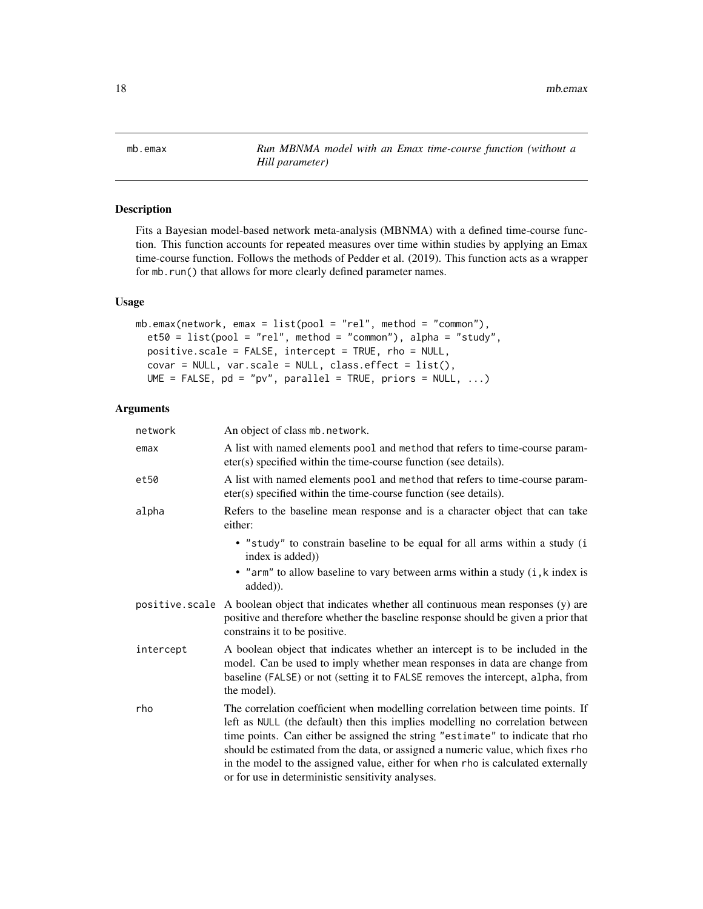# mb.emax

*Run MBNMA model with an Emax time-course function (without a Hill parameter)*

## Description

Fits a Bayesian model-based network meta-analysis (MBNMA) with a defined time-course function. This function accounts for repeated measures over time within studies by applying an Emax time-course function. Follows the methods of Pedder et al. (2019). This function acts as a wrapper for `mb.run()` that allows for more clearly defined parameter names.

## Usage

```
mb.emax(network, emax = list(pool = "rel", method = "common"),
  et50 = list(pool = "rel", method = "common"), alpha = "study",
  positive.scale = FALSE, intercept = TRUE, rho = NULL,
  covar = NULL, var.scale = NULL, class.effect = list(),
  UME = FALSE, pd = "pv", parallel = TRUE, priors = NULL, ...)
```

## Arguments

| | |
|---|---|
| `network` | An object of class `mb.network`. |
| `emax` | A list with named elements `pool` and `method` that refers to time-course parameter(s) specified within the time-course function (see details). |
| `et50` | A list with named elements `pool` and `method` that refers to time-course parameter(s) specified within the time-course function (see details). |
| `alpha` | Refers to the baseline mean response and is a character object that can take either: <br>• `"study"` to constrain baseline to be equal for all arms within a study (`i` index is added)) <br>• `"arm"` to allow baseline to vary between arms within a study (`i,k` index is added)). |
| `positive.scale` | A boolean object that indicates whether all continuous mean responses (y) are positive and therefore whether the baseline response should be given a prior that constrains it to be positive. |
| `intercept` | A boolean object that indicates whether an intercept is to be included in the model. Can be used to imply whether mean responses in data are change from baseline (`FALSE`) or not (setting it to `FALSE` removes the intercept, `alpha`, from the model). |
| `rho` | The correlation coefficient when modelling correlation between time points. If left as `NULL` (the default) then this implies modelling no correlation between time points. Can either be assigned the string `"estimate"` to indicate that rho should be estimated from the data, or assigned a numeric value, which fixes `rho` in the model to the assigned value, either for when `rho` is calculated externally or for use in deterministic sensitivity analyses. |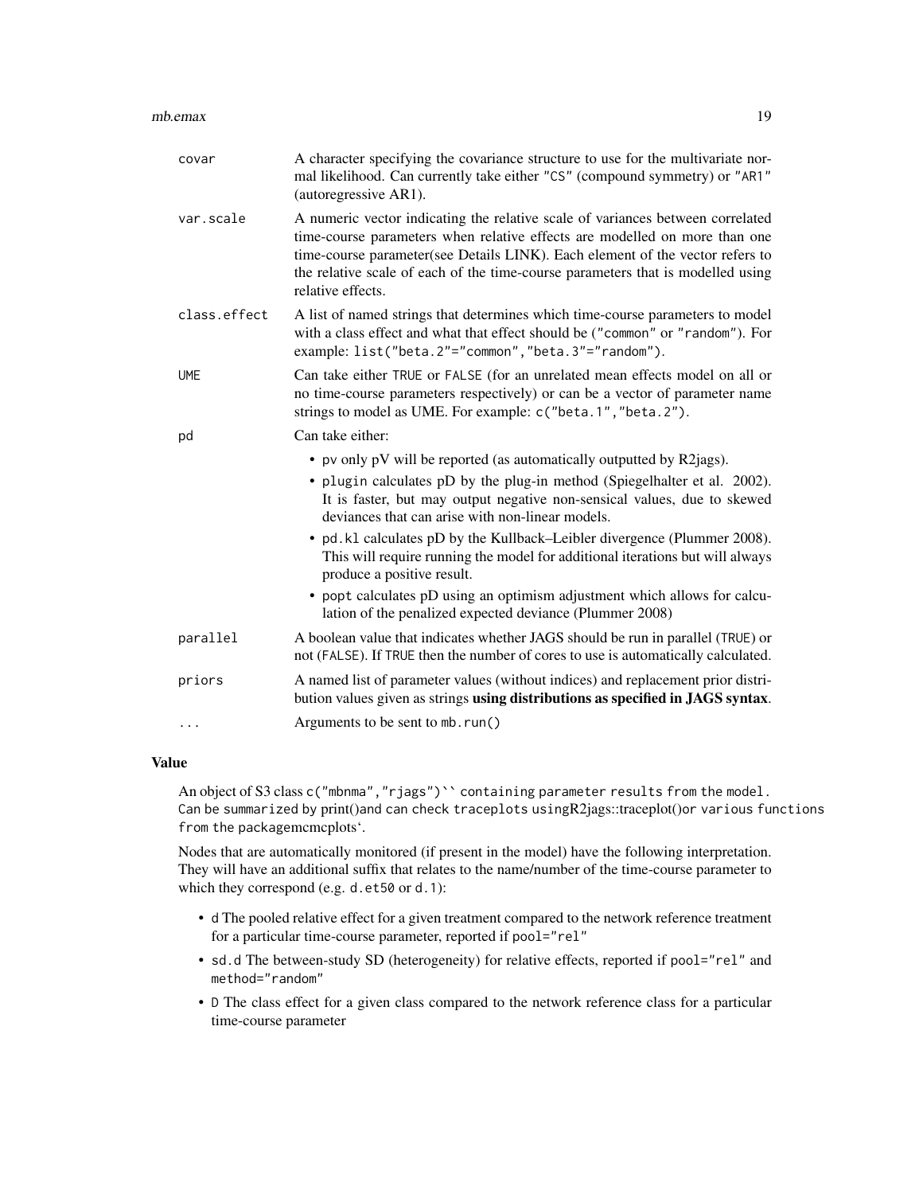| | |
|---|---|
| `covar` | A character specifying the covariance structure to use for the multivariate normal likelihood. Can currently take either `"CS"` (compound symmetry) or `"AR1"` (autoregressive AR1). |
| `var.scale` | A numeric vector indicating the relative scale of variances between correlated time-course parameters when relative effects are modelled on more than one time-course parameter(see Details LINK). Each element of the vector refers to the relative scale of each of the time-course parameters that is modelled using relative effects. |
| `class.effect` | A list of named strings that determines which time-course parameters to model with a class effect and what that effect should be (`"common"` or `"random"`). For example: `list("beta.2"="common","beta.3"="random")`. |
| `UME` | Can take either `TRUE` or `FALSE` (for an unrelated mean effects model on all or no time-course parameters respectively) or can be a vector of parameter name strings to model as UME. For example: `c("beta.1","beta.2")`. |
| `pd` | Can take either: <br>• `pv` only pV will be reported (as automatically outputted by R2jags). <br>• `plugin` calculates pD by the plug-in method (Spiegelhalter et al. 2002). It is faster, but may output negative non-sensical values, due to skewed deviances that can arise with non-linear models. <br>• `pd.kl` calculates pD by the Kullback–Leibler divergence (Plummer 2008). This will require running the model for additional iterations but will always produce a positive result. <br>• `popt` calculates pD using an optimism adjustment which allows for calculation of the penalized expected deviance (Plummer 2008) |
| `parallel` | A boolean value that indicates whether JAGS should be run in parallel (`TRUE`) or not (`FALSE`). If `TRUE` then the number of cores to use is automatically calculated. |
| `priors` | A named list of parameter values (without indices) and replacement prior distribution values given as strings **using distributions as specified in JAGS syntax**. |
| `...` | Arguments to be sent to `mb.run()` |

### Value

An object of S3 class `c("mbnma","rjags")`` containing parameter results from the model. Can be summarized by print()and can check traceplots usingR2jags::traceplot()or various functions from the packagemcmcplots`.

Nodes that are automatically monitored (if present in the model) have the following interpretation. They will have an additional suffix that relates to the name/number of the time-course parameter to which they correspond (e.g. `d.et50` or `d.1`):

- d The pooled relative effect for a given treatment compared to the network reference treatment for a particular time-course parameter, reported if `pool="rel"`
- `sd.d` The between-study SD (heterogeneity) for relative effects, reported if `pool="rel"` and `method="random"`
- `D` The class effect for a given class compared to the network reference class for a particular time-course parameter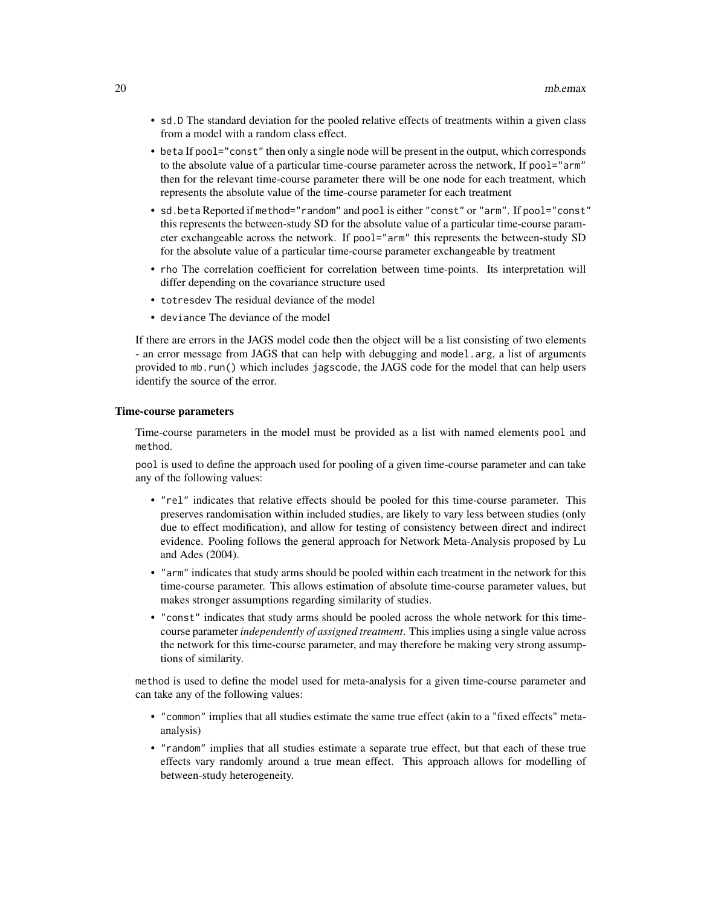- `sd.D` The standard deviation for the pooled relative effects of treatments within a given class from a model with a random class effect.
- `beta` If `pool="const"` then only a single node will be present in the output, which corresponds to the absolute value of a particular time-course parameter across the network, If `pool="arm"` then for the relevant time-course parameter there will be one node for each treatment, which represents the absolute value of the time-course parameter for each treatment
- `sd.beta` Reported if `method="random"` and `pool` is either `"const"` or `"arm"`. If `pool="const"` this represents the between-study SD for the absolute value of a particular time-course parameter exchangeable across the network. If `pool="arm"` this represents the between-study SD for the absolute value of a particular time-course parameter exchangeable by treatment
- `rho` The correlation coefficient for correlation between time-points. Its interpretation will differ depending on the covariance structure used
- `totresdev` The residual deviance of the model
- `deviance` The deviance of the model

If there are errors in the JAGS model code then the object will be a list consisting of two elements - an error message from JAGS that can help with debugging and `model.arg`, a list of arguments provided to `mb.run()` which includes `jagscode`, the JAGS code for the model that can help users identify the source of the error.

### Time-course parameters

Time-course parameters in the model must be provided as a list with named elements `pool` and `method`.

`pool` is used to define the approach used for pooling of a given time-course parameter and can take any of the following values:

- `"rel"` indicates that relative effects should be pooled for this time-course parameter. This preserves randomisation within included studies, are likely to vary less between studies (only due to effect modification), and allow for testing of consistency between direct and indirect evidence. Pooling follows the general approach for Network Meta-Analysis proposed by Lu and Ades (2004).
- `"arm"` indicates that study arms should be pooled within each treatment in the network for this time-course parameter. This allows estimation of absolute time-course parameter values, but makes stronger assumptions regarding similarity of studies.
- `"const"` indicates that study arms should be pooled across the whole network for this time-course parameter *independently of assigned treatment*. This implies using a single value across the network for this time-course parameter, and may therefore be making very strong assumptions of similarity.

`method` is used to define the model used for meta-analysis for a given time-course parameter and can take any of the following values:

- `"common"` implies that all studies estimate the same true effect (akin to a "fixed effects" meta-analysis)
- `"random"` implies that all studies estimate a separate true effect, but that each of these true effects vary randomly around a true mean effect. This approach allows for modelling of between-study heterogeneity.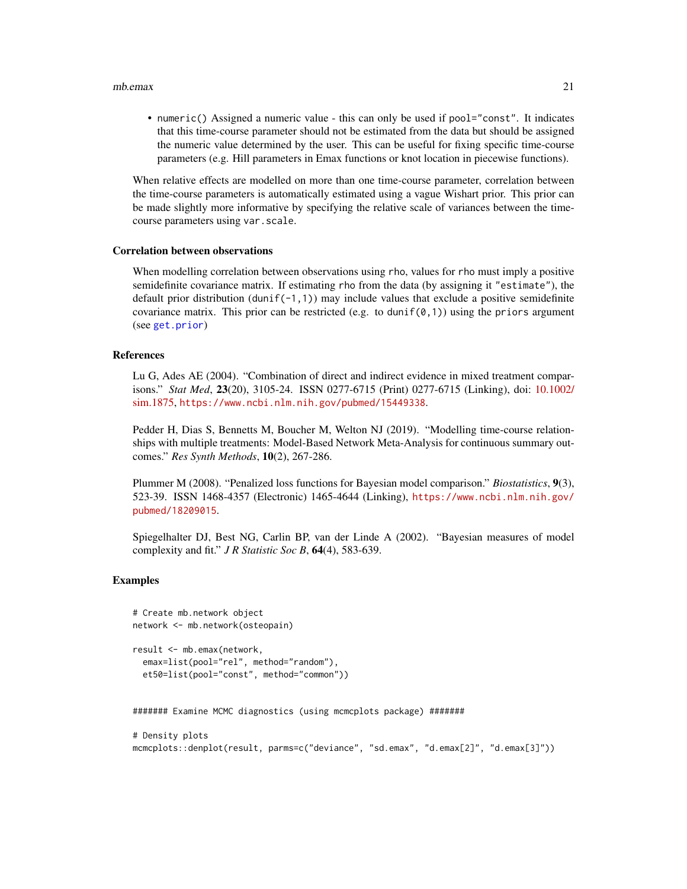- `numeric()` Assigned a numeric value - this can only be used if `pool="const"`. It indicates that this time-course parameter should not be estimated from the data but should be assigned the numeric value determined by the user. This can be useful for fixing specific time-course parameters (e.g. Hill parameters in Emax functions or knot location in piecewise functions).

When relative effects are modelled on more than one time-course parameter, correlation between the time-course parameters is automatically estimated using a vague Wishart prior. This prior can be made slightly more informative by specifying the relative scale of variances between the time-course parameters using `var.scale`.

### Correlation between observations

When modelling correlation between observations using `rho`, values for `rho` must imply a positive semidefinite covariance matrix. If estimating `rho` from the data (by assigning it `"estimate"`), the default prior distribution (`dunif(-1,1)`) may include values that exclude a positive semidefinite covariance matrix. This prior can be restricted (e.g. to `dunif(0,1)`) using the `priors` argument (see `get.prior`)

### References

Lu G, Ades AE (2004). "Combination of direct and indirect evidence in mixed treatment comparisons." *Stat Med*, **23**(20), 3105-24. ISSN 0277-6715 (Print) 0277-6715 (Linking), doi: 10.1002/sim.1875, https://www.ncbi.nlm.nih.gov/pubmed/15449338.

Pedder H, Dias S, Bennetts M, Boucher M, Welton NJ (2019). "Modelling time-course relationships with multiple treatments: Model-Based Network Meta-Analysis for continuous summary outcomes." *Res Synth Methods*, **10**(2), 267-286.

Plummer M (2008). "Penalized loss functions for Bayesian model comparison." *Biostatistics*, **9**(3), 523-39. ISSN 1468-4357 (Electronic) 1465-4644 (Linking), https://www.ncbi.nlm.nih.gov/pubmed/18209015.

Spiegelhalter DJ, Best NG, Carlin BP, van der Linde A (2002). "Bayesian measures of model complexity and fit." *J R Statistic Soc B*, **64**(4), 583-639.

### Examples

```
# Create mb.network object
network <- mb.network(osteopain)

result <- mb.emax(network,
  emax=list(pool="rel", method="random"),
  et50=list(pool="const", method="common"))


####### Examine MCMC diagnostics (using mcmcplots package) #######

# Density plots
mcmcplots::denplot(result, parms=c("deviance", "sd.emax", "d.emax[2]", "d.emax[3]"))
```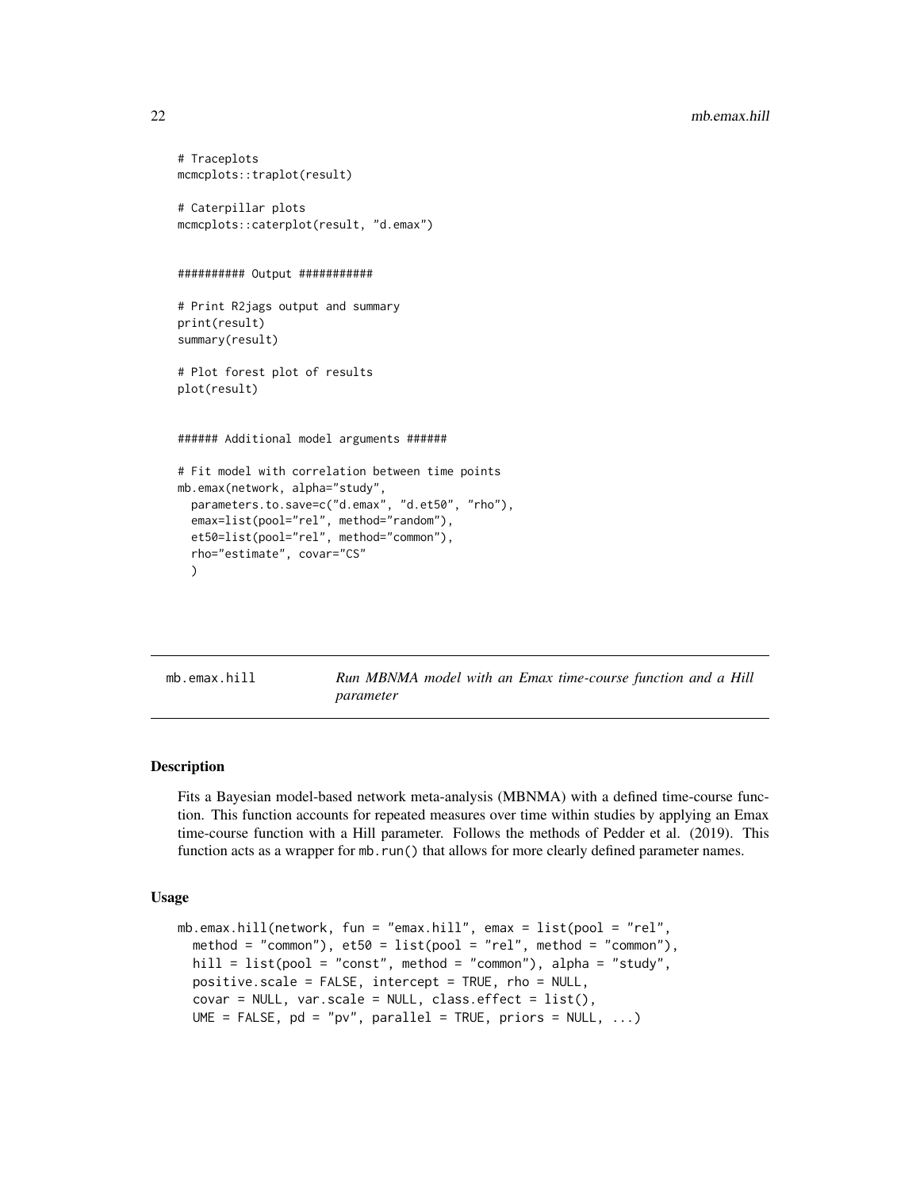```
# Traceplots
mcmcplots::traplot(result)

# Caterpillar plots
mcmcplots::caterplot(result, "d.emax")


########## Output ###########

# Print R2jags output and summary
print(result)
summary(result)

# Plot forest plot of results
plot(result)


###### Additional model arguments ######

# Fit model with correlation between time points
mb.emax(network, alpha="study",
  parameters.to.save=c("d.emax", "d.et50", "rho"),
  emax=list(pool="rel", method="random"),
  et50=list(pool="rel", method="common"),
  rho="estimate", covar="CS"
  )
```

---

## mb.emax.hill — *Run MBNMA model with an Emax time-course function and a Hill parameter*

### Description

Fits a Bayesian model-based network meta-analysis (MBNMA) with a defined time-course function. This function accounts for repeated measures over time within studies by applying an Emax time-course function with a Hill parameter. Follows the methods of Pedder et al. (2019). This function acts as a wrapper for `mb.run()` that allows for more clearly defined parameter names.

### Usage

```
mb.emax.hill(network, fun = "emax.hill", emax = list(pool = "rel",
  method = "common"), et50 = list(pool = "rel", method = "common"),
  hill = list(pool = "const", method = "common"), alpha = "study",
  positive.scale = FALSE, intercept = TRUE, rho = NULL,
  covar = NULL, var.scale = NULL, class.effect = list(),
  UME = FALSE, pd = "pv", parallel = TRUE, priors = NULL, ...)
```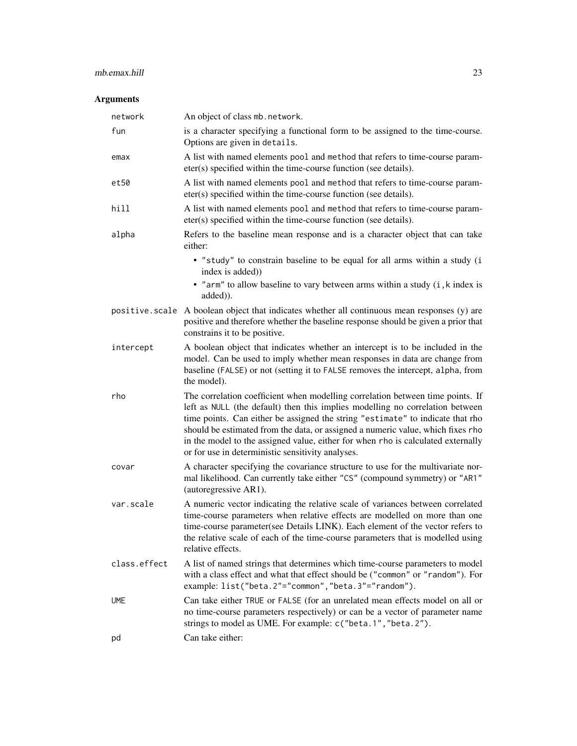## Arguments

| | |
|---|---|
| `network` | An object of class `mb.network`. |
| `fun` | is a character specifying a functional form to be assigned to the time-course. Options are given in `details`. |
| `emax` | A list with named elements `pool` and `method` that refers to time-course parameter(s) specified within the time-course function (see details). |
| `et50` | A list with named elements `pool` and `method` that refers to time-course parameter(s) specified within the time-course function (see details). |
| `hill` | A list with named elements `pool` and `method` that refers to time-course parameter(s) specified within the time-course function (see details). |
| `alpha` | Refers to the baseline mean response and is a character object that can take either:<br>• `"study"` to constrain baseline to be equal for all arms within a study (`i` index is added))<br>• `"arm"` to allow baseline to vary between arms within a study (`i,k` index is added)). |
| `positive.scale` | A boolean object that indicates whether all continuous mean responses (y) are positive and therefore whether the baseline response should be given a prior that constrains it to be positive. |
| `intercept` | A boolean object that indicates whether an intercept is to be included in the model. Can be used to imply whether mean responses in data are change from baseline (`FALSE`) or not (setting it to `FALSE` removes the intercept, `alpha`, from the model). |
| `rho` | The correlation coefficient when modelling correlation between time points. If left as `NULL` (the default) then this implies modelling no correlation between time points. Can either be assigned the string `"estimate"` to indicate that rho should be estimated from the data, or assigned a numeric value, which fixes `rho` in the model to the assigned value, either for when `rho` is calculated externally or for use in deterministic sensitivity analyses. |
| `covar` | A character specifying the covariance structure to use for the multivariate normal likelihood. Can currently take either `"CS"` (compound symmetry) or `"AR1"` (autoregressive AR1). |
| `var.scale` | A numeric vector indicating the relative scale of variances between correlated time-course parameters when relative effects are modelled on more than one time-course parameter(see Details LINK). Each element of the vector refers to the relative scale of each of the time-course parameters that is modelled using relative effects. |
| `class.effect` | A list of named strings that determines which time-course parameters to model with a class effect and what that effect should be (`"common"` or `"random"`). For example: `list("beta.2"="common","beta.3"="random")`. |
| `UME` | Can take either `TRUE` or `FALSE` (for an unrelated mean effects model on all or no time-course parameters respectively) or can be a vector of parameter name strings to model as UME. For example: `c("beta.1","beta.2")`. |
| `pd` | Can take either: |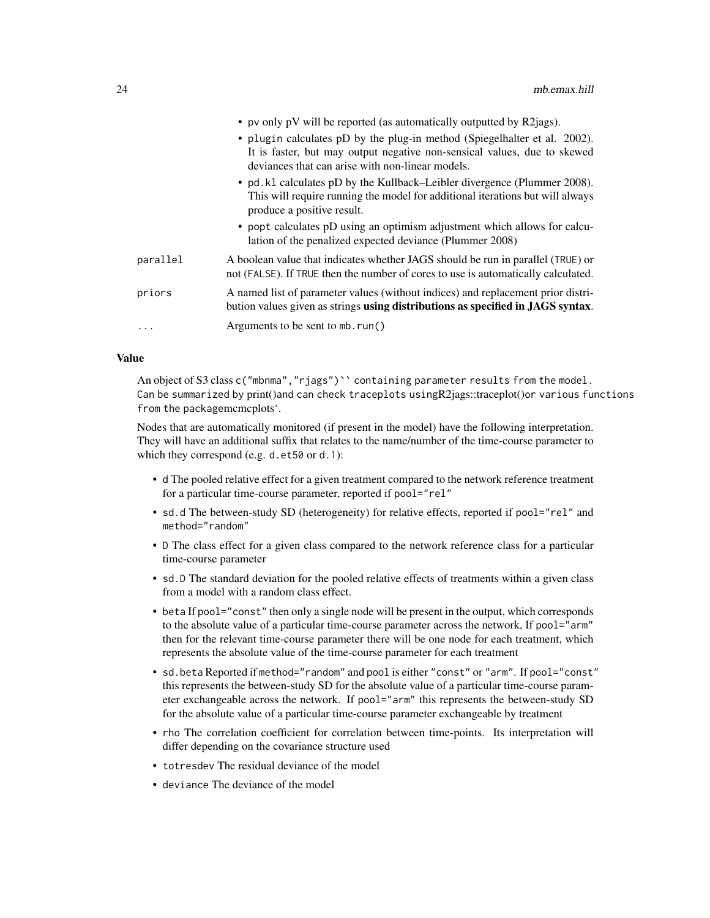- pv only pV will be reported (as automatically outputted by R2jags).
- plugin calculates pD by the plug-in method (Spiegelhalter et al. 2002). It is faster, but may output negative non-sensical values, due to skewed deviances that can arise with non-linear models.
- pd.kl calculates pD by the Kullback–Leibler divergence (Plummer 2008). This will require running the model for additional iterations but will always produce a positive result.
- popt calculates pD using an optimism adjustment which allows for calculation of the penalized expected deviance (Plummer 2008)

| | |
|---|---|
| parallel | A boolean value that indicates whether JAGS should be run in parallel (TRUE) or not (FALSE). If TRUE then the number of cores to use is automatically calculated. |
| priors | A named list of parameter values (without indices) and replacement prior distribution values given as strings **using distributions as specified in JAGS syntax**. |
| ... | Arguments to be sent to mb.run() |

### Value

An object of S3 class c("mbnma","rjags")`` containing parameter results from the model. Can be summarized by print()and can check traceplots usingR2jags::traceplot()or various functions from the packagemcmcplots'.

Nodes that are automatically monitored (if present in the model) have the following interpretation. They will have an additional suffix that relates to the name/number of the time-course parameter to which they correspond (e.g. d.et50 or d.1):

- d The pooled relative effect for a given treatment compared to the network reference treatment for a particular time-course parameter, reported if pool="rel"
- sd.d The between-study SD (heterogeneity) for relative effects, reported if pool="rel" and method="random"
- D The class effect for a given class compared to the network reference class for a particular time-course parameter
- sd.D The standard deviation for the pooled relative effects of treatments within a given class from a model with a random class effect.
- beta If pool="const" then only a single node will be present in the output, which corresponds to the absolute value of a particular time-course parameter across the network, If pool="arm" then for the relevant time-course parameter there will be one node for each treatment, which represents the absolute value of the time-course parameter for each treatment
- sd.beta Reported if method="random" and pool is either "const" or "arm". If pool="const" this represents the between-study SD for the absolute value of a particular time-course parameter exchangeable across the network. If pool="arm" this represents the between-study SD for the absolute value of a particular time-course parameter exchangeable by treatment
- rho The correlation coefficient for correlation between time-points. Its interpretation will differ depending on the covariance structure used
- totresdev The residual deviance of the model
- deviance The deviance of the model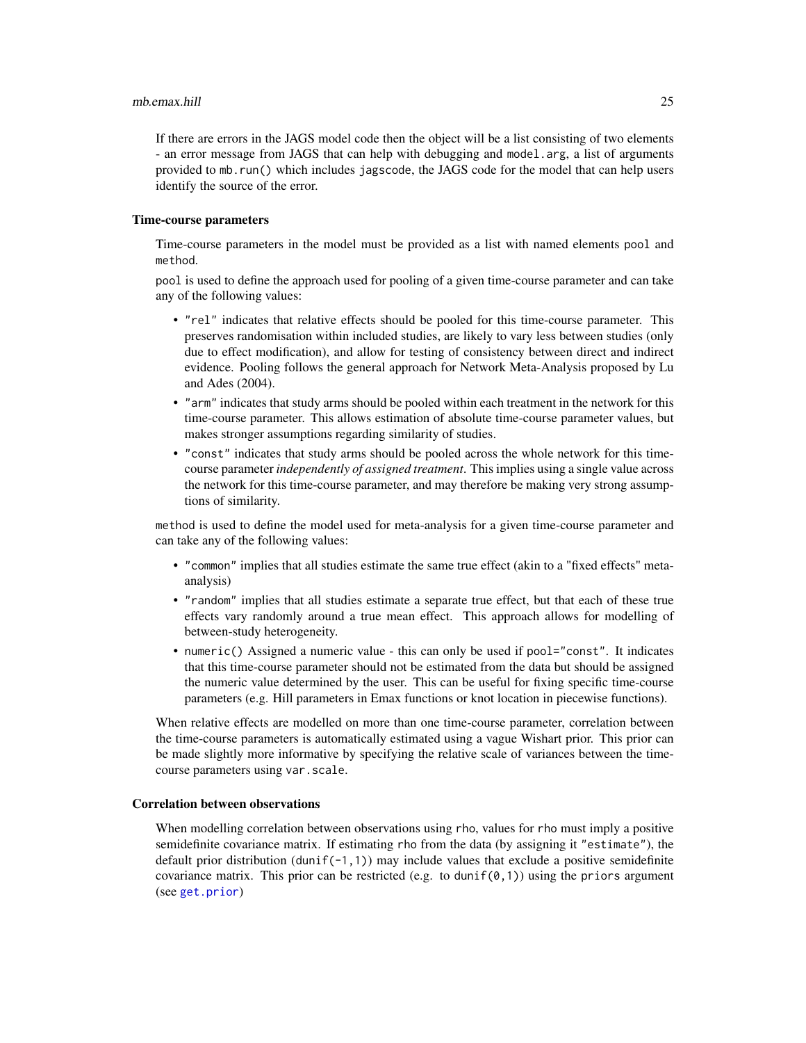If there are errors in the JAGS model code then the object will be a list consisting of two elements - an error message from JAGS that can help with debugging and `model.arg`, a list of arguments provided to `mb.run()` which includes `jagscode`, the JAGS code for the model that can help users identify the source of the error.

### Time-course parameters

Time-course parameters in the model must be provided as a list with named elements `pool` and `method`.

`pool` is used to define the approach used for pooling of a given time-course parameter and can take any of the following values:

- `"rel"` indicates that relative effects should be pooled for this time-course parameter. This preserves randomisation within included studies, are likely to vary less between studies (only due to effect modification), and allow for testing of consistency between direct and indirect evidence. Pooling follows the general approach for Network Meta-Analysis proposed by Lu and Ades (2004).
- `"arm"` indicates that study arms should be pooled within each treatment in the network for this time-course parameter. This allows estimation of absolute time-course parameter values, but makes stronger assumptions regarding similarity of studies.
- `"const"` indicates that study arms should be pooled across the whole network for this time-course parameter *independently of assigned treatment*. This implies using a single value across the network for this time-course parameter, and may therefore be making very strong assumptions of similarity.

`method` is used to define the model used for meta-analysis for a given time-course parameter and can take any of the following values:

- `"common"` implies that all studies estimate the same true effect (akin to a "fixed effects" meta-analysis)
- `"random"` implies that all studies estimate a separate true effect, but that each of these true effects vary randomly around a true mean effect. This approach allows for modelling of between-study heterogeneity.
- `numeric()` Assigned a numeric value - this can only be used if `pool="const"`. It indicates that this time-course parameter should not be estimated from the data but should be assigned the numeric value determined by the user. This can be useful for fixing specific time-course parameters (e.g. Hill parameters in Emax functions or knot location in piecewise functions).

When relative effects are modelled on more than one time-course parameter, correlation between the time-course parameters is automatically estimated using a vague Wishart prior. This prior can be made slightly more informative by specifying the relative scale of variances between the time-course parameters using `var.scale`.

### Correlation between observations

When modelling correlation between observations using `rho`, values for `rho` must imply a positive semidefinite covariance matrix. If estimating `rho` from the data (by assigning it `"estimate"`), the default prior distribution (`dunif(-1,1)`) may include values that exclude a positive semidefinite covariance matrix. This prior can be restricted (e.g. to `dunif(0,1)`) using the `priors` argument (see `get.prior`)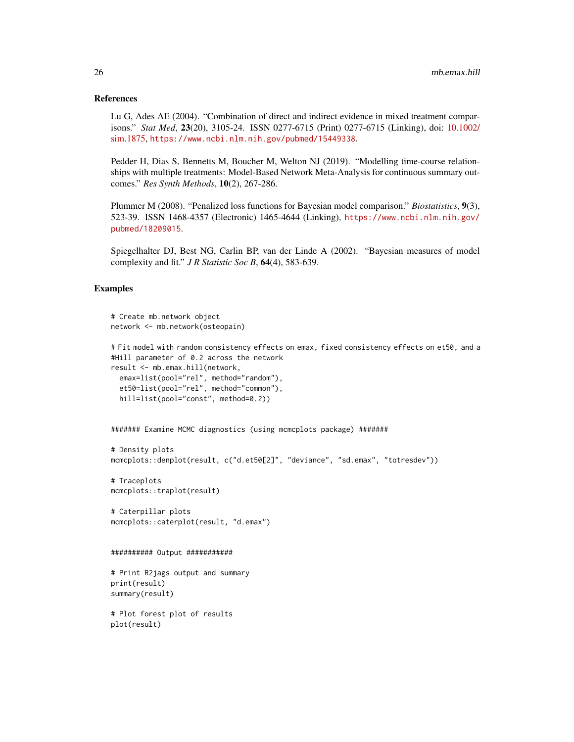### References

Lu G, Ades AE (2004). "Combination of direct and indirect evidence in mixed treatment comparisons." *Stat Med*, **23**(20), 3105-24. ISSN 0277-6715 (Print) 0277-6715 (Linking), doi: 10.1002/sim.1875, https://www.ncbi.nlm.nih.gov/pubmed/15449338.

Pedder H, Dias S, Bennetts M, Boucher M, Welton NJ (2019). "Modelling time-course relationships with multiple treatments: Model-Based Network Meta-Analysis for continuous summary outcomes." *Res Synth Methods*, **10**(2), 267-286.

Plummer M (2008). "Penalized loss functions for Bayesian model comparison." *Biostatistics*, **9**(3), 523-39. ISSN 1468-4357 (Electronic) 1465-4644 (Linking), https://www.ncbi.nlm.nih.gov/pubmed/18209015.

Spiegelhalter DJ, Best NG, Carlin BP, van der Linde A (2002). "Bayesian measures of model complexity and fit." *J R Statistic Soc B*, **64**(4), 583-639.

### Examples

```
# Create mb.network object
network <- mb.network(osteopain)

# Fit model with random consistency effects on emax, fixed consistency effects on et50, and a
#Hill parameter of 0.2 across the network
result <- mb.emax.hill(network,
  emax=list(pool="rel", method="random"),
  et50=list(pool="rel", method="common"),
  hill=list(pool="const", method=0.2))


####### Examine MCMC diagnostics (using mcmcplots package) #######

# Density plots
mcmcplots::denplot(result, c("d.et50[2]", "deviance", "sd.emax", "totresdev"))

# Traceplots
mcmcplots::traplot(result)

# Caterpillar plots
mcmcplots::caterplot(result, "d.emax")


########## Output ###########

# Print R2jags output and summary
print(result)
summary(result)

# Plot forest plot of results
plot(result)
```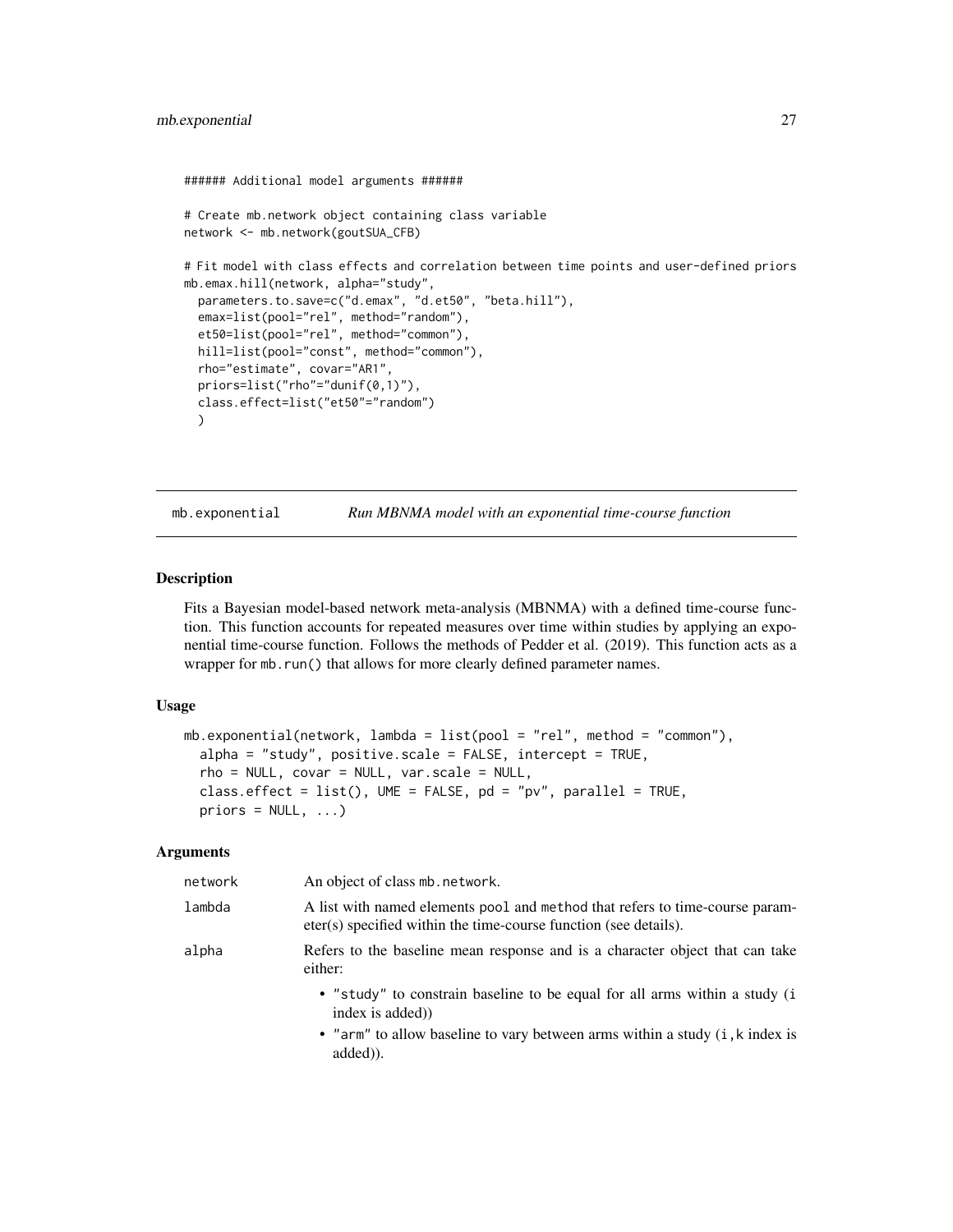```
###### Additional model arguments ######

# Create mb.network object containing class variable
network <- mb.network(goutSUA_CFB)

# Fit model with class effects and correlation between time points and user-defined priors
mb.emax.hill(network, alpha="study",
  parameters.to.save=c("d.emax", "d.et50", "beta.hill"),
  emax=list(pool="rel", method="random"),
  et50=list(pool="rel", method="common"),
  hill=list(pool="const", method="common"),
  rho="estimate", covar="AR1",
  priors=list("rho"="dunif(0,1)"),
  class.effect=list("et50"="random")
  )
```

## mb.exponential — *Run MBNMA model with an exponential time-course function*

### Description

Fits a Bayesian model-based network meta-analysis (MBNMA) with a defined time-course function. This function accounts for repeated measures over time within studies by applying an exponential time-course function. Follows the methods of Pedder et al. (2019). This function acts as a wrapper for `mb.run()` that allows for more clearly defined parameter names.

### Usage

```
mb.exponential(network, lambda = list(pool = "rel", method = "common"),
  alpha = "study", positive.scale = FALSE, intercept = TRUE,
  rho = NULL, covar = NULL, var.scale = NULL,
  class.effect = list(), UME = FALSE, pd = "pv", parallel = TRUE,
  priors = NULL, ...)
```

### Arguments

| | |
|---|---|
| `network` | An object of class `mb.network`. |
| `lambda` | A list with named elements `pool` and `method` that refers to time-course parameter(s) specified within the time-course function (see details). |
| `alpha` | Refers to the baseline mean response and is a character object that can take either:<br>• `"study"` to constrain baseline to be equal for all arms within a study (`i` index is added))<br>• `"arm"` to allow baseline to vary between arms within a study (`i,k` index is added)). |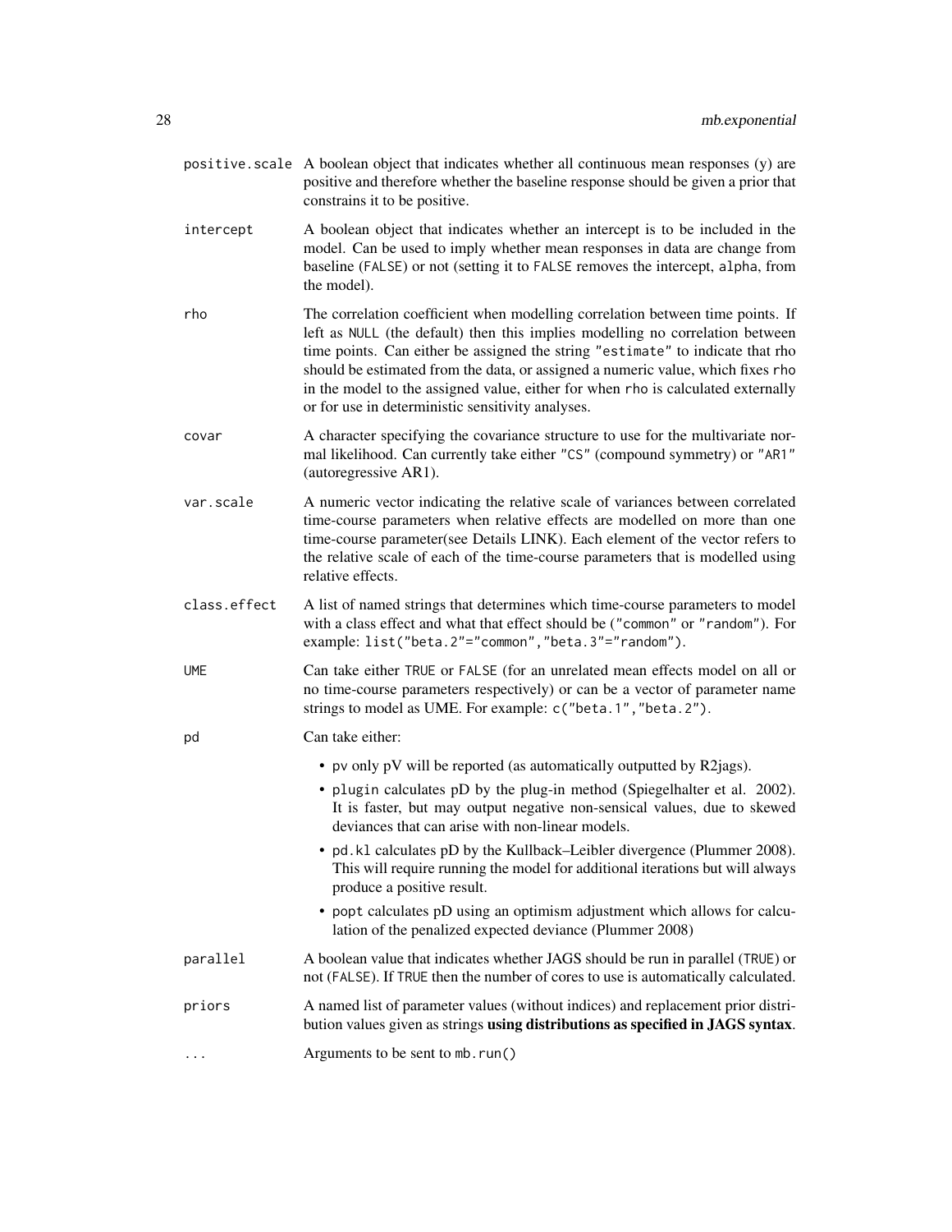| | |
|---|---|
| `positive.scale` | A boolean object that indicates whether all continuous mean responses (y) are positive and therefore whether the baseline response should be given a prior that constrains it to be positive. |
| `intercept` | A boolean object that indicates whether an intercept is to be included in the model. Can be used to imply whether mean responses in data are change from baseline (`FALSE`) or not (setting it to `FALSE` removes the intercept, `alpha`, from the model). |
| `rho` | The correlation coefficient when modelling correlation between time points. If left as `NULL` (the default) then this implies modelling no correlation between time points. Can either be assigned the string `"estimate"` to indicate that rho should be estimated from the data, or assigned a numeric value, which fixes `rho` in the model to the assigned value, either for when `rho` is calculated externally or for use in deterministic sensitivity analyses. |
| `covar` | A character specifying the covariance structure to use for the multivariate normal likelihood. Can currently take either `"CS"` (compound symmetry) or `"AR1"` (autoregressive AR1). |
| `var.scale` | A numeric vector indicating the relative scale of variances between correlated time-course parameters when relative effects are modelled on more than one time-course parameter(see Details LINK). Each element of the vector refers to the relative scale of each of the time-course parameters that is modelled using relative effects. |
| `class.effect` | A list of named strings that determines which time-course parameters to model with a class effect and what that effect should be (`"common"` or `"random"`). For example: `list("beta.2"="common","beta.3"="random")`. |
| `UME` | Can take either `TRUE` or `FALSE` (for an unrelated mean effects model on all or no time-course parameters respectively) or can be a vector of parameter name strings to model as UME. For example: `c("beta.1","beta.2")`. |
| `pd` | Can take either:<br>• `pv` only pV will be reported (as automatically outputted by R2jags).<br>• `plugin` calculates pD by the plug-in method (Spiegelhalter et al. 2002). It is faster, but may output negative non-sensical values, due to skewed deviances that can arise with non-linear models.<br>• `pd.kl` calculates pD by the Kullback–Leibler divergence (Plummer 2008). This will require running the model for additional iterations but will always produce a positive result.<br>• `popt` calculates pD using an optimism adjustment which allows for calculation of the penalized expected deviance (Plummer 2008) |
| `parallel` | A boolean value that indicates whether JAGS should be run in parallel (`TRUE`) or not (`FALSE`). If `TRUE` then the number of cores to use is automatically calculated. |
| `priors` | A named list of parameter values (without indices) and replacement prior distribution values given as strings **using distributions as specified in JAGS syntax**. |
| `...` | Arguments to be sent to `mb.run()` |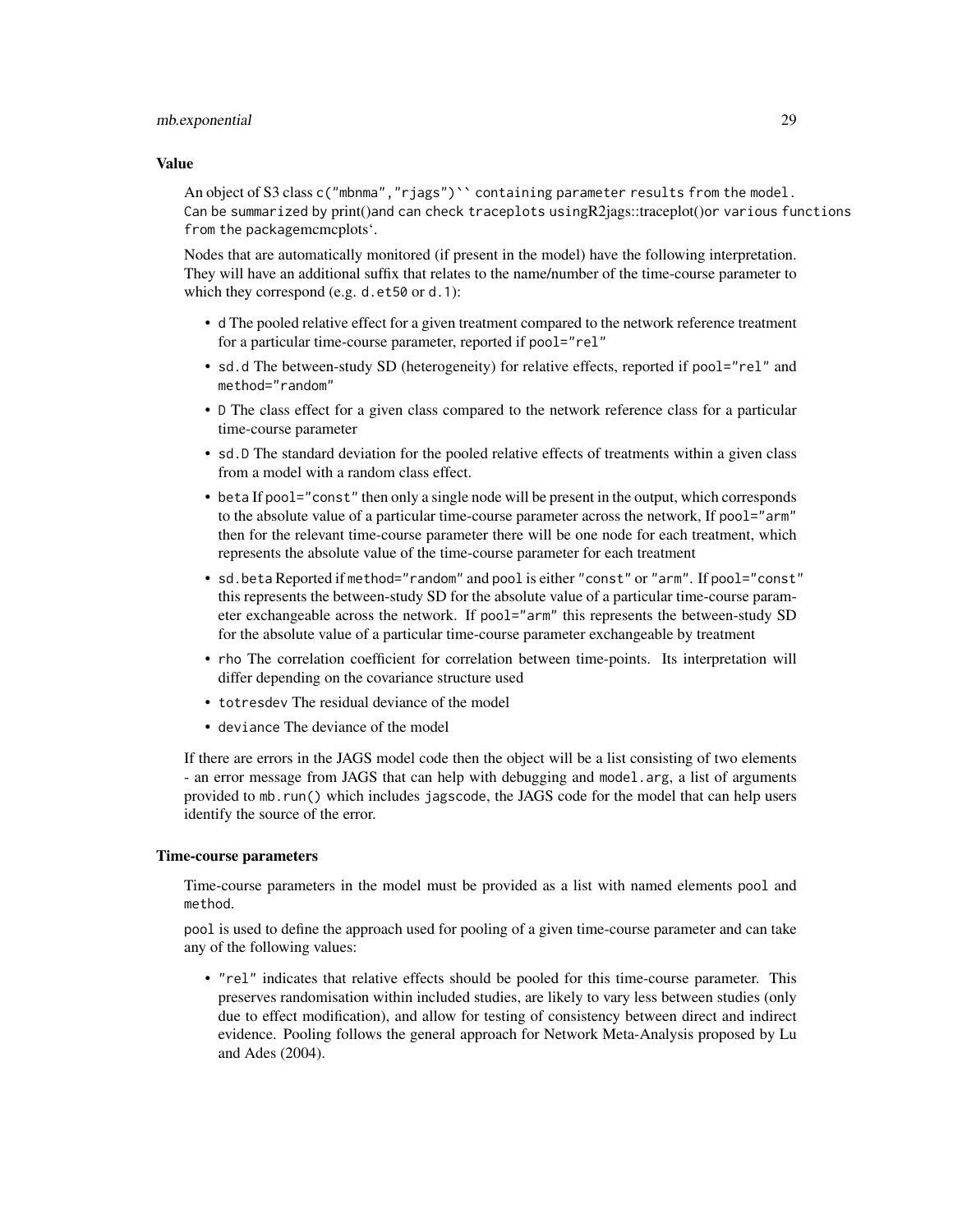### Value

An object of S3 class `c("mbnma","rjags")`` containing parameter results from the model. Can be summarized by print()and can check traceplots usingR2jags::traceplot()or various functions from the packagemcmcplots`.

Nodes that are automatically monitored (if present in the model) have the following interpretation. They will have an additional suffix that relates to the name/number of the time-course parameter to which they correspond (e.g. `d.et50` or `d.1`):

- `d` The pooled relative effect for a given treatment compared to the network reference treatment for a particular time-course parameter, reported if `pool="rel"`
- `sd.d` The between-study SD (heterogeneity) for relative effects, reported if `pool="rel"` and `method="random"`
- `D` The class effect for a given class compared to the network reference class for a particular time-course parameter
- `sd.D` The standard deviation for the pooled relative effects of treatments within a given class from a model with a random class effect.
- `beta` If `pool="const"` then only a single node will be present in the output, which corresponds to the absolute value of a particular time-course parameter across the network, If `pool="arm"` then for the relevant time-course parameter there will be one node for each treatment, which represents the absolute value of the time-course parameter for each treatment
- `sd.beta` Reported if `method="random"` and `pool` is either `"const"` or `"arm"`. If `pool="const"` this represents the between-study SD for the absolute value of a particular time-course parameter exchangeable across the network. If `pool="arm"` this represents the between-study SD for the absolute value of a particular time-course parameter exchangeable by treatment
- `rho` The correlation coefficient for correlation between time-points. Its interpretation will differ depending on the covariance structure used
- `totresdev` The residual deviance of the model
- `deviance` The deviance of the model

If there are errors in the JAGS model code then the object will be a list consisting of two elements - an error message from JAGS that can help with debugging and `model.arg`, a list of arguments provided to `mb.run()` which includes `jagscode`, the JAGS code for the model that can help users identify the source of the error.

### Time-course parameters

Time-course parameters in the model must be provided as a list with named elements `pool` and `method`.

`pool` is used to define the approach used for pooling of a given time-course parameter and can take any of the following values:

- `"rel"` indicates that relative effects should be pooled for this time-course parameter. This preserves randomisation within included studies, are likely to vary less between studies (only due to effect modification), and allow for testing of consistency between direct and indirect evidence. Pooling follows the general approach for Network Meta-Analysis proposed by Lu and Ades (2004).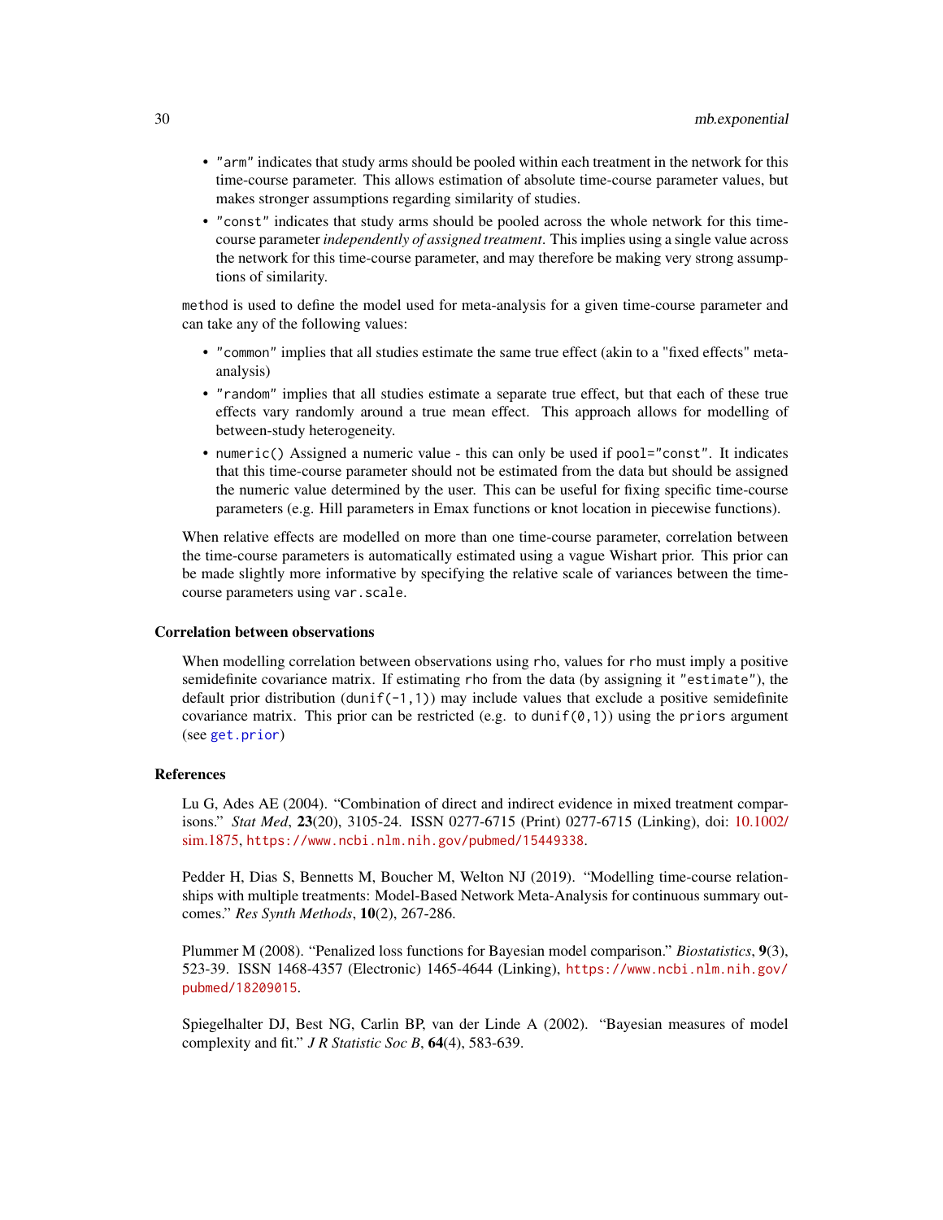- "arm" indicates that study arms should be pooled within each treatment in the network for this time-course parameter. This allows estimation of absolute time-course parameter values, but makes stronger assumptions regarding similarity of studies.
- "const" indicates that study arms should be pooled across the whole network for this time-course parameter *independently of assigned treatment*. This implies using a single value across the network for this time-course parameter, and may therefore be making very strong assumptions of similarity.

`method` is used to define the model used for meta-analysis for a given time-course parameter and can take any of the following values:

- "common" implies that all studies estimate the same true effect (akin to a "fixed effects" meta-analysis)
- "random" implies that all studies estimate a separate true effect, but that each of these true effects vary randomly around a true mean effect. This approach allows for modelling of between-study heterogeneity.
- `numeric()` Assigned a numeric value - this can only be used if `pool="const"`. It indicates that this time-course parameter should not be estimated from the data but should be assigned the numeric value determined by the user. This can be useful for fixing specific time-course parameters (e.g. Hill parameters in Emax functions or knot location in piecewise functions).

When relative effects are modelled on more than one time-course parameter, correlation between the time-course parameters is automatically estimated using a vague Wishart prior. This prior can be made slightly more informative by specifying the relative scale of variances between the time-course parameters using `var.scale`.

### Correlation between observations

When modelling correlation between observations using `rho`, values for `rho` must imply a positive semidefinite covariance matrix. If estimating `rho` from the data (by assigning it "estimate"), the default prior distribution (`dunif(-1,1)`) may include values that exclude a positive semidefinite covariance matrix. This prior can be restricted (e.g. to `dunif(0,1)`) using the `priors` argument (see `get.prior`)

### References

Lu G, Ades AE (2004). "Combination of direct and indirect evidence in mixed treatment comparisons." *Stat Med*, **23**(20), 3105-24. ISSN 0277-6715 (Print) 0277-6715 (Linking), doi: 10.1002/sim.1875, https://www.ncbi.nlm.nih.gov/pubmed/15449338.

Pedder H, Dias S, Bennetts M, Boucher M, Welton NJ (2019). "Modelling time-course relationships with multiple treatments: Model-Based Network Meta-Analysis for continuous summary outcomes." *Res Synth Methods*, **10**(2), 267-286.

Plummer M (2008). "Penalized loss functions for Bayesian model comparison." *Biostatistics*, **9**(3), 523-39. ISSN 1468-4357 (Electronic) 1465-4644 (Linking), https://www.ncbi.nlm.nih.gov/pubmed/18209015.

Spiegelhalter DJ, Best NG, Carlin BP, van der Linde A (2002). "Bayesian measures of model complexity and fit." *J R Statistic Soc B*, **64**(4), 583-639.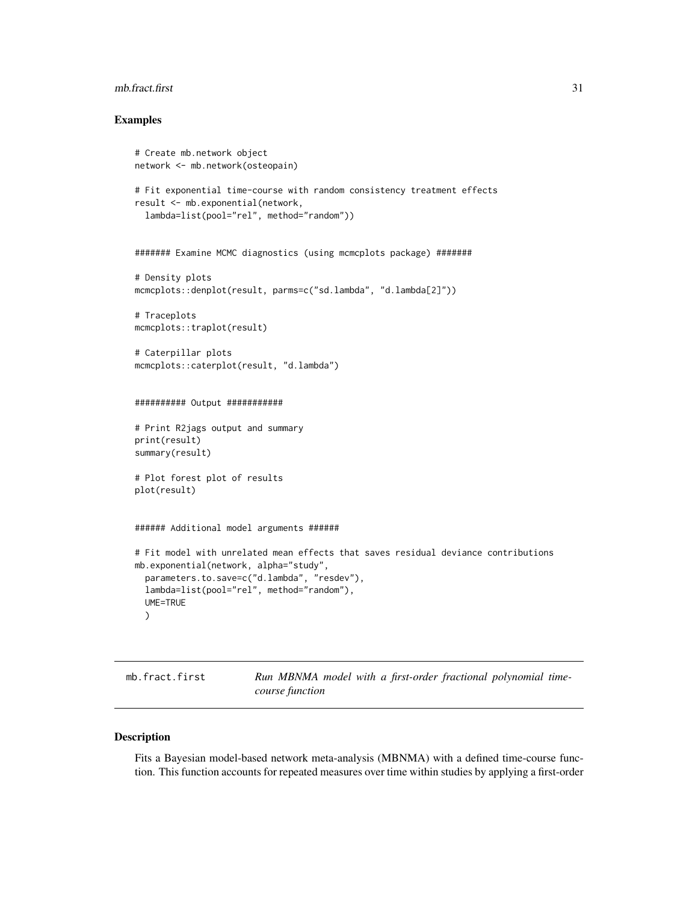## Examples

```
# Create mb.network object
network <- mb.network(osteopain)

# Fit exponential time-course with random consistency treatment effects
result <- mb.exponential(network,
  lambda=list(pool="rel", method="random"))


####### Examine MCMC diagnostics (using mcmcplots package) #######

# Density plots
mcmcplots::denplot(result, parms=c("sd.lambda", "d.lambda[2]"))

# Traceplots
mcmcplots::traplot(result)

# Caterpillar plots
mcmcplots::caterplot(result, "d.lambda")


########## Output ###########

# Print R2jags output and summary
print(result)
summary(result)

# Plot forest plot of results
plot(result)


###### Additional model arguments ######

# Fit model with unrelated mean effects that saves residual deviance contributions
mb.exponential(network, alpha="study",
  parameters.to.save=c("d.lambda", "resdev"),
  lambda=list(pool="rel", method="random"),
  UME=TRUE
  )
```

---

`mb.fract.first` *Run MBNMA model with a first-order fractional polynomial time-course function*

---

## Description

Fits a Bayesian model-based network meta-analysis (MBNMA) with a defined time-course function. This function accounts for repeated measures over time within studies by applying a first-order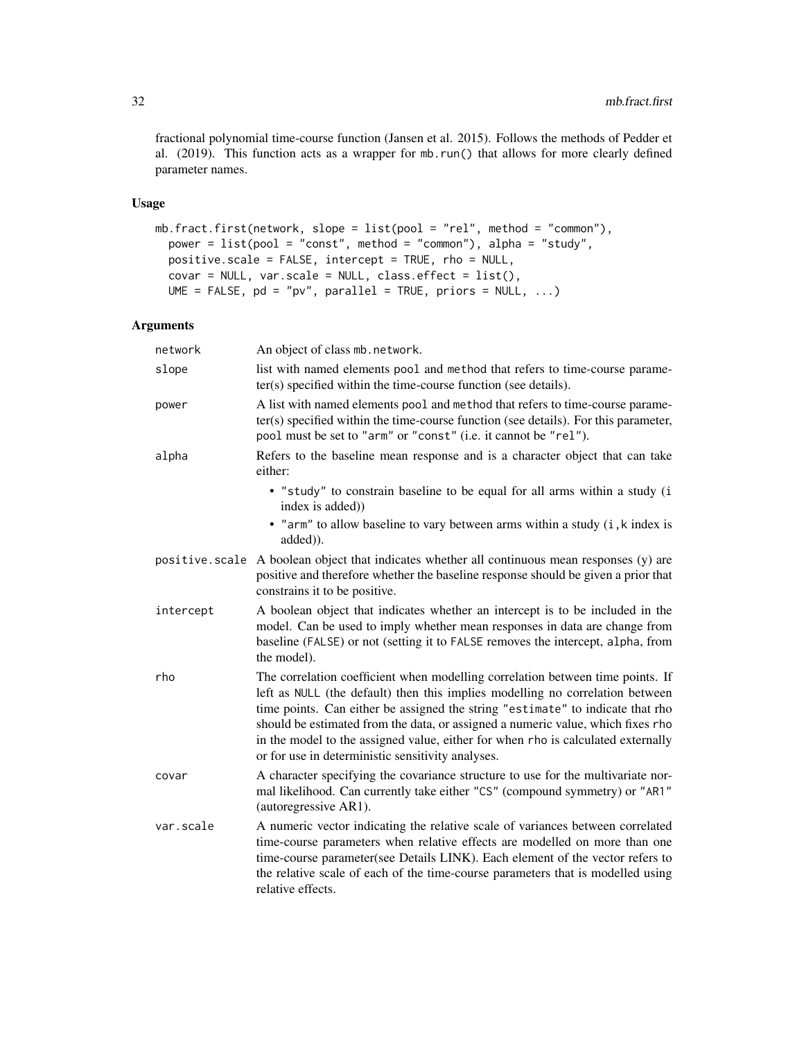fractional polynomial time-course function (Jansen et al. 2015). Follows the methods of Pedder et al. (2019). This function acts as a wrapper for mb.run() that allows for more clearly defined parameter names.

## Usage

```
mb.fract.first(network, slope = list(pool = "rel", method = "common"),
  power = list(pool = "const", method = "common"), alpha = "study",
  positive.scale = FALSE, intercept = TRUE, rho = NULL,
  covar = NULL, var.scale = NULL, class.effect = list(),
  UME = FALSE, pd = "pv", parallel = TRUE, priors = NULL, ...)
```

## Arguments

| | |
|---|---|
| network | An object of class mb.network. |
| slope | list with named elements pool and method that refers to time-course parameter(s) specified within the time-course function (see details). |
| power | A list with named elements pool and method that refers to time-course parameter(s) specified within the time-course function (see details). For this parameter, pool must be set to "arm" or "const" (i.e. it cannot be "rel"). |
| alpha | Refers to the baseline mean response and is a character object that can take either:<br>• "study" to constrain baseline to be equal for all arms within a study (i index is added))<br>• "arm" to allow baseline to vary between arms within a study (i,k index is added)). |
| positive.scale | A boolean object that indicates whether all continuous mean responses (y) are positive and therefore whether the baseline response should be given a prior that constrains it to be positive. |
| intercept | A boolean object that indicates whether an intercept is to be included in the model. Can be used to imply whether mean responses in data are change from baseline (FALSE) or not (setting it to FALSE removes the intercept, alpha, from the model). |
| rho | The correlation coefficient when modelling correlation between time points. If left as NULL (the default) then this implies modelling no correlation between time points. Can either be assigned the string "estimate" to indicate that rho should be estimated from the data, or assigned a numeric value, which fixes rho in the model to the assigned value, either for when rho is calculated externally or for use in deterministic sensitivity analyses. |
| covar | A character specifying the covariance structure to use for the multivariate normal likelihood. Can currently take either "CS" (compound symmetry) or "AR1" (autoregressive AR1). |
| var.scale | A numeric vector indicating the relative scale of variances between correlated time-course parameters when relative effects are modelled on more than one time-course parameter(see Details LINK). Each element of the vector refers to the relative scale of each of the time-course parameters that is modelled using relative effects. |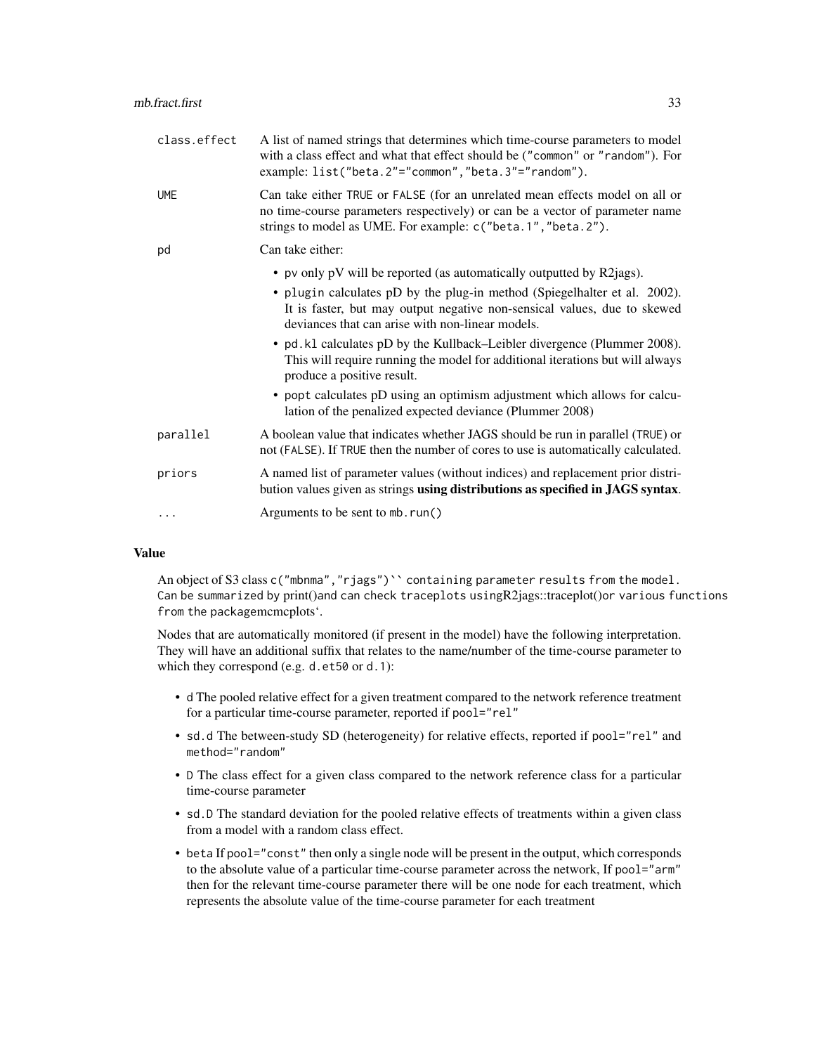| | |
|---|---|
| class.effect | A list of named strings that determines which time-course parameters to model with a class effect and what that effect should be ("common" or "random"). For example: list("beta.2"="common","beta.3"="random"). |
| UME | Can take either TRUE or FALSE (for an unrelated mean effects model on all or no time-course parameters respectively) or can be a vector of parameter name strings to model as UME. For example: c("beta.1","beta.2"). |
| pd | Can take either: <br>• pv only pV will be reported (as automatically outputted by R2jags).<br>• plugin calculates pD by the plug-in method (Spiegelhalter et al. 2002). It is faster, but may output negative non-sensical values, due to skewed deviances that can arise with non-linear models.<br>• pd.kl calculates pD by the Kullback–Leibler divergence (Plummer 2008). This will require running the model for additional iterations but will always produce a positive result.<br>• popt calculates pD using an optimism adjustment which allows for calculation of the penalized expected deviance (Plummer 2008) |
| parallel | A boolean value that indicates whether JAGS should be run in parallel (TRUE) or not (FALSE). If TRUE then the number of cores to use is automatically calculated. |
| priors | A named list of parameter values (without indices) and replacement prior distribution values given as strings **using distributions as specified in JAGS syntax**. |
| ... | Arguments to be sent to mb.run() |

### Value

An object of S3 class c("mbnma","rjags")`` containing parameter results from the model. Can be summarized by print()and can check traceplots usingR2jags::traceplot()or various functions from the packagemcmcplots'.

Nodes that are automatically monitored (if present in the model) have the following interpretation. They will have an additional suffix that relates to the name/number of the time-course parameter to which they correspond (e.g. d.et50 or d.1):

- d The pooled relative effect for a given treatment compared to the network reference treatment for a particular time-course parameter, reported if pool="rel"
- sd.d The between-study SD (heterogeneity) for relative effects, reported if pool="rel" and method="random"
- D The class effect for a given class compared to the network reference class for a particular time-course parameter
- sd.D The standard deviation for the pooled relative effects of treatments within a given class from a model with a random class effect.
- beta If pool="const" then only a single node will be present in the output, which corresponds to the absolute value of a particular time-course parameter across the network, If pool="arm" then for the relevant time-course parameter there will be one node for each treatment, which represents the absolute value of the time-course parameter for each treatment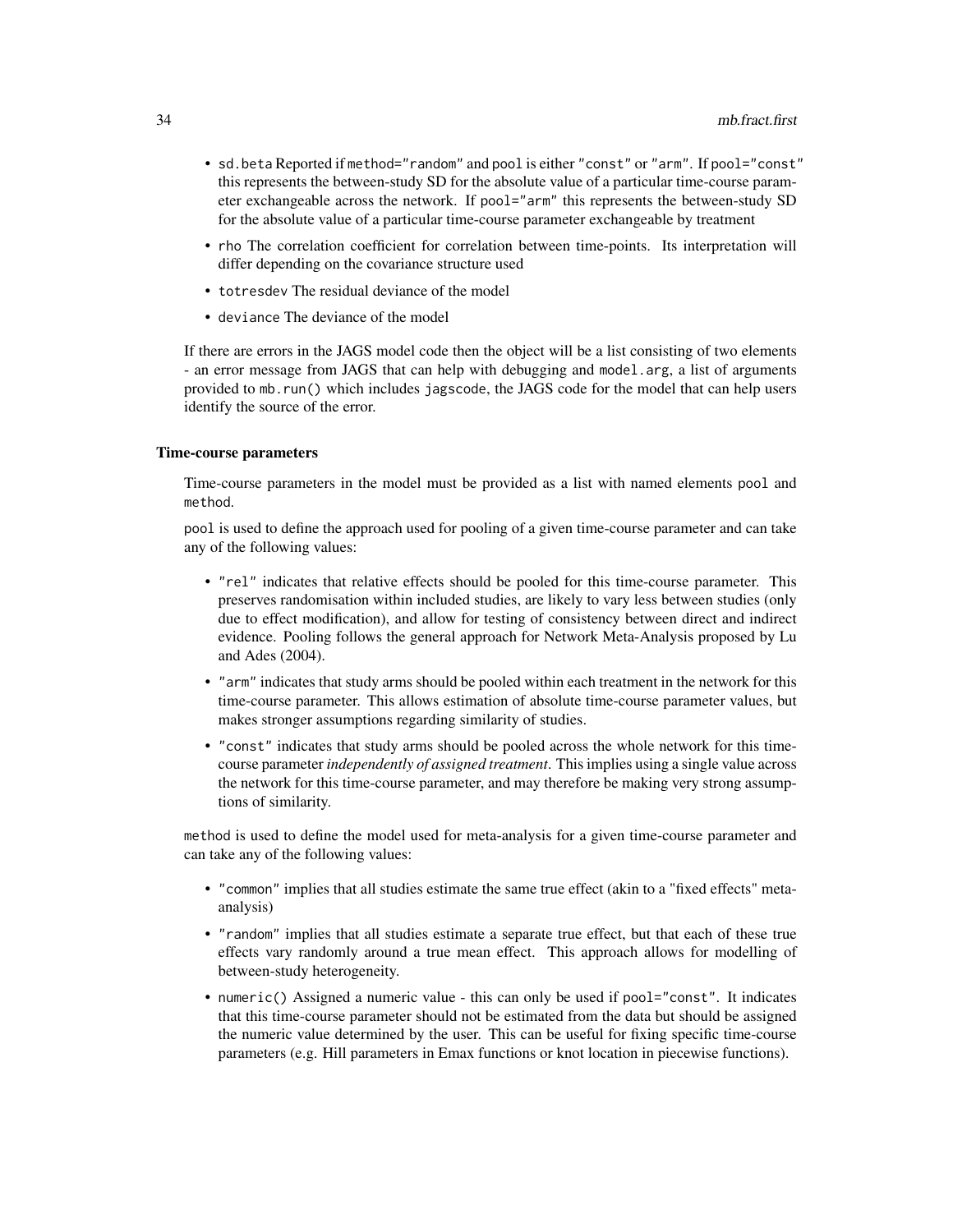- `sd.beta` Reported if `method="random"` and `pool` is either `"const"` or `"arm"`. If `pool="const"` this represents the between-study SD for the absolute value of a particular time-course parameter exchangeable across the network. If `pool="arm"` this represents the between-study SD for the absolute value of a particular time-course parameter exchangeable by treatment
- `rho` The correlation coefficient for correlation between time-points. Its interpretation will differ depending on the covariance structure used
- `totresdev` The residual deviance of the model
- `deviance` The deviance of the model

If there are errors in the JAGS model code then the object will be a list consisting of two elements - an error message from JAGS that can help with debugging and `model.arg`, a list of arguments provided to `mb.run()` which includes `jagscode`, the JAGS code for the model that can help users identify the source of the error.

### Time-course parameters

Time-course parameters in the model must be provided as a list with named elements `pool` and `method`.

`pool` is used to define the approach used for pooling of a given time-course parameter and can take any of the following values:

- `"rel"` indicates that relative effects should be pooled for this time-course parameter. This preserves randomisation within included studies, are likely to vary less between studies (only due to effect modification), and allow for testing of consistency between direct and indirect evidence. Pooling follows the general approach for Network Meta-Analysis proposed by Lu and Ades (2004).
- `"arm"` indicates that study arms should be pooled within each treatment in the network for this time-course parameter. This allows estimation of absolute time-course parameter values, but makes stronger assumptions regarding similarity of studies.
- `"const"` indicates that study arms should be pooled across the whole network for this time-course parameter *independently of assigned treatment*. This implies using a single value across the network for this time-course parameter, and may therefore be making very strong assumptions of similarity.

`method` is used to define the model used for meta-analysis for a given time-course parameter and can take any of the following values:

- `"common"` implies that all studies estimate the same true effect (akin to a "fixed effects" meta-analysis)
- `"random"` implies that all studies estimate a separate true effect, but that each of these true effects vary randomly around a true mean effect. This approach allows for modelling of between-study heterogeneity.
- `numeric()` Assigned a numeric value - this can only be used if `pool="const"`. It indicates that this time-course parameter should not be estimated from the data but should be assigned the numeric value determined by the user. This can be useful for fixing specific time-course parameters (e.g. Hill parameters in Emax functions or knot location in piecewise functions).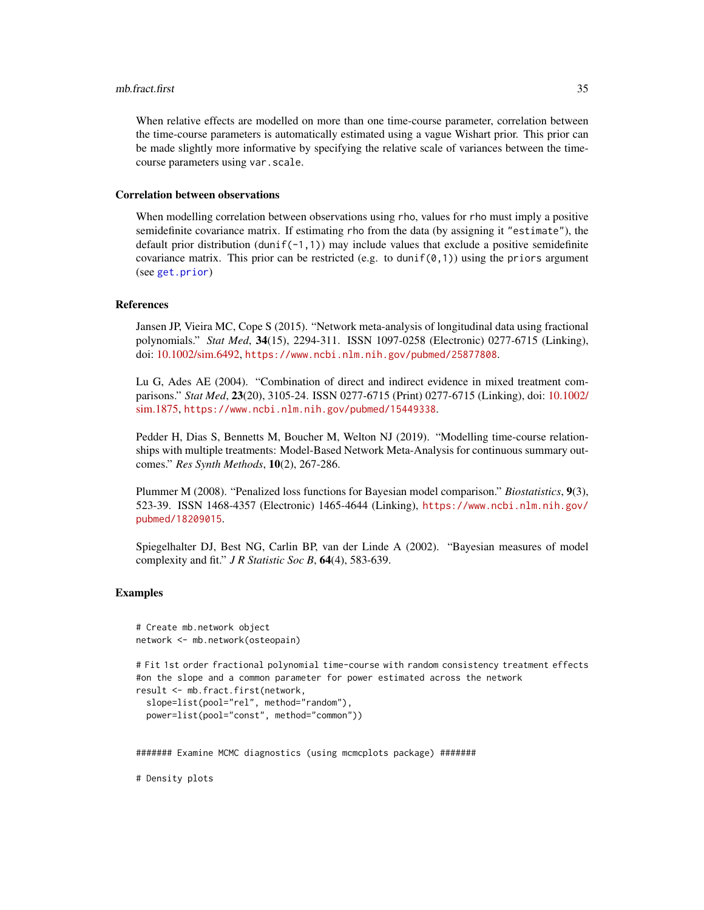When relative effects are modelled on more than one time-course parameter, correlation between the time-course parameters is automatically estimated using a vague Wishart prior. This prior can be made slightly more informative by specifying the relative scale of variances between the time-course parameters using `var.scale`.

### Correlation between observations

When modelling correlation between observations using `rho`, values for `rho` must imply a positive semidefinite covariance matrix. If estimating `rho` from the data (by assigning it `"estimate"`), the default prior distribution (`dunif(-1,1)`) may include values that exclude a positive semidefinite covariance matrix. This prior can be restricted (e.g. to `dunif(0,1)`) using the `priors` argument (see `get.prior`)

### References

Jansen JP, Vieira MC, Cope S (2015). "Network meta-analysis of longitudinal data using fractional polynomials." *Stat Med*, **34**(15), 2294-311. ISSN 1097-0258 (Electronic) 0277-6715 (Linking), doi: 10.1002/sim.6492, https://www.ncbi.nlm.nih.gov/pubmed/25877808.

Lu G, Ades AE (2004). "Combination of direct and indirect evidence in mixed treatment comparisons." *Stat Med*, **23**(20), 3105-24. ISSN 0277-6715 (Print) 0277-6715 (Linking), doi: 10.1002/sim.1875, https://www.ncbi.nlm.nih.gov/pubmed/15449338.

Pedder H, Dias S, Bennetts M, Boucher M, Welton NJ (2019). "Modelling time-course relationships with multiple treatments: Model-Based Network Meta-Analysis for continuous summary outcomes." *Res Synth Methods*, **10**(2), 267-286.

Plummer M (2008). "Penalized loss functions for Bayesian model comparison." *Biostatistics*, **9**(3), 523-39. ISSN 1468-4357 (Electronic) 1465-4644 (Linking), https://www.ncbi.nlm.nih.gov/pubmed/18209015.

Spiegelhalter DJ, Best NG, Carlin BP, van der Linde A (2002). "Bayesian measures of model complexity and fit." *J R Statistic Soc B*, **64**(4), 583-639.

### Examples

```
# Create mb.network object
network <- mb.network(osteopain)

# Fit 1st order fractional polynomial time-course with random consistency treatment effects
#on the slope and a common parameter for power estimated across the network
result <- mb.fract.first(network,
  slope=list(pool="rel", method="random"),
  power=list(pool="const", method="common"))


####### Examine MCMC diagnostics (using mcmcplots package) #######

# Density plots
```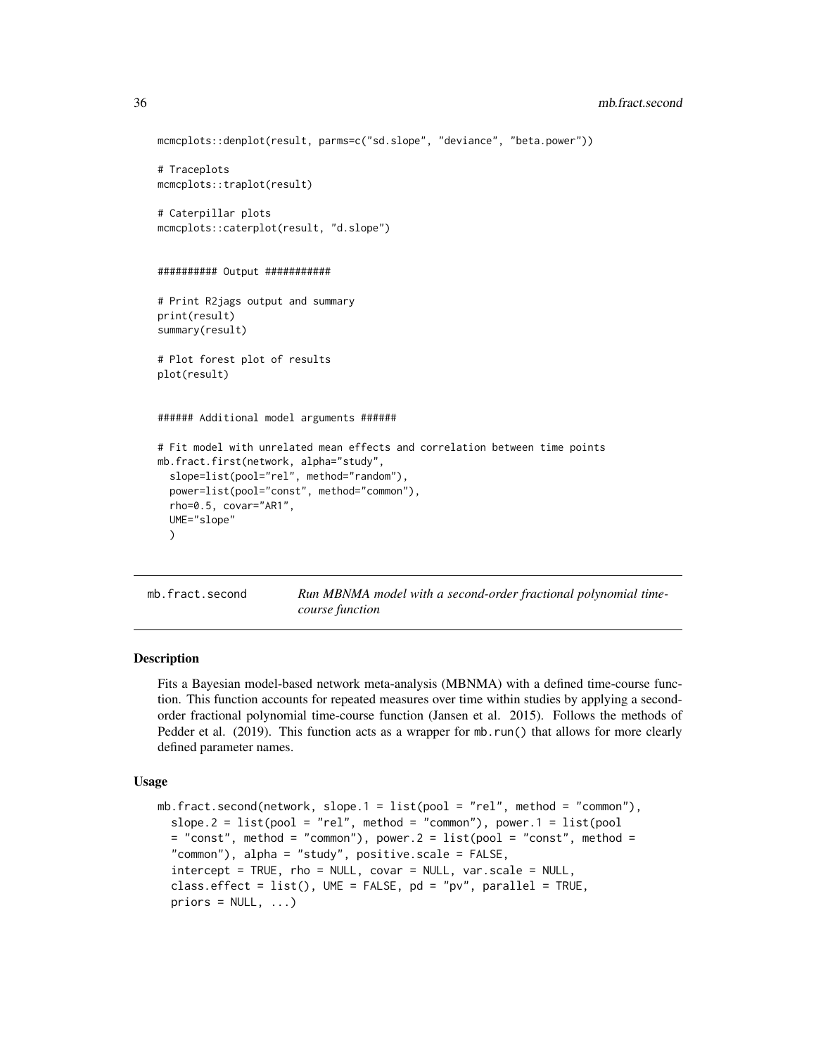```
mcmcplots::denplot(result, parms=c("sd.slope", "deviance", "beta.power"))

# Traceplots
mcmcplots::traplot(result)

# Caterpillar plots
mcmcplots::caterplot(result, "d.slope")


########## Output ###########

# Print R2jags output and summary
print(result)
summary(result)

# Plot forest plot of results
plot(result)


###### Additional model arguments ######

# Fit model with unrelated mean effects and correlation between time points
mb.fract.first(network, alpha="study",
  slope=list(pool="rel", method="random"),
  power=list(pool="const", method="common"),
  rho=0.5, covar="AR1",
  UME="slope"
  )
```

---

## mb.fract.second — *Run MBNMA model with a second-order fractional polynomial time-course function*

### Description

Fits a Bayesian model-based network meta-analysis (MBNMA) with a defined time-course function. This function accounts for repeated measures over time within studies by applying a second-order fractional polynomial time-course function (Jansen et al. 2015). Follows the methods of Pedder et al. (2019). This function acts as a wrapper for `mb.run()` that allows for more clearly defined parameter names.

### Usage

```
mb.fract.second(network, slope.1 = list(pool = "rel", method = "common"),
  slope.2 = list(pool = "rel", method = "common"), power.1 = list(pool
  = "const", method = "common"), power.2 = list(pool = "const", method =
  "common"), alpha = "study", positive.scale = FALSE,
  intercept = TRUE, rho = NULL, covar = NULL, var.scale = NULL,
  class.effect = list(), UME = FALSE, pd = "pv", parallel = TRUE,
  priors = NULL, ...)
```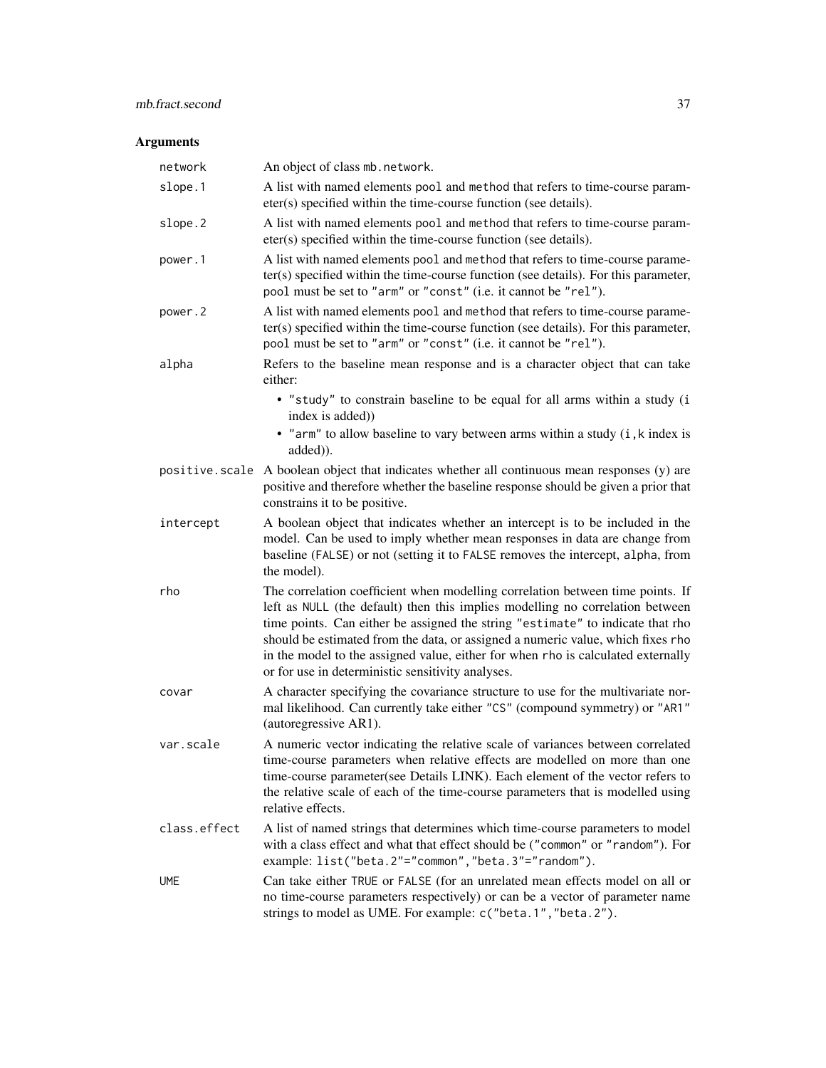## Arguments

| | |
|---|---|
| network | An object of class `mb.network`. |
| slope.1 | A list with named elements `pool` and `method` that refers to time-course parameter(s) specified within the time-course function (see details). |
| slope.2 | A list with named elements `pool` and `method` that refers to time-course parameter(s) specified within the time-course function (see details). |
| power.1 | A list with named elements `pool` and `method` that refers to time-course parameter(s) specified within the time-course function (see details). For this parameter, `pool` must be set to `"arm"` or `"const"` (i.e. it cannot be `"rel"`). |
| power.2 | A list with named elements `pool` and `method` that refers to time-course parameter(s) specified within the time-course function (see details). For this parameter, `pool` must be set to `"arm"` or `"const"` (i.e. it cannot be `"rel"`). |
| alpha | Refers to the baseline mean response and is a character object that can take either: <br>• `"study"` to constrain baseline to be equal for all arms within a study (`i` index is added)) <br>• `"arm"` to allow baseline to vary between arms within a study (`i,k` index is added)). |
| positive.scale | A boolean object that indicates whether all continuous mean responses (y) are positive and therefore whether the baseline response should be given a prior that constrains it to be positive. |
| intercept | A boolean object that indicates whether an intercept is to be included in the model. Can be used to imply whether mean responses in data are change from baseline (`FALSE`) or not (setting it to `FALSE` removes the intercept, `alpha`, from the model). |
| rho | The correlation coefficient when modelling correlation between time points. If left as `NULL` (the default) then this implies modelling no correlation between time points. Can either be assigned the string `"estimate"` to indicate that rho should be estimated from the data, or assigned a numeric value, which fixes `rho` in the model to the assigned value, either for when `rho` is calculated externally or for use in deterministic sensitivity analyses. |
| covar | A character specifying the covariance structure to use for the multivariate normal likelihood. Can currently take either `"CS"` (compound symmetry) or `"AR1"` (autoregressive AR1). |
| var.scale | A numeric vector indicating the relative scale of variances between correlated time-course parameters when relative effects are modelled on more than one time-course parameter(see Details LINK). Each element of the vector refers to the relative scale of each of the time-course parameters that is modelled using relative effects. |
| class.effect | A list of named strings that determines which time-course parameters to model with a class effect and what that effect should be (`"common"` or `"random"`). For example: `list("beta.2"="common","beta.3"="random")`. |
| UME | Can take either `TRUE` or `FALSE` (for an unrelated mean effects model on all or no time-course parameters respectively) or can be a vector of parameter name strings to model as UME. For example: `c("beta.1","beta.2")`. |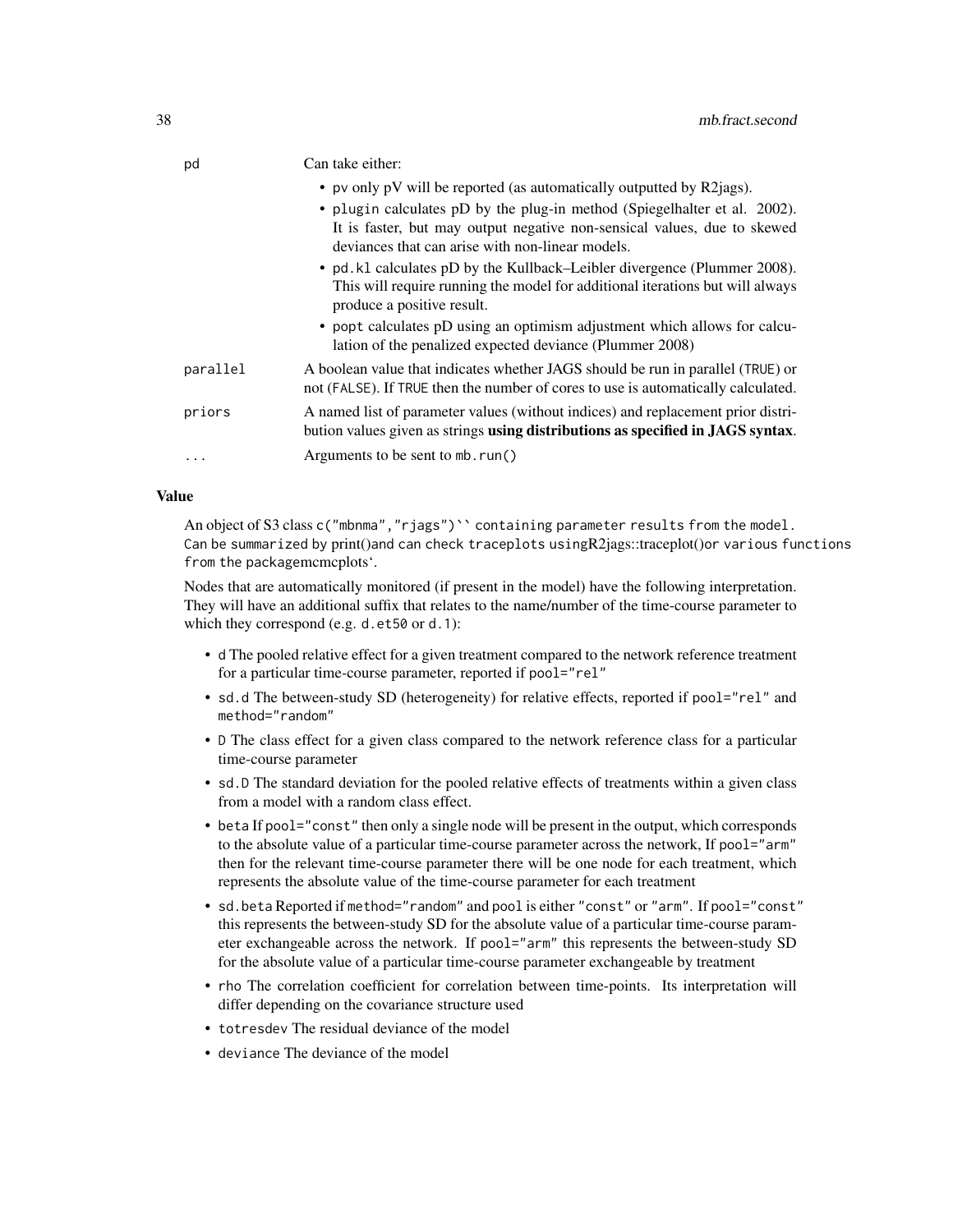| | |
|---|---|
| pd | Can take either:<br>• pv only pV will be reported (as automatically outputted by R2jags).<br>• plugin calculates pD by the plug-in method (Spiegelhalter et al. 2002). It is faster, but may output negative non-sensical values, due to skewed deviances that can arise with non-linear models.<br>• pd.kl calculates pD by the Kullback–Leibler divergence (Plummer 2008). This will require running the model for additional iterations but will always produce a positive result.<br>• popt calculates pD using an optimism adjustment which allows for calculation of the penalized expected deviance (Plummer 2008) |
| parallel | A boolean value that indicates whether JAGS should be run in parallel (TRUE) or not (FALSE). If TRUE then the number of cores to use is automatically calculated. |
| priors | A named list of parameter values (without indices) and replacement prior distribution values given as strings **using distributions as specified in JAGS syntax**. |
| ... | Arguments to be sent to mb.run() |

## Value

An object of S3 class c("mbnma","rjags")`` containing parameter results from the model. Can be summarized by print()and can check traceplots usingR2jags::traceplot()or various functions from the packagemcmcplots'.

Nodes that are automatically monitored (if present in the model) have the following interpretation. They will have an additional suffix that relates to the name/number of the time-course parameter to which they correspond (e.g. d.et50 or d.1):

- d The pooled relative effect for a given treatment compared to the network reference treatment for a particular time-course parameter, reported if pool="rel"
- sd.d The between-study SD (heterogeneity) for relative effects, reported if pool="rel" and method="random"
- D The class effect for a given class compared to the network reference class for a particular time-course parameter
- sd.D The standard deviation for the pooled relative effects of treatments within a given class from a model with a random class effect.
- beta If pool="const" then only a single node will be present in the output, which corresponds to the absolute value of a particular time-course parameter across the network, If pool="arm" then for the relevant time-course parameter there will be one node for each treatment, which represents the absolute value of the time-course parameter for each treatment
- sd.beta Reported if method="random" and pool is either "const" or "arm". If pool="const" this represents the between-study SD for the absolute value of a particular time-course parameter exchangeable across the network. If pool="arm" this represents the between-study SD for the absolute value of a particular time-course parameter exchangeable by treatment
- rho The correlation coefficient for correlation between time-points. Its interpretation will differ depending on the covariance structure used
- totresdev The residual deviance of the model
- deviance The deviance of the model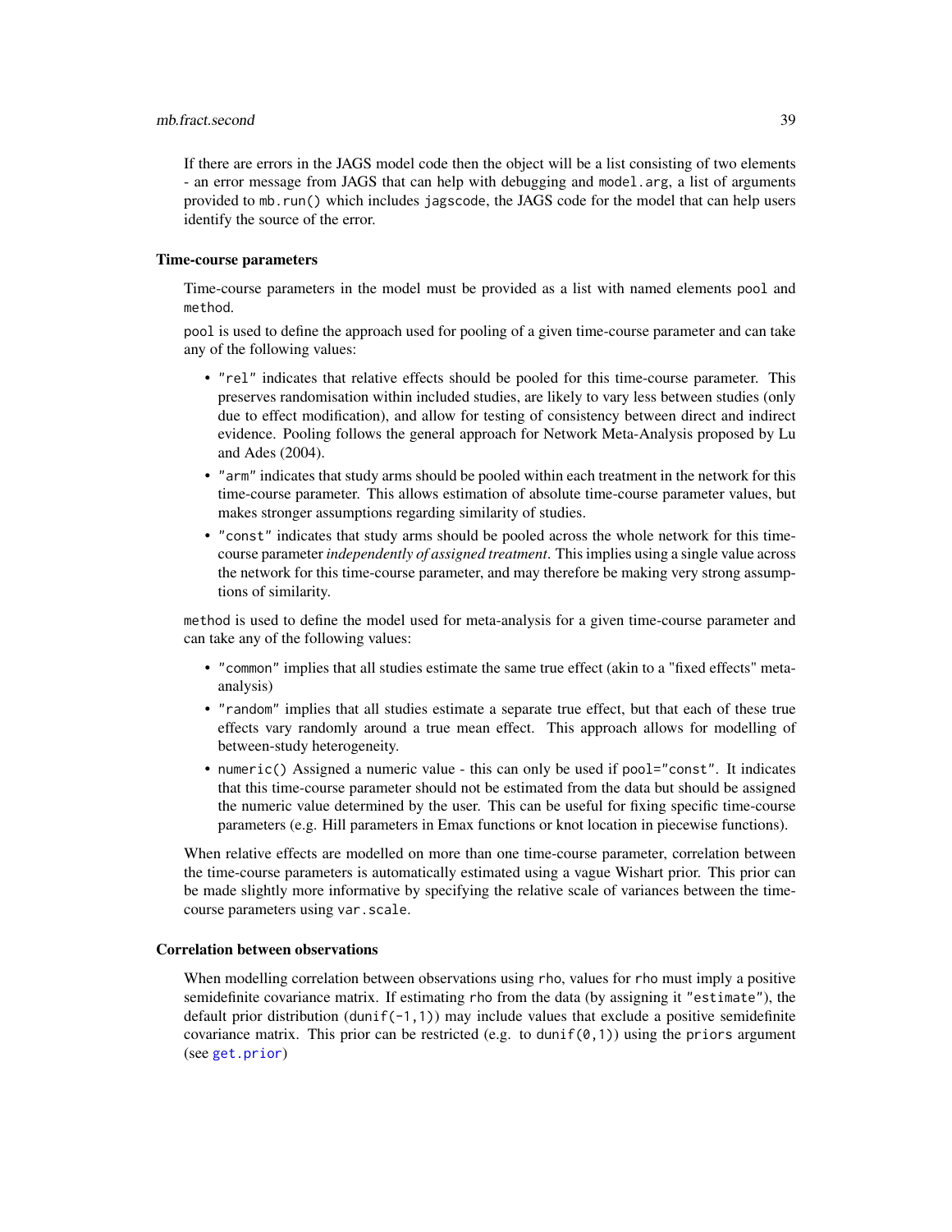If there are errors in the JAGS model code then the object will be a list consisting of two elements - an error message from JAGS that can help with debugging and `model.arg`, a list of arguments provided to `mb.run()` which includes `jagscode`, the JAGS code for the model that can help users identify the source of the error.

### Time-course parameters

Time-course parameters in the model must be provided as a list with named elements `pool` and `method`.

`pool` is used to define the approach used for pooling of a given time-course parameter and can take any of the following values:

- `"rel"` indicates that relative effects should be pooled for this time-course parameter. This preserves randomisation within included studies, are likely to vary less between studies (only due to effect modification), and allow for testing of consistency between direct and indirect evidence. Pooling follows the general approach for Network Meta-Analysis proposed by Lu and Ades (2004).
- `"arm"` indicates that study arms should be pooled within each treatment in the network for this time-course parameter. This allows estimation of absolute time-course parameter values, but makes stronger assumptions regarding similarity of studies.
- `"const"` indicates that study arms should be pooled across the whole network for this time-course parameter *independently of assigned treatment*. This implies using a single value across the network for this time-course parameter, and may therefore be making very strong assumptions of similarity.

`method` is used to define the model used for meta-analysis for a given time-course parameter and can take any of the following values:

- `"common"` implies that all studies estimate the same true effect (akin to a "fixed effects" meta-analysis)
- `"random"` implies that all studies estimate a separate true effect, but that each of these true effects vary randomly around a true mean effect. This approach allows for modelling of between-study heterogeneity.
- `numeric()` Assigned a numeric value - this can only be used if `pool="const"`. It indicates that this time-course parameter should not be estimated from the data but should be assigned the numeric value determined by the user. This can be useful for fixing specific time-course parameters (e.g. Hill parameters in Emax functions or knot location in piecewise functions).

When relative effects are modelled on more than one time-course parameter, correlation between the time-course parameters is automatically estimated using a vague Wishart prior. This prior can be made slightly more informative by specifying the relative scale of variances between the time-course parameters using `var.scale`.

### Correlation between observations

When modelling correlation between observations using `rho`, values for `rho` must imply a positive semidefinite covariance matrix. If estimating `rho` from the data (by assigning it `"estimate"`), the default prior distribution (`dunif(-1,1)`) may include values that exclude a positive semidefinite covariance matrix. This prior can be restricted (e.g. to `dunif(0,1)`) using the `priors` argument (see `get.prior`)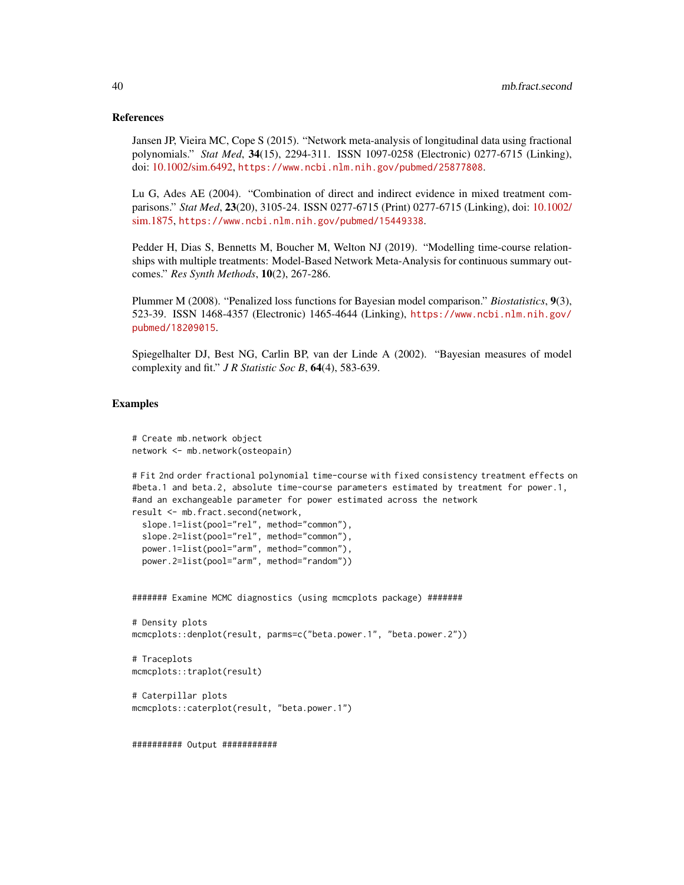## References

Jansen JP, Vieira MC, Cope S (2015). "Network meta-analysis of longitudinal data using fractional polynomials." *Stat Med*, **34**(15), 2294-311. ISSN 1097-0258 (Electronic) 0277-6715 (Linking), doi: 10.1002/sim.6492, https://www.ncbi.nlm.nih.gov/pubmed/25877808.

Lu G, Ades AE (2004). "Combination of direct and indirect evidence in mixed treatment comparisons." *Stat Med*, **23**(20), 3105-24. ISSN 0277-6715 (Print) 0277-6715 (Linking), doi: 10.1002/sim.1875, https://www.ncbi.nlm.nih.gov/pubmed/15449338.

Pedder H, Dias S, Bennetts M, Boucher M, Welton NJ (2019). "Modelling time-course relationships with multiple treatments: Model-Based Network Meta-Analysis for continuous summary outcomes." *Res Synth Methods*, **10**(2), 267-286.

Plummer M (2008). "Penalized loss functions for Bayesian model comparison." *Biostatistics*, **9**(3), 523-39. ISSN 1468-4357 (Electronic) 1465-4644 (Linking), https://www.ncbi.nlm.nih.gov/pubmed/18209015.

Spiegelhalter DJ, Best NG, Carlin BP, van der Linde A (2002). "Bayesian measures of model complexity and fit." *J R Statistic Soc B*, **64**(4), 583-639.

## Examples

```
# Create mb.network object
network <- mb.network(osteopain)

# Fit 2nd order fractional polynomial time-course with fixed consistency treatment effects on
#beta.1 and beta.2, absolute time-course parameters estimated by treatment for power.1,
#and an exchangeable parameter for power estimated across the network
result <- mb.fract.second(network,
  slope.1=list(pool="rel", method="common"),
  slope.2=list(pool="rel", method="common"),
  power.1=list(pool="arm", method="common"),
  power.2=list(pool="arm", method="random"))


####### Examine MCMC diagnostics (using mcmcplots package) #######

# Density plots
mcmcplots::denplot(result, parms=c("beta.power.1", "beta.power.2"))

# Traceplots
mcmcplots::traplot(result)

# Caterpillar plots
mcmcplots::caterplot(result, "beta.power.1")


########## Output ###########
```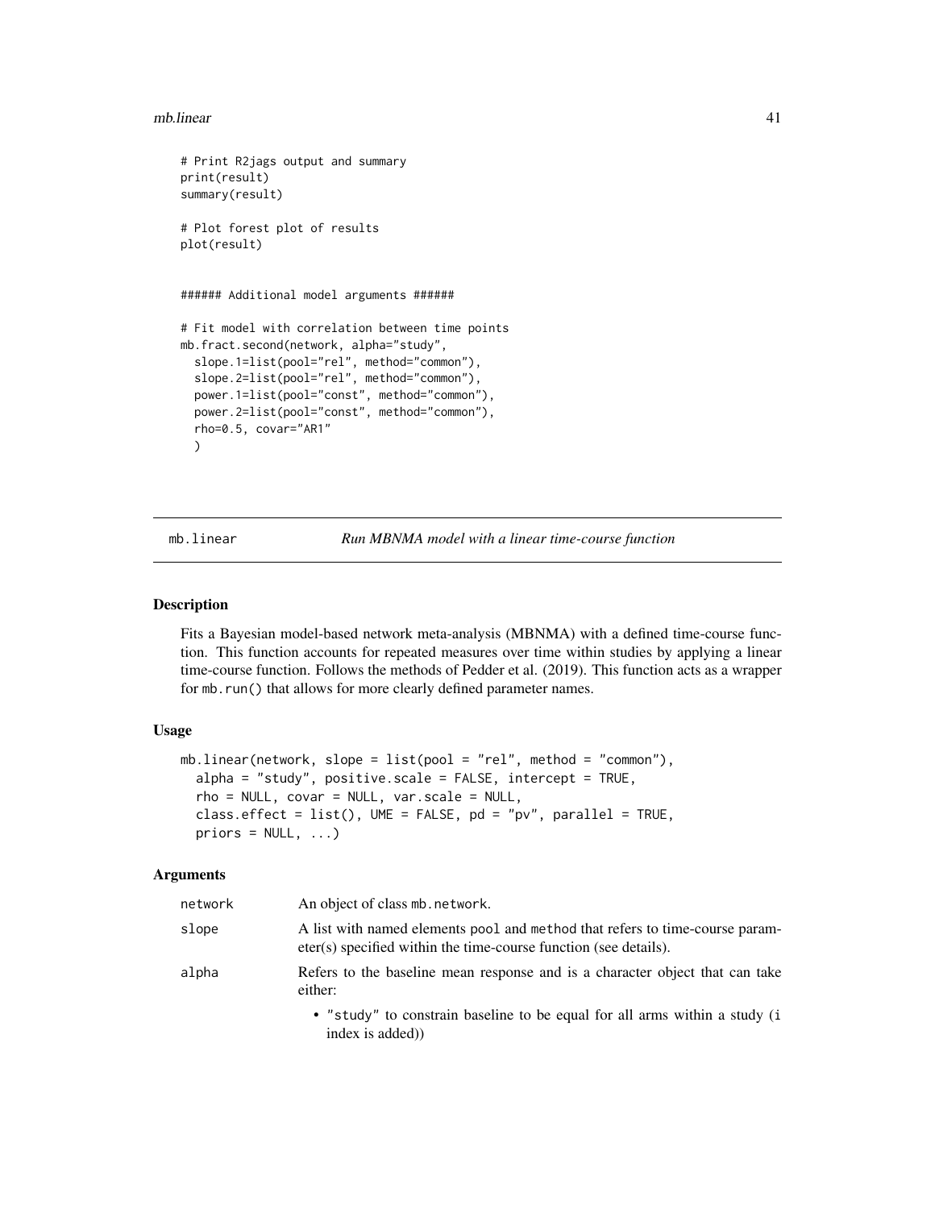```
# Print R2jags output and summary
print(result)
summary(result)

# Plot forest plot of results
plot(result)


###### Additional model arguments ######

# Fit model with correlation between time points
mb.fract.second(network, alpha="study",
  slope.1=list(pool="rel", method="common"),
  slope.2=list(pool="rel", method="common"),
  power.1=list(pool="const", method="common"),
  power.2=list(pool="const", method="common"),
  rho=0.5, covar="AR1"
  )
```

## mb.linear — *Run MBNMA model with a linear time-course function*

### Description

Fits a Bayesian model-based network meta-analysis (MBNMA) with a defined time-course function. This function accounts for repeated measures over time within studies by applying a linear time-course function. Follows the methods of Pedder et al. (2019). This function acts as a wrapper for `mb.run()` that allows for more clearly defined parameter names.

### Usage

```
mb.linear(network, slope = list(pool = "rel", method = "common"),
  alpha = "study", positive.scale = FALSE, intercept = TRUE,
  rho = NULL, covar = NULL, var.scale = NULL,
  class.effect = list(), UME = FALSE, pd = "pv", parallel = TRUE,
  priors = NULL, ...)
```

### Arguments

| | |
|---|---|
| `network` | An object of class `mb.network`. |
| `slope` | A list with named elements `pool` and `method` that refers to time-course parameter(s) specified within the time-course function (see details). |
| `alpha` | Refers to the baseline mean response and is a character object that can take either:<br>• `"study"` to constrain baseline to be equal for all arms within a study (`i` index is added)) |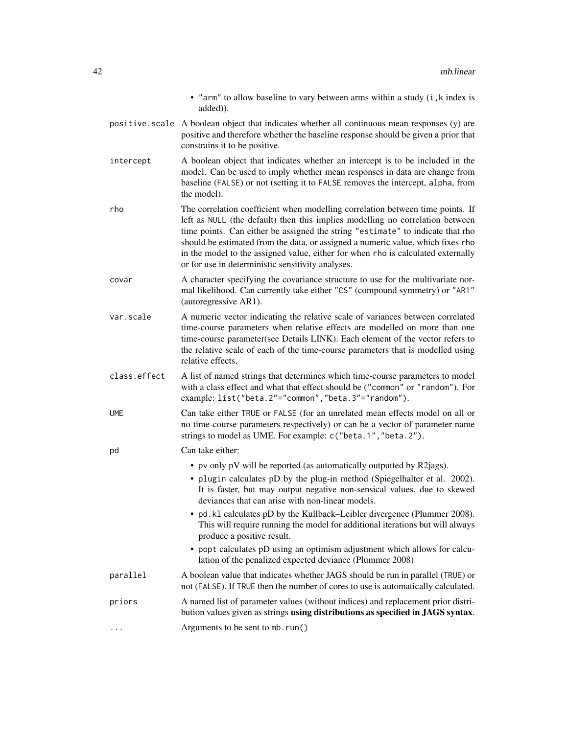- "arm" to allow baseline to vary between arms within a study (i,k index is added)).

positive.scale
: A boolean object that indicates whether all continuous mean responses (y) are positive and therefore whether the baseline response should be given a prior that constrains it to be positive.

intercept
: A boolean object that indicates whether an intercept is to be included in the model. Can be used to imply whether mean responses in data are change from baseline (FALSE) or not (setting it to FALSE removes the intercept, alpha, from the model).

rho
: The correlation coefficient when modelling correlation between time points. If left as NULL (the default) then this implies modelling no correlation between time points. Can either be assigned the string "estimate" to indicate that rho should be estimated from the data, or assigned a numeric value, which fixes rho in the model to the assigned value, either for when rho is calculated externally or for use in deterministic sensitivity analyses.

covar
: A character specifying the covariance structure to use for the multivariate normal likelihood. Can currently take either "CS" (compound symmetry) or "AR1" (autoregressive AR1).

var.scale
: A numeric vector indicating the relative scale of variances between correlated time-course parameters when relative effects are modelled on more than one time-course parameter(see Details LINK). Each element of the vector refers to the relative scale of each of the time-course parameters that is modelled using relative effects.

class.effect
: A list of named strings that determines which time-course parameters to model with a class effect and what that effect should be ("common" or "random"). For example: list("beta.2"="common","beta.3"="random").

UME
: Can take either TRUE or FALSE (for an unrelated mean effects model on all or no time-course parameters respectively) or can be a vector of parameter name strings to model as UME. For example: c("beta.1","beta.2").

pd
: Can take either:
  - pv only pV will be reported (as automatically outputted by R2jags).
  - plugin calculates pD by the plug-in method (Spiegelhalter et al. 2002). It is faster, but may output negative non-sensical values, due to skewed deviances that can arise with non-linear models.
  - pd.kl calculates pD by the Kullback–Leibler divergence (Plummer 2008). This will require running the model for additional iterations but will always produce a positive result.
  - popt calculates pD using an optimism adjustment which allows for calculation of the penalized expected deviance (Plummer 2008)

parallel
: A boolean value that indicates whether JAGS should be run in parallel (TRUE) or not (FALSE). If TRUE then the number of cores to use is automatically calculated.

priors
: A named list of parameter values (without indices) and replacement prior distribution values given as strings **using distributions as specified in JAGS syntax**.

...
: Arguments to be sent to mb.run()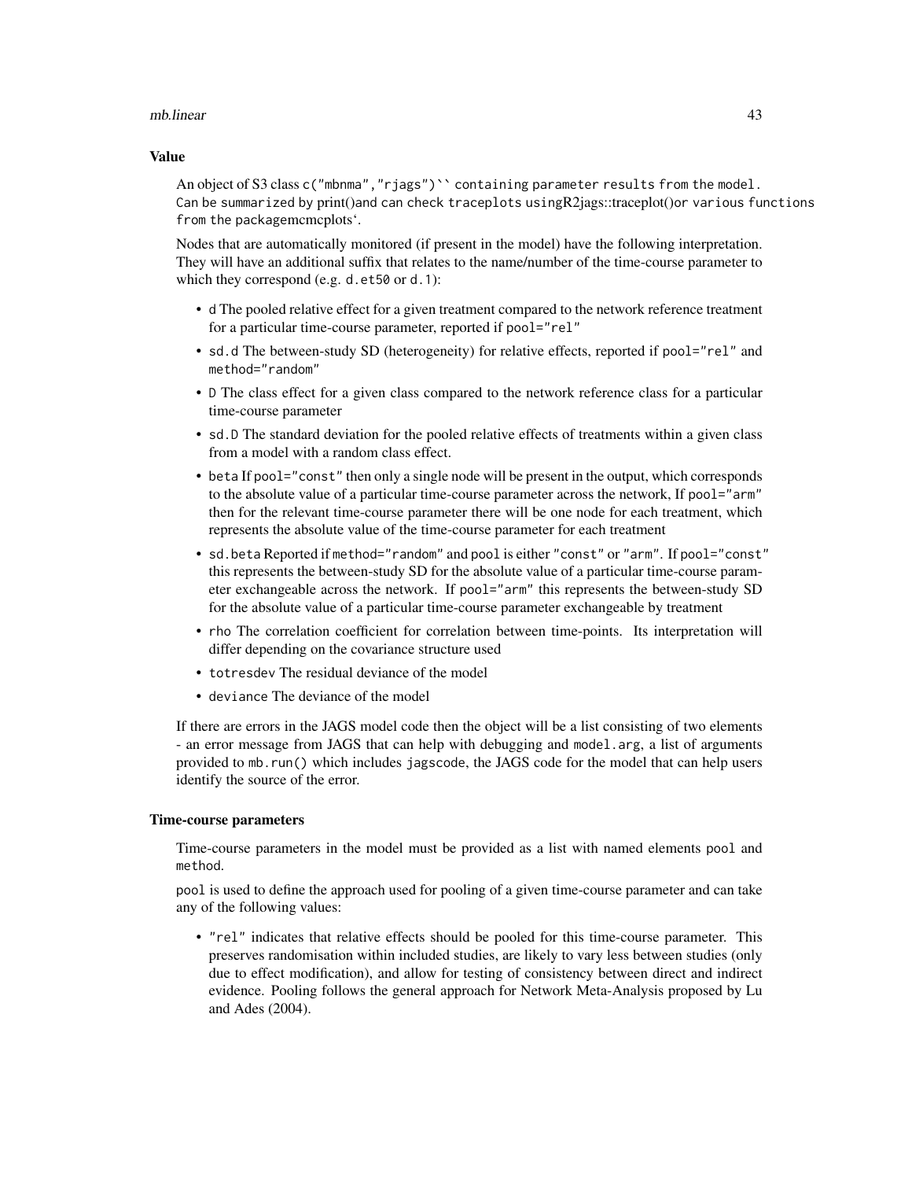### Value

An object of S3 class `c("mbnma","rjags")`` containing parameter results from the model. Can be summarized by print()and can check traceplots usingR2jags::traceplot()or various functions from the packagemcmcplots`.

Nodes that are automatically monitored (if present in the model) have the following interpretation. They will have an additional suffix that relates to the name/number of the time-course parameter to which they correspond (e.g. `d.et50` or `d.1`):

- `d` The pooled relative effect for a given treatment compared to the network reference treatment for a particular time-course parameter, reported if `pool="rel"`
- `sd.d` The between-study SD (heterogeneity) for relative effects, reported if `pool="rel"` and `method="random"`
- `D` The class effect for a given class compared to the network reference class for a particular time-course parameter
- `sd.D` The standard deviation for the pooled relative effects of treatments within a given class from a model with a random class effect.
- `beta` If `pool="const"` then only a single node will be present in the output, which corresponds to the absolute value of a particular time-course parameter across the network, If `pool="arm"` then for the relevant time-course parameter there will be one node for each treatment, which represents the absolute value of the time-course parameter for each treatment
- `sd.beta` Reported if `method="random"` and `pool` is either `"const"` or `"arm"`. If `pool="const"` this represents the between-study SD for the absolute value of a particular time-course parameter exchangeable across the network. If `pool="arm"` this represents the between-study SD for the absolute value of a particular time-course parameter exchangeable by treatment
- `rho` The correlation coefficient for correlation between time-points. Its interpretation will differ depending on the covariance structure used
- `totresdev` The residual deviance of the model
- `deviance` The deviance of the model

If there are errors in the JAGS model code then the object will be a list consisting of two elements - an error message from JAGS that can help with debugging and `model.arg`, a list of arguments provided to `mb.run()` which includes `jagscode`, the JAGS code for the model that can help users identify the source of the error.

### Time-course parameters

Time-course parameters in the model must be provided as a list with named elements `pool` and `method`.

`pool` is used to define the approach used for pooling of a given time-course parameter and can take any of the following values:

- `"rel"` indicates that relative effects should be pooled for this time-course parameter. This preserves randomisation within included studies, are likely to vary less between studies (only due to effect modification), and allow for testing of consistency between direct and indirect evidence. Pooling follows the general approach for Network Meta-Analysis proposed by Lu and Ades (2004).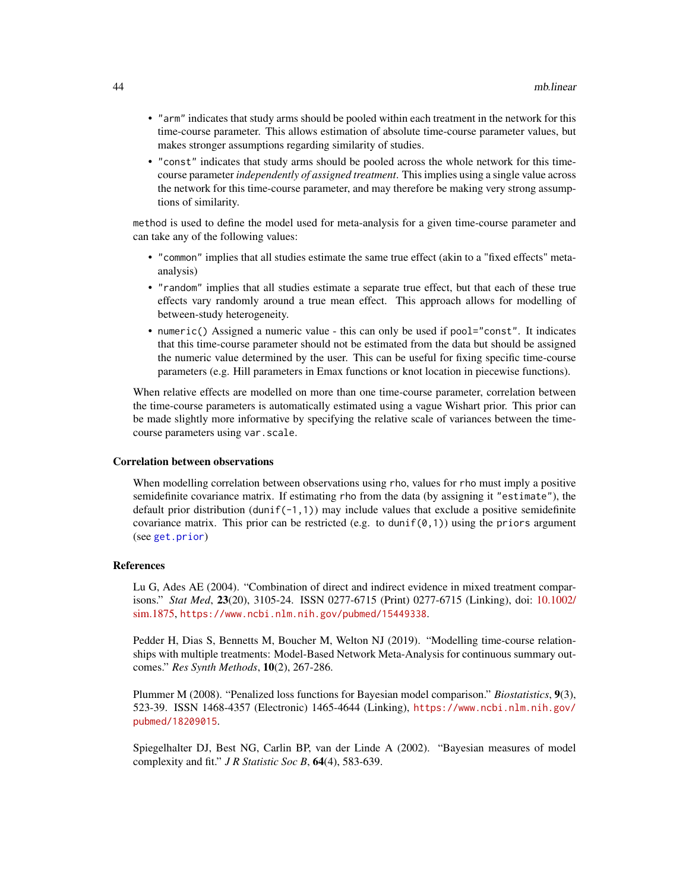- `"arm"` indicates that study arms should be pooled within each treatment in the network for this time-course parameter. This allows estimation of absolute time-course parameter values, but makes stronger assumptions regarding similarity of studies.
- `"const"` indicates that study arms should be pooled across the whole network for this time-course parameter *independently of assigned treatment*. This implies using a single value across the network for this time-course parameter, and may therefore be making very strong assumptions of similarity.

`method` is used to define the model used for meta-analysis for a given time-course parameter and can take any of the following values:

- `"common"` implies that all studies estimate the same true effect (akin to a "fixed effects" meta-analysis)
- `"random"` implies that all studies estimate a separate true effect, but that each of these true effects vary randomly around a true mean effect. This approach allows for modelling of between-study heterogeneity.
- `numeric()` Assigned a numeric value - this can only be used if `pool="const"`. It indicates that this time-course parameter should not be estimated from the data but should be assigned the numeric value determined by the user. This can be useful for fixing specific time-course parameters (e.g. Hill parameters in Emax functions or knot location in piecewise functions).

When relative effects are modelled on more than one time-course parameter, correlation between the time-course parameters is automatically estimated using a vague Wishart prior. This prior can be made slightly more informative by specifying the relative scale of variances between the time-course parameters using `var.scale`.

### Correlation between observations

When modelling correlation between observations using `rho`, values for `rho` must imply a positive semidefinite covariance matrix. If estimating `rho` from the data (by assigning it `"estimate"`), the default prior distribution (`dunif(-1,1)`) may include values that exclude a positive semidefinite covariance matrix. This prior can be restricted (e.g. to `dunif(0,1)`) using the `priors` argument (see `get.prior`)

### References

Lu G, Ades AE (2004). "Combination of direct and indirect evidence in mixed treatment comparisons." *Stat Med*, **23**(20), 3105-24. ISSN 0277-6715 (Print) 0277-6715 (Linking), doi: 10.1002/sim.1875, https://www.ncbi.nlm.nih.gov/pubmed/15449338.

Pedder H, Dias S, Bennetts M, Boucher M, Welton NJ (2019). "Modelling time-course relationships with multiple treatments: Model-Based Network Meta-Analysis for continuous summary outcomes." *Res Synth Methods*, **10**(2), 267-286.

Plummer M (2008). "Penalized loss functions for Bayesian model comparison." *Biostatistics*, **9**(3), 523-39. ISSN 1468-4357 (Electronic) 1465-4644 (Linking), https://www.ncbi.nlm.nih.gov/pubmed/18209015.

Spiegelhalter DJ, Best NG, Carlin BP, van der Linde A (2002). "Bayesian measures of model complexity and fit." *J R Statistic Soc B*, **64**(4), 583-639.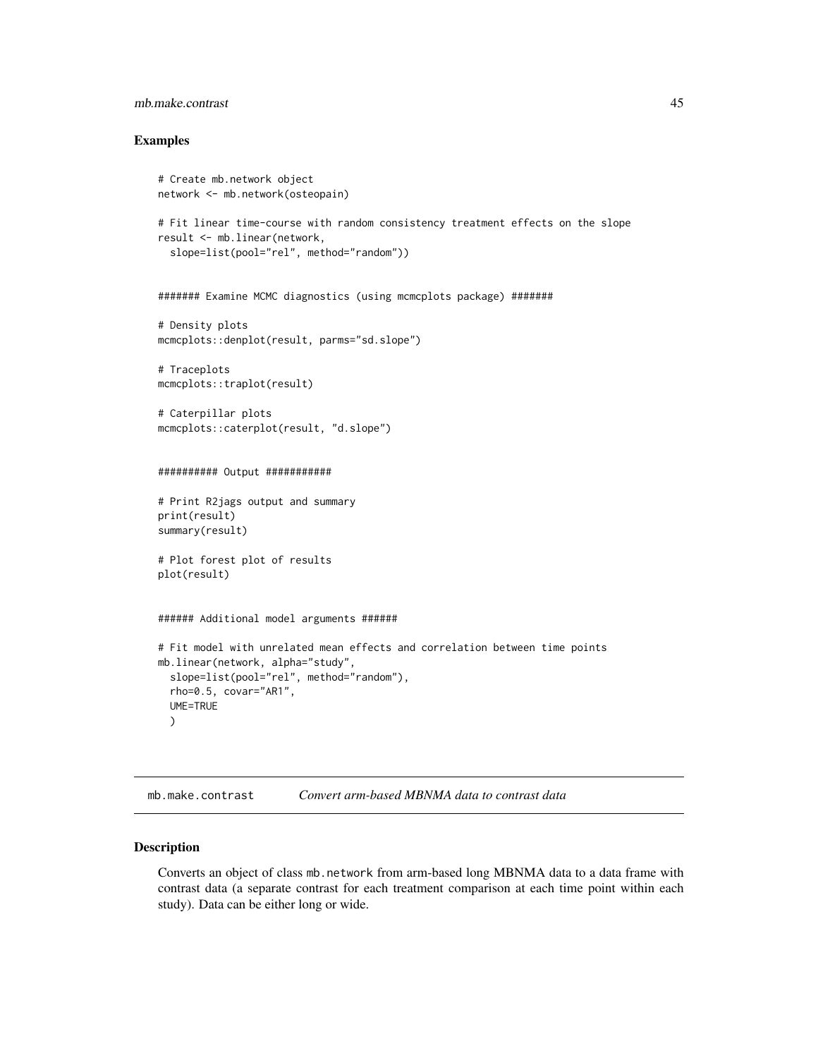## Examples

```
# Create mb.network object
network <- mb.network(osteopain)

# Fit linear time-course with random consistency treatment effects on the slope
result <- mb.linear(network,
  slope=list(pool="rel", method="random"))


####### Examine MCMC diagnostics (using mcmcplots package) #######

# Density plots
mcmcplots::denplot(result, parms="sd.slope")

# Traceplots
mcmcplots::traplot(result)

# Caterpillar plots
mcmcplots::caterplot(result, "d.slope")


########## Output ###########

# Print R2jags output and summary
print(result)
summary(result)

# Plot forest plot of results
plot(result)


###### Additional model arguments ######

# Fit model with unrelated mean effects and correlation between time points
mb.linear(network, alpha="study",
  slope=list(pool="rel", method="random"),
  rho=0.5, covar="AR1",
  UME=TRUE
  )
```

---

# mb.make.contrast    *Convert arm-based MBNMA data to contrast data*

---

## Description

Converts an object of class `mb.network` from arm-based long MBNMA data to a data frame with contrast data (a separate contrast for each treatment comparison at each time point within each study). Data can be either long or wide.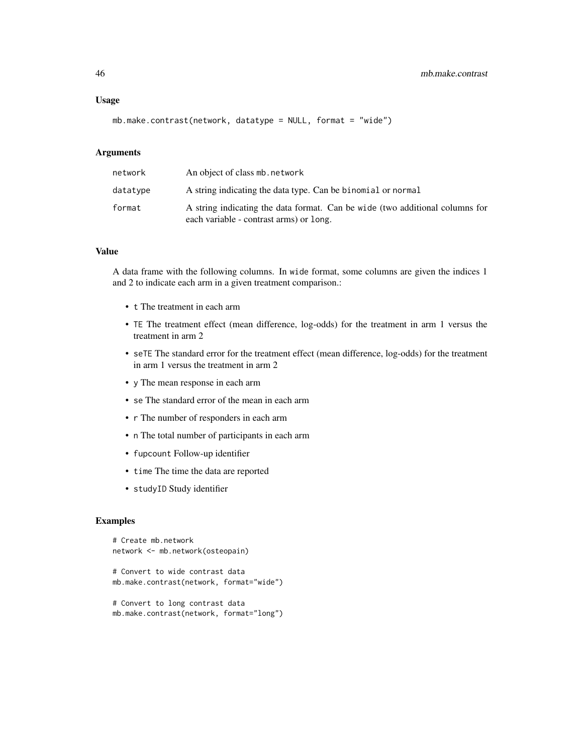## Usage

```
mb.make.contrast(network, datatype = NULL, format = "wide")
```

## Arguments

| | |
|---|---|
| network | An object of class mb.network |
| datatype | A string indicating the data type. Can be binomial or normal |
| format | A string indicating the data format. Can be wide (two additional columns for each variable - contrast arms) or long. |

## Value

A data frame with the following columns. In wide format, some columns are given the indices 1 and 2 to indicate each arm in a given treatment comparison.:

- t The treatment in each arm
- TE The treatment effect (mean difference, log-odds) for the treatment in arm 1 versus the treatment in arm 2
- seTE The standard error for the treatment effect (mean difference, log-odds) for the treatment in arm 1 versus the treatment in arm 2
- y The mean response in each arm
- se The standard error of the mean in each arm
- r The number of responders in each arm
- n The total number of participants in each arm
- fupcount Follow-up identifier
- time The time the data are reported
- studyID Study identifier

## Examples

```
# Create mb.network
network <- mb.network(osteopain)

# Convert to wide contrast data
mb.make.contrast(network, format="wide")

# Convert to long contrast data
mb.make.contrast(network, format="long")
```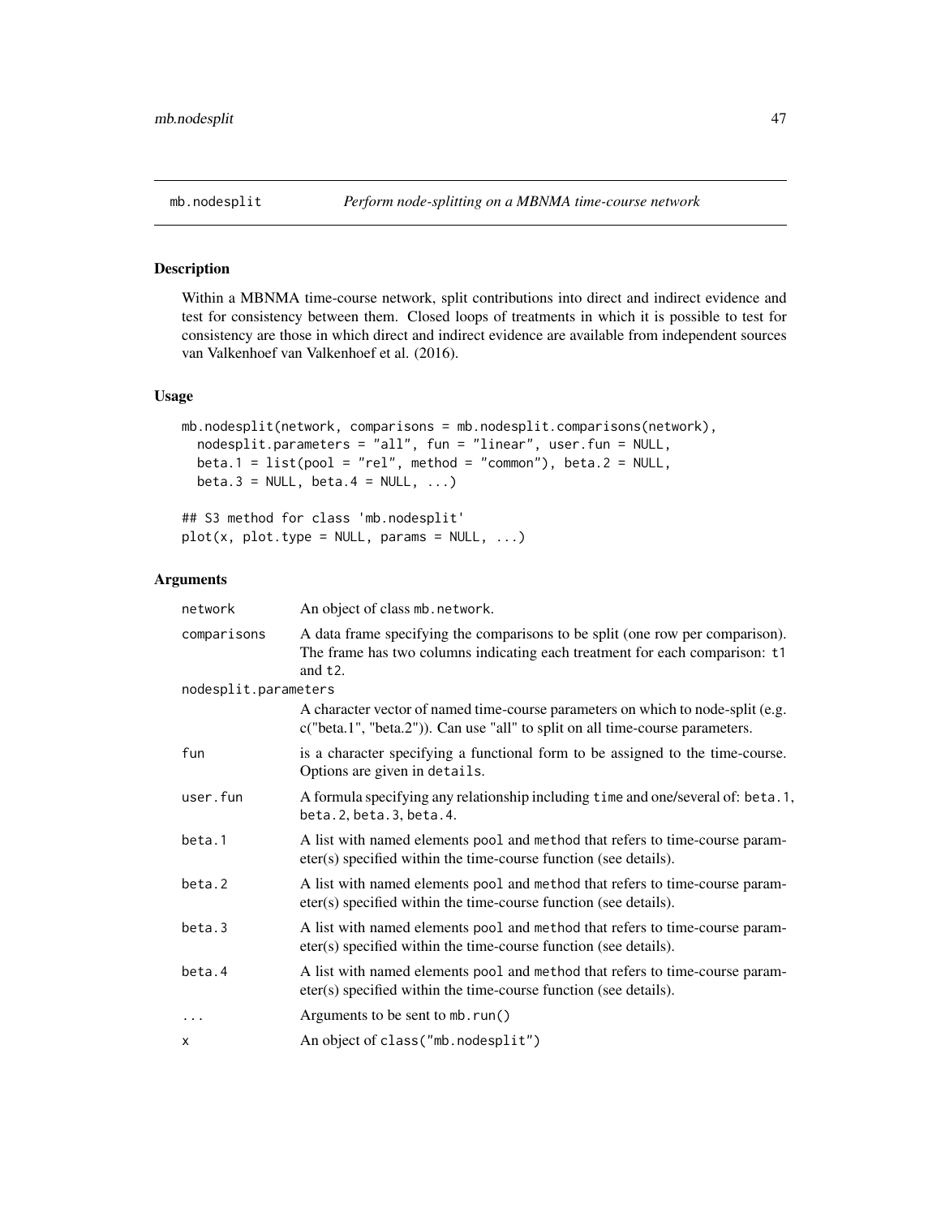mb.nodesplit *Perform node-splitting on a MBNMA time-course network*

## Description

Within a MBNMA time-course network, split contributions into direct and indirect evidence and test for consistency between them. Closed loops of treatments in which it is possible to test for consistency are those in which direct and indirect evidence are available from independent sources van Valkenhoef van Valkenhoef et al. (2016).

## Usage

```
mb.nodesplit(network, comparisons = mb.nodesplit.comparisons(network),
  nodesplit.parameters = "all", fun = "linear", user.fun = NULL,
  beta.1 = list(pool = "rel", method = "common"), beta.2 = NULL,
  beta.3 = NULL, beta.4 = NULL, ...)

## S3 method for class 'mb.nodesplit'
plot(x, plot.type = NULL, params = NULL, ...)
```

## Arguments

| | |
|---|---|
| network | An object of class mb.network. |
| comparisons | A data frame specifying the comparisons to be split (one row per comparison). The frame has two columns indicating each treatment for each comparison: t1 and t2. |
| nodesplit.parameters | A character vector of named time-course parameters on which to node-split (e.g. c("beta.1", "beta.2")). Can use "all" to split on all time-course parameters. |
| fun | is a character specifying a functional form to be assigned to the time-course. Options are given in details. |
| user.fun | A formula specifying any relationship including time and one/several of: beta.1, beta.2, beta.3, beta.4. |
| beta.1 | A list with named elements pool and method that refers to time-course parameter(s) specified within the time-course function (see details). |
| beta.2 | A list with named elements pool and method that refers to time-course parameter(s) specified within the time-course function (see details). |
| beta.3 | A list with named elements pool and method that refers to time-course parameter(s) specified within the time-course function (see details). |
| beta.4 | A list with named elements pool and method that refers to time-course parameter(s) specified within the time-course function (see details). |
| ... | Arguments to be sent to mb.run() |
| x | An object of class("mb.nodesplit") |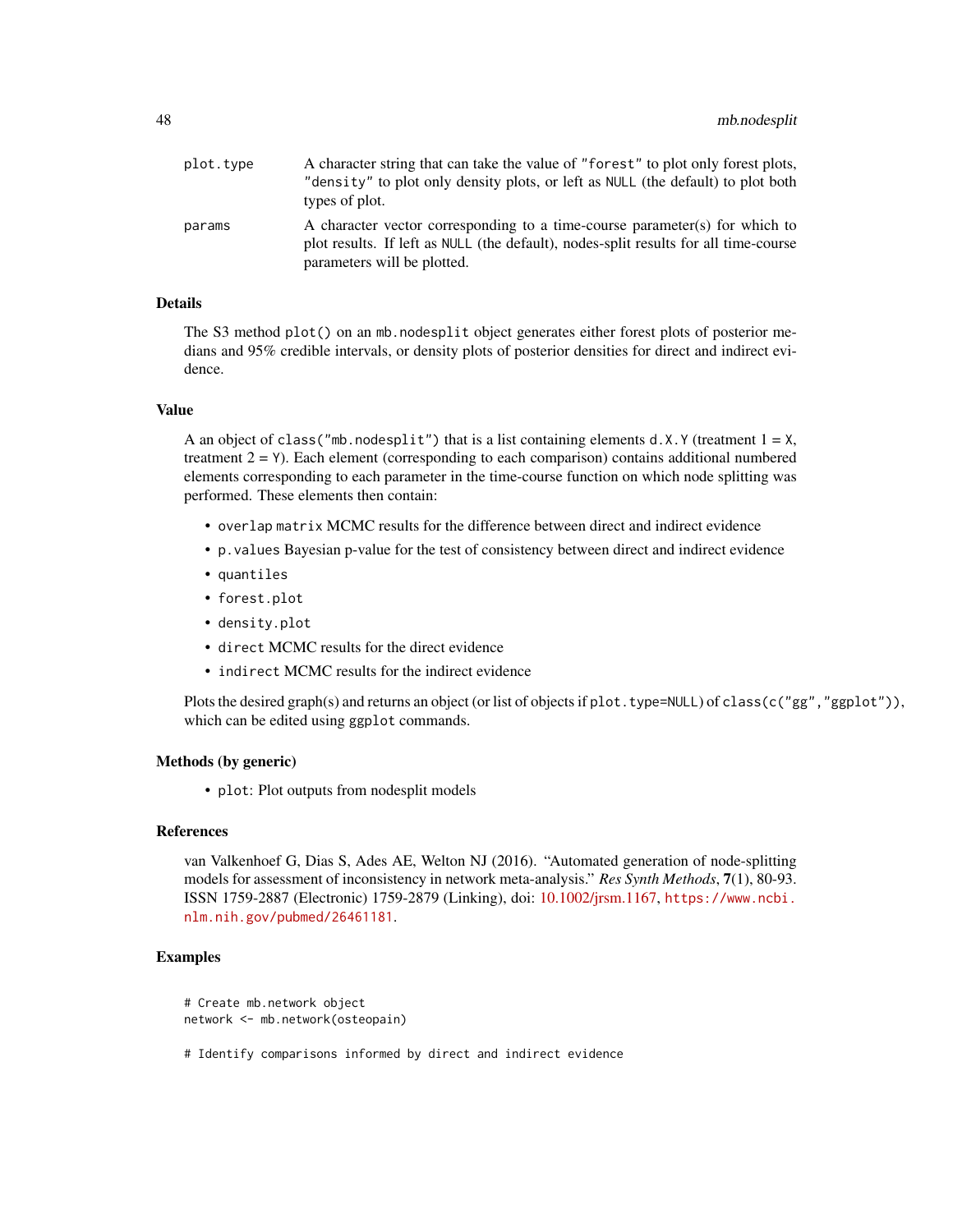| | |
|---|---|
| plot.type | A character string that can take the value of "forest" to plot only forest plots, "density" to plot only density plots, or left as NULL (the default) to plot both types of plot. |
| params | A character vector corresponding to a time-course parameter(s) for which to plot results. If left as NULL (the default), nodes-split results for all time-course parameters will be plotted. |

### Details

The S3 method `plot()` on an `mb.nodesplit` object generates either forest plots of posterior medians and 95% credible intervals, or density plots of posterior densities for direct and indirect evidence.

### Value

A an object of `class("mb.nodesplit")` that is a list containing elements `d.X.Y` (treatment 1 = `X`, treatment 2 = `Y`). Each element (corresponding to each comparison) contains additional numbered elements corresponding to each parameter in the time-course function on which node splitting was performed. These elements then contain:

- `overlap matrix` MCMC results for the difference between direct and indirect evidence
- `p.values` Bayesian p-value for the test of consistency between direct and indirect evidence
- `quantiles`
- `forest.plot`
- `density.plot`
- `direct` MCMC results for the direct evidence
- `indirect` MCMC results for the indirect evidence

Plots the desired graph(s) and returns an object (or list of objects if `plot.type=NULL`) of `class(c("gg","ggplot"))`, which can be edited using `ggplot` commands.

### Methods (by generic)

- `plot`: Plot outputs from nodesplit models

### References

van Valkenhoef G, Dias S, Ades AE, Welton NJ (2016). "Automated generation of node-splitting models for assessment of inconsistency in network meta-analysis." *Res Synth Methods*, **7**(1), 80-93. ISSN 1759-2887 (Electronic) 1759-2879 (Linking), doi: 10.1002/jrsm.1167, https://www.ncbi.nlm.nih.gov/pubmed/26461181.

### Examples

```
# Create mb.network object
network <- mb.network(osteopain)

# Identify comparisons informed by direct and indirect evidence
```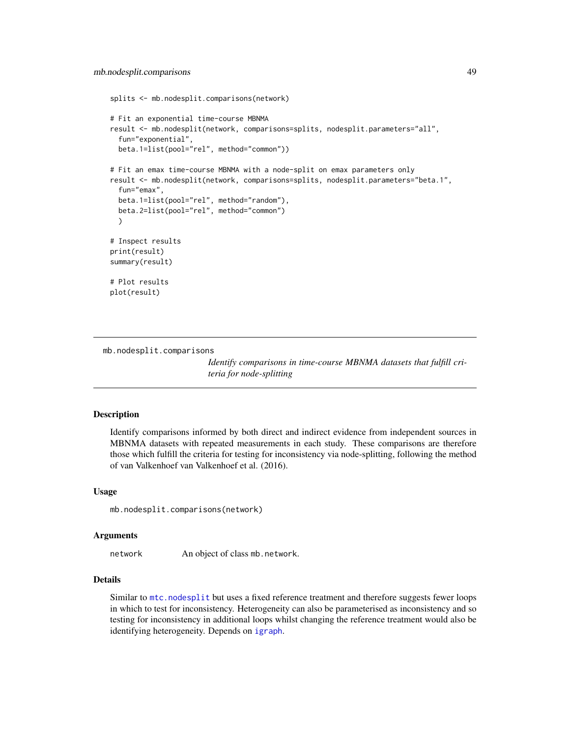```
splits <- mb.nodesplit.comparisons(network)

# Fit an exponential time-course MBNMA
result <- mb.nodesplit(network, comparisons=splits, nodesplit.parameters="all",
  fun="exponential",
  beta.1=list(pool="rel", method="common"))

# Fit an emax time-course MBNMA with a node-split on emax parameters only
result <- mb.nodesplit(network, comparisons=splits, nodesplit.parameters="beta.1",
  fun="emax",
  beta.1=list(pool="rel", method="random"),
  beta.2=list(pool="rel", method="common")
  )

# Inspect results
print(result)
summary(result)

# Plot results
plot(result)
```

---

## mb.nodesplit.comparisons

*Identify comparisons in time-course MBNMA datasets that fulfill criteria for node-splitting*

---

### Description

Identify comparisons informed by both direct and indirect evidence from independent sources in MBNMA datasets with repeated measurements in each study. These comparisons are therefore those which fulfill the criteria for testing for inconsistency via node-splitting, following the method of van Valkenhoef van Valkenhoef et al. (2016).

### Usage

```
mb.nodesplit.comparisons(network)
```

### Arguments

| | |
|---|---|
| network | An object of class `mb.network`. |

### Details

Similar to `mtc.nodesplit` but uses a fixed reference treatment and therefore suggests fewer loops in which to test for inconsistency. Heterogeneity can also be parameterised as inconsistency and so testing for inconsistency in additional loops whilst changing the reference treatment would also be identifying heterogeneity. Depends on `igraph`.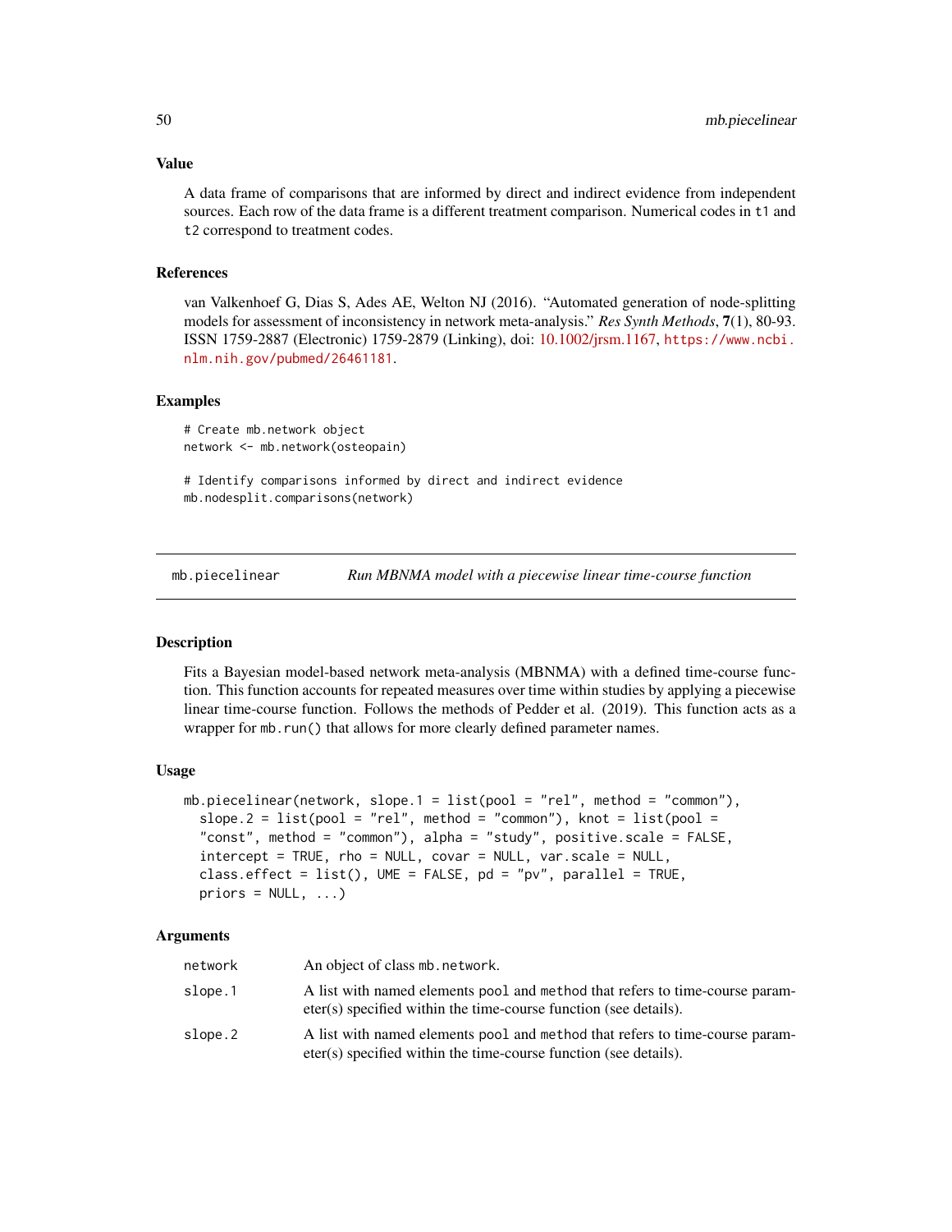### Value

A data frame of comparisons that are informed by direct and indirect evidence from independent sources. Each row of the data frame is a different treatment comparison. Numerical codes in `t1` and `t2` correspond to treatment codes.

### References

van Valkenhoef G, Dias S, Ades AE, Welton NJ (2016). "Automated generation of node-splitting models for assessment of inconsistency in network meta-analysis." *Res Synth Methods*, **7**(1), 80-93. ISSN 1759-2887 (Electronic) 1759-2879 (Linking), doi: 10.1002/jrsm.1167, https://www.ncbi.nlm.nih.gov/pubmed/26461181.

### Examples

```
# Create mb.network object
network <- mb.network(osteopain)

# Identify comparisons informed by direct and indirect evidence
mb.nodesplit.comparisons(network)
```

---

## mb.piecelinear — *Run MBNMA model with a piecewise linear time-course function*

### Description

Fits a Bayesian model-based network meta-analysis (MBNMA) with a defined time-course function. This function accounts for repeated measures over time within studies by applying a piecewise linear time-course function. Follows the methods of Pedder et al. (2019). This function acts as a wrapper for `mb.run()` that allows for more clearly defined parameter names.

### Usage

```
mb.piecelinear(network, slope.1 = list(pool = "rel", method = "common"),
  slope.2 = list(pool = "rel", method = "common"), knot = list(pool =
  "const", method = "common"), alpha = "study", positive.scale = FALSE,
  intercept = TRUE, rho = NULL, covar = NULL, var.scale = NULL,
  class.effect = list(), UME = FALSE, pd = "pv", parallel = TRUE,
  priors = NULL, ...)
```

### Arguments

| | |
|---|---|
| `network` | An object of class `mb.network`. |
| `slope.1` | A list with named elements `pool` and `method` that refers to time-course parameter(s) specified within the time-course function (see details). |
| `slope.2` | A list with named elements `pool` and `method` that refers to time-course parameter(s) specified within the time-course function (see details). |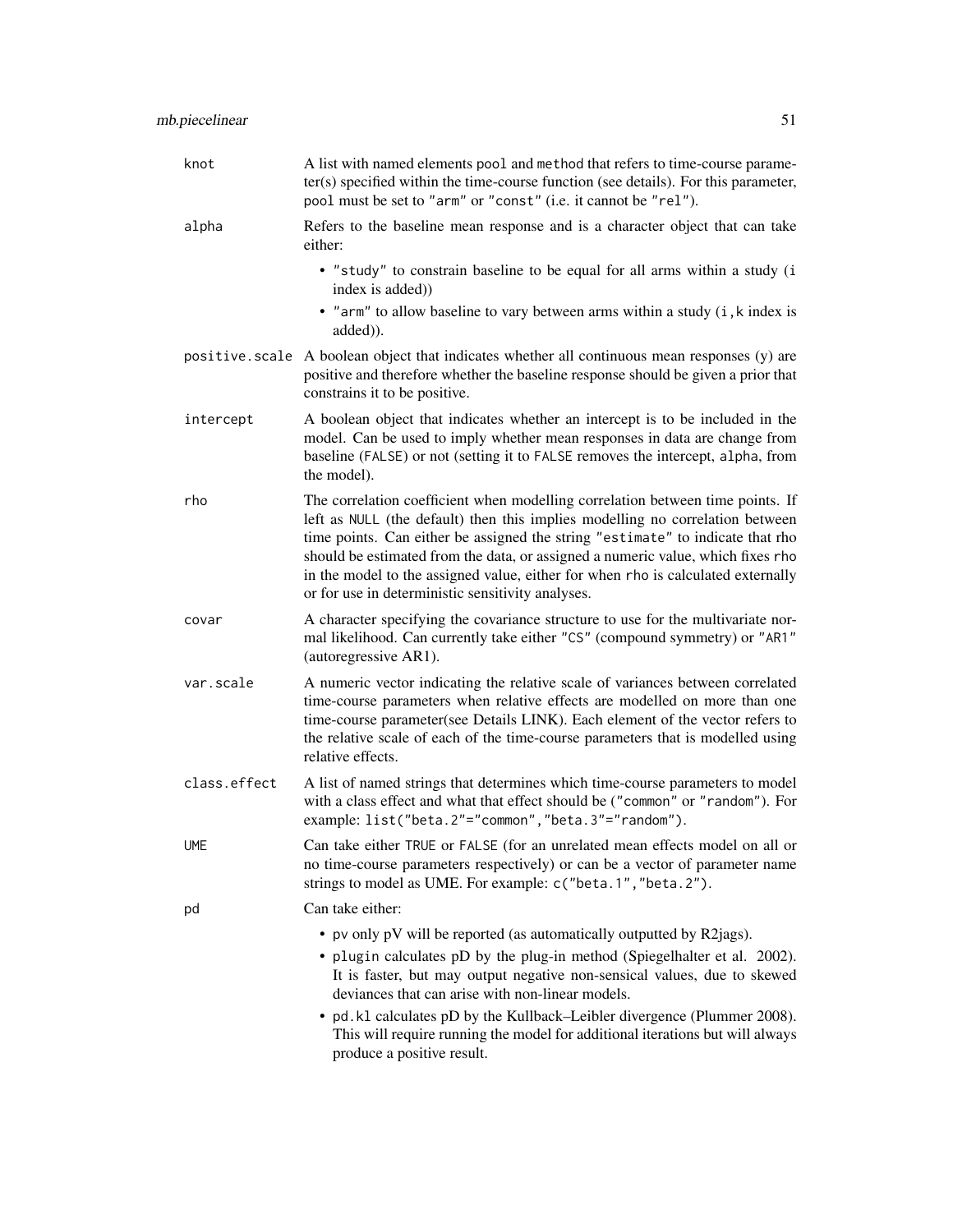| | |
|---|---|
| knot | A list with named elements `pool` and `method` that refers to time-course parameter(s) specified within the time-course function (see details). For this parameter, `pool` must be set to `"arm"` or `"const"` (i.e. it cannot be `"rel"`). |
| alpha | Refers to the baseline mean response and is a character object that can take either:<br>• `"study"` to constrain baseline to be equal for all arms within a study (`i` index is added))<br>• `"arm"` to allow baseline to vary between arms within a study (`i,k` index is added)). |
| positive.scale | A boolean object that indicates whether all continuous mean responses (y) are positive and therefore whether the baseline response should be given a prior that constrains it to be positive. |
| intercept | A boolean object that indicates whether an intercept is to be included in the model. Can be used to imply whether mean responses in data are change from baseline (`FALSE`) or not (setting it to `FALSE` removes the intercept, `alpha`, from the model). |
| rho | The correlation coefficient when modelling correlation between time points. If left as `NULL` (the default) then this implies modelling no correlation between time points. Can either be assigned the string `"estimate"` to indicate that rho should be estimated from the data, or assigned a numeric value, which fixes `rho` in the model to the assigned value, either for when `rho` is calculated externally or for use in deterministic sensitivity analyses. |
| covar | A character specifying the covariance structure to use for the multivariate normal likelihood. Can currently take either `"CS"` (compound symmetry) or `"AR1"` (autoregressive AR1). |
| var.scale | A numeric vector indicating the relative scale of variances between correlated time-course parameters when relative effects are modelled on more than one time-course parameter(see Details LINK). Each element of the vector refers to the relative scale of each of the time-course parameters that is modelled using relative effects. |
| class.effect | A list of named strings that determines which time-course parameters to model with a class effect and what that effect should be (`"common"` or `"random"`). For example: `list("beta.2"="common","beta.3"="random")`. |
| UME | Can take either `TRUE` or `FALSE` (for an unrelated mean effects model on all or no time-course parameters respectively) or can be a vector of parameter name strings to model as UME. For example: `c("beta.1","beta.2")`. |
| pd | Can take either:<br>• `pv` only pV will be reported (as automatically outputted by R2jags).<br>• `plugin` calculates pD by the plug-in method (Spiegelhalter et al. 2002). It is faster, but may output negative non-sensical values, due to skewed deviances that can arise with non-linear models.<br>• `pd.kl` calculates pD by the Kullback–Leibler divergence (Plummer 2008). This will require running the model for additional iterations but will always produce a positive result. |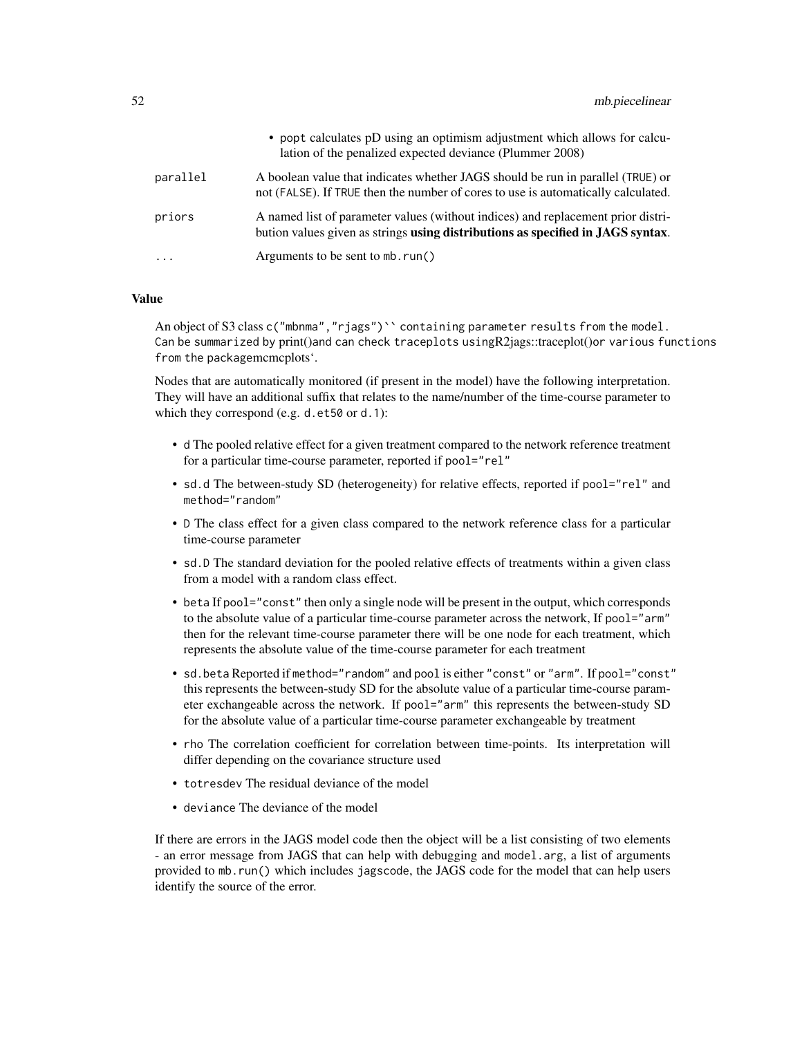- popt calculates pD using an optimism adjustment which allows for calculation of the penalized expected deviance (Plummer 2008)

| | |
|---|---|
| parallel | A boolean value that indicates whether JAGS should be run in parallel (TRUE) or not (FALSE). If TRUE then the number of cores to use is automatically calculated. |
| priors | A named list of parameter values (without indices) and replacement prior distribution values given as strings **using distributions as specified in JAGS syntax**. |
| ... | Arguments to be sent to mb.run() |

## Value

An object of S3 class c("mbnma","rjags")`` containing parameter results from the model. Can be summarized by print()and can check traceplots usingR2jags::traceplot()or various functions from the packagemcmcplots'.

Nodes that are automatically monitored (if present in the model) have the following interpretation. They will have an additional suffix that relates to the name/number of the time-course parameter to which they correspond (e.g. d.et50 or d.1):

- d The pooled relative effect for a given treatment compared to the network reference treatment for a particular time-course parameter, reported if pool="rel"
- sd.d The between-study SD (heterogeneity) for relative effects, reported if pool="rel" and method="random"
- D The class effect for a given class compared to the network reference class for a particular time-course parameter
- sd.D The standard deviation for the pooled relative effects of treatments within a given class from a model with a random class effect.
- beta If pool="const" then only a single node will be present in the output, which corresponds to the absolute value of a particular time-course parameter across the network, If pool="arm" then for the relevant time-course parameter there will be one node for each treatment, which represents the absolute value of the time-course parameter for each treatment
- sd.beta Reported if method="random" and pool is either "const" or "arm". If pool="const" this represents the between-study SD for the absolute value of a particular time-course parameter exchangeable across the network. If pool="arm" this represents the between-study SD for the absolute value of a particular time-course parameter exchangeable by treatment
- rho The correlation coefficient for correlation between time-points. Its interpretation will differ depending on the covariance structure used
- totresdev The residual deviance of the model
- deviance The deviance of the model

If there are errors in the JAGS model code then the object will be a list consisting of two elements - an error message from JAGS that can help with debugging and model.arg, a list of arguments provided to mb.run() which includes jagscode, the JAGS code for the model that can help users identify the source of the error.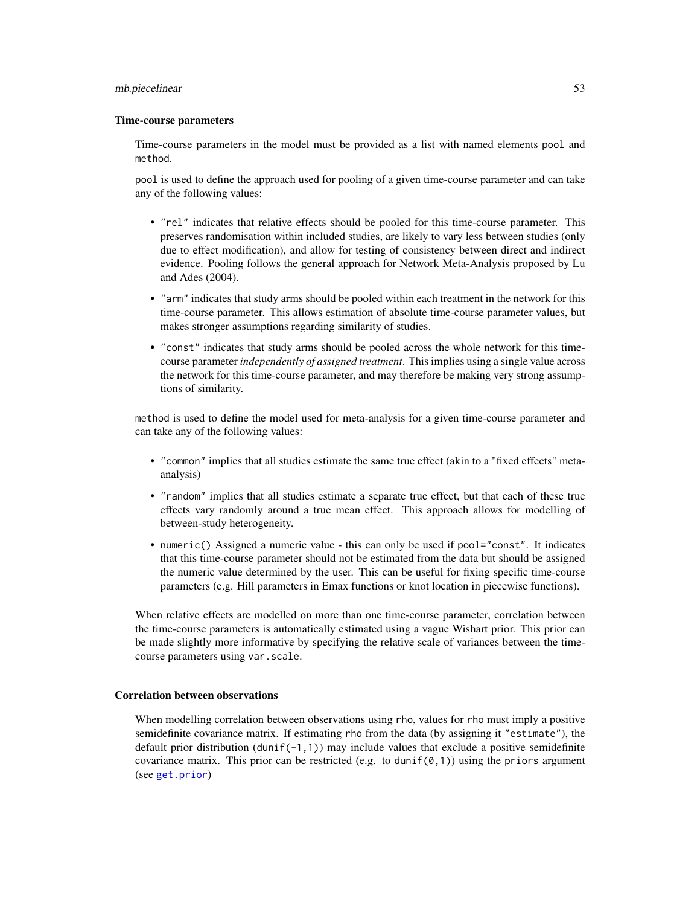### Time-course parameters

Time-course parameters in the model must be provided as a list with named elements `pool` and `method`.

`pool` is used to define the approach used for pooling of a given time-course parameter and can take any of the following values:

- `"rel"` indicates that relative effects should be pooled for this time-course parameter. This preserves randomisation within included studies, are likely to vary less between studies (only due to effect modification), and allow for testing of consistency between direct and indirect evidence. Pooling follows the general approach for Network Meta-Analysis proposed by Lu and Ades (2004).
- `"arm"` indicates that study arms should be pooled within each treatment in the network for this time-course parameter. This allows estimation of absolute time-course parameter values, but makes stronger assumptions regarding similarity of studies.
- `"const"` indicates that study arms should be pooled across the whole network for this time-course parameter *independently of assigned treatment*. This implies using a single value across the network for this time-course parameter, and may therefore be making very strong assumptions of similarity.

`method` is used to define the model used for meta-analysis for a given time-course parameter and can take any of the following values:

- `"common"` implies that all studies estimate the same true effect (akin to a "fixed effects" meta-analysis)
- `"random"` implies that all studies estimate a separate true effect, but that each of these true effects vary randomly around a true mean effect. This approach allows for modelling of between-study heterogeneity.
- `numeric()` Assigned a numeric value - this can only be used if `pool="const"`. It indicates that this time-course parameter should not be estimated from the data but should be assigned the numeric value determined by the user. This can be useful for fixing specific time-course parameters (e.g. Hill parameters in Emax functions or knot location in piecewise functions).

When relative effects are modelled on more than one time-course parameter, correlation between the time-course parameters is automatically estimated using a vague Wishart prior. This prior can be made slightly more informative by specifying the relative scale of variances between the time-course parameters using `var.scale`.

### Correlation between observations

When modelling correlation between observations using `rho`, values for `rho` must imply a positive semidefinite covariance matrix. If estimating `rho` from the data (by assigning it `"estimate"`), the default prior distribution (`dunif(-1,1)`) may include values that exclude a positive semidefinite covariance matrix. This prior can be restricted (e.g. to `dunif(0,1)`) using the `priors` argument (see `get.prior`)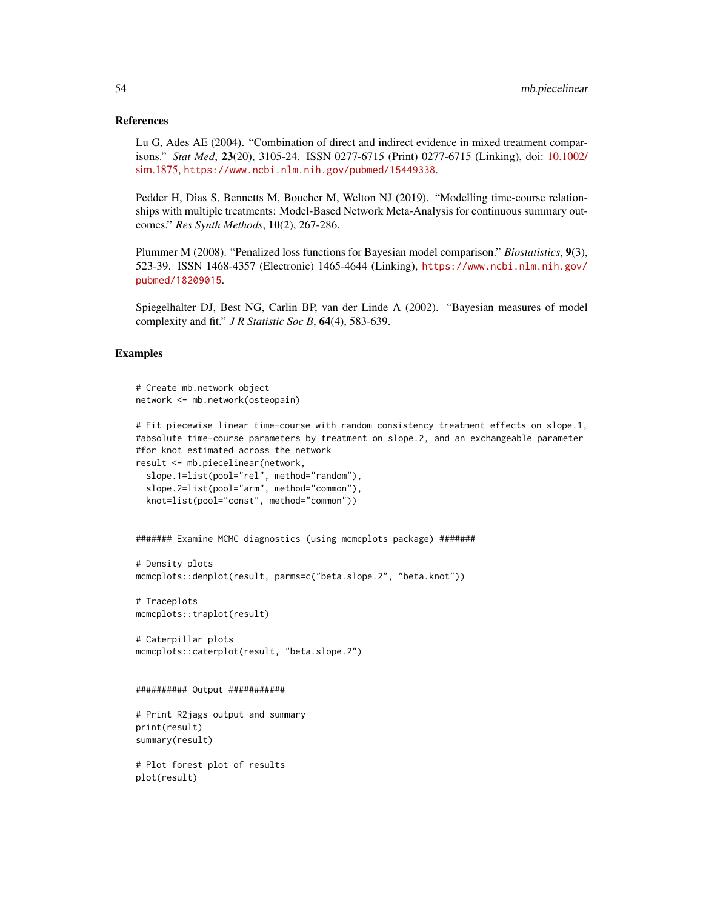## References

Lu G, Ades AE (2004). "Combination of direct and indirect evidence in mixed treatment comparisons." *Stat Med*, **23**(20), 3105-24. ISSN 0277-6715 (Print) 0277-6715 (Linking), doi: 10.1002/sim.1875, https://www.ncbi.nlm.nih.gov/pubmed/15449338.

Pedder H, Dias S, Bennetts M, Boucher M, Welton NJ (2019). "Modelling time-course relationships with multiple treatments: Model-Based Network Meta-Analysis for continuous summary outcomes." *Res Synth Methods*, **10**(2), 267-286.

Plummer M (2008). "Penalized loss functions for Bayesian model comparison." *Biostatistics*, **9**(3), 523-39. ISSN 1468-4357 (Electronic) 1465-4644 (Linking), https://www.ncbi.nlm.nih.gov/pubmed/18209015.

Spiegelhalter DJ, Best NG, Carlin BP, van der Linde A (2002). "Bayesian measures of model complexity and fit." *J R Statistic Soc B*, **64**(4), 583-639.

## Examples

```
# Create mb.network object
network <- mb.network(osteopain)

# Fit piecewise linear time-course with random consistency treatment effects on slope.1,
#absolute time-course parameters by treatment on slope.2, and an exchangeable parameter
#for knot estimated across the network
result <- mb.piecelinear(network,
  slope.1=list(pool="rel", method="random"),
  slope.2=list(pool="arm", method="common"),
  knot=list(pool="const", method="common"))


####### Examine MCMC diagnostics (using mcmcplots package) #######

# Density plots
mcmcplots::denplot(result, parms=c("beta.slope.2", "beta.knot"))

# Traceplots
mcmcplots::traplot(result)

# Caterpillar plots
mcmcplots::caterplot(result, "beta.slope.2")


########## Output ###########

# Print R2jags output and summary
print(result)
summary(result)

# Plot forest plot of results
plot(result)
```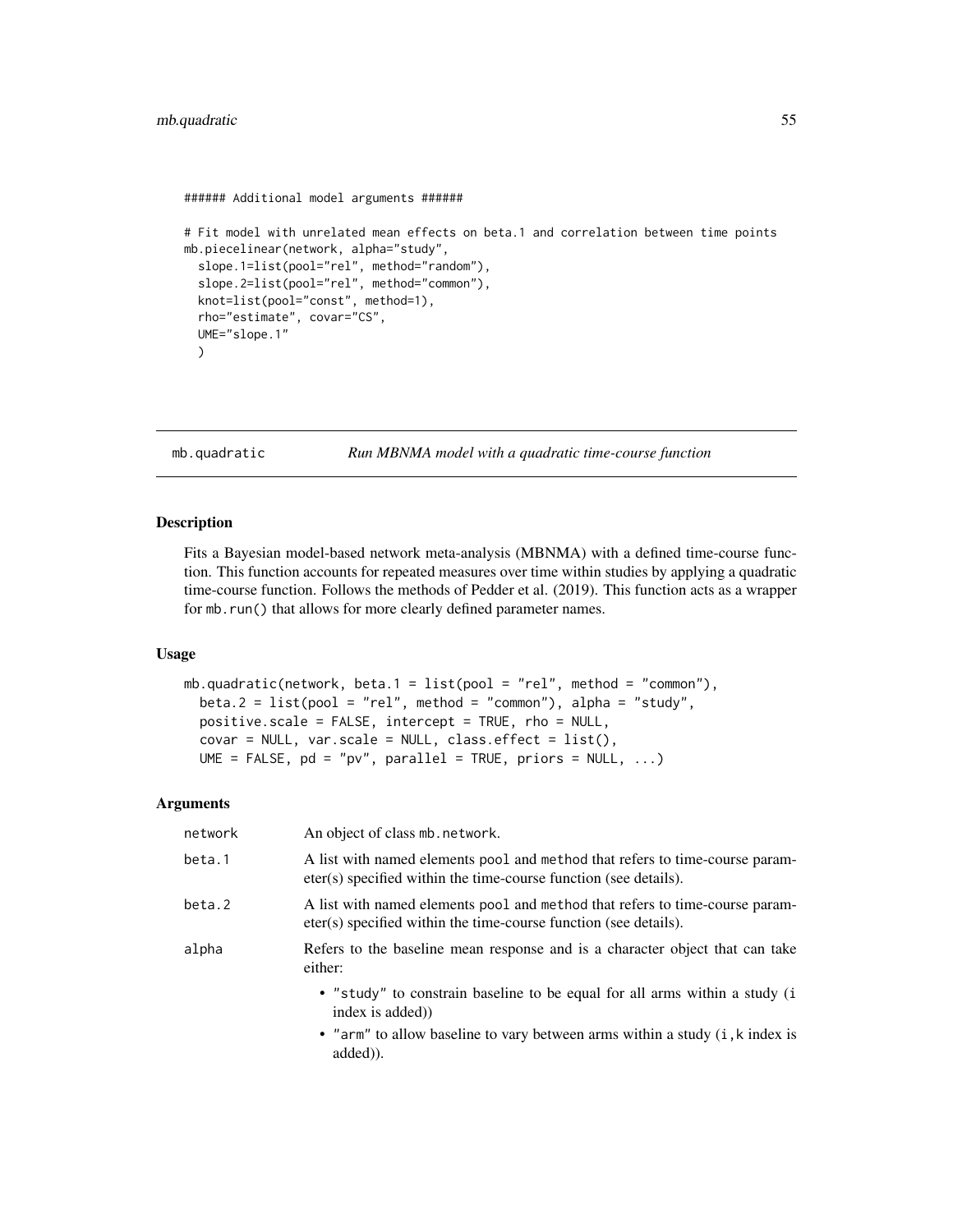```
###### Additional model arguments ######

# Fit model with unrelated mean effects on beta.1 and correlation between time points
mb.piecelinear(network, alpha="study",
  slope.1=list(pool="rel", method="random"),
  slope.2=list(pool="rel", method="common"),
  knot=list(pool="const", method=1),
  rho="estimate", covar="CS",
  UME="slope.1"
  )
```

## mb.quadratic — *Run MBNMA model with a quadratic time-course function*

### Description

Fits a Bayesian model-based network meta-analysis (MBNMA) with a defined time-course function. This function accounts for repeated measures over time within studies by applying a quadratic time-course function. Follows the methods of Pedder et al. (2019). This function acts as a wrapper for `mb.run()` that allows for more clearly defined parameter names.

### Usage

```
mb.quadratic(network, beta.1 = list(pool = "rel", method = "common"),
  beta.2 = list(pool = "rel", method = "common"), alpha = "study",
  positive.scale = FALSE, intercept = TRUE, rho = NULL,
  covar = NULL, var.scale = NULL, class.effect = list(),
  UME = FALSE, pd = "pv", parallel = TRUE, priors = NULL, ...)
```

### Arguments

| | |
|---|---|
| `network` | An object of class `mb.network`. |
| `beta.1` | A list with named elements `pool` and `method` that refers to time-course parameter(s) specified within the time-course function (see details). |
| `beta.2` | A list with named elements `pool` and `method` that refers to time-course parameter(s) specified within the time-course function (see details). |
| `alpha` | Refers to the baseline mean response and is a character object that can take either:<br>• `"study"` to constrain baseline to be equal for all arms within a study (`i` index is added))<br>• `"arm"` to allow baseline to vary between arms within a study (`i,k` index is added)). |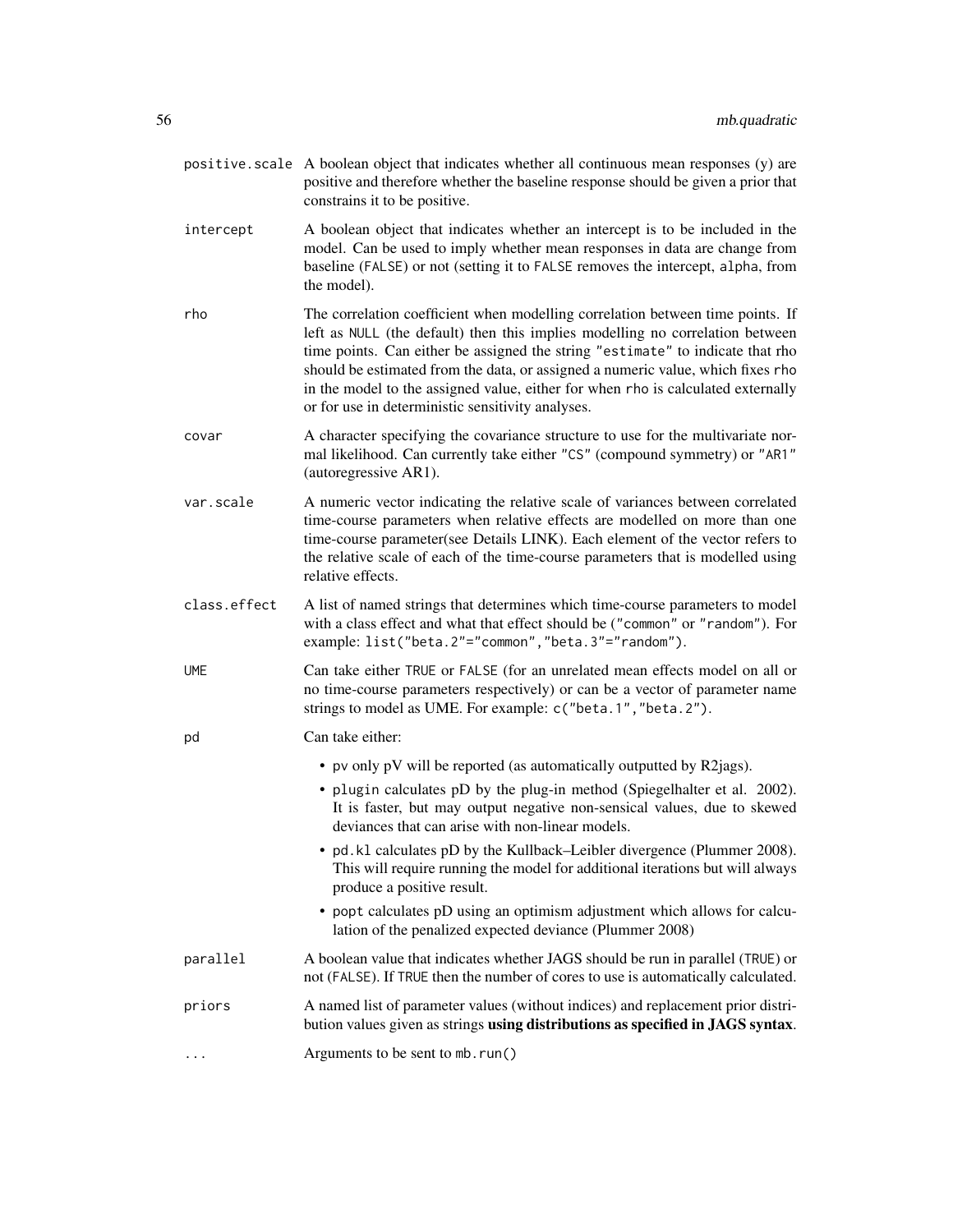`positive.scale` A boolean object that indicates whether all continuous mean responses (y) are positive and therefore whether the baseline response should be given a prior that constrains it to be positive.

`intercept` A boolean object that indicates whether an intercept is to be included in the model. Can be used to imply whether mean responses in data are change from baseline (`FALSE`) or not (setting it to `FALSE` removes the intercept, `alpha`, from the model).

`rho` The correlation coefficient when modelling correlation between time points. If left as `NULL` (the default) then this implies modelling no correlation between time points. Can either be assigned the string `"estimate"` to indicate that rho should be estimated from the data, or assigned a numeric value, which fixes `rho` in the model to the assigned value, either for when `rho` is calculated externally or for use in deterministic sensitivity analyses.

`covar` A character specifying the covariance structure to use for the multivariate normal likelihood. Can currently take either `"CS"` (compound symmetry) or `"AR1"` (autoregressive AR1).

`var.scale` A numeric vector indicating the relative scale of variances between correlated time-course parameters when relative effects are modelled on more than one time-course parameter(see Details LINK). Each element of the vector refers to the relative scale of each of the time-course parameters that is modelled using relative effects.

`class.effect` A list of named strings that determines which time-course parameters to model with a class effect and what that effect should be (`"common"` or `"random"`). For example: `list("beta.2"="common","beta.3"="random")`.

`UME` Can take either `TRUE` or `FALSE` (for an unrelated mean effects model on all or no time-course parameters respectively) or can be a vector of parameter name strings to model as UME. For example: `c("beta.1","beta.2")`.

`pd` Can take either:

- `pv` only pV will be reported (as automatically outputted by R2jags).
- `plugin` calculates pD by the plug-in method (Spiegelhalter et al. 2002). It is faster, but may output negative non-sensical values, due to skewed deviances that can arise with non-linear models.
- `pd.kl` calculates pD by the Kullback–Leibler divergence (Plummer 2008). This will require running the model for additional iterations but will always produce a positive result.
- `popt` calculates pD using an optimism adjustment which allows for calculation of the penalized expected deviance (Plummer 2008)

`parallel` A boolean value that indicates whether JAGS should be run in parallel (`TRUE`) or not (`FALSE`). If `TRUE` then the number of cores to use is automatically calculated.

`priors` A named list of parameter values (without indices) and replacement prior distribution values given as strings **using distributions as specified in JAGS syntax**.

`...` Arguments to be sent to `mb.run()`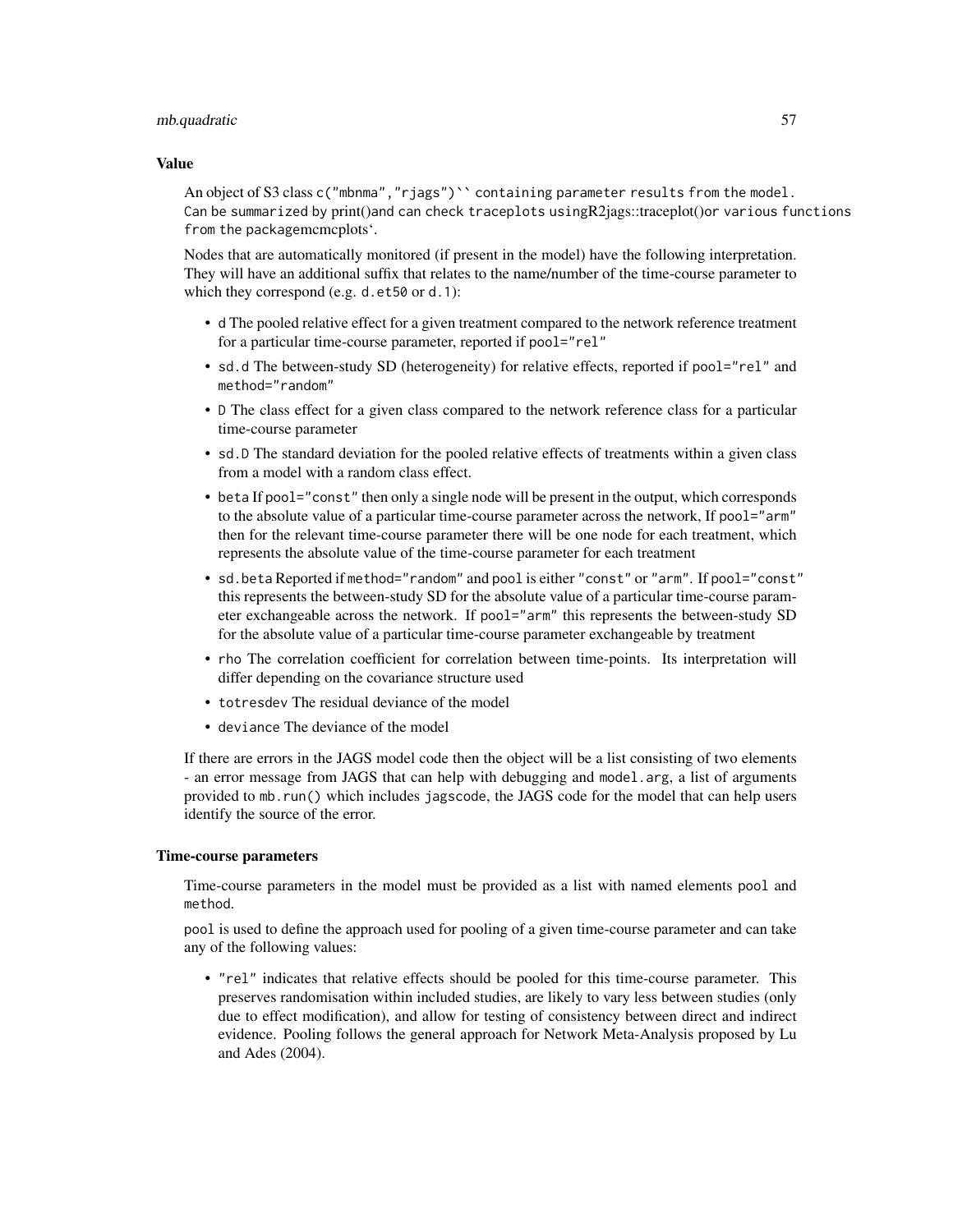### Value

An object of S3 class `c("mbnma","rjags")`` containing parameter results from the model. Can be summarized by print()and can check traceplots usingR2jags::traceplot()or various functions from the packagemcmcplots`.

Nodes that are automatically monitored (if present in the model) have the following interpretation. They will have an additional suffix that relates to the name/number of the time-course parameter to which they correspond (e.g. `d.et50` or `d.1`):

- `d` The pooled relative effect for a given treatment compared to the network reference treatment for a particular time-course parameter, reported if `pool="rel"`
- `sd.d` The between-study SD (heterogeneity) for relative effects, reported if `pool="rel"` and `method="random"`
- `D` The class effect for a given class compared to the network reference class for a particular time-course parameter
- `sd.D` The standard deviation for the pooled relative effects of treatments within a given class from a model with a random class effect.
- `beta` If `pool="const"` then only a single node will be present in the output, which corresponds to the absolute value of a particular time-course parameter across the network, If `pool="arm"` then for the relevant time-course parameter there will be one node for each treatment, which represents the absolute value of the time-course parameter for each treatment
- `sd.beta` Reported if `method="random"` and `pool` is either `"const"` or `"arm"`. If `pool="const"` this represents the between-study SD for the absolute value of a particular time-course parameter exchangeable across the network. If `pool="arm"` this represents the between-study SD for the absolute value of a particular time-course parameter exchangeable by treatment
- `rho` The correlation coefficient for correlation between time-points. Its interpretation will differ depending on the covariance structure used
- `totresdev` The residual deviance of the model
- `deviance` The deviance of the model

If there are errors in the JAGS model code then the object will be a list consisting of two elements - an error message from JAGS that can help with debugging and `model.arg`, a list of arguments provided to `mb.run()` which includes `jagscode`, the JAGS code for the model that can help users identify the source of the error.

### Time-course parameters

Time-course parameters in the model must be provided as a list with named elements `pool` and `method`.

`pool` is used to define the approach used for pooling of a given time-course parameter and can take any of the following values:

- `"rel"` indicates that relative effects should be pooled for this time-course parameter. This preserves randomisation within included studies, are likely to vary less between studies (only due to effect modification), and allow for testing of consistency between direct and indirect evidence. Pooling follows the general approach for Network Meta-Analysis proposed by Lu and Ades (2004).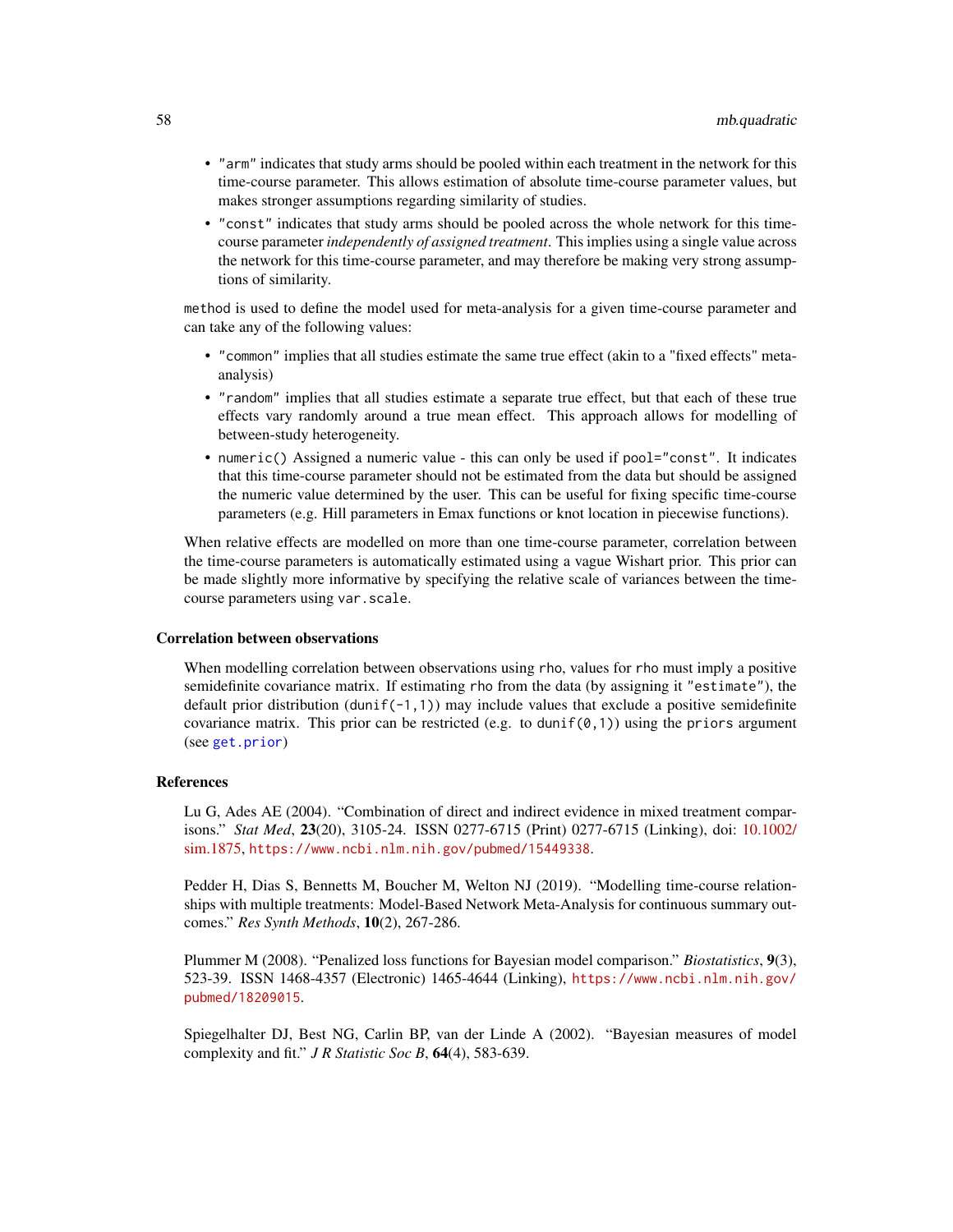- "arm" indicates that study arms should be pooled within each treatment in the network for this time-course parameter. This allows estimation of absolute time-course parameter values, but makes stronger assumptions regarding similarity of studies.
- "const" indicates that study arms should be pooled across the whole network for this time-course parameter *independently of assigned treatment*. This implies using a single value across the network for this time-course parameter, and may therefore be making very strong assumptions of similarity.

`method` is used to define the model used for meta-analysis for a given time-course parameter and can take any of the following values:

- "common" implies that all studies estimate the same true effect (akin to a "fixed effects" meta-analysis)
- "random" implies that all studies estimate a separate true effect, but that each of these true effects vary randomly around a true mean effect. This approach allows for modelling of between-study heterogeneity.
- `numeric()` Assigned a numeric value - this can only be used if `pool="const"`. It indicates that this time-course parameter should not be estimated from the data but should be assigned the numeric value determined by the user. This can be useful for fixing specific time-course parameters (e.g. Hill parameters in Emax functions or knot location in piecewise functions).

When relative effects are modelled on more than one time-course parameter, correlation between the time-course parameters is automatically estimated using a vague Wishart prior. This prior can be made slightly more informative by specifying the relative scale of variances between the time-course parameters using `var.scale`.

### Correlation between observations

When modelling correlation between observations using `rho`, values for `rho` must imply a positive semidefinite covariance matrix. If estimating `rho` from the data (by assigning it "estimate"), the default prior distribution (`dunif(-1,1)`) may include values that exclude a positive semidefinite covariance matrix. This prior can be restricted (e.g. to `dunif(0,1)`) using the `priors` argument (see `get.prior`)

### References

Lu G, Ades AE (2004). "Combination of direct and indirect evidence in mixed treatment comparisons." *Stat Med*, **23**(20), 3105-24. ISSN 0277-6715 (Print) 0277-6715 (Linking), doi: 10.1002/sim.1875, https://www.ncbi.nlm.nih.gov/pubmed/15449338.

Pedder H, Dias S, Bennetts M, Boucher M, Welton NJ (2019). "Modelling time-course relationships with multiple treatments: Model-Based Network Meta-Analysis for continuous summary outcomes." *Res Synth Methods*, **10**(2), 267-286.

Plummer M (2008). "Penalized loss functions for Bayesian model comparison." *Biostatistics*, **9**(3), 523-39. ISSN 1468-4357 (Electronic) 1465-4644 (Linking), https://www.ncbi.nlm.nih.gov/pubmed/18209015.

Spiegelhalter DJ, Best NG, Carlin BP, van der Linde A (2002). "Bayesian measures of model complexity and fit." *J R Statistic Soc B*, **64**(4), 583-639.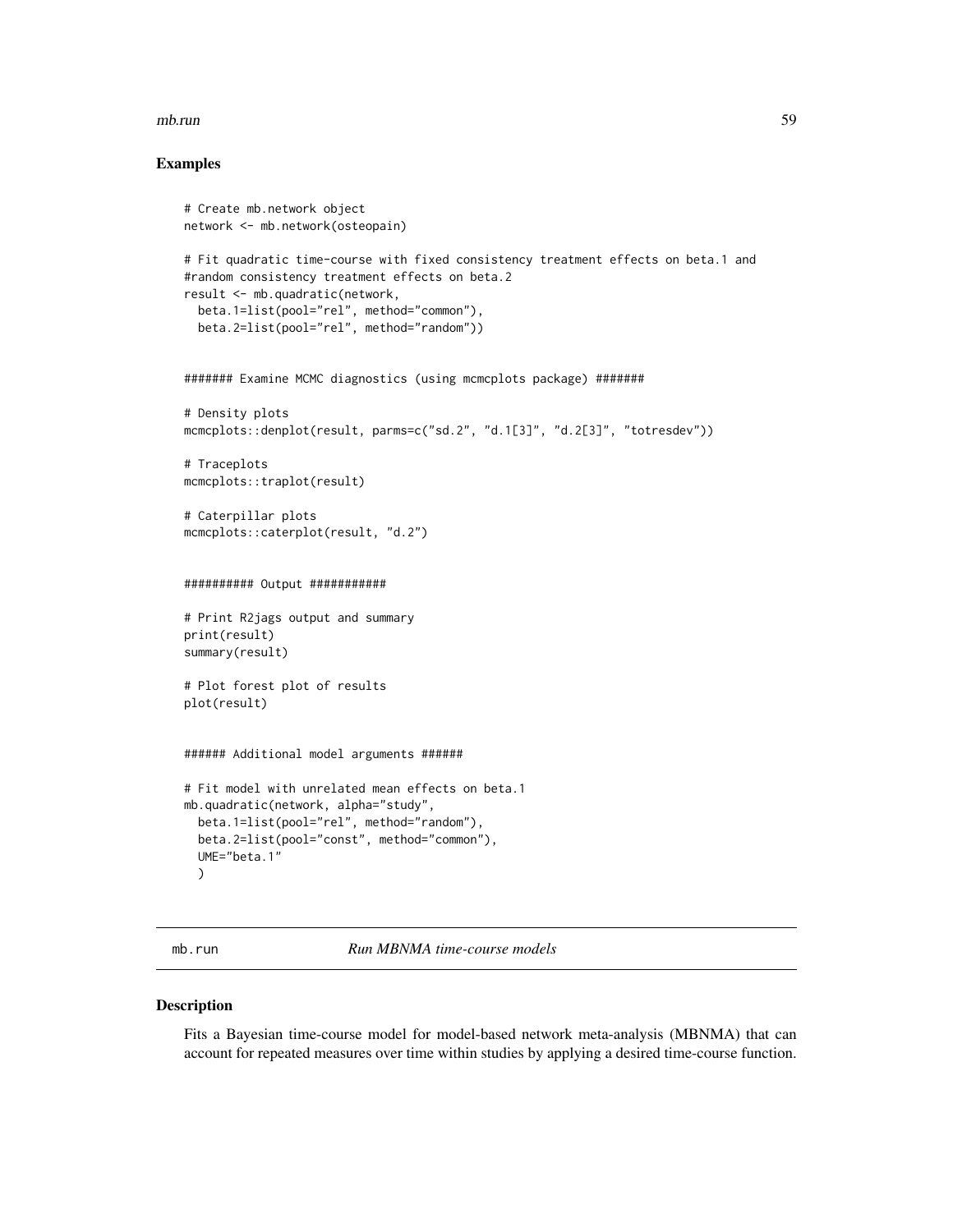## Examples

```
# Create mb.network object
network <- mb.network(osteopain)

# Fit quadratic time-course with fixed consistency treatment effects on beta.1 and
#random consistency treatment effects on beta.2
result <- mb.quadratic(network,
  beta.1=list(pool="rel", method="common"),
  beta.2=list(pool="rel", method="random"))


####### Examine MCMC diagnostics (using mcmcplots package) #######

# Density plots
mcmcplots::denplot(result, parms=c("sd.2", "d.1[3]", "d.2[3]", "totresdev"))

# Traceplots
mcmcplots::traplot(result)

# Caterpillar plots
mcmcplots::caterplot(result, "d.2")


########## Output ###########

# Print R2jags output and summary
print(result)
summary(result)

# Plot forest plot of results
plot(result)


###### Additional model arguments ######

# Fit model with unrelated mean effects on beta.1
mb.quadratic(network, alpha="study",
  beta.1=list(pool="rel", method="random"),
  beta.2=list(pool="const", method="common"),
  UME="beta.1"
  )
```

---

`mb.run` *Run MBNMA time-course models*

---

## Description

Fits a Bayesian time-course model for model-based network meta-analysis (MBNMA) that can account for repeated measures over time within studies by applying a desired time-course function.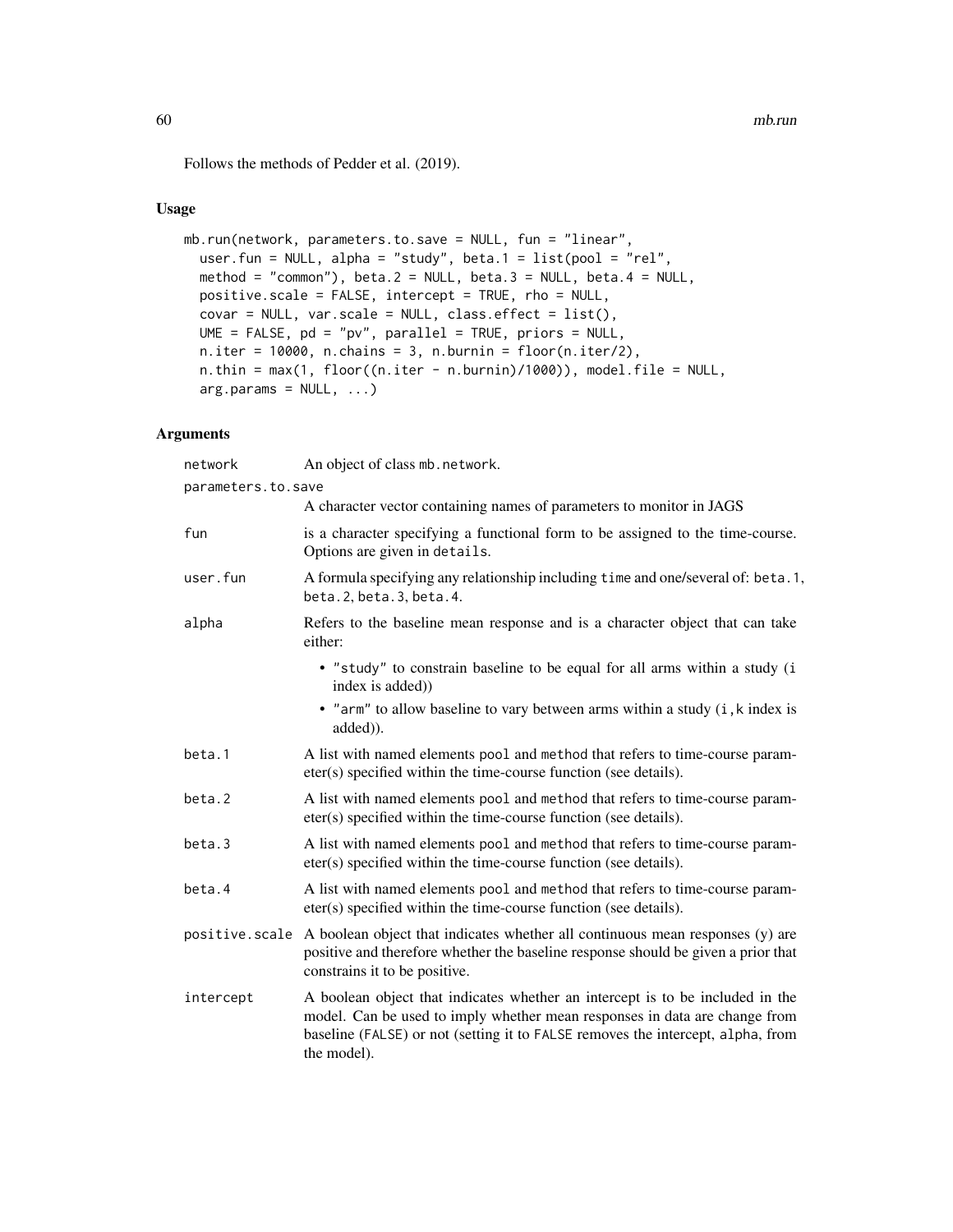Follows the methods of Pedder et al. (2019).

## Usage

```
mb.run(network, parameters.to.save = NULL, fun = "linear",
  user.fun = NULL, alpha = "study", beta.1 = list(pool = "rel",
  method = "common"), beta.2 = NULL, beta.3 = NULL, beta.4 = NULL,
  positive.scale = FALSE, intercept = TRUE, rho = NULL,
  covar = NULL, var.scale = NULL, class.effect = list(),
  UME = FALSE, pd = "pv", parallel = TRUE, priors = NULL,
  n.iter = 10000, n.chains = 3, n.burnin = floor(n.iter/2),
  n.thin = max(1, floor((n.iter - n.burnin)/1000)), model.file = NULL,
  arg.params = NULL, ...)
```

## Arguments

| Argument | Description |
|---|---|
| `network` | An object of class `mb.network`. |
| `parameters.to.save` | A character vector containing names of parameters to monitor in JAGS |
| `fun` | is a character specifying a functional form to be assigned to the time-course. Options are given in `details`. |
| `user.fun` | A formula specifying any relationship including `time` and one/several of: `beta.1`, `beta.2`, `beta.3`, `beta.4`. |
| `alpha` | Refers to the baseline mean response and is a character object that can take either: <br>• `"study"` to constrain baseline to be equal for all arms within a study (`i` index is added)) <br>• `"arm"` to allow baseline to vary between arms within a study (`i,k` index is added)). |
| `beta.1` | A list with named elements `pool` and `method` that refers to time-course parameter(s) specified within the time-course function (see details). |
| `beta.2` | A list with named elements `pool` and `method` that refers to time-course parameter(s) specified within the time-course function (see details). |
| `beta.3` | A list with named elements `pool` and `method` that refers to time-course parameter(s) specified within the time-course function (see details). |
| `beta.4` | A list with named elements `pool` and `method` that refers to time-course parameter(s) specified within the time-course function (see details). |
| `positive.scale` | A boolean object that indicates whether all continuous mean responses (y) are positive and therefore whether the baseline response should be given a prior that constrains it to be positive. |
| `intercept` | A boolean object that indicates whether an intercept is to be included in the model. Can be used to imply whether mean responses in data are change from baseline (`FALSE`) or not (setting it to `FALSE` removes the intercept, `alpha`, from the model). |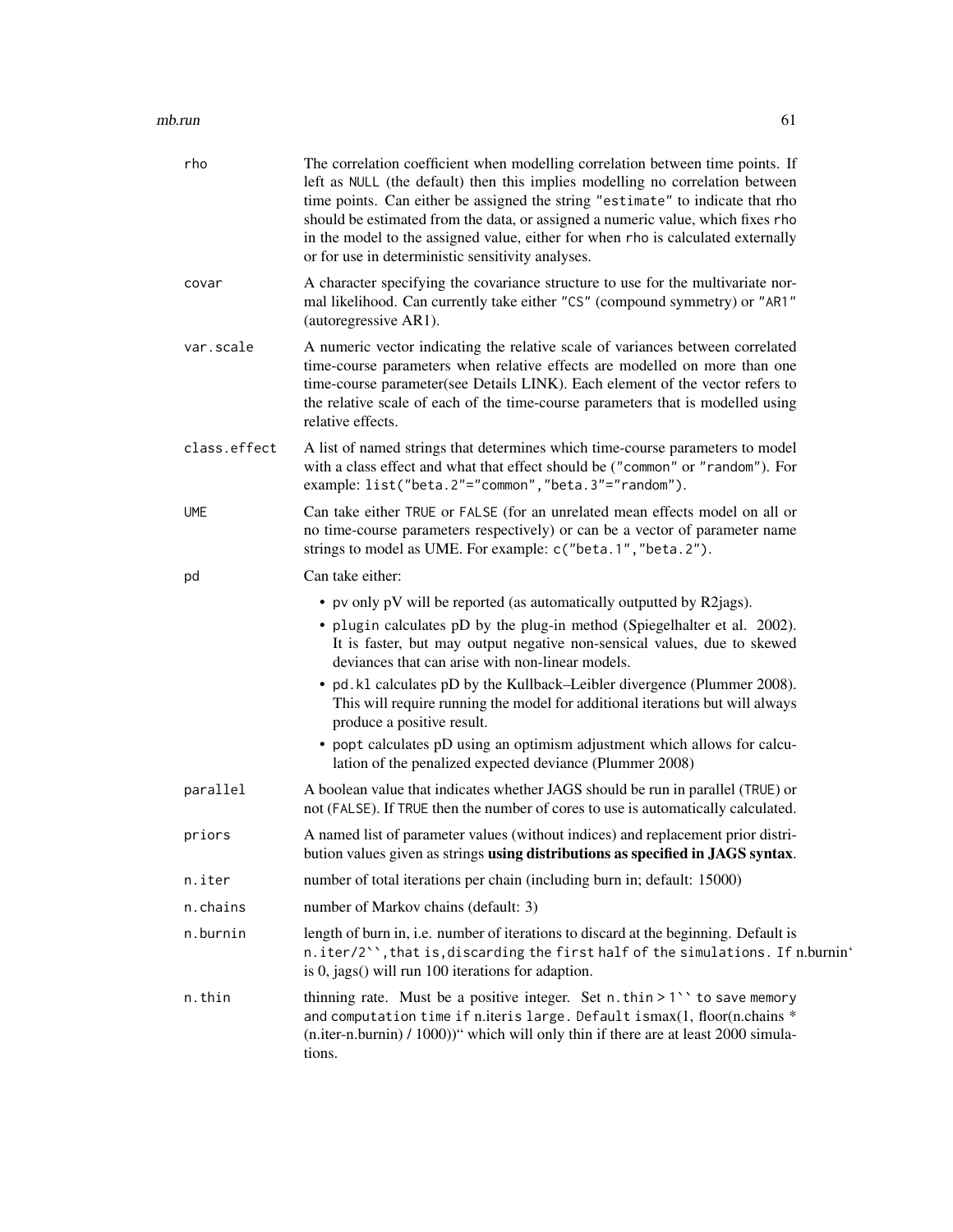| | |
|---|---|
| `rho` | The correlation coefficient when modelling correlation between time points. If left as `NULL` (the default) then this implies modelling no correlation between time points. Can either be assigned the string `"estimate"` to indicate that rho should be estimated from the data, or assigned a numeric value, which fixes `rho` in the model to the assigned value, either for when `rho` is calculated externally or for use in deterministic sensitivity analyses. |
| `covar` | A character specifying the covariance structure to use for the multivariate normal likelihood. Can currently take either `"CS"` (compound symmetry) or `"AR1"` (autoregressive AR1). |
| `var.scale` | A numeric vector indicating the relative scale of variances between correlated time-course parameters when relative effects are modelled on more than one time-course parameter(see Details LINK). Each element of the vector refers to the relative scale of each of the time-course parameters that is modelled using relative effects. |
| `class.effect` | A list of named strings that determines which time-course parameters to model with a class effect and what that effect should be (`"common"` or `"random"`). For example: `list("beta.2"="common","beta.3"="random")`. |
| `UME` | Can take either `TRUE` or `FALSE` (for an unrelated mean effects model on all or no time-course parameters respectively) or can be a vector of parameter name strings to model as UME. For example: `c("beta.1","beta.2")`. |
| `pd` | Can take either:<br>• `pv` only pV will be reported (as automatically outputted by R2jags).<br>• `plugin` calculates pD by the plug-in method (Spiegelhalter et al. 2002). It is faster, but may output negative non-sensical values, due to skewed deviances that can arise with non-linear models.<br>• `pd.kl` calculates pD by the Kullback–Leibler divergence (Plummer 2008). This will require running the model for additional iterations but will always produce a positive result.<br>• `popt` calculates pD using an optimism adjustment which allows for calculation of the penalized expected deviance (Plummer 2008) |
| `parallel` | A boolean value that indicates whether JAGS should be run in parallel (`TRUE`) or not (`FALSE`). If `TRUE` then the number of cores to use is automatically calculated. |
| `priors` | A named list of parameter values (without indices) and replacement prior distribution values given as strings **using distributions as specified in JAGS syntax**. |
| `n.iter` | number of total iterations per chain (including burn in; default: 15000) |
| `n.chains` | number of Markov chains (default: 3) |
| `n.burnin` | length of burn in, i.e. number of iterations to discard at the beginning. Default is `n.iter/2``, that is, discarding the first half of the simulations. If n.burnin`` is 0, jags() will run 100 iterations for adaption. |
| `n.thin` | thinning rate. Must be a positive integer. Set `n.thin > 1`` to save memory and computation time if n.iteris large. Default ismax(1, floor(n.chains * (n.iter-n.burnin) / 1000))`` which will only thin if there are at least 2000 simulations. |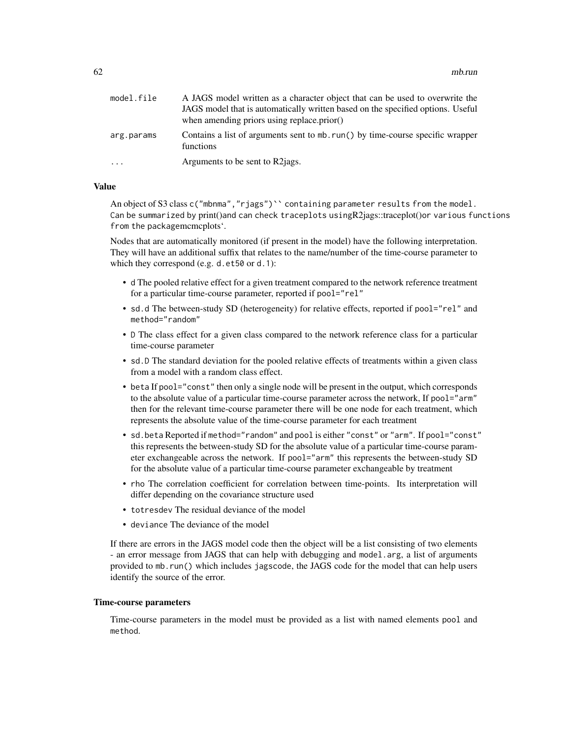| | |
|---|---|
| model.file | A JAGS model written as a character object that can be used to overwrite the JAGS model that is automatically written based on the specified options. Useful when amending priors using replace.prior() |
| arg.params | Contains a list of arguments sent to mb.run() by time-course specific wrapper functions |
| ... | Arguments to be sent to R2jags. |

### Value

An object of S3 class c("mbnma","rjags")`` containing parameter results from the model. Can be summarized by print()and can check traceplots usingR2jags::traceplot()or various functions from the packagemcmcplots'.

Nodes that are automatically monitored (if present in the model) have the following interpretation. They will have an additional suffix that relates to the name/number of the time-course parameter to which they correspond (e.g. d.et50 or d.1):

- d The pooled relative effect for a given treatment compared to the network reference treatment for a particular time-course parameter, reported if pool="rel"
- sd.d The between-study SD (heterogeneity) for relative effects, reported if pool="rel" and method="random"
- D The class effect for a given class compared to the network reference class for a particular time-course parameter
- sd.D The standard deviation for the pooled relative effects of treatments within a given class from a model with a random class effect.
- beta If pool="const" then only a single node will be present in the output, which corresponds to the absolute value of a particular time-course parameter across the network, If pool="arm" then for the relevant time-course parameter there will be one node for each treatment, which represents the absolute value of the time-course parameter for each treatment
- sd.beta Reported if method="random" and pool is either "const" or "arm". If pool="const" this represents the between-study SD for the absolute value of a particular time-course parameter exchangeable across the network. If pool="arm" this represents the between-study SD for the absolute value of a particular time-course parameter exchangeable by treatment
- rho The correlation coefficient for correlation between time-points. Its interpretation will differ depending on the covariance structure used
- totresdev The residual deviance of the model
- deviance The deviance of the model

If there are errors in the JAGS model code then the object will be a list consisting of two elements - an error message from JAGS that can help with debugging and model.arg, a list of arguments provided to mb.run() which includes jagscode, the JAGS code for the model that can help users identify the source of the error.

### Time-course parameters

Time-course parameters in the model must be provided as a list with named elements pool and method.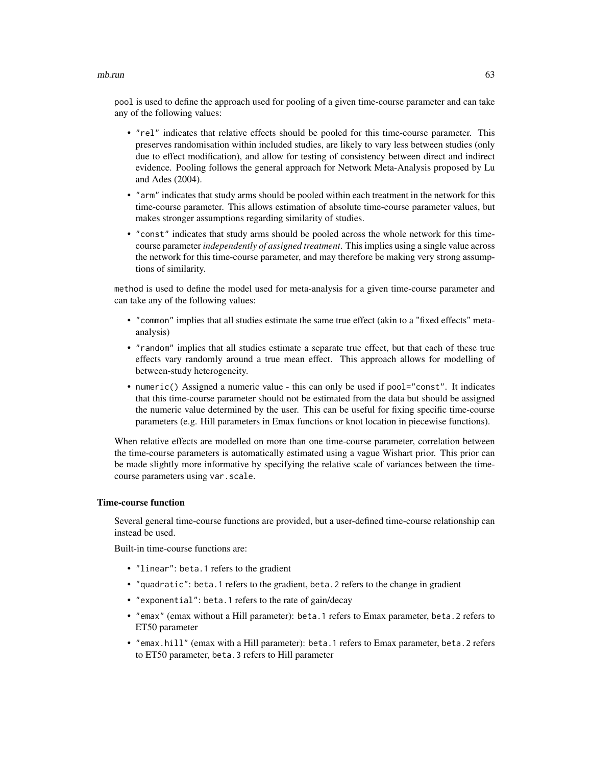`pool` is used to define the approach used for pooling of a given time-course parameter and can take any of the following values:

- `"rel"` indicates that relative effects should be pooled for this time-course parameter. This preserves randomisation within included studies, are likely to vary less between studies (only due to effect modification), and allow for testing of consistency between direct and indirect evidence. Pooling follows the general approach for Network Meta-Analysis proposed by Lu and Ades (2004).
- `"arm"` indicates that study arms should be pooled within each treatment in the network for this time-course parameter. This allows estimation of absolute time-course parameter values, but makes stronger assumptions regarding similarity of studies.
- `"const"` indicates that study arms should be pooled across the whole network for this time-course parameter *independently of assigned treatment*. This implies using a single value across the network for this time-course parameter, and may therefore be making very strong assumptions of similarity.

`method` is used to define the model used for meta-analysis for a given time-course parameter and can take any of the following values:

- `"common"` implies that all studies estimate the same true effect (akin to a "fixed effects" meta-analysis)
- `"random"` implies that all studies estimate a separate true effect, but that each of these true effects vary randomly around a true mean effect. This approach allows for modelling of between-study heterogeneity.
- `numeric()` Assigned a numeric value - this can only be used if `pool="const"`. It indicates that this time-course parameter should not be estimated from the data but should be assigned the numeric value determined by the user. This can be useful for fixing specific time-course parameters (e.g. Hill parameters in Emax functions or knot location in piecewise functions).

When relative effects are modelled on more than one time-course parameter, correlation between the time-course parameters is automatically estimated using a vague Wishart prior. This prior can be made slightly more informative by specifying the relative scale of variances between the time-course parameters using `var.scale`.

### Time-course function

Several general time-course functions are provided, but a user-defined time-course relationship can instead be used.

Built-in time-course functions are:

- `"linear"`: `beta.1` refers to the gradient
- `"quadratic"`: `beta.1` refers to the gradient, `beta.2` refers to the change in gradient
- `"exponential"`: `beta.1` refers to the rate of gain/decay
- `"emax"` (emax without a Hill parameter): `beta.1` refers to Emax parameter, `beta.2` refers to ET50 parameter
- `"emax.hill"` (emax with a Hill parameter): `beta.1` refers to Emax parameter, `beta.2` refers to ET50 parameter, `beta.3` refers to Hill parameter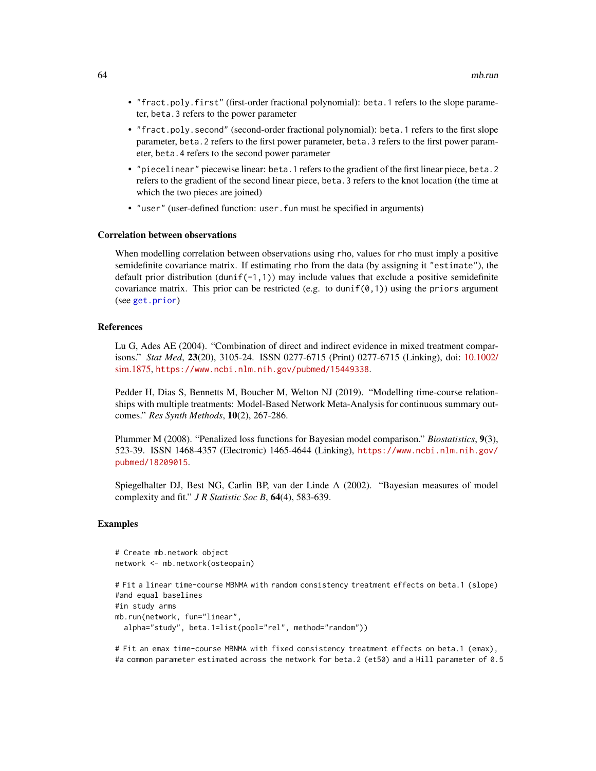- `"fract.poly.first"` (first-order fractional polynomial): `beta.1` refers to the slope parameter, `beta.3` refers to the power parameter
- `"fract.poly.second"` (second-order fractional polynomial): `beta.1` refers to the first slope parameter, `beta.2` refers to the first power parameter, `beta.3` refers to the first power parameter, `beta.4` refers to the second power parameter
- `"piecelinear"` piecewise linear: `beta.1` refers to the gradient of the first linear piece, `beta.2` refers to the gradient of the second linear piece, `beta.3` refers to the knot location (the time at which the two pieces are joined)
- `"user"` (user-defined function: `user.fun` must be specified in arguments)

### Correlation between observations

When modelling correlation between observations using `rho`, values for `rho` must imply a positive semidefinite covariance matrix. If estimating `rho` from the data (by assigning it `"estimate"`), the default prior distribution (`dunif(-1,1)`) may include values that exclude a positive semidefinite covariance matrix. This prior can be restricted (e.g. to `dunif(0,1)`) using the `priors` argument (see `get.prior`)

### References

Lu G, Ades AE (2004). "Combination of direct and indirect evidence in mixed treatment comparisons." *Stat Med*, **23**(20), 3105-24. ISSN 0277-6715 (Print) 0277-6715 (Linking), doi: 10.1002/sim.1875, https://www.ncbi.nlm.nih.gov/pubmed/15449338.

Pedder H, Dias S, Bennetts M, Boucher M, Welton NJ (2019). "Modelling time-course relationships with multiple treatments: Model-Based Network Meta-Analysis for continuous summary outcomes." *Res Synth Methods*, **10**(2), 267-286.

Plummer M (2008). "Penalized loss functions for Bayesian model comparison." *Biostatistics*, **9**(3), 523-39. ISSN 1468-4357 (Electronic) 1465-4644 (Linking), https://www.ncbi.nlm.nih.gov/pubmed/18209015.

Spiegelhalter DJ, Best NG, Carlin BP, van der Linde A (2002). "Bayesian measures of model complexity and fit." *J R Statistic Soc B*, **64**(4), 583-639.

### Examples

```
# Create mb.network object
network <- mb.network(osteopain)

# Fit a linear time-course MBNMA with random consistency treatment effects on beta.1 (slope)
#and equal baselines
#in study arms
mb.run(network, fun="linear",
  alpha="study", beta.1=list(pool="rel", method="random"))

# Fit an emax time-course MBNMA with fixed consistency treatment effects on beta.1 (emax),
#a common parameter estimated across the network for beta.2 (et50) and a Hill parameter of 0.5
```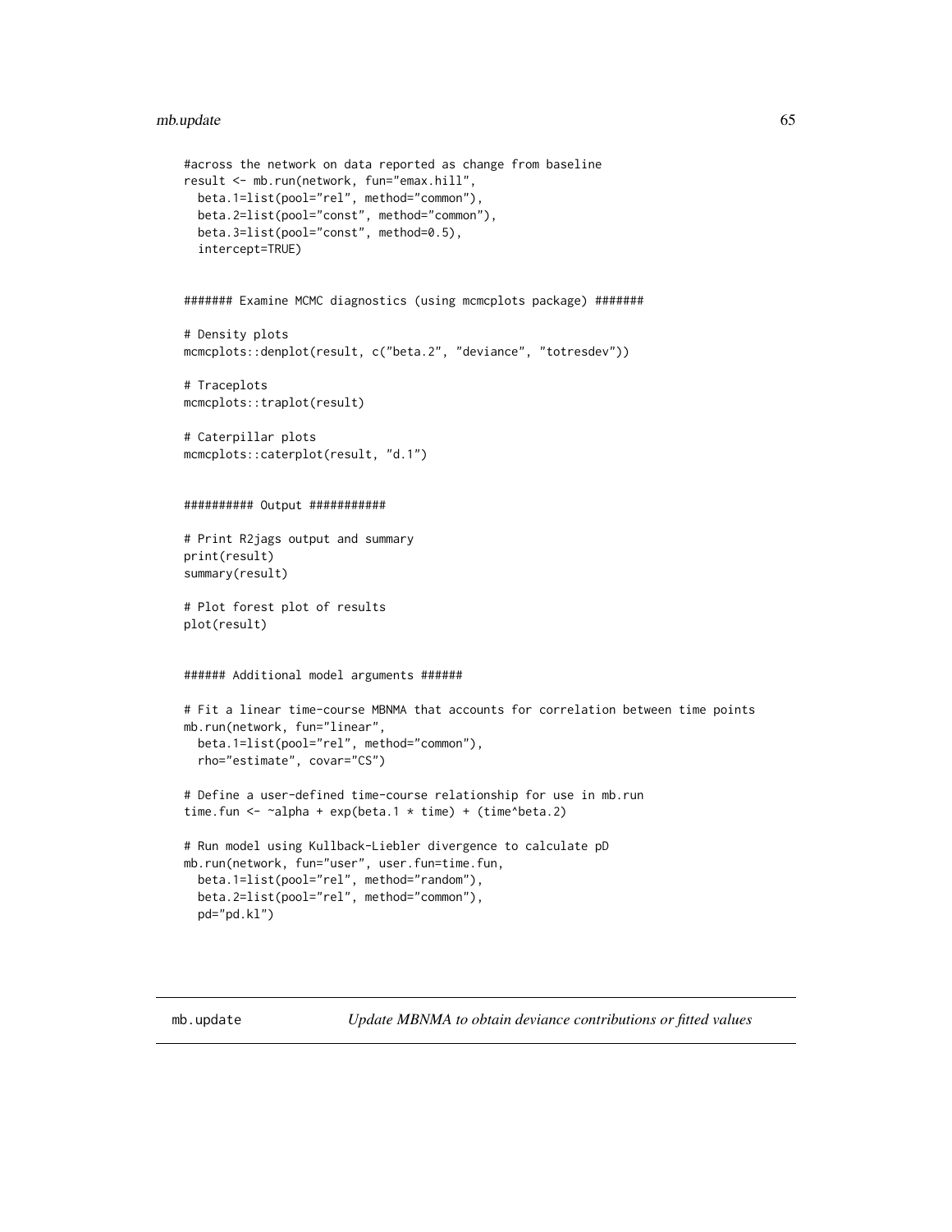```
#across the network on data reported as change from baseline
result <- mb.run(network, fun="emax.hill",
  beta.1=list(pool="rel", method="common"),
  beta.2=list(pool="const", method="common"),
  beta.3=list(pool="const", method=0.5),
  intercept=TRUE)


####### Examine MCMC diagnostics (using mcmcplots package) #######

# Density plots
mcmcplots::denplot(result, c("beta.2", "deviance", "totresdev"))

# Traceplots
mcmcplots::traplot(result)

# Caterpillar plots
mcmcplots::caterplot(result, "d.1")


########## Output ###########

# Print R2jags output and summary
print(result)
summary(result)

# Plot forest plot of results
plot(result)


###### Additional model arguments ######

# Fit a linear time-course MBNMA that accounts for correlation between time points
mb.run(network, fun="linear",
  beta.1=list(pool="rel", method="common"),
  rho="estimate", covar="CS")

# Define a user-defined time-course relationship for use in mb.run
time.fun <- ~alpha + exp(beta.1 * time) + (time^beta.2)

# Run model using Kullback-Liebler divergence to calculate pD
mb.run(network, fun="user", user.fun=time.fun,
  beta.1=list(pool="rel", method="random"),
  beta.2=list(pool="rel", method="common"),
  pd="pd.kl")
```

## mb.update *Update MBNMA to obtain deviance contributions or fitted values*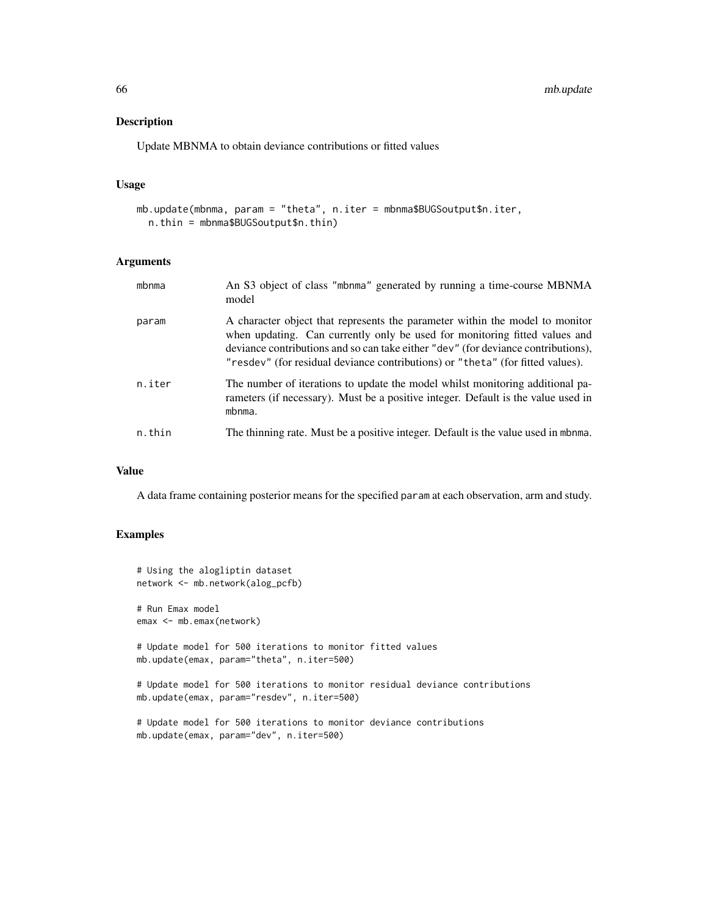## Description

Update MBNMA to obtain deviance contributions or fitted values

## Usage

```
mb.update(mbnma, param = "theta", n.iter = mbnma$BUGSoutput$n.iter,
  n.thin = mbnma$BUGSoutput$n.thin)
```

## Arguments

| | |
|---|---|
| mbnma | An S3 object of class "mbnma" generated by running a time-course MBNMA model |
| param | A character object that represents the parameter within the model to monitor when updating. Can currently only be used for monitoring fitted values and deviance contributions and so can take either "dev" (for deviance contributions), "resdev" (for residual deviance contributions) or "theta" (for fitted values). |
| n.iter | The number of iterations to update the model whilst monitoring additional parameters (if necessary). Must be a positive integer. Default is the value used in mbnma. |
| n.thin | The thinning rate. Must be a positive integer. Default is the value used in mbnma. |

## Value

A data frame containing posterior means for the specified param at each observation, arm and study.

## Examples

```
# Using the alogliptin dataset
network <- mb.network(alog_pcfb)

# Run Emax model
emax <- mb.emax(network)

# Update model for 500 iterations to monitor fitted values
mb.update(emax, param="theta", n.iter=500)

# Update model for 500 iterations to monitor residual deviance contributions
mb.update(emax, param="resdev", n.iter=500)

# Update model for 500 iterations to monitor deviance contributions
mb.update(emax, param="dev", n.iter=500)
```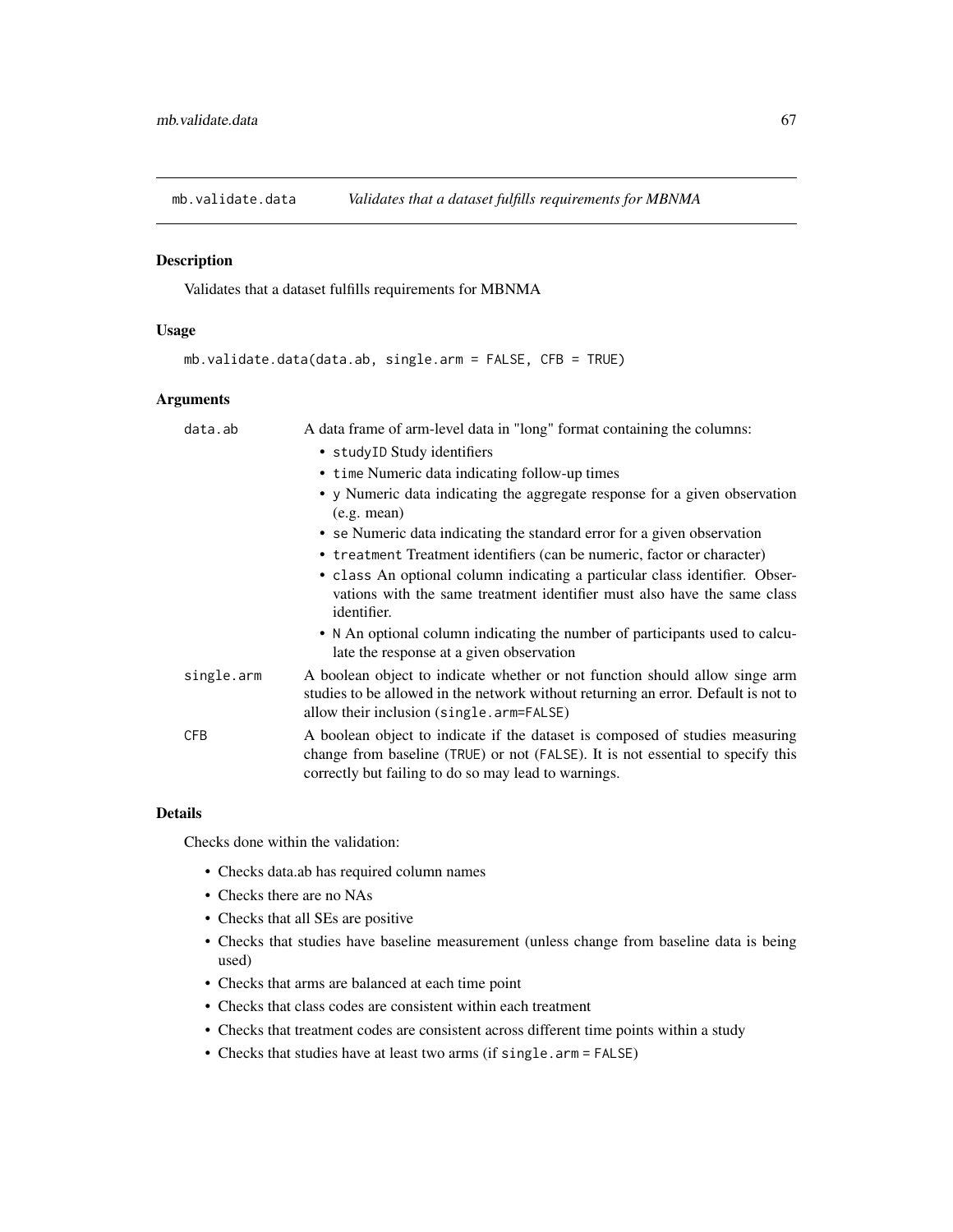## mb.validate.data *Validates that a dataset fulfills requirements for MBNMA*

### Description

Validates that a dataset fulfills requirements for MBNMA

### Usage

```
mb.validate.data(data.ab, single.arm = FALSE, CFB = TRUE)
```

### Arguments

| | |
|---|---|
| `data.ab` | A data frame of arm-level data in "long" format containing the columns:<br>• `studyID` Study identifiers<br>• `time` Numeric data indicating follow-up times<br>• `y` Numeric data indicating the aggregate response for a given observation (e.g. mean)<br>• `se` Numeric data indicating the standard error for a given observation<br>• `treatment` Treatment identifiers (can be numeric, factor or character)<br>• `class` An optional column indicating a particular class identifier. Observations with the same treatment identifier must also have the same class identifier.<br>• `N` An optional column indicating the number of participants used to calculate the response at a given observation |
| `single.arm` | A boolean object to indicate whether or not function should allow singe arm studies to be allowed in the network without returning an error. Default is not to allow their inclusion (`single.arm=FALSE`) |
| `CFB` | A boolean object to indicate if the dataset is composed of studies measuring change from baseline (`TRUE`) or not (`FALSE`). It is not essential to specify this correctly but failing to do so may lead to warnings. |

### Details

Checks done within the validation:

- Checks data.ab has required column names
- Checks there are no NAs
- Checks that all SEs are positive
- Checks that studies have baseline measurement (unless change from baseline data is being used)
- Checks that arms are balanced at each time point
- Checks that class codes are consistent within each treatment
- Checks that treatment codes are consistent across different time points within a study
- Checks that studies have at least two arms (if `single.arm = FALSE`)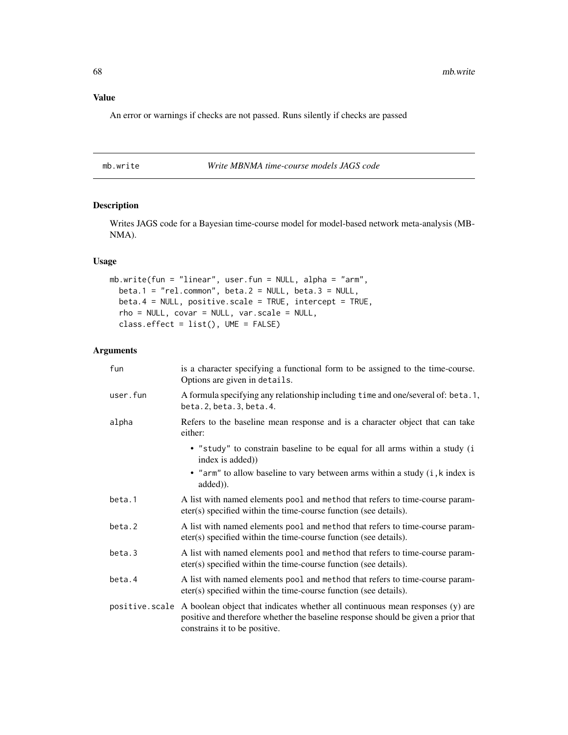## Value

An error or warnings if checks are not passed. Runs silently if checks are passed

---

# mb.write *Write MBNMA time-course models JAGS code*

## Description

Writes JAGS code for a Bayesian time-course model for model-based network meta-analysis (MBNMA).

## Usage

```
mb.write(fun = "linear", user.fun = NULL, alpha = "arm",
  beta.1 = "rel.common", beta.2 = NULL, beta.3 = NULL,
  beta.4 = NULL, positive.scale = TRUE, intercept = TRUE,
  rho = NULL, covar = NULL, var.scale = NULL,
  class.effect = list(), UME = FALSE)
```

## Arguments

| Argument | Description |
|---|---|
| `fun` | is a character specifying a functional form to be assigned to the time-course. Options are given in `details`. |
| `user.fun` | A formula specifying any relationship including `time` and one/several of: `beta.1`, `beta.2`, `beta.3`, `beta.4`. |
| `alpha` | Refers to the baseline mean response and is a character object that can take either:<br>• `"study"` to constrain baseline to be equal for all arms within a study (`i` index is added))<br>• `"arm"` to allow baseline to vary between arms within a study (`i,k` index is added)). |
| `beta.1` | A list with named elements `pool` and `method` that refers to time-course parameter(s) specified within the time-course function (see details). |
| `beta.2` | A list with named elements `pool` and `method` that refers to time-course parameter(s) specified within the time-course function (see details). |
| `beta.3` | A list with named elements `pool` and `method` that refers to time-course parameter(s) specified within the time-course function (see details). |
| `beta.4` | A list with named elements `pool` and `method` that refers to time-course parameter(s) specified within the time-course function (see details). |
| `positive.scale` | A boolean object that indicates whether all continuous mean responses (y) are positive and therefore whether the baseline response should be given a prior that constrains it to be positive. |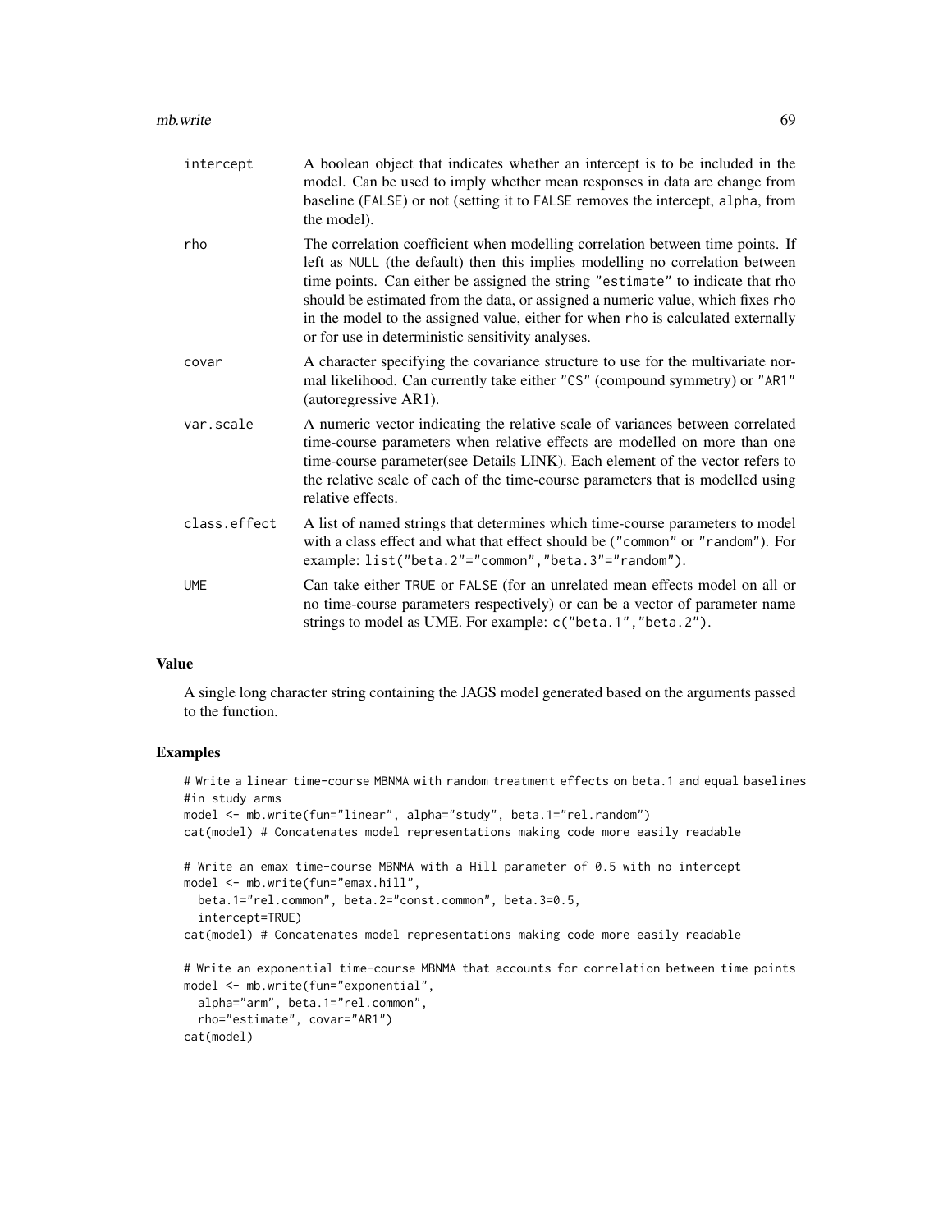| | |
|---|---|
| intercept | A boolean object that indicates whether an intercept is to be included in the model. Can be used to imply whether mean responses in data are change from baseline (FALSE) or not (setting it to FALSE removes the intercept, alpha, from the model). |
| rho | The correlation coefficient when modelling correlation between time points. If left as NULL (the default) then this implies modelling no correlation between time points. Can either be assigned the string "estimate" to indicate that rho should be estimated from the data, or assigned a numeric value, which fixes rho in the model to the assigned value, either for when rho is calculated externally or for use in deterministic sensitivity analyses. |
| covar | A character specifying the covariance structure to use for the multivariate normal likelihood. Can currently take either "CS" (compound symmetry) or "AR1" (autoregressive AR1). |
| var.scale | A numeric vector indicating the relative scale of variances between correlated time-course parameters when relative effects are modelled on more than one time-course parameter(see Details LINK). Each element of the vector refers to the relative scale of each of the time-course parameters that is modelled using relative effects. |
| class.effect | A list of named strings that determines which time-course parameters to model with a class effect and what that effect should be ("common" or "random"). For example: list("beta.2"="common","beta.3"="random"). |
| UME | Can take either TRUE or FALSE (for an unrelated mean effects model on all or no time-course parameters respectively) or can be a vector of parameter name strings to model as UME. For example: c("beta.1","beta.2"). |

## Value

A single long character string containing the JAGS model generated based on the arguments passed to the function.

## Examples

```
# Write a linear time-course MBNMA with random treatment effects on beta.1 and equal baselines
#in study arms
model <- mb.write(fun="linear", alpha="study", beta.1="rel.random")
cat(model) # Concatenates model representations making code more easily readable

# Write an emax time-course MBNMA with a Hill parameter of 0.5 with no intercept
model <- mb.write(fun="emax.hill",
  beta.1="rel.common", beta.2="const.common", beta.3=0.5,
  intercept=TRUE)
cat(model) # Concatenates model representations making code more easily readable

# Write an exponential time-course MBNMA that accounts for correlation between time points
model <- mb.write(fun="exponential",
  alpha="arm", beta.1="rel.common",
  rho="estimate", covar="AR1")
cat(model)
```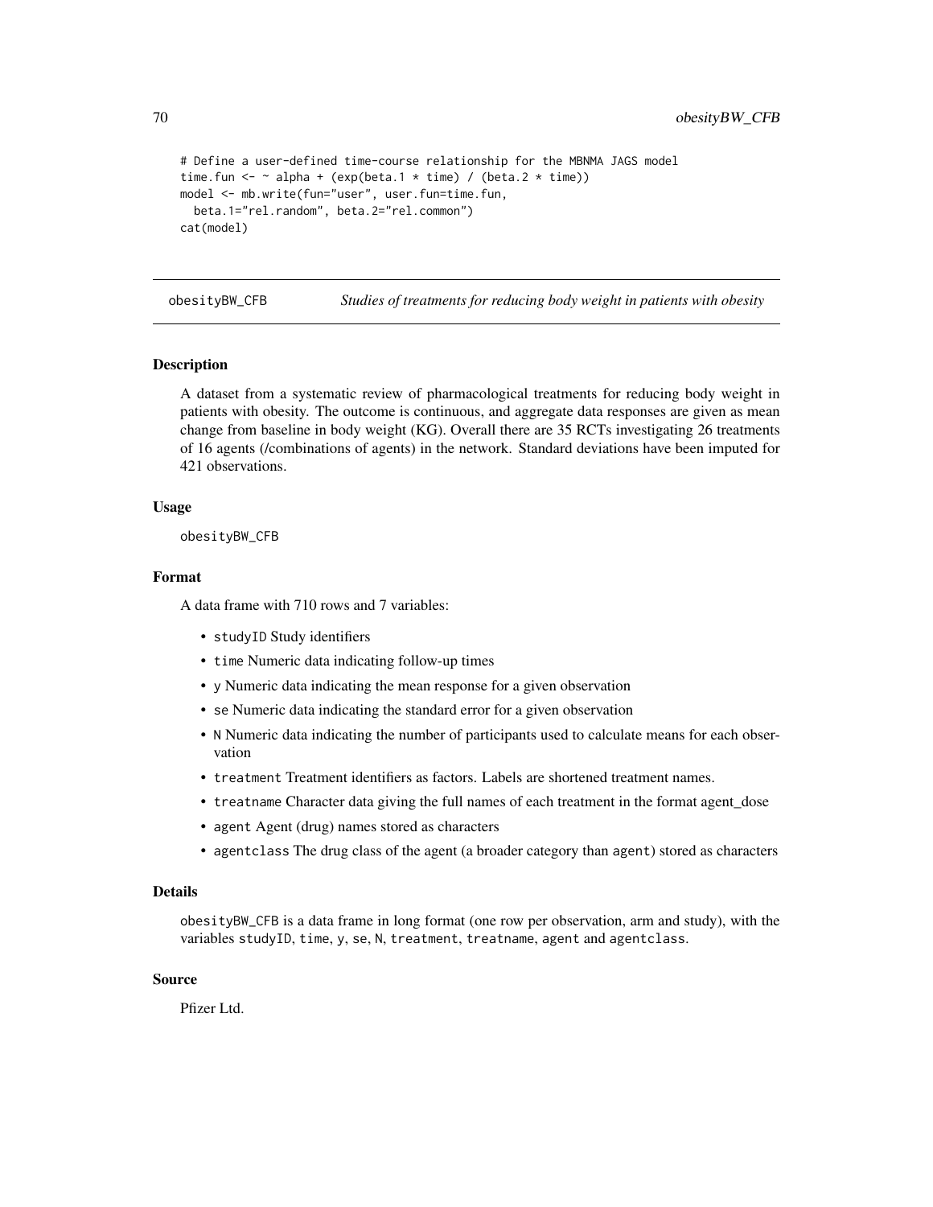```
# Define a user-defined time-course relationship for the MBNMA JAGS model
time.fun <- ~ alpha + (exp(beta.1 * time) / (beta.2 * time))
model <- mb.write(fun="user", user.fun=time.fun,
  beta.1="rel.random", beta.2="rel.common")
cat(model)
```

## obesityBW_CFB — *Studies of treatments for reducing body weight in patients with obesity*

### Description

A dataset from a systematic review of pharmacological treatments for reducing body weight in patients with obesity. The outcome is continuous, and aggregate data responses are given as mean change from baseline in body weight (KG). Overall there are 35 RCTs investigating 26 treatments of 16 agents (/combinations of agents) in the network. Standard deviations have been imputed for 421 observations.

### Usage

obesityBW_CFB

### Format

A data frame with 710 rows and 7 variables:

- studyID Study identifiers
- time Numeric data indicating follow-up times
- y Numeric data indicating the mean response for a given observation
- se Numeric data indicating the standard error for a given observation
- N Numeric data indicating the number of participants used to calculate means for each observation
- treatment Treatment identifiers as factors. Labels are shortened treatment names.
- treatname Character data giving the full names of each treatment in the format agent_dose
- agent Agent (drug) names stored as characters
- agentclass The drug class of the agent (a broader category than agent) stored as characters

### Details

obesityBW_CFB is a data frame in long format (one row per observation, arm and study), with the variables studyID, time, y, se, N, treatment, treatname, agent and agentclass.

### Source

Pfizer Ltd.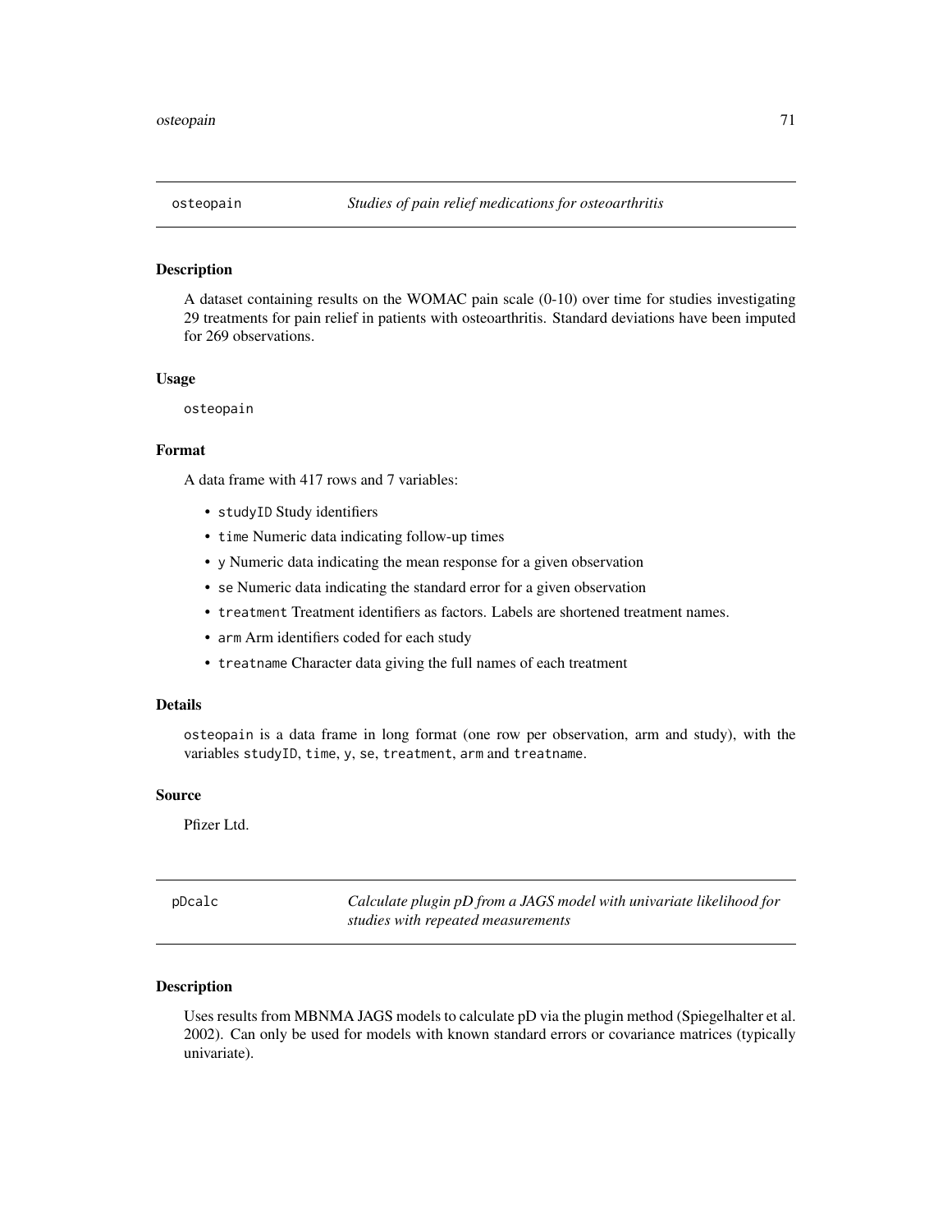## osteopain — *Studies of pain relief medications for osteoarthritis*

### Description

A dataset containing results on the WOMAC pain scale (0-10) over time for studies investigating 29 treatments for pain relief in patients with osteoarthritis. Standard deviations have been imputed for 269 observations.

### Usage

```
osteopain
```

### Format

A data frame with 417 rows and 7 variables:

- `studyID` Study identifiers
- `time` Numeric data indicating follow-up times
- `y` Numeric data indicating the mean response for a given observation
- `se` Numeric data indicating the standard error for a given observation
- `treatment` Treatment identifiers as factors. Labels are shortened treatment names.
- `arm` Arm identifiers coded for each study
- `treatname` Character data giving the full names of each treatment

### Details

`osteopain` is a data frame in long format (one row per observation, arm and study), with the variables `studyID`, `time`, `y`, `se`, `treatment`, `arm` and `treatname`.

### Source

Pfizer Ltd.

## pDcalc — *Calculate plugin pD from a JAGS model with univariate likelihood for studies with repeated measurements*

### Description

Uses results from MBNMA JAGS models to calculate pD via the plugin method (Spiegelhalter et al. 2002). Can only be used for models with known standard errors or covariance matrices (typically univariate).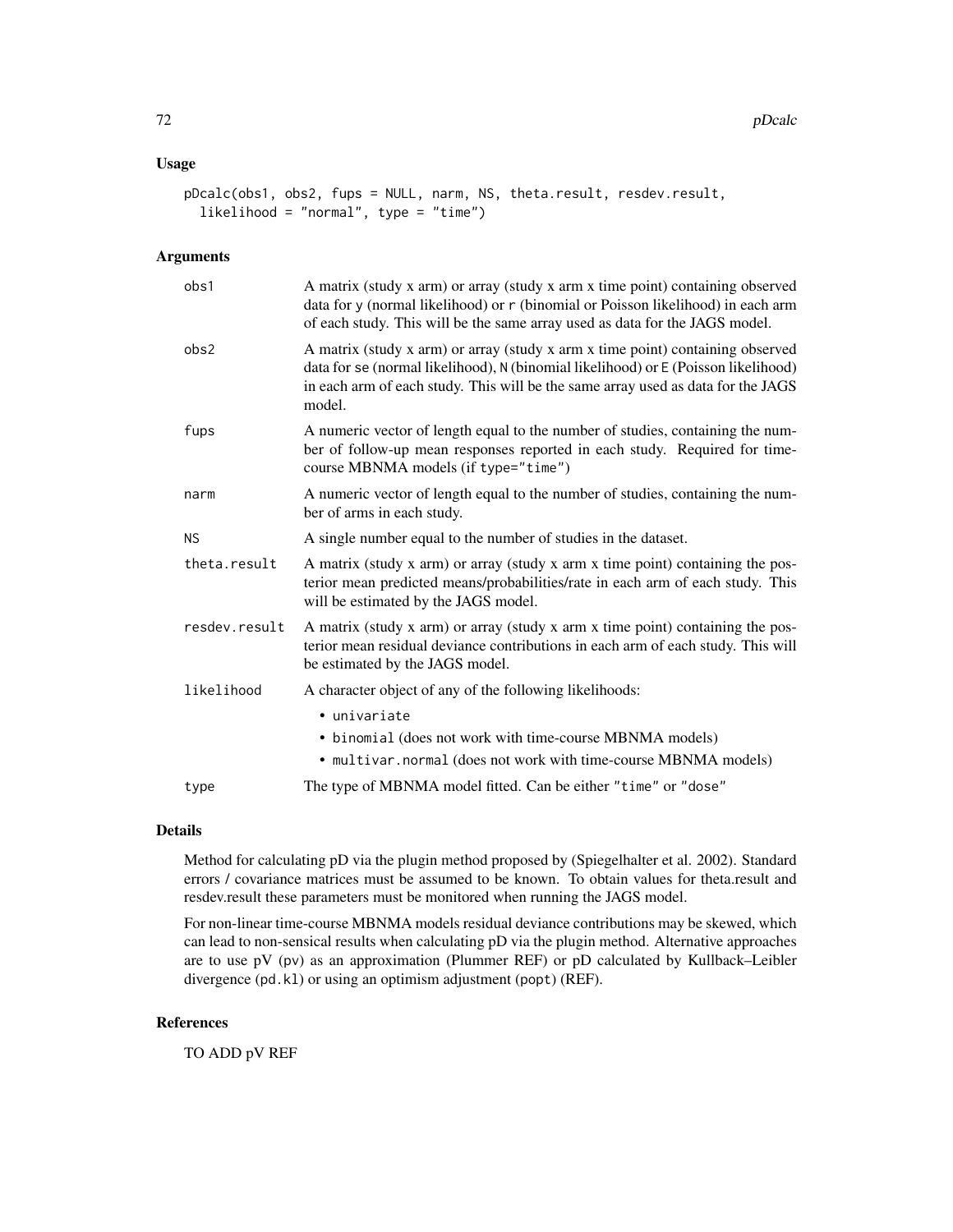## Usage

```
pDcalc(obs1, obs2, fups = NULL, narm, NS, theta.result, resdev.result,
  likelihood = "normal", type = "time")
```

## Arguments

| | |
|---|---|
| obs1 | A matrix (study x arm) or array (study x arm x time point) containing observed data for y (normal likelihood) or r (binomial or Poisson likelihood) in each arm of each study. This will be the same array used as data for the JAGS model. |
| obs2 | A matrix (study x arm) or array (study x arm x time point) containing observed data for se (normal likelihood), N (binomial likelihood) or E (Poisson likelihood) in each arm of each study. This will be the same array used as data for the JAGS model. |
| fups | A numeric vector of length equal to the number of studies, containing the number of follow-up mean responses reported in each study. Required for time-course MBNMA models (if type="time") |
| narm | A numeric vector of length equal to the number of studies, containing the number of arms in each study. |
| NS | A single number equal to the number of studies in the dataset. |
| theta.result | A matrix (study x arm) or array (study x arm x time point) containing the posterior mean predicted means/probabilities/rate in each arm of each study. This will be estimated by the JAGS model. |
| resdev.result | A matrix (study x arm) or array (study x arm x time point) containing the posterior mean residual deviance contributions in each arm of each study. This will be estimated by the JAGS model. |
| likelihood | A character object of any of the following likelihoods: <br>• univariate <br>• binomial (does not work with time-course MBNMA models) <br>• multivar.normal (does not work with time-course MBNMA models) |
| type | The type of MBNMA model fitted. Can be either "time" or "dose" |

## Details

Method for calculating pD via the plugin method proposed by (Spiegelhalter et al. 2002). Standard errors / covariance matrices must be assumed to be known. To obtain values for theta.result and resdev.result these parameters must be monitored when running the JAGS model.

For non-linear time-course MBNMA models residual deviance contributions may be skewed, which can lead to non-sensical results when calculating pD via the plugin method. Alternative approaches are to use pV (pv) as an approximation (Plummer REF) or pD calculated by Kullback–Leibler divergence (pd.kl) or using an optimism adjustment (popt) (REF).

## References

TO ADD pV REF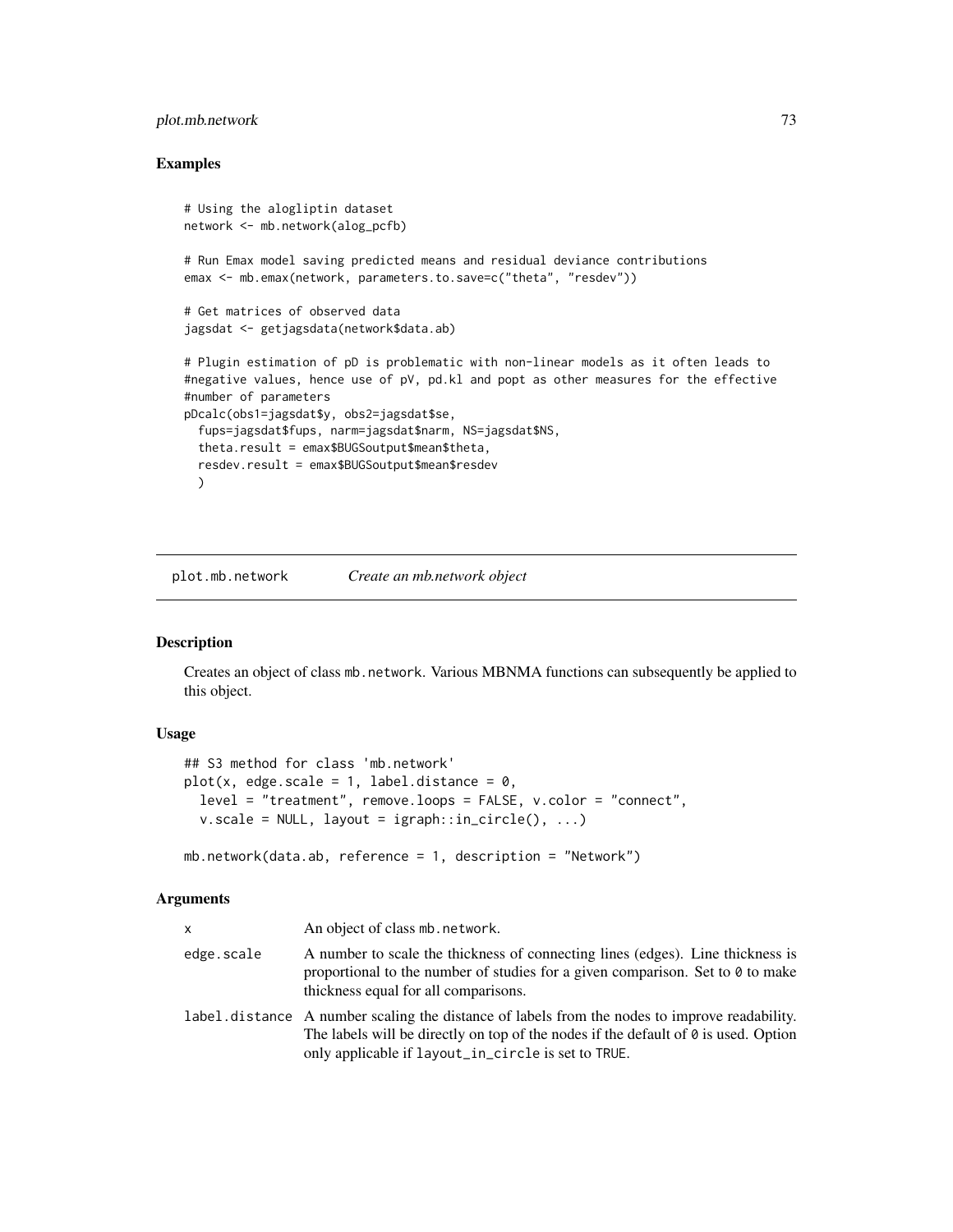## Examples

```
# Using the alogliptin dataset
network <- mb.network(alog_pcfb)

# Run Emax model saving predicted means and residual deviance contributions
emax <- mb.emax(network, parameters.to.save=c("theta", "resdev"))

# Get matrices of observed data
jagsdat <- getjagsdata(network$data.ab)

# Plugin estimation of pD is problematic with non-linear models as it often leads to
#negative values, hence use of pV, pd.kl and popt as other measures for the effective
#number of parameters
pDcalc(obs1=jagsdat$y, obs2=jagsdat$se,
  fups=jagsdat$fups, narm=jagsdat$narm, NS=jagsdat$NS,
  theta.result = emax$BUGSoutput$mean$theta,
  resdev.result = emax$BUGSoutput$mean$resdev
  )
```

---

plot.mb.network *Create an mb.network object*

---

## Description

Creates an object of class mb.network. Various MBNMA functions can subsequently be applied to this object.

## Usage

```
## S3 method for class 'mb.network'
plot(x, edge.scale = 1, label.distance = 0,
  level = "treatment", remove.loops = FALSE, v.color = "connect",
  v.scale = NULL, layout = igraph::in_circle(), ...)

mb.network(data.ab, reference = 1, description = "Network")
```

## Arguments

| | |
|---|---|
| x | An object of class mb.network. |
| edge.scale | A number to scale the thickness of connecting lines (edges). Line thickness is proportional to the number of studies for a given comparison. Set to 0 to make thickness equal for all comparisons. |
| label.distance | A number scaling the distance of labels from the nodes to improve readability. The labels will be directly on top of the nodes if the default of 0 is used. Option only applicable if layout_in_circle is set to TRUE. |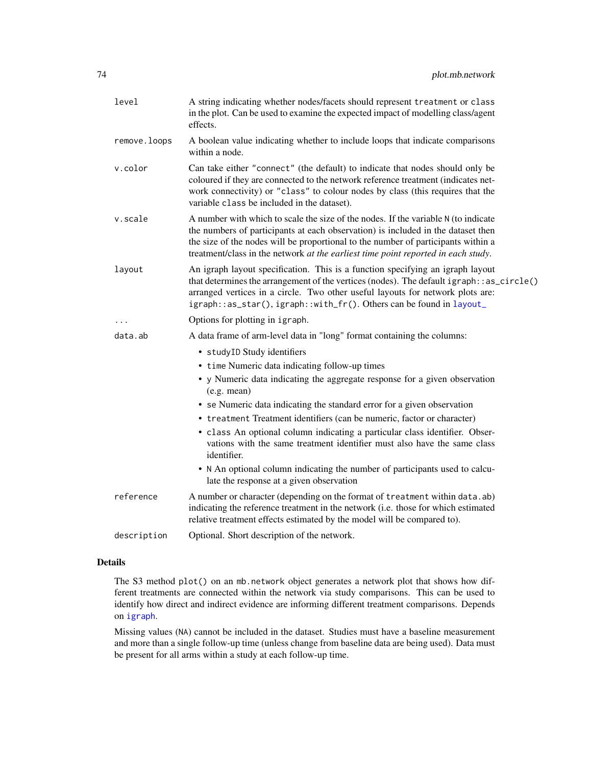| | |
|---|---|
| `level` | A string indicating whether nodes/facets should represent `treatment` or `class` in the plot. Can be used to examine the expected impact of modelling class/agent effects. |
| `remove.loops` | A boolean value indicating whether to include loops that indicate comparisons within a node. |
| `v.color` | Can take either `"connect"` (the default) to indicate that nodes should only be coloured if they are connected to the network reference treatment (indicates network connectivity) or `"class"` to colour nodes by class (this requires that the variable `class` be included in the dataset). |
| `v.scale` | A number with which to scale the size of the nodes. If the variable `N` (to indicate the numbers of participants at each observation) is included in the dataset then the size of the nodes will be proportional to the number of participants within a treatment/class in the network *at the earliest time point reported in each study*. |
| `layout` | An igraph layout specification. This is a function specifying an igraph layout that determines the arrangement of the vertices (nodes). The default `igraph::as_circle()` arranged vertices in a circle. Two other useful layouts for network plots are: `igraph::as_star()`, `igraph::with_fr()`. Others can be found in `layout_` |
| `...` | Options for plotting in `igraph`. |
| `data.ab` | A data frame of arm-level data in "long" format containing the columns: |

- `studyID` Study identifiers
- `time` Numeric data indicating follow-up times
- `y` Numeric data indicating the aggregate response for a given observation (e.g. mean)
- `se` Numeric data indicating the standard error for a given observation
- `treatment` Treatment identifiers (can be numeric, factor or character)
- `class` An optional column indicating a particular class identifier. Observations with the same treatment identifier must also have the same class identifier.
- `N` An optional column indicating the number of participants used to calculate the response at a given observation

| | |
|---|---|
| `reference` | A number or character (depending on the format of `treatment` within `data.ab`) indicating the reference treatment in the network (i.e. those for which estimated relative treatment effects estimated by the model will be compared to). |
| `description` | Optional. Short description of the network. |

## Details

The S3 method `plot()` on an `mb.network` object generates a network plot that shows how different treatments are connected within the network via study comparisons. This can be used to identify how direct and indirect evidence are informing different treatment comparisons. Depends on `igraph`.

Missing values (`NA`) cannot be included in the dataset. Studies must have a baseline measurement and more than a single follow-up time (unless change from baseline data are being used). Data must be present for all arms within a study at each follow-up time.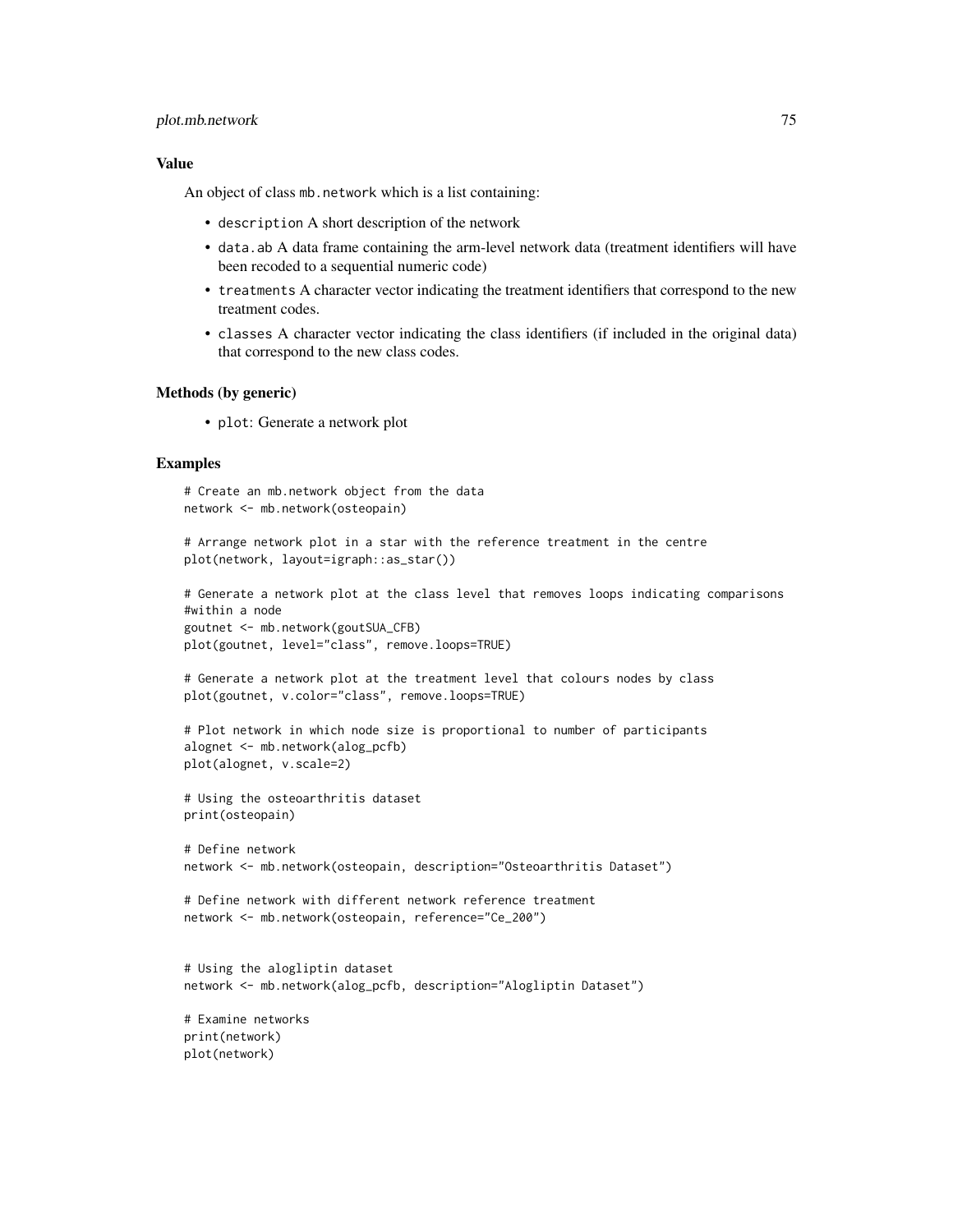## Value

An object of class `mb.network` which is a list containing:

- `description` A short description of the network
- `data.ab` A data frame containing the arm-level network data (treatment identifiers will have been recoded to a sequential numeric code)
- `treatments` A character vector indicating the treatment identifiers that correspond to the new treatment codes.
- `classes` A character vector indicating the class identifiers (if included in the original data) that correspond to the new class codes.

## Methods (by generic)

- `plot`: Generate a network plot

## Examples

```
# Create an mb.network object from the data
network <- mb.network(osteopain)

# Arrange network plot in a star with the reference treatment in the centre
plot(network, layout=igraph::as_star())

# Generate a network plot at the class level that removes loops indicating comparisons
#within a node
goutnet <- mb.network(goutSUA_CFB)
plot(goutnet, level="class", remove.loops=TRUE)

# Generate a network plot at the treatment level that colours nodes by class
plot(goutnet, v.color="class", remove.loops=TRUE)

# Plot network in which node size is proportional to number of participants
alognet <- mb.network(alog_pcfb)
plot(alognet, v.scale=2)

# Using the osteoarthritis dataset
print(osteopain)

# Define network
network <- mb.network(osteopain, description="Osteoarthritis Dataset")

# Define network with different network reference treatment
network <- mb.network(osteopain, reference="Ce_200")


# Using the alogliptin dataset
network <- mb.network(alog_pcfb, description="Alogliptin Dataset")

# Examine networks
print(network)
plot(network)
```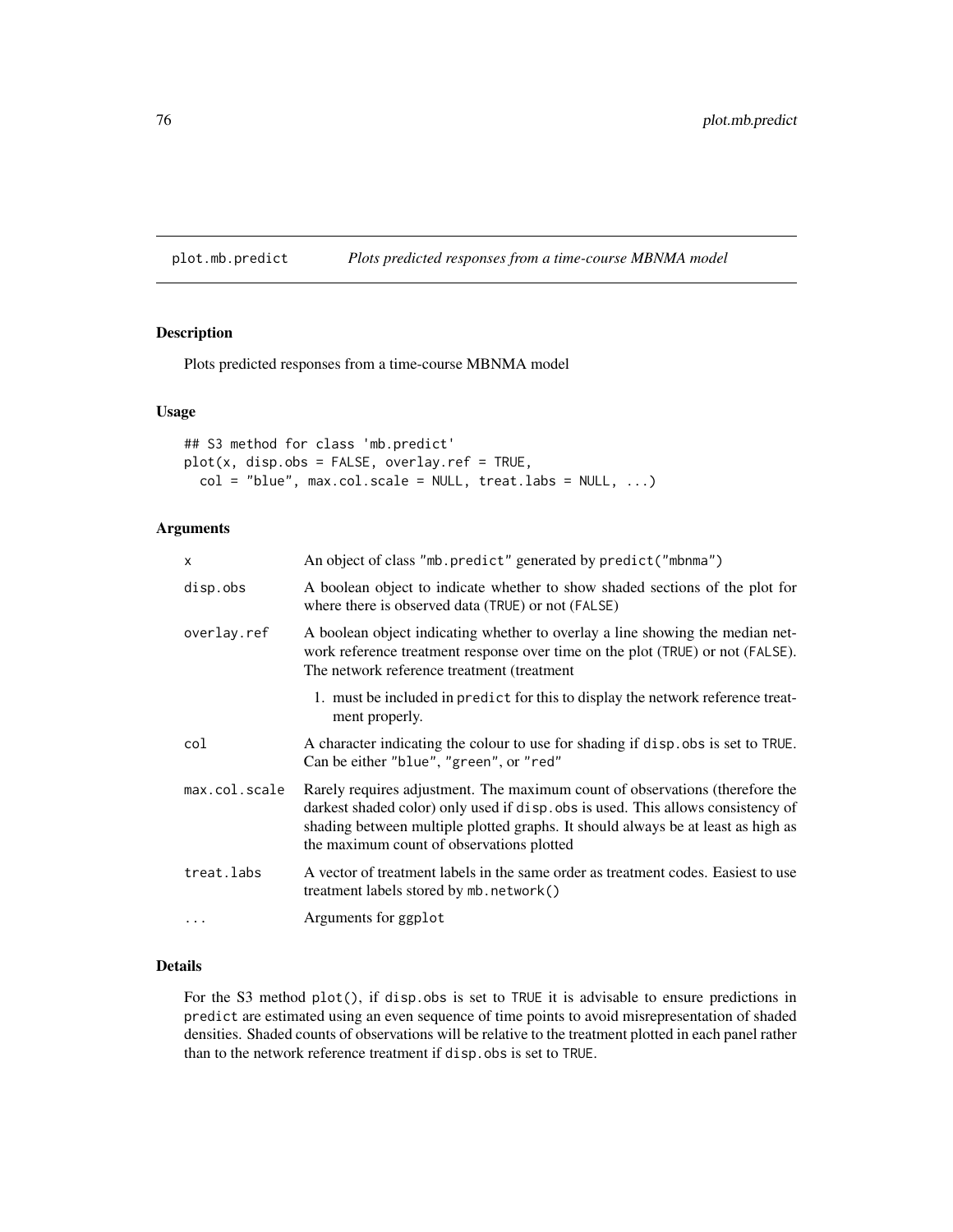# plot.mb.predict — *Plots predicted responses from a time-course MBNMA model*

## Description

Plots predicted responses from a time-course MBNMA model

## Usage

```
## S3 method for class 'mb.predict'
plot(x, disp.obs = FALSE, overlay.ref = TRUE,
  col = "blue", max.col.scale = NULL, treat.labs = NULL, ...)
```

## Arguments

| | |
|---|---|
| x | An object of class "mb.predict" generated by predict("mbnma") |
| disp.obs | A boolean object to indicate whether to show shaded sections of the plot for where there is observed data (TRUE) or not (FALSE) |
| overlay.ref | A boolean object indicating whether to overlay a line showing the median network reference treatment response over time on the plot (TRUE) or not (FALSE). The network reference treatment (treatment<br>1. must be included in predict for this to display the network reference treatment properly. |
| col | A character indicating the colour to use for shading if disp.obs is set to TRUE. Can be either "blue", "green", or "red" |
| max.col.scale | Rarely requires adjustment. The maximum count of observations (therefore the darkest shaded color) only used if disp.obs is used. This allows consistency of shading between multiple plotted graphs. It should always be at least as high as the maximum count of observations plotted |
| treat.labs | A vector of treatment labels in the same order as treatment codes. Easiest to use treatment labels stored by mb.network() |
| ... | Arguments for ggplot |

## Details

For the S3 method plot(), if disp.obs is set to TRUE it is advisable to ensure predictions in predict are estimated using an even sequence of time points to avoid misrepresentation of shaded densities. Shaded counts of observations will be relative to the treatment plotted in each panel rather than to the network reference treatment if disp.obs is set to TRUE.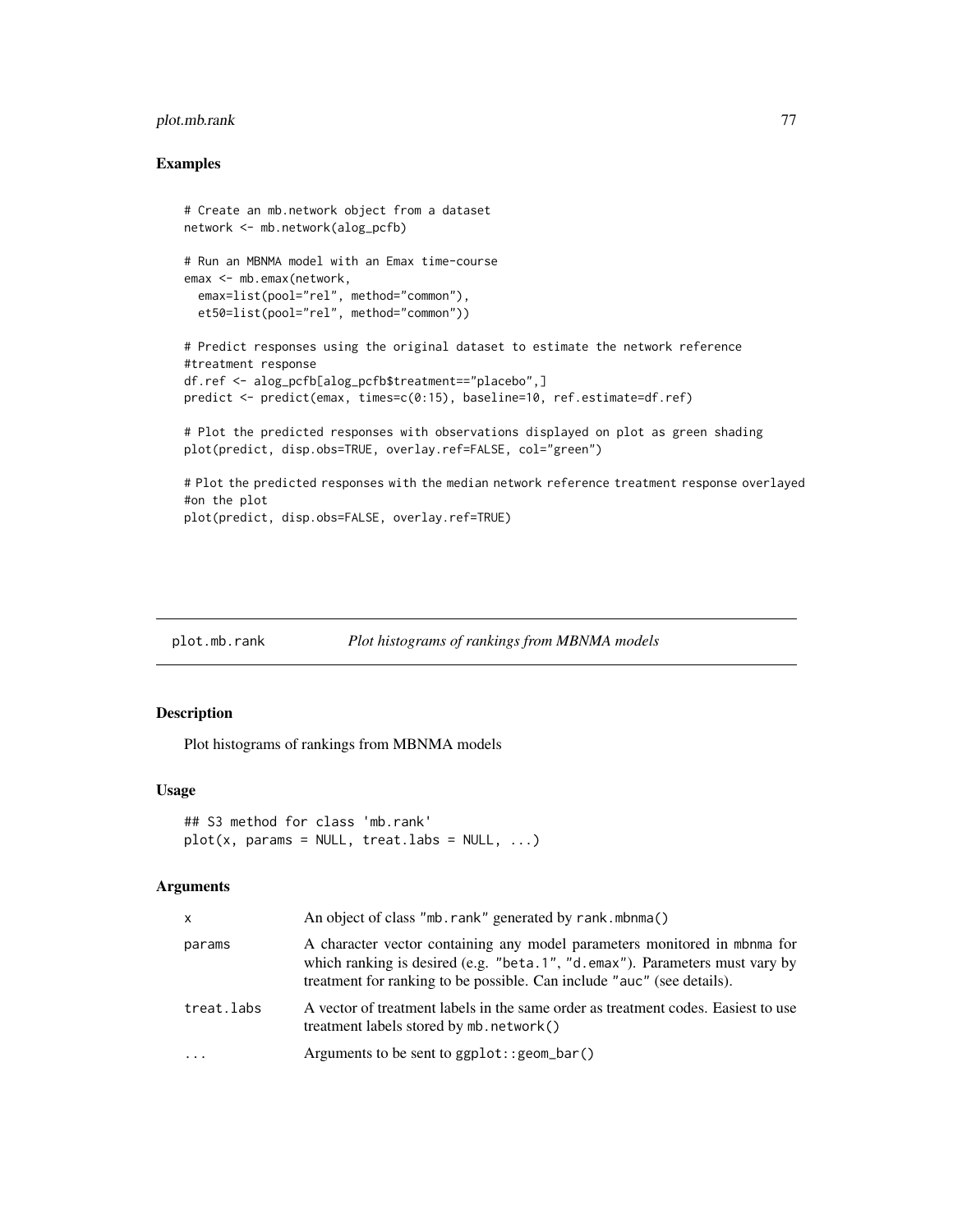## Examples

```
# Create an mb.network object from a dataset
network <- mb.network(alog_pcfb)

# Run an MBNMA model with an Emax time-course
emax <- mb.emax(network,
  emax=list(pool="rel", method="common"),
  et50=list(pool="rel", method="common"))

# Predict responses using the original dataset to estimate the network reference
#treatment response
df.ref <- alog_pcfb[alog_pcfb$treatment=="placebo",]
predict <- predict(emax, times=c(0:15), baseline=10, ref.estimate=df.ref)

# Plot the predicted responses with observations displayed on plot as green shading
plot(predict, disp.obs=TRUE, overlay.ref=FALSE, col="green")

# Plot the predicted responses with the median network reference treatment response overlayed
#on the plot
plot(predict, disp.obs=FALSE, overlay.ref=TRUE)
```

---

plot.mb.rank    *Plot histograms of rankings from MBNMA models*

---

## Description

Plot histograms of rankings from MBNMA models

## Usage

```
## S3 method for class 'mb.rank'
plot(x, params = NULL, treat.labs = NULL, ...)
```

## Arguments

| | |
|---|---|
| x | An object of class "mb.rank" generated by rank.mbnma() |
| params | A character vector containing any model parameters monitored in mbnma for which ranking is desired (e.g. "beta.1", "d.emax"). Parameters must vary by treatment for ranking to be possible. Can include "auc" (see details). |
| treat.labs | A vector of treatment labels in the same order as treatment codes. Easiest to use treatment labels stored by mb.network() |
| ... | Arguments to be sent to ggplot::geom_bar() |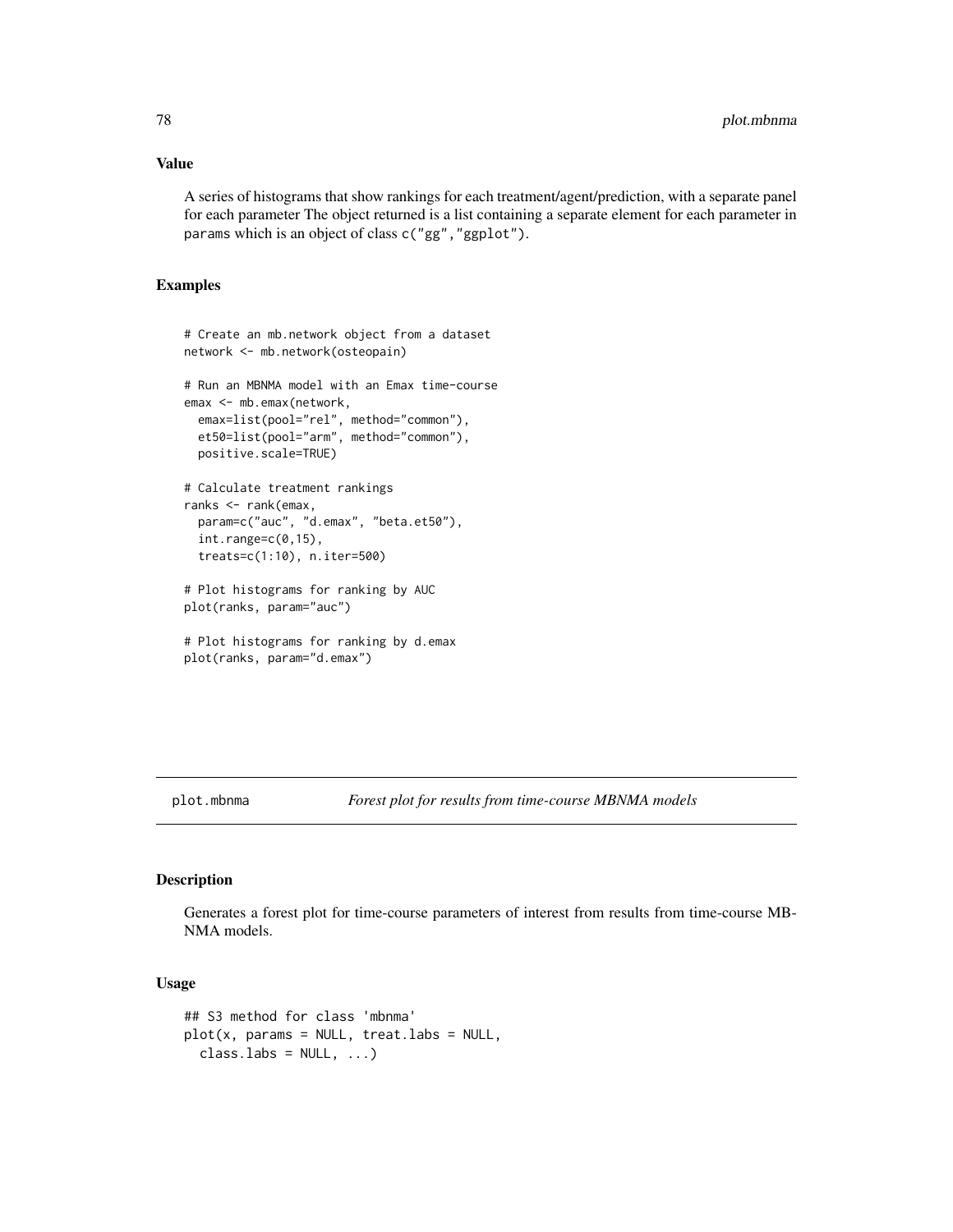## Value

A series of histograms that show rankings for each treatment/agent/prediction, with a separate panel for each parameter The object returned is a list containing a separate element for each parameter in `params` which is an object of class `c("gg","ggplot")`.

## Examples

```
# Create an mb.network object from a dataset
network <- mb.network(osteopain)

# Run an MBNMA model with an Emax time-course
emax <- mb.emax(network,
  emax=list(pool="rel", method="common"),
  et50=list(pool="arm", method="common"),
  positive.scale=TRUE)

# Calculate treatment rankings
ranks <- rank(emax,
  param=c("auc", "d.emax", "beta.et50"),
  int.range=c(0,15),
  treats=c(1:10), n.iter=500)

# Plot histograms for ranking by AUC
plot(ranks, param="auc")

# Plot histograms for ranking by d.emax
plot(ranks, param="d.emax")
```

---

# plot.mbnma — *Forest plot for results from time-course MBNMA models*

## Description

Generates a forest plot for time-course parameters of interest from results from time-course MBNMA models.

## Usage

```
## S3 method for class 'mbnma'
plot(x, params = NULL, treat.labs = NULL,
  class.labs = NULL, ...)
```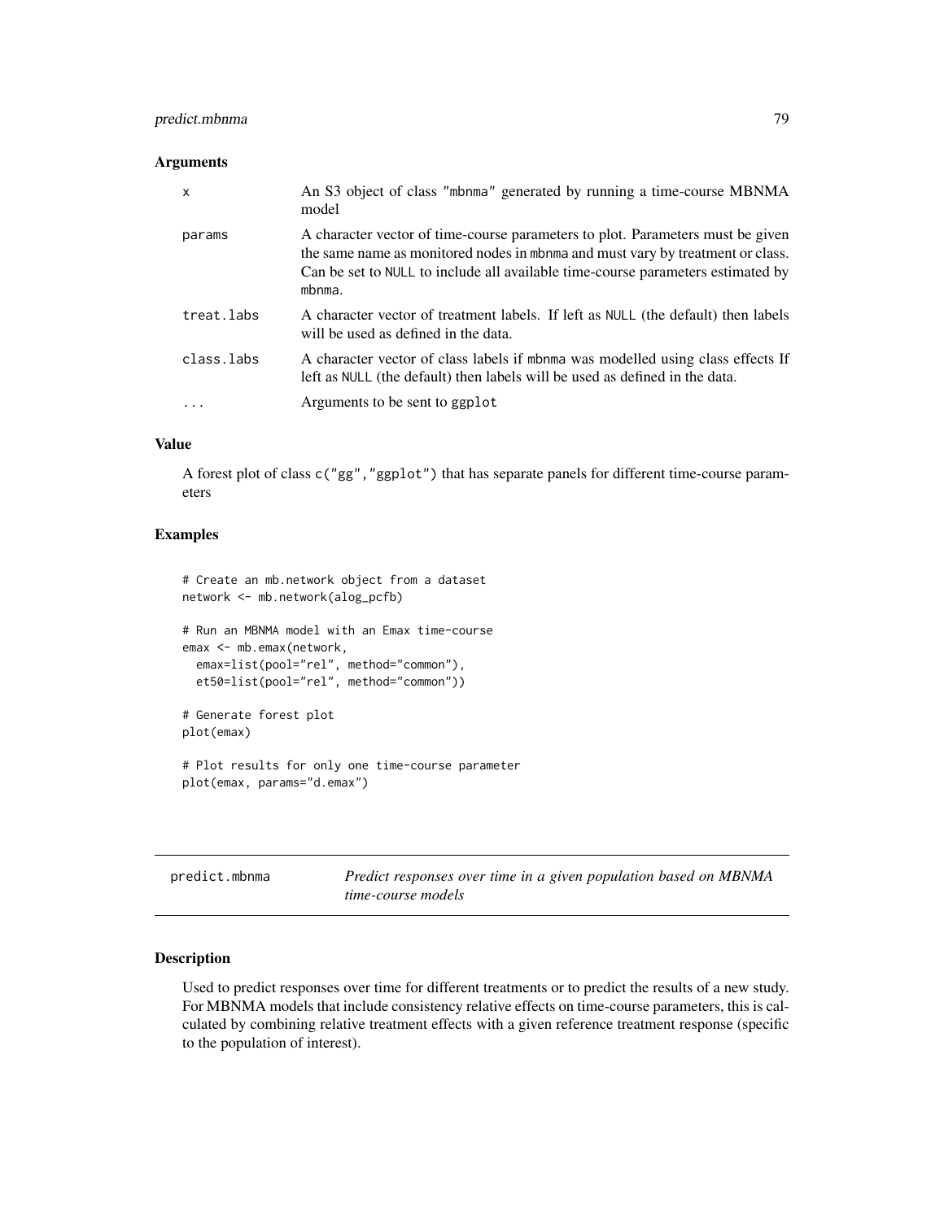### Arguments

| | |
|---|---|
| x | An S3 object of class "mbnma" generated by running a time-course MBNMA model |
| params | A character vector of time-course parameters to plot. Parameters must be given the same name as monitored nodes in mbnma and must vary by treatment or class. Can be set to NULL to include all available time-course parameters estimated by mbnma. |
| treat.labs | A character vector of treatment labels. If left as NULL (the default) then labels will be used as defined in the data. |
| class.labs | A character vector of class labels if mbnma was modelled using class effects If left as NULL (the default) then labels will be used as defined in the data. |
| ... | Arguments to be sent to ggplot |

### Value

A forest plot of class c("gg","ggplot") that has separate panels for different time-course parameters

### Examples

```
# Create an mb.network object from a dataset
network <- mb.network(alog_pcfb)

# Run an MBNMA model with an Emax time-course
emax <- mb.emax(network,
  emax=list(pool="rel", method="common"),
  et50=list(pool="rel", method="common"))

# Generate forest plot
plot(emax)

# Plot results for only one time-course parameter
plot(emax, params="d.emax")
```

---

## predict.mbnma *Predict responses over time in a given population based on MBNMA time-course models*

### Description

Used to predict responses over time for different treatments or to predict the results of a new study. For MBNMA models that include consistency relative effects on time-course parameters, this is calculated by combining relative treatment effects with a given reference treatment response (specific to the population of interest).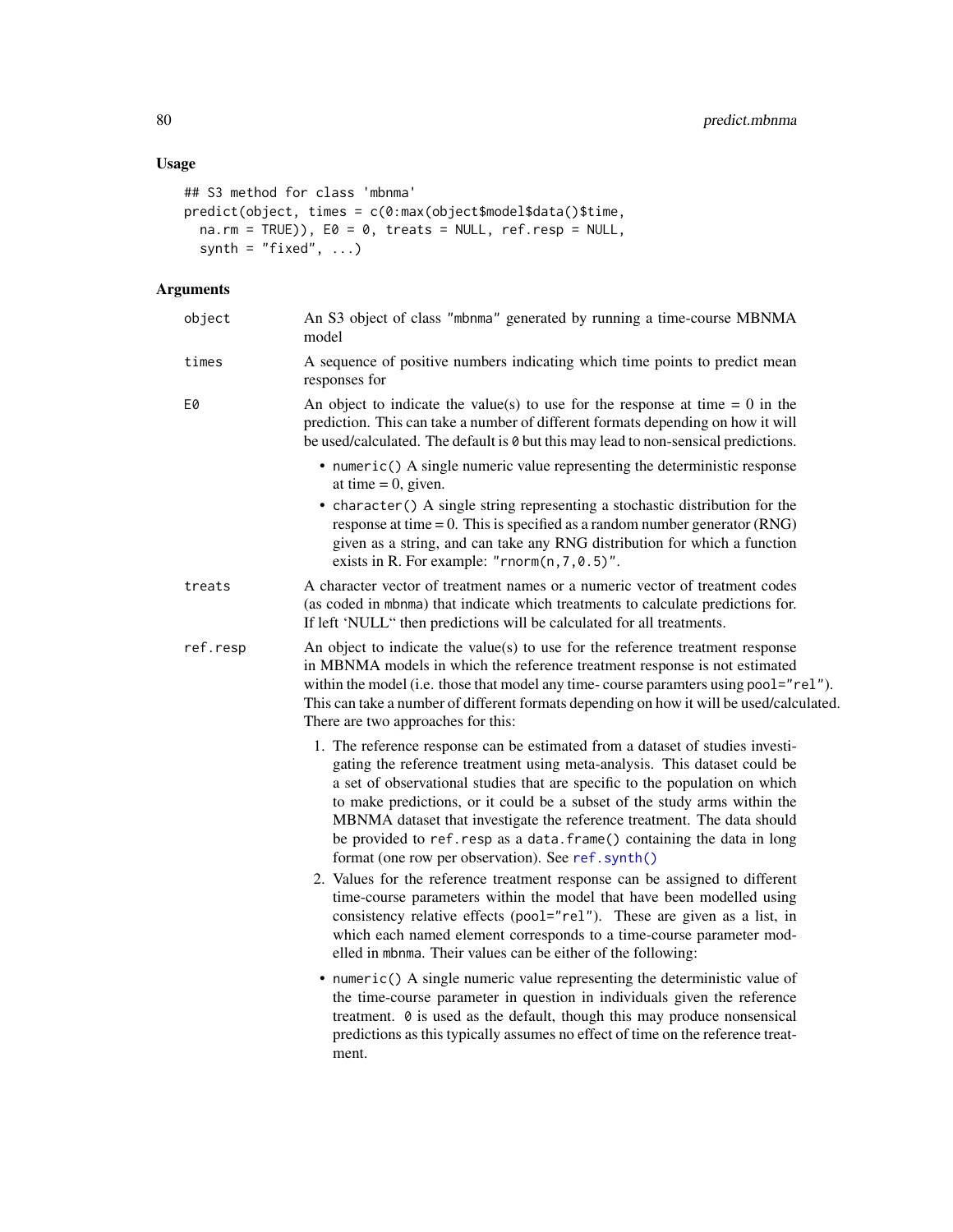### Usage

```
## S3 method for class 'mbnma'
predict(object, times = c(0:max(object$model$data()$time,
  na.rm = TRUE)), E0 = 0, treats = NULL, ref.resp = NULL,
  synth = "fixed", ...)
```

### Arguments

**object** — An S3 object of class "mbnma" generated by running a time-course MBNMA model

**times** — A sequence of positive numbers indicating which time points to predict mean responses for

**E0** — An object to indicate the value(s) to use for the response at time = 0 in the prediction. This can take a number of different formats depending on how it will be used/calculated. The default is `0` but this may lead to non-sensical predictions.

- `numeric()` A single numeric value representing the deterministic response at time = 0, given.
- `character()` A single string representing a stochastic distribution for the response at time = 0. This is specified as a random number generator (RNG) given as a string, and can take any RNG distribution for which a function exists in R. For example: `"rnorm(n,7,0.5)"`.

**treats** — A character vector of treatment names or a numeric vector of treatment codes (as coded in `mbnma`) that indicate which treatments to calculate predictions for. If left 'NULL" then predictions will be calculated for all treatments.

**ref.resp** — An object to indicate the value(s) to use for the reference treatment response in MBNMA models in which the reference treatment response is not estimated within the model (i.e. those that model any time- course paramters using `pool="rel"`). This can take a number of different formats depending on how it will be used/calculated. There are two approaches for this:

1. The reference response can be estimated from a dataset of studies investigating the reference treatment using meta-analysis. This dataset could be a set of observational studies that are specific to the population on which to make predictions, or it could be a subset of the study arms within the MBNMA dataset that investigate the reference treatment. The data should be provided to `ref.resp` as a `data.frame()` containing the data in long format (one row per observation). See `ref.synth()`
2. Values for the reference treatment response can be assigned to different time-course parameters within the model that have been modelled using consistency relative effects (`pool="rel"`). These are given as a list, in which each named element corresponds to a time-course parameter modelled in `mbnma`. Their values can be either of the following:

- `numeric()` A single numeric value representing the deterministic value of the time-course parameter in question in individuals given the reference treatment. `0` is used as the default, though this may produce nonsensical predictions as this typically assumes no effect of time on the reference treatment.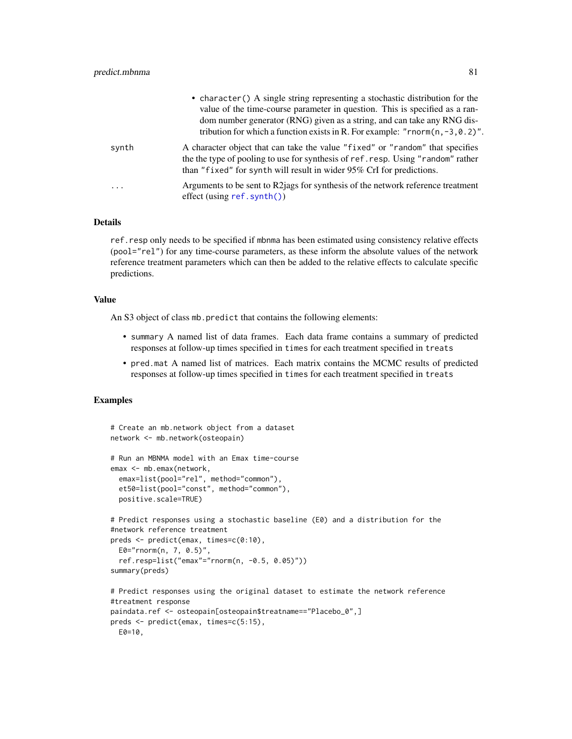- `character()` A single string representing a stochastic distribution for the value of the time-course parameter in question. This is specified as a random number generator (RNG) given as a string, and can take any RNG distribution for which a function exists in R. For example: `"rnorm(n,-3,0.2)"`.

| | |
|---|---|
| synth | A character object that can take the value `"fixed"` or `"random"` that specifies the the type of pooling to use for synthesis of `ref.resp`. Using `"random"` rather than `"fixed"` for `synth` will result in wider 95% CrI for predictions. |
| ... | Arguments to be sent to R2jags for synthesis of the network reference treatment effect (using `ref.synth()`) |

## Details

`ref.resp` only needs to be specified if `mbnma` has been estimated using consistency relative effects (`pool="rel"`) for any time-course parameters, as these inform the absolute values of the network reference treatment parameters which can then be added to the relative effects to calculate specific predictions.

## Value

An S3 object of class `mb.predict` that contains the following elements:

- `summary` A named list of data frames. Each data frame contains a summary of predicted responses at follow-up times specified in `times` for each treatment specified in `treats`
- `pred.mat` A named list of matrices. Each matrix contains the MCMC results of predicted responses at follow-up times specified in `times` for each treatment specified in `treats`

## Examples

```
# Create an mb.network object from a dataset
network <- mb.network(osteopain)

# Run an MBNMA model with an Emax time-course
emax <- mb.emax(network,
  emax=list(pool="rel", method="common"),
  et50=list(pool="const", method="common"),
  positive.scale=TRUE)

# Predict responses using a stochastic baseline (E0) and a distribution for the
#network reference treatment
preds <- predict(emax, times=c(0:10),
  E0="rnorm(n, 7, 0.5)",
  ref.resp=list("emax"="rnorm(n, -0.5, 0.05)"))
summary(preds)

# Predict responses using the original dataset to estimate the network reference
#treatment response
paindata.ref <- osteopain[osteopain$treatname=="Placebo_0",]
preds <- predict(emax, times=c(5:15),
  E0=10,
```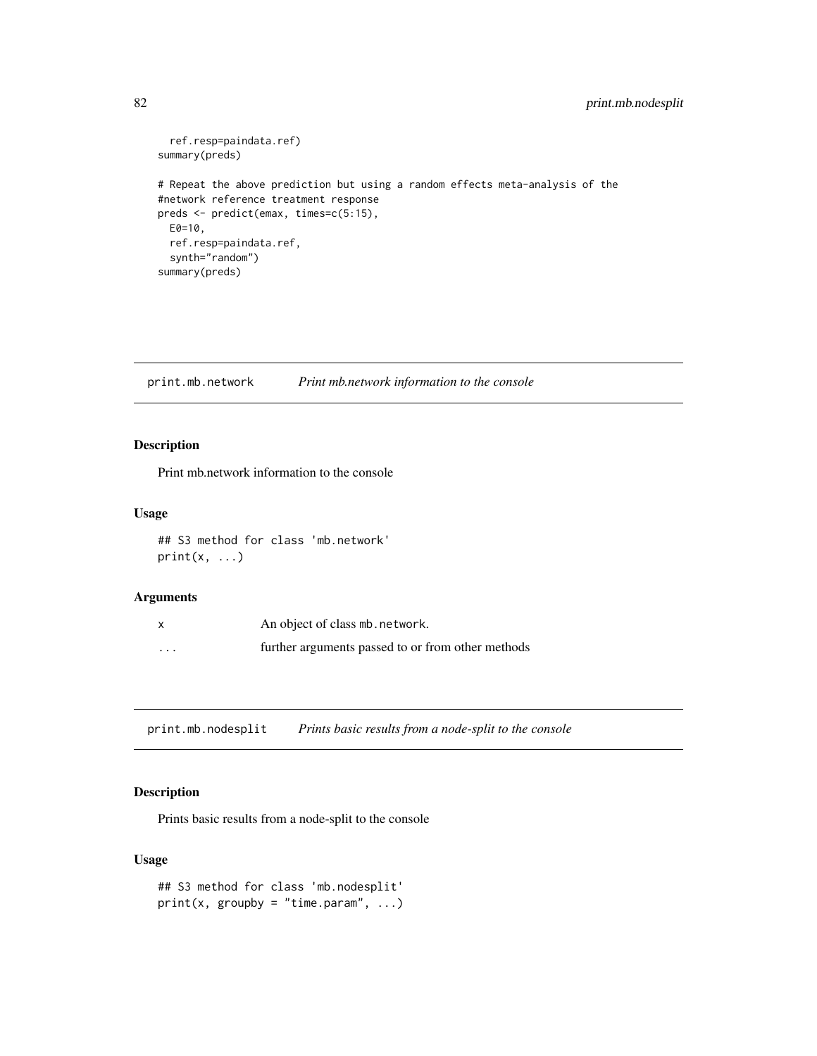```
  ref.resp=paindata.ref)
summary(preds)

# Repeat the above prediction but using a random effects meta-analysis of the
#network reference treatment response
preds <- predict(emax, times=c(5:15),
  E0=10,
  ref.resp=paindata.ref,
  synth="random")
summary(preds)
```

## print.mb.network *Print mb.network information to the console*

### Description

Print mb.network information to the console

### Usage

```
## S3 method for class 'mb.network'
print(x, ...)
```

### Arguments

| | |
|---|---|
| x | An object of class `mb.network`. |
| ... | further arguments passed to or from other methods |

## print.mb.nodesplit *Prints basic results from a node-split to the console*

### Description

Prints basic results from a node-split to the console

### Usage

```
## S3 method for class 'mb.nodesplit'
print(x, groupby = "time.param", ...)
```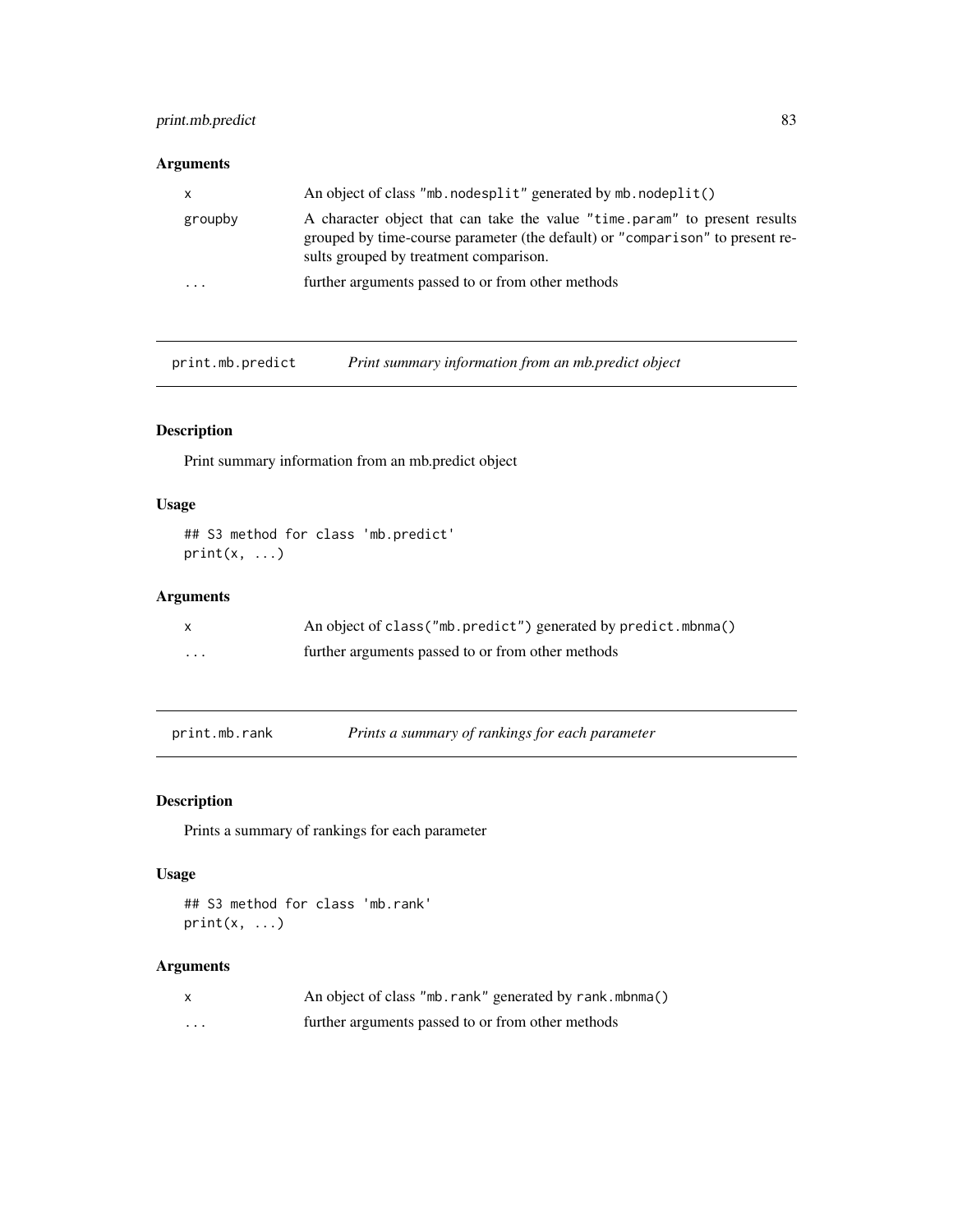## Arguments

| | |
|---|---|
| x | An object of class "mb.nodesplit" generated by mb.nodeplit() |
| groupby | A character object that can take the value "time.param" to present results grouped by time-course parameter (the default) or "comparison" to present results grouped by treatment comparison. |
| ... | further arguments passed to or from other methods |

---

# print.mb.predict — *Print summary information from an mb.predict object*

## Description

Print summary information from an mb.predict object

## Usage

```
## S3 method for class 'mb.predict'
print(x, ...)
```

## Arguments

| | |
|---|---|
| x | An object of class("mb.predict") generated by predict.mbnma() |
| ... | further arguments passed to or from other methods |

---

# print.mb.rank — *Prints a summary of rankings for each parameter*

## Description

Prints a summary of rankings for each parameter

## Usage

```
## S3 method for class 'mb.rank'
print(x, ...)
```

## Arguments

| | |
|---|---|
| x | An object of class "mb.rank" generated by rank.mbnma() |
| ... | further arguments passed to or from other methods |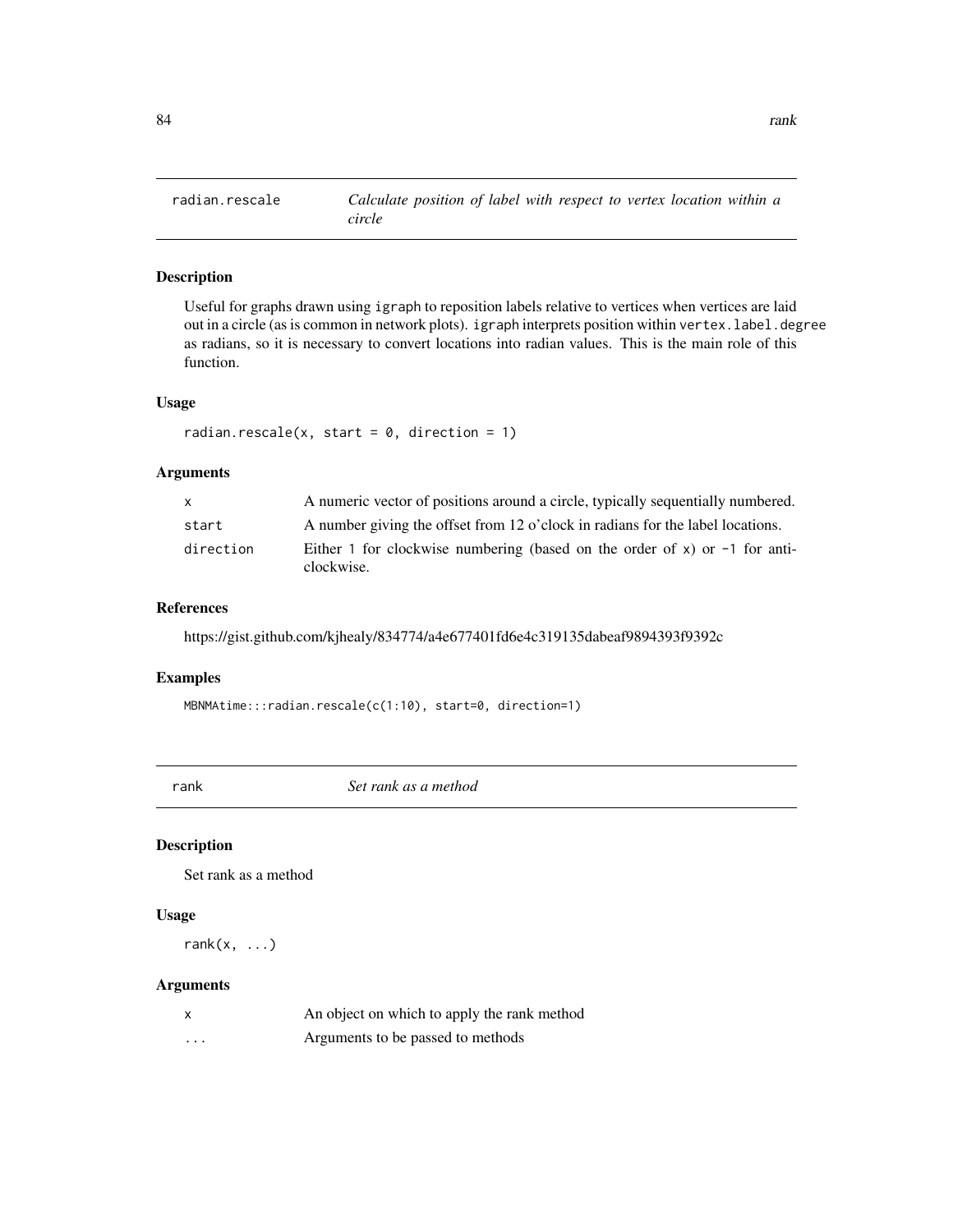## radian.rescale — *Calculate position of label with respect to vertex location within a circle*

### Description

Useful for graphs drawn using igraph to reposition labels relative to vertices when vertices are laid out in a circle (as is common in network plots). igraph interprets position within vertex.label.degree as radians, so it is necessary to convert locations into radian values. This is the main role of this function.

### Usage

```
radian.rescale(x, start = 0, direction = 1)
```

### Arguments

| | |
|---|---|
| x | A numeric vector of positions around a circle, typically sequentially numbered. |
| start | A number giving the offset from 12 o'clock in radians for the label locations. |
| direction | Either 1 for clockwise numbering (based on the order of x) or -1 for anti-clockwise. |

### References

https://gist.github.com/kjhealy/834774/a4e677401fd6e4c319135dabeaf9894393f9392c

### Examples

```
MBNMAtime:::radian.rescale(c(1:10), start=0, direction=1)
```

## rank — *Set rank as a method*

### Description

Set rank as a method

### Usage

```
rank(x, ...)
```

### Arguments

| | |
|---|---|
| x | An object on which to apply the rank method |
| ... | Arguments to be passed to methods |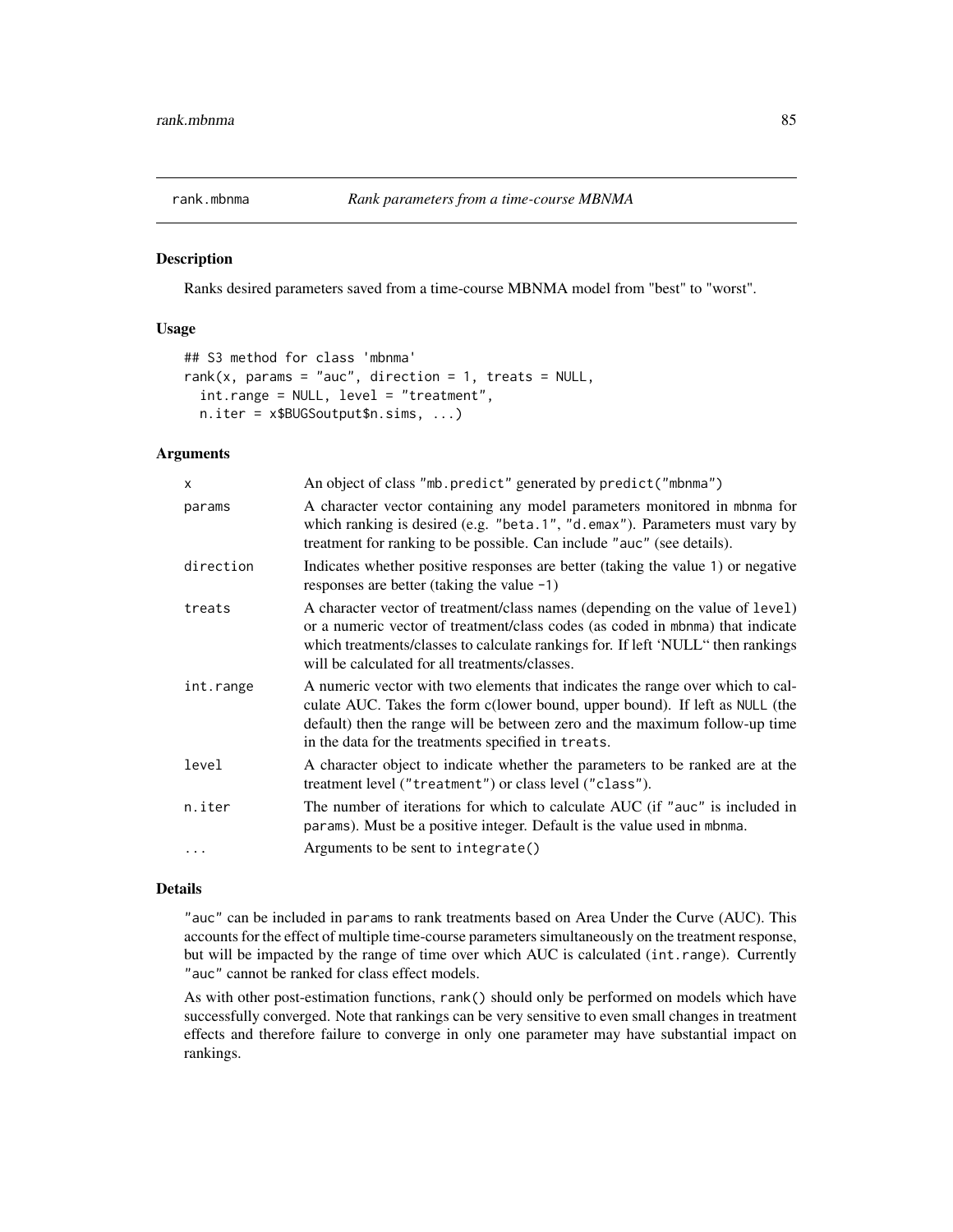# rank.mbnma    *Rank parameters from a time-course MBNMA*

## Description

Ranks desired parameters saved from a time-course MBNMA model from "best" to "worst".

## Usage

```
## S3 method for class 'mbnma'
rank(x, params = "auc", direction = 1, treats = NULL,
  int.range = NULL, level = "treatment",
  n.iter = x$BUGSoutput$n.sims, ...)
```

## Arguments

| | |
|---|---|
| x | An object of class "mb.predict" generated by predict("mbnma") |
| params | A character vector containing any model parameters monitored in mbnma for which ranking is desired (e.g. "beta.1", "d.emax"). Parameters must vary by treatment for ranking to be possible. Can include "auc" (see details). |
| direction | Indicates whether positive responses are better (taking the value 1) or negative responses are better (taking the value -1) |
| treats | A character vector of treatment/class names (depending on the value of level) or a numeric vector of treatment/class codes (as coded in mbnma) that indicate which treatments/classes to calculate rankings for. If left 'NULL" then rankings will be calculated for all treatments/classes. |
| int.range | A numeric vector with two elements that indicates the range over which to calculate AUC. Takes the form c(lower bound, upper bound). If left as NULL (the default) then the range will be between zero and the maximum follow-up time in the data for the treatments specified in treats. |
| level | A character object to indicate whether the parameters to be ranked are at the treatment level ("treatment") or class level ("class"). |
| n.iter | The number of iterations for which to calculate AUC (if "auc" is included in params). Must be a positive integer. Default is the value used in mbnma. |
| ... | Arguments to be sent to integrate() |

## Details

"auc" can be included in params to rank treatments based on Area Under the Curve (AUC). This accounts for the effect of multiple time-course parameters simultaneously on the treatment response, but will be impacted by the range of time over which AUC is calculated (int.range). Currently "auc" cannot be ranked for class effect models.

As with other post-estimation functions, rank() should only be performed on models which have successfully converged. Note that rankings can be very sensitive to even small changes in treatment effects and therefore failure to converge in only one parameter may have substantial impact on rankings.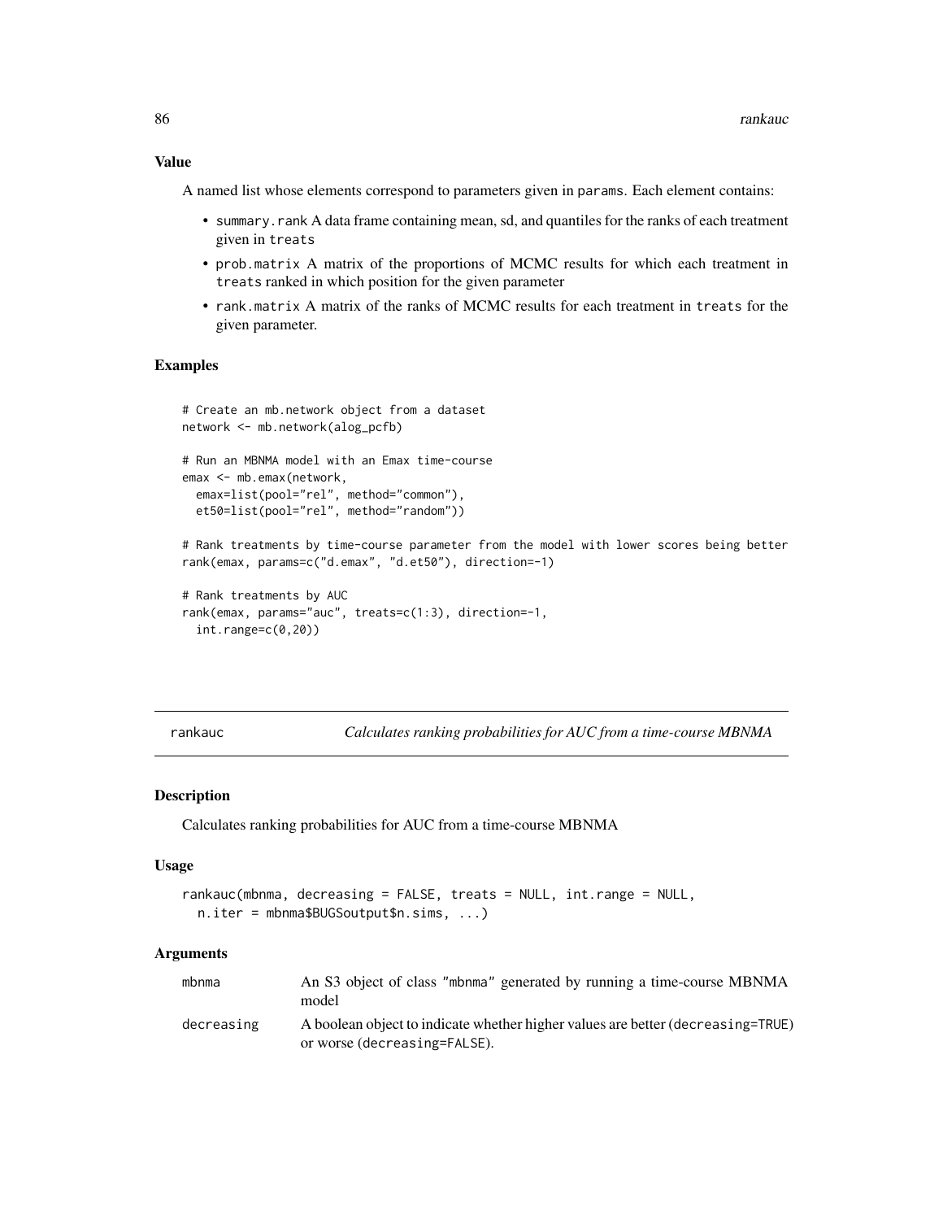### Value

A named list whose elements correspond to parameters given in params. Each element contains:

- summary.rank A data frame containing mean, sd, and quantiles for the ranks of each treatment given in treats
- prob.matrix A matrix of the proportions of MCMC results for which each treatment in treats ranked in which position for the given parameter
- rank.matrix A matrix of the ranks of MCMC results for each treatment in treats for the given parameter.

### Examples

```
# Create an mb.network object from a dataset
network <- mb.network(alog_pcfb)

# Run an MBNMA model with an Emax time-course
emax <- mb.emax(network,
  emax=list(pool="rel", method="common"),
  et50=list(pool="rel", method="random"))

# Rank treatments by time-course parameter from the model with lower scores being better
rank(emax, params=c("d.emax", "d.et50"), direction=-1)

# Rank treatments by AUC
rank(emax, params="auc", treats=c(1:3), direction=-1,
  int.range=c(0,20))
```

---

## rankauc — *Calculates ranking probabilities for AUC from a time-course MBNMA*

### Description

Calculates ranking probabilities for AUC from a time-course MBNMA

### Usage

```
rankauc(mbnma, decreasing = FALSE, treats = NULL, int.range = NULL,
  n.iter = mbnma$BUGSoutput$n.sims, ...)
```

### Arguments

| | |
|---|---|
| mbnma | An S3 object of class "mbnma" generated by running a time-course MBNMA model |
| decreasing | A boolean object to indicate whether higher values are better (decreasing=TRUE) or worse (decreasing=FALSE). |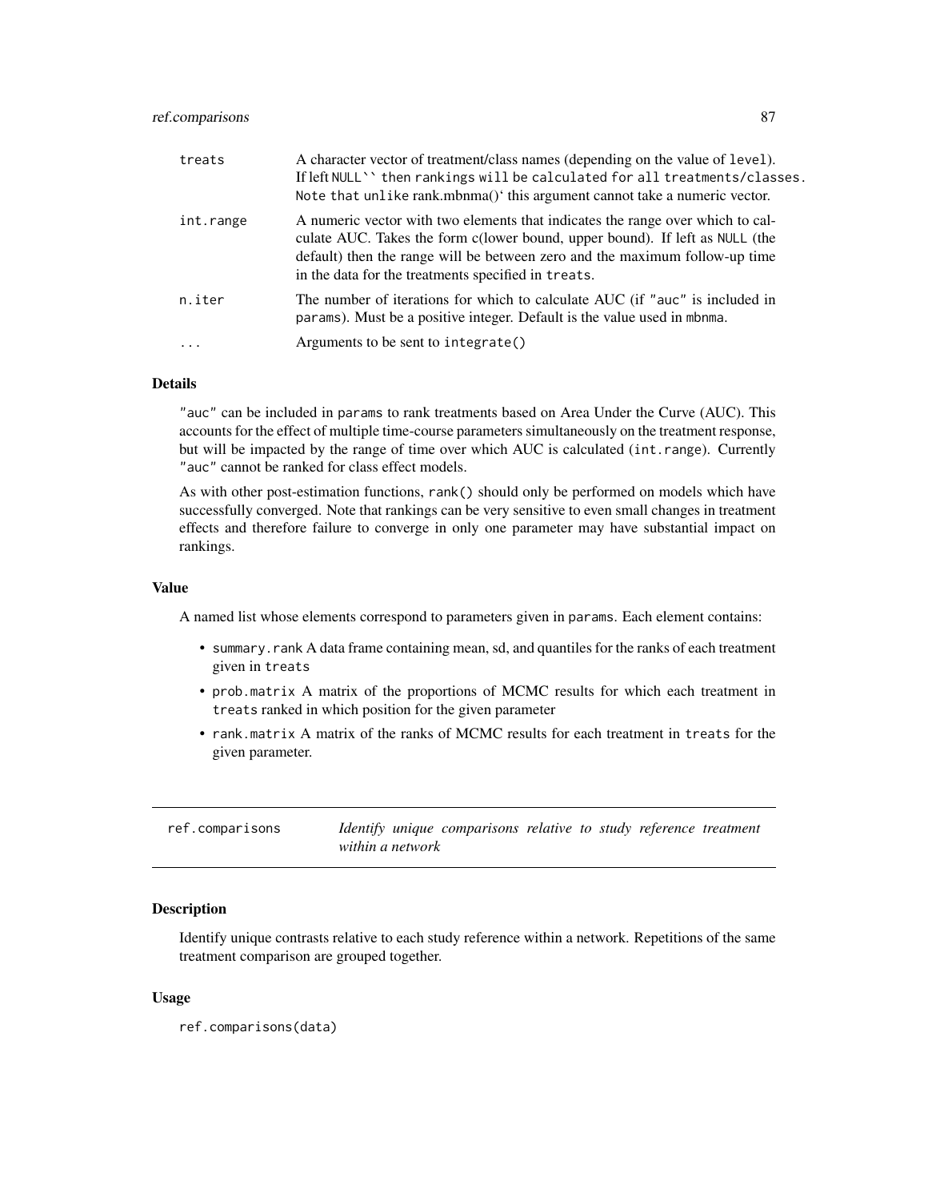| | |
|---|---|
| treats | A character vector of treatment/class names (depending on the value of level). If left NULL`` then rankings will be calculated for all treatments/classes. Note that unlike rank.mbnma()' this argument cannot take a numeric vector. |
| int.range | A numeric vector with two elements that indicates the range over which to calculate AUC. Takes the form c(lower bound, upper bound). If left as NULL (the default) then the range will be between zero and the maximum follow-up time in the data for the treatments specified in treats. |
| n.iter | The number of iterations for which to calculate AUC (if "auc" is included in params). Must be a positive integer. Default is the value used in mbnma. |
| ... | Arguments to be sent to integrate() |

## Details

"auc" can be included in params to rank treatments based on Area Under the Curve (AUC). This accounts for the effect of multiple time-course parameters simultaneously on the treatment response, but will be impacted by the range of time over which AUC is calculated (int.range). Currently "auc" cannot be ranked for class effect models.

As with other post-estimation functions, rank() should only be performed on models which have successfully converged. Note that rankings can be very sensitive to even small changes in treatment effects and therefore failure to converge in only one parameter may have substantial impact on rankings.

## Value

A named list whose elements correspond to parameters given in params. Each element contains:

- summary.rank A data frame containing mean, sd, and quantiles for the ranks of each treatment given in treats
- prob.matrix A matrix of the proportions of MCMC results for which each treatment in treats ranked in which position for the given parameter
- rank.matrix A matrix of the ranks of MCMC results for each treatment in treats for the given parameter.

---

# ref.comparisons *Identify unique comparisons relative to study reference treatment within a network*

## Description

Identify unique contrasts relative to each study reference within a network. Repetitions of the same treatment comparison are grouped together.

## Usage

```
ref.comparisons(data)
```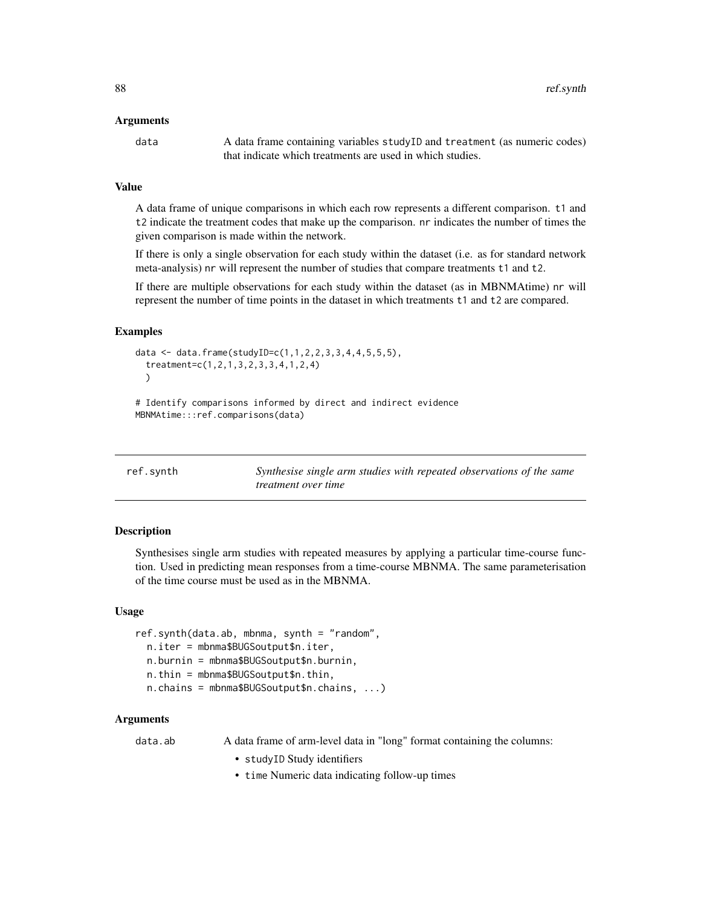### Arguments

**data** A data frame containing variables studyID and treatment (as numeric codes) that indicate which treatments are used in which studies.

### Value

A data frame of unique comparisons in which each row represents a different comparison. t1 and t2 indicate the treatment codes that make up the comparison. nr indicates the number of times the given comparison is made within the network.

If there is only a single observation for each study within the dataset (i.e. as for standard network meta-analysis) nr will represent the number of studies that compare treatments t1 and t2.

If there are multiple observations for each study within the dataset (as in MBNMAtime) nr will represent the number of time points in the dataset in which treatments t1 and t2 are compared.

### Examples

```
data <- data.frame(studyID=c(1,1,2,2,3,3,4,4,5,5,5),
  treatment=c(1,2,1,3,2,3,3,4,1,2,4)
  )

# Identify comparisons informed by direct and indirect evidence
MBNMAtime:::ref.comparisons(data)
```

---

## ref.synth — *Synthesise single arm studies with repeated observations of the same treatment over time*

### Description

Synthesises single arm studies with repeated measures by applying a particular time-course function. Used in predicting mean responses from a time-course MBNMA. The same parameterisation of the time course must be used as in the MBNMA.

### Usage

```
ref.synth(data.ab, mbnma, synth = "random",
  n.iter = mbnma$BUGSoutput$n.iter,
  n.burnin = mbnma$BUGSoutput$n.burnin,
  n.thin = mbnma$BUGSoutput$n.thin,
  n.chains = mbnma$BUGSoutput$n.chains, ...)
```

### Arguments

**data.ab** A data frame of arm-level data in "long" format containing the columns:

- studyID Study identifiers
- time Numeric data indicating follow-up times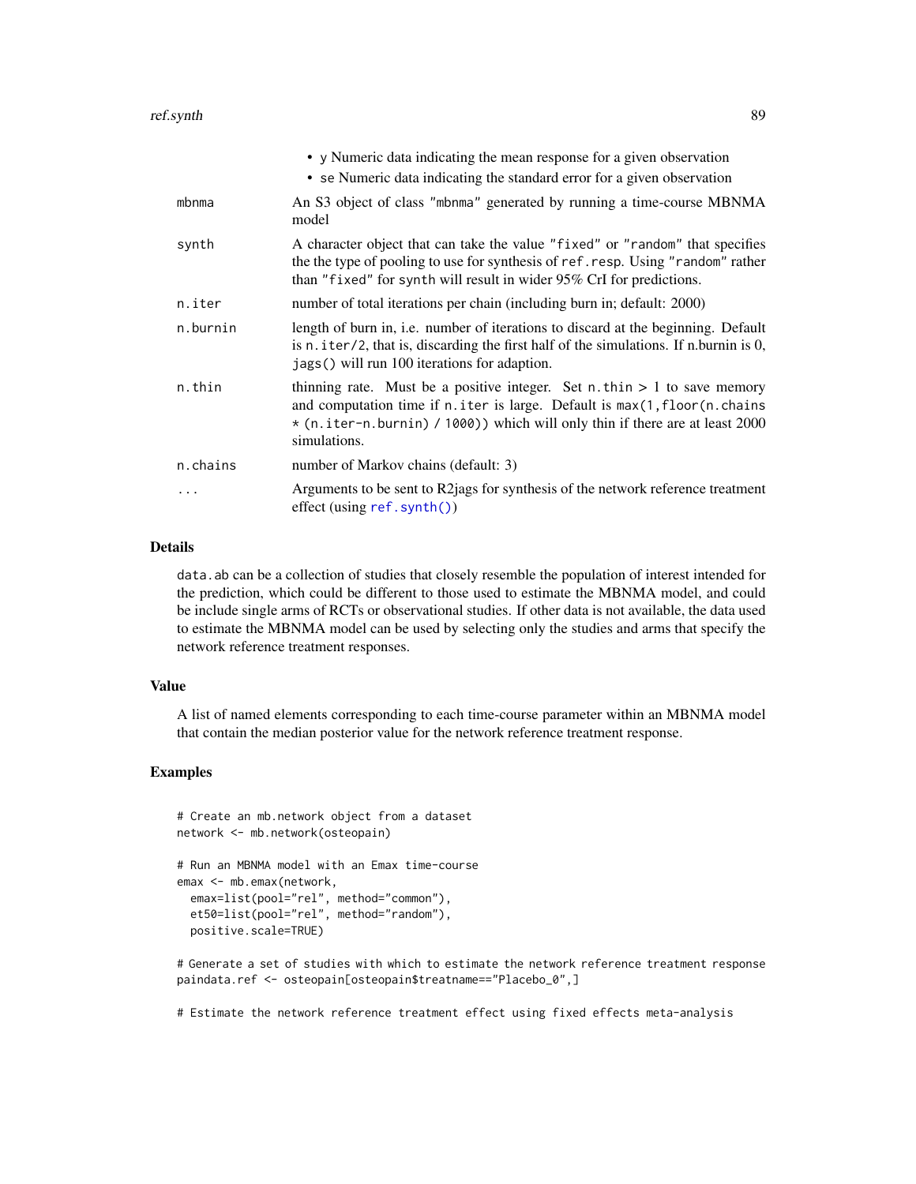- y Numeric data indicating the mean response for a given observation
- se Numeric data indicating the standard error for a given observation

| | |
|---|---|
| mbnma | An S3 object of class "mbnma" generated by running a time-course MBNMA model |
| synth | A character object that can take the value "fixed" or "random" that specifies the the type of pooling to use for synthesis of ref.resp. Using "random" rather than "fixed" for synth will result in wider 95% CrI for predictions. |
| n.iter | number of total iterations per chain (including burn in; default: 2000) |
| n.burnin | length of burn in, i.e. number of iterations to discard at the beginning. Default is n.iter/2, that is, discarding the first half of the simulations. If n.burnin is 0, jags() will run 100 iterations for adaption. |
| n.thin | thinning rate. Must be a positive integer. Set n.thin > 1 to save memory and computation time if n.iter is large. Default is max(1,floor(n.chains * (n.iter-n.burnin) / 1000)) which will only thin if there are at least 2000 simulations. |
| n.chains | number of Markov chains (default: 3) |
| ... | Arguments to be sent to R2jags for synthesis of the network reference treatment effect (using ref.synth()) |

## Details

data.ab can be a collection of studies that closely resemble the population of interest intended for the prediction, which could be different to those used to estimate the MBNMA model, and could be include single arms of RCTs or observational studies. If other data is not available, the data used to estimate the MBNMA model can be used by selecting only the studies and arms that specify the network reference treatment responses.

## Value

A list of named elements corresponding to each time-course parameter within an MBNMA model that contain the median posterior value for the network reference treatment response.

## Examples

```
# Create an mb.network object from a dataset
network <- mb.network(osteopain)

# Run an MBNMA model with an Emax time-course
emax <- mb.emax(network,
  emax=list(pool="rel", method="common"),
  et50=list(pool="rel", method="random"),
  positive.scale=TRUE)

# Generate a set of studies with which to estimate the network reference treatment response
paindata.ref <- osteopain[osteopain$treatname=="Placebo_0",]

# Estimate the network reference treatment effect using fixed effects meta-analysis
```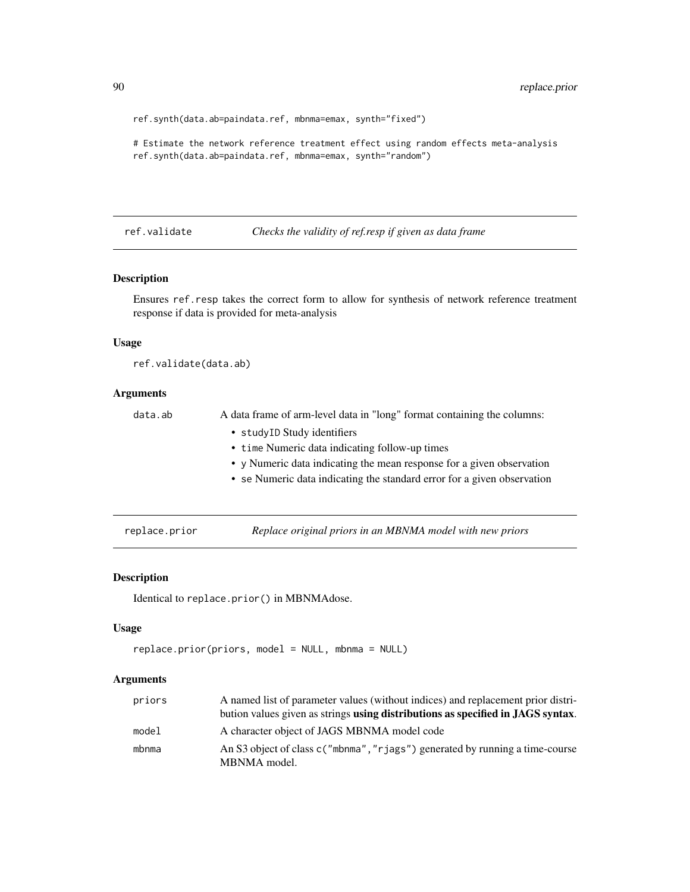```
ref.synth(data.ab=paindata.ref, mbnma=emax, synth="fixed")

# Estimate the network reference treatment effect using random effects meta-analysis
ref.synth(data.ab=paindata.ref, mbnma=emax, synth="random")
```

## ref.validate — *Checks the validity of ref.resp if given as data frame*

### Description

Ensures `ref.resp` takes the correct form to allow for synthesis of network reference treatment response if data is provided for meta-analysis

### Usage

```
ref.validate(data.ab)
```

### Arguments

| | |
|---|---|
| `data.ab` | A data frame of arm-level data in "long" format containing the columns: <br>• `studyID` Study identifiers <br>• `time` Numeric data indicating follow-up times <br>• `y` Numeric data indicating the mean response for a given observation <br>• `se` Numeric data indicating the standard error for a given observation |

## replace.prior — *Replace original priors in an MBNMA model with new priors*

### Description

Identical to `replace.prior()` in MBNMAdose.

### Usage

```
replace.prior(priors, model = NULL, mbnma = NULL)
```

### Arguments

| | |
|---|---|
| `priors` | A named list of parameter values (without indices) and replacement prior distribution values given as strings **using distributions as specified in JAGS syntax**. |
| `model` | A character object of JAGS MBNMA model code |
| `mbnma` | An S3 object of class `c("mbnma","rjags")` generated by running a time-course MBNMA model. |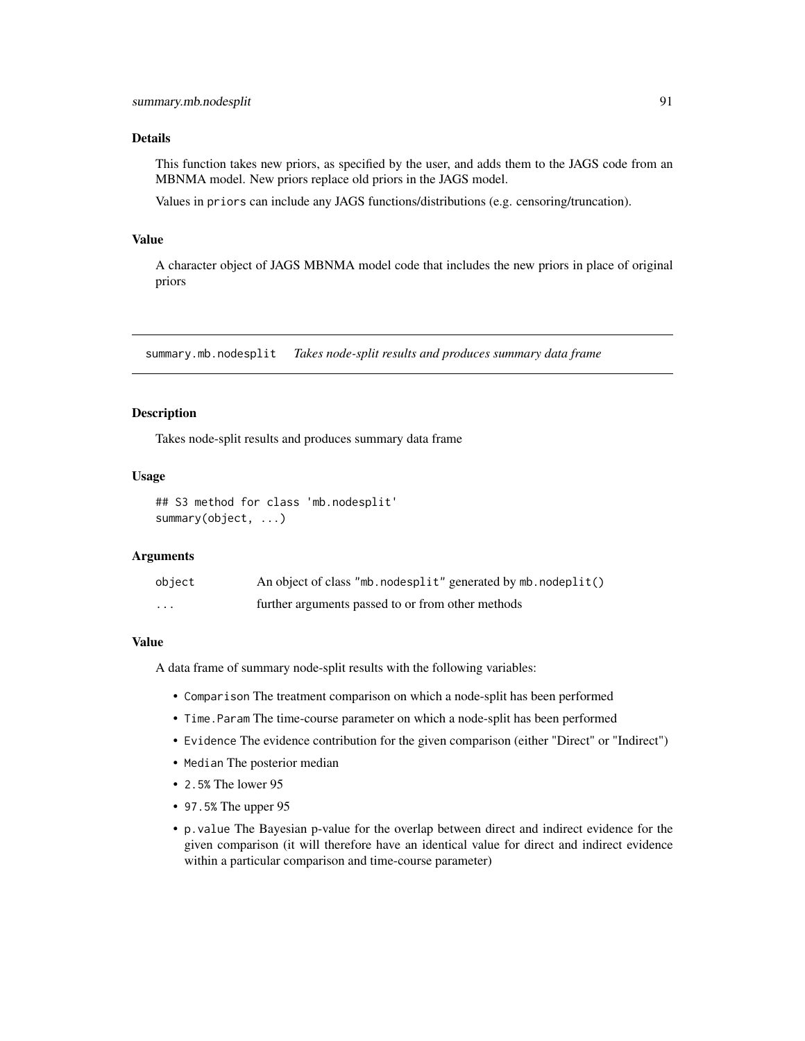### Details

This function takes new priors, as specified by the user, and adds them to the JAGS code from an MBNMA model. New priors replace old priors in the JAGS model.

Values in `priors` can include any JAGS functions/distributions (e.g. censoring/truncation).

### Value

A character object of JAGS MBNMA model code that includes the new priors in place of original priors

---

## summary.mb.nodesplit *Takes node-split results and produces summary data frame*

---

### Description

Takes node-split results and produces summary data frame

### Usage

```
## S3 method for class 'mb.nodesplit'
summary(object, ...)
```

### Arguments

| | |
|---|---|
| `object` | An object of class `"mb.nodesplit"` generated by `mb.nodeplit()` |
| `...` | further arguments passed to or from other methods |

### Value

A data frame of summary node-split results with the following variables:

- `Comparison` The treatment comparison on which a node-split has been performed
- `Time.Param` The time-course parameter on which a node-split has been performed
- `Evidence` The evidence contribution for the given comparison (either "Direct" or "Indirect")
- `Median` The posterior median
- `2.5%` The lower 95
- `97.5%` The upper 95
- `p.value` The Bayesian p-value for the overlap between direct and indirect evidence for the given comparison (it will therefore have an identical value for direct and indirect evidence within a particular comparison and time-course parameter)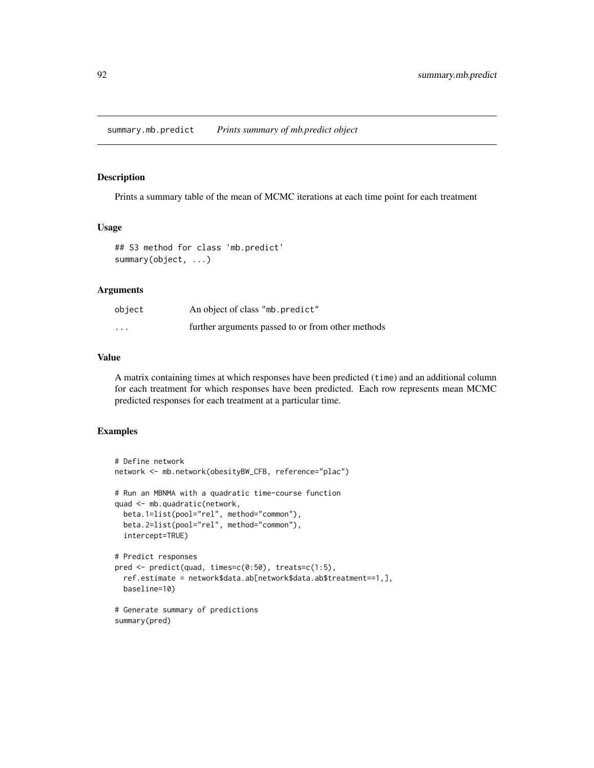summary.mb.predict — *Prints summary of mb.predict object*

### Description

Prints a summary table of the mean of MCMC iterations at each time point for each treatment

### Usage

```
## S3 method for class 'mb.predict'
summary(object, ...)
```

### Arguments

| | |
|---|---|
| object | An object of class "mb.predict" |
| ... | further arguments passed to or from other methods |

### Value

A matrix containing times at which responses have been predicted (time) and an additional column for each treatment for which responses have been predicted. Each row represents mean MCMC predicted responses for each treatment at a particular time.

### Examples

```
# Define network
network <- mb.network(obesityBW_CFB, reference="plac")

# Run an MBNMA with a quadratic time-course function
quad <- mb.quadratic(network,
  beta.1=list(pool="rel", method="common"),
  beta.2=list(pool="rel", method="common"),
  intercept=TRUE)

# Predict responses
pred <- predict(quad, times=c(0:50), treats=c(1:5),
  ref.estimate = network$data.ab[network$data.ab$treatment==1,],
  baseline=10)

# Generate summary of predictions
summary(pred)
```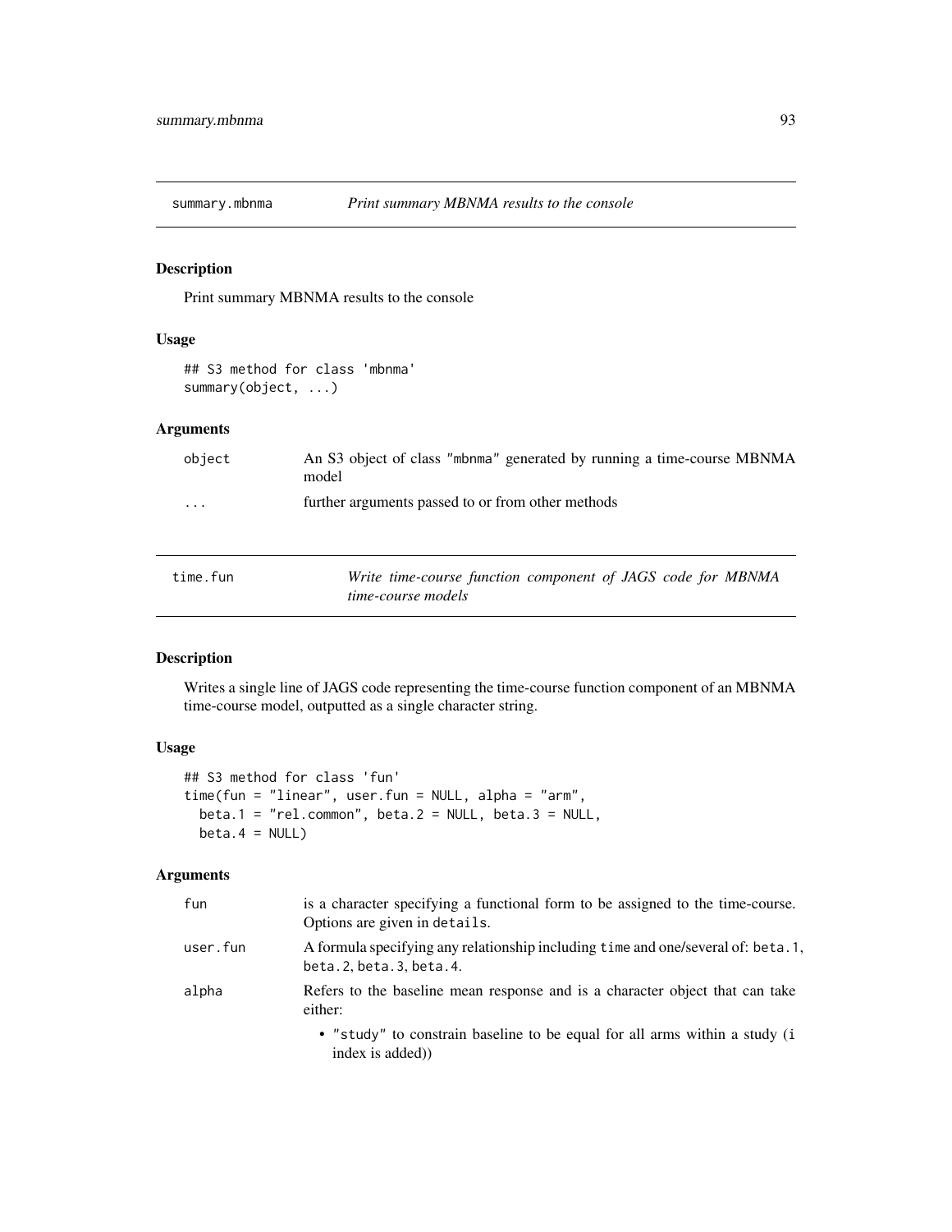## summary.mbnma — *Print summary MBNMA results to the console*

### Description

Print summary MBNMA results to the console

### Usage

```
## S3 method for class 'mbnma'
summary(object, ...)
```

### Arguments

| | |
|---|---|
| object | An S3 object of class "mbnma" generated by running a time-course MBNMA model |
| ... | further arguments passed to or from other methods |

## time.fun — *Write time-course function component of JAGS code for MBNMA time-course models*

### Description

Writes a single line of JAGS code representing the time-course function component of an MBNMA time-course model, outputted as a single character string.

### Usage

```
## S3 method for class 'fun'
time(fun = "linear", user.fun = NULL, alpha = "arm",
  beta.1 = "rel.common", beta.2 = NULL, beta.3 = NULL,
  beta.4 = NULL)
```

### Arguments

| | |
|---|---|
| fun | is a character specifying a functional form to be assigned to the time-course. Options are given in `details`. |
| user.fun | A formula specifying any relationship including `time` and one/several of: `beta.1`, `beta.2`, `beta.3`, `beta.4`. |
| alpha | Refers to the baseline mean response and is a character object that can take either: <br>• "study" to constrain baseline to be equal for all arms within a study (`i` index is added)) |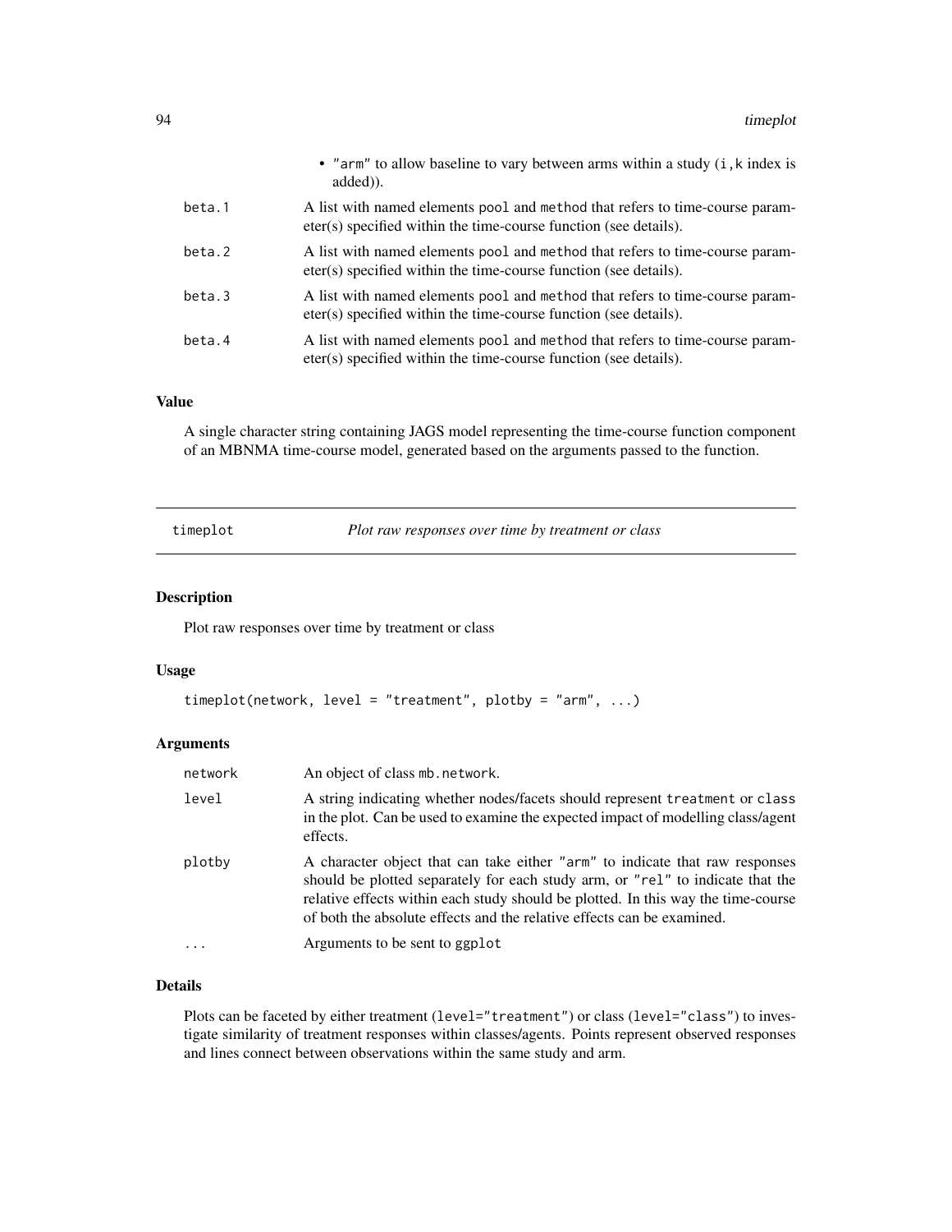- "arm" to allow baseline to vary between arms within a study (i,k index is added)).

| | |
|---|---|
| beta.1 | A list with named elements pool and method that refers to time-course parameter(s) specified within the time-course function (see details). |
| beta.2 | A list with named elements pool and method that refers to time-course parameter(s) specified within the time-course function (see details). |
| beta.3 | A list with named elements pool and method that refers to time-course parameter(s) specified within the time-course function (see details). |
| beta.4 | A list with named elements pool and method that refers to time-course parameter(s) specified within the time-course function (see details). |

## Value

A single character string containing JAGS model representing the time-course function component of an MBNMA time-course model, generated based on the arguments passed to the function.

---

# timeplot — *Plot raw responses over time by treatment or class*

## Description

Plot raw responses over time by treatment or class

## Usage

```
timeplot(network, level = "treatment", plotby = "arm", ...)
```

## Arguments

| | |
|---|---|
| network | An object of class mb.network. |
| level | A string indicating whether nodes/facets should represent treatment or class in the plot. Can be used to examine the expected impact of modelling class/agent effects. |
| plotby | A character object that can take either "arm" to indicate that raw responses should be plotted separately for each study arm, or "rel" to indicate that the relative effects within each study should be plotted. In this way the time-course of both the absolute effects and the relative effects can be examined. |
| ... | Arguments to be sent to ggplot |

## Details

Plots can be faceted by either treatment (level="treatment") or class (level="class") to investigate similarity of treatment responses within classes/agents. Points represent observed responses and lines connect between observations within the same study and arm.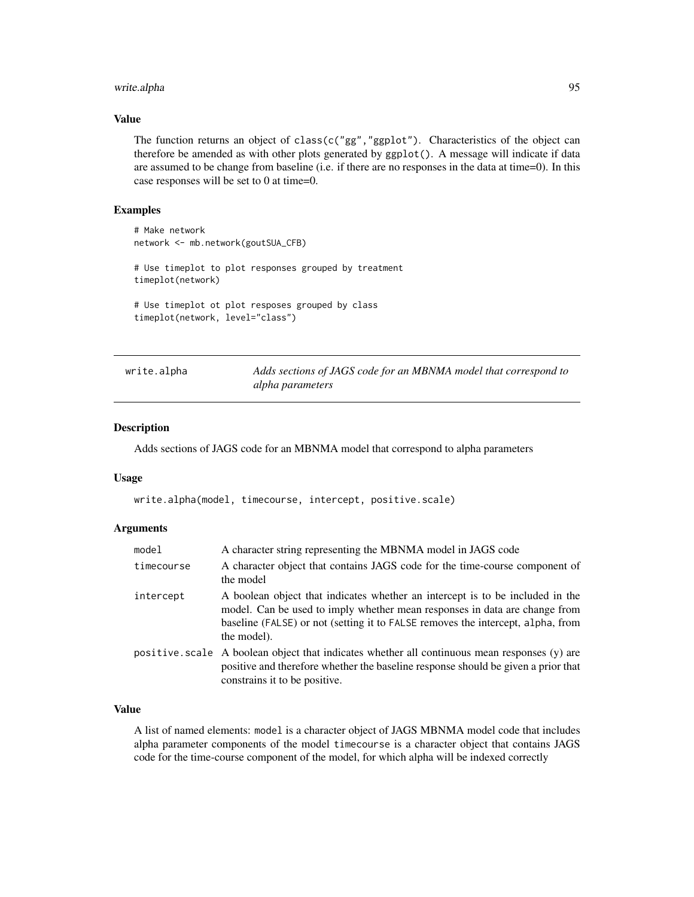### Value

The function returns an object of `class(c("gg","ggplot")`. Characteristics of the object can therefore be amended as with other plots generated by `ggplot()`. A message will indicate if data are assumed to be change from baseline (i.e. if there are no responses in the data at time=0). In this case responses will be set to 0 at time=0.

### Examples

```
# Make network
network <- mb.network(goutSUA_CFB)

# Use timeplot to plot responses grouped by treatment
timeplot(network)

# Use timeplot ot plot resposes grouped by class
timeplot(network, level="class")
```

---

## write.alpha — *Adds sections of JAGS code for an MBNMA model that correspond to alpha parameters*

### Description

Adds sections of JAGS code for an MBNMA model that correspond to alpha parameters

### Usage

```
write.alpha(model, timecourse, intercept, positive.scale)
```

### Arguments

| | |
|---|---|
| `model` | A character string representing the MBNMA model in JAGS code |
| `timecourse` | A character object that contains JAGS code for the time-course component of the model |
| `intercept` | A boolean object that indicates whether an intercept is to be included in the model. Can be used to imply whether mean responses in data are change from baseline (`FALSE`) or not (setting it to `FALSE` removes the intercept, `alpha`, from the model). |
| `positive.scale` | A boolean object that indicates whether all continuous mean responses (y) are positive and therefore whether the baseline response should be given a prior that constrains it to be positive. |

### Value

A list of named elements: `model` is a character object of JAGS MBNMA model code that includes alpha parameter components of the model `timecourse` is a character object that contains JAGS code for the time-course component of the model, for which alpha will be indexed correctly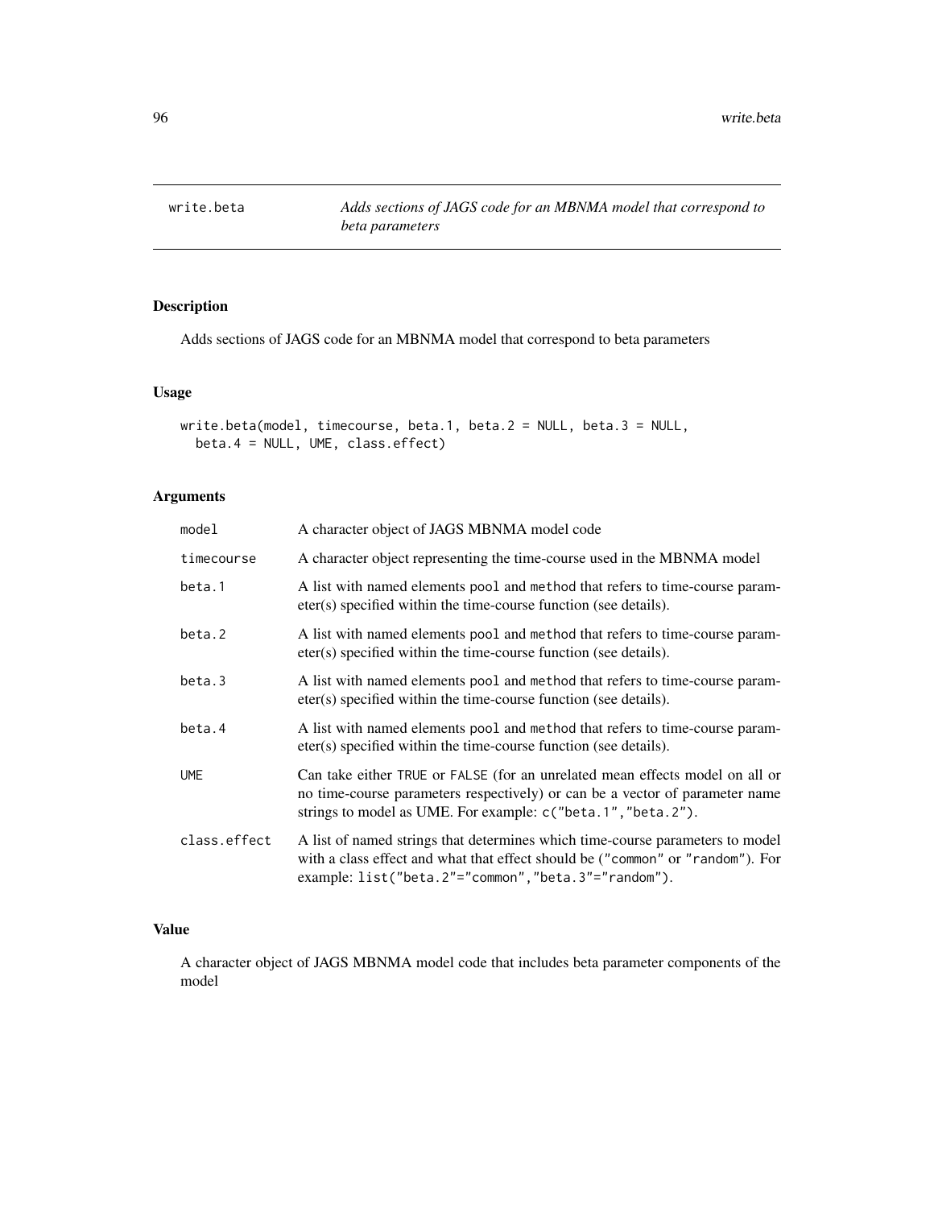# write.beta

*Adds sections of JAGS code for an MBNMA model that correspond to beta parameters*

## Description

Adds sections of JAGS code for an MBNMA model that correspond to beta parameters

## Usage

```
write.beta(model, timecourse, beta.1, beta.2 = NULL, beta.3 = NULL,
  beta.4 = NULL, UME, class.effect)
```

## Arguments

| Argument | Description |
| --- | --- |
| model | A character object of JAGS MBNMA model code |
| timecourse | A character object representing the time-course used in the MBNMA model |
| beta.1 | A list with named elements `pool` and `method` that refers to time-course parameter(s) specified within the time-course function (see details). |
| beta.2 | A list with named elements `pool` and `method` that refers to time-course parameter(s) specified within the time-course function (see details). |
| beta.3 | A list with named elements `pool` and `method` that refers to time-course parameter(s) specified within the time-course function (see details). |
| beta.4 | A list with named elements `pool` and `method` that refers to time-course parameter(s) specified within the time-course function (see details). |
| UME | Can take either `TRUE` or `FALSE` (for an unrelated mean effects model on all or no time-course parameters respectively) or can be a vector of parameter name strings to model as UME. For example: `c("beta.1","beta.2")`. |
| class.effect | A list of named strings that determines which time-course parameters to model with a class effect and what that effect should be (`"common"` or `"random"`). For example: `list("beta.2"="common","beta.3"="random")`. |

## Value

A character object of JAGS MBNMA model code that includes beta parameter components of the model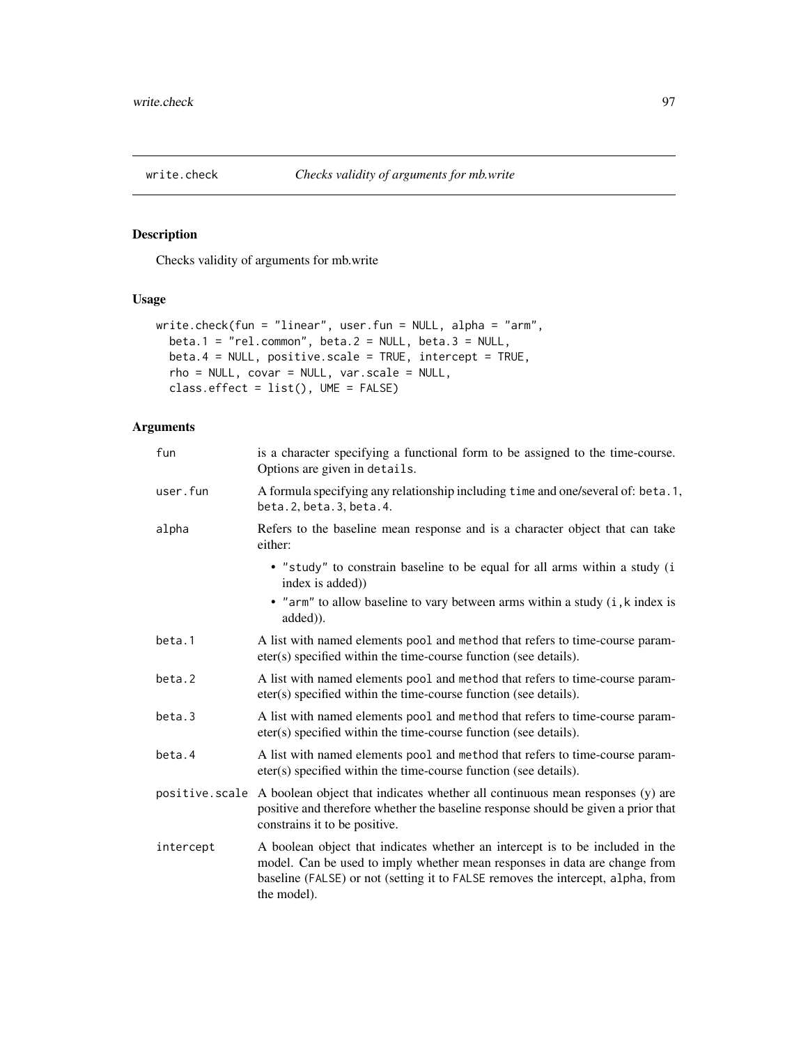# write.check — *Checks validity of arguments for mb.write*

## Description

Checks validity of arguments for mb.write

## Usage

```
write.check(fun = "linear", user.fun = NULL, alpha = "arm",
  beta.1 = "rel.common", beta.2 = NULL, beta.3 = NULL,
  beta.4 = NULL, positive.scale = TRUE, intercept = TRUE,
  rho = NULL, covar = NULL, var.scale = NULL,
  class.effect = list(), UME = FALSE)
```

## Arguments

| | |
|---|---|
| `fun` | is a character specifying a functional form to be assigned to the time-course. Options are given in `details`. |
| `user.fun` | A formula specifying any relationship including `time` and one/several of: `beta.1`, `beta.2`, `beta.3`, `beta.4`. |
| `alpha` | Refers to the baseline mean response and is a character object that can take either:<br>• `"study"` to constrain baseline to be equal for all arms within a study (`i` index is added))<br>• `"arm"` to allow baseline to vary between arms within a study (`i,k` index is added)). |
| `beta.1` | A list with named elements `pool` and `method` that refers to time-course parameter(s) specified within the time-course function (see details). |
| `beta.2` | A list with named elements `pool` and `method` that refers to time-course parameter(s) specified within the time-course function (see details). |
| `beta.3` | A list with named elements `pool` and `method` that refers to time-course parameter(s) specified within the time-course function (see details). |
| `beta.4` | A list with named elements `pool` and `method` that refers to time-course parameter(s) specified within the time-course function (see details). |
| `positive.scale` | A boolean object that indicates whether all continuous mean responses (y) are positive and therefore whether the baseline response should be given a prior that constrains it to be positive. |
| `intercept` | A boolean object that indicates whether an intercept is to be included in the model. Can be used to imply whether mean responses in data are change from baseline (`FALSE`) or not (setting it to `FALSE` removes the intercept, `alpha`, from the model). |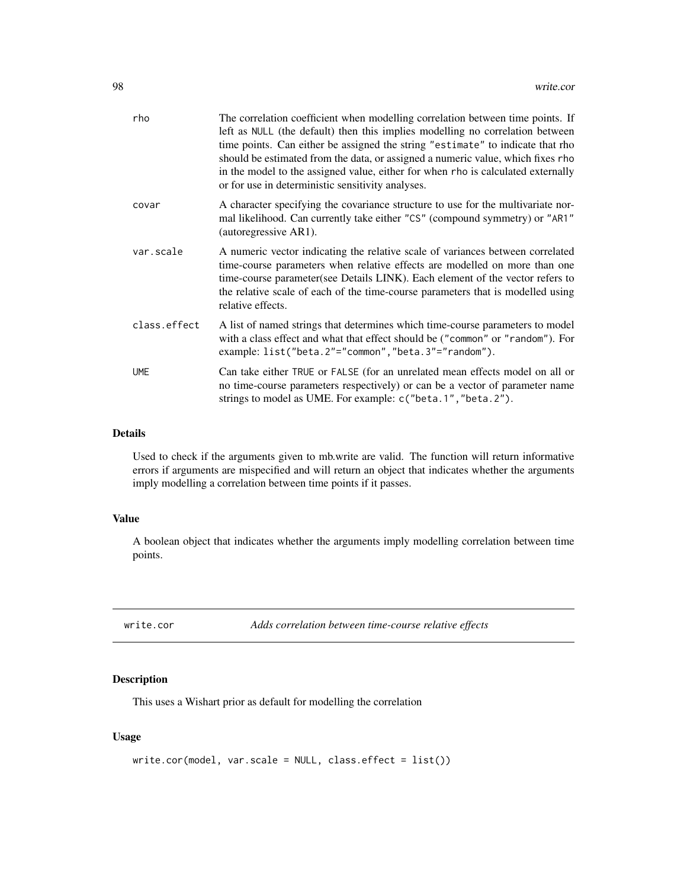| | |
|---|---|
| rho | The correlation coefficient when modelling correlation between time points. If left as NULL (the default) then this implies modelling no correlation between time points. Can either be assigned the string "estimate" to indicate that rho should be estimated from the data, or assigned a numeric value, which fixes rho in the model to the assigned value, either for when rho is calculated externally or for use in deterministic sensitivity analyses. |
| covar | A character specifying the covariance structure to use for the multivariate normal likelihood. Can currently take either "CS" (compound symmetry) or "AR1" (autoregressive AR1). |
| var.scale | A numeric vector indicating the relative scale of variances between correlated time-course parameters when relative effects are modelled on more than one time-course parameter(see Details LINK). Each element of the vector refers to the relative scale of each of the time-course parameters that is modelled using relative effects. |
| class.effect | A list of named strings that determines which time-course parameters to model with a class effect and what that effect should be ("common" or "random"). For example: `list("beta.2"="common","beta.3"="random")`. |
| UME | Can take either TRUE or FALSE (for an unrelated mean effects model on all or no time-course parameters respectively) or can be a vector of parameter name strings to model as UME. For example: `c("beta.1","beta.2")`. |

### Details

Used to check if the arguments given to mb.write are valid. The function will return informative errors if arguments are mispecified and will return an object that indicates whether the arguments imply modelling a correlation between time points if it passes.

### Value

A boolean object that indicates whether the arguments imply modelling correlation between time points.

---

## write.cor — *Adds correlation between time-course relative effects*

---

### Description

This uses a Wishart prior as default for modelling the correlation

### Usage

```
write.cor(model, var.scale = NULL, class.effect = list())
```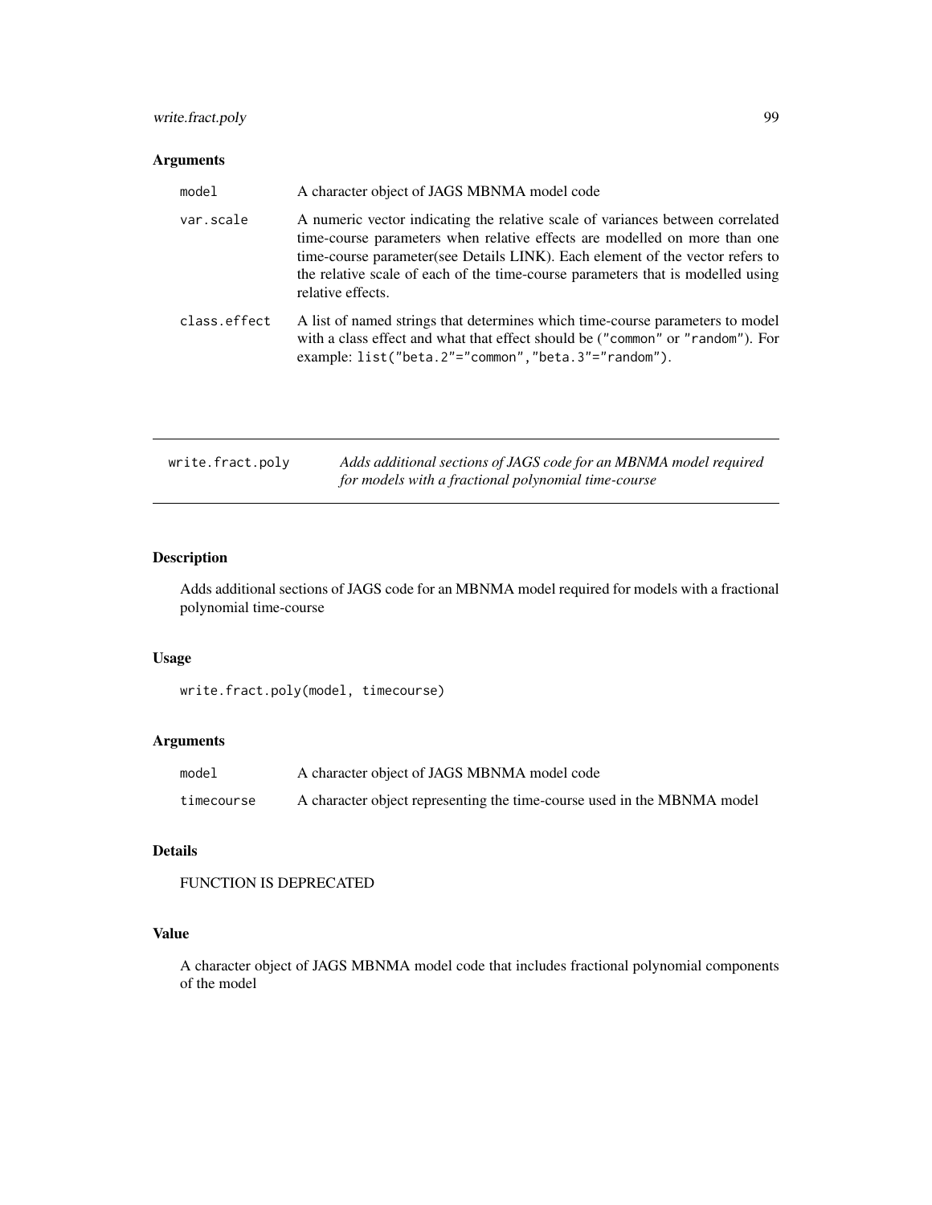### Arguments

| | |
|---|---|
| `model` | A character object of JAGS MBNMA model code |
| `var.scale` | A numeric vector indicating the relative scale of variances between correlated time-course parameters when relative effects are modelled on more than one time-course parameter(see Details LINK). Each element of the vector refers to the relative scale of each of the time-course parameters that is modelled using relative effects. |
| `class.effect` | A list of named strings that determines which time-course parameters to model with a class effect and what that effect should be (`"common"` or `"random"`). For example: `list("beta.2"="common","beta.3"="random")`. |

---

## write.fract.poly

*Adds additional sections of JAGS code for an MBNMA model required for models with a fractional polynomial time-course*

---

### Description

Adds additional sections of JAGS code for an MBNMA model required for models with a fractional polynomial time-course

### Usage

```
write.fract.poly(model, timecourse)
```

### Arguments

| | |
|---|---|
| `model` | A character object of JAGS MBNMA model code |
| `timecourse` | A character object representing the time-course used in the MBNMA model |

### Details

FUNCTION IS DEPRECATED

### Value

A character object of JAGS MBNMA model code that includes fractional polynomial components of the model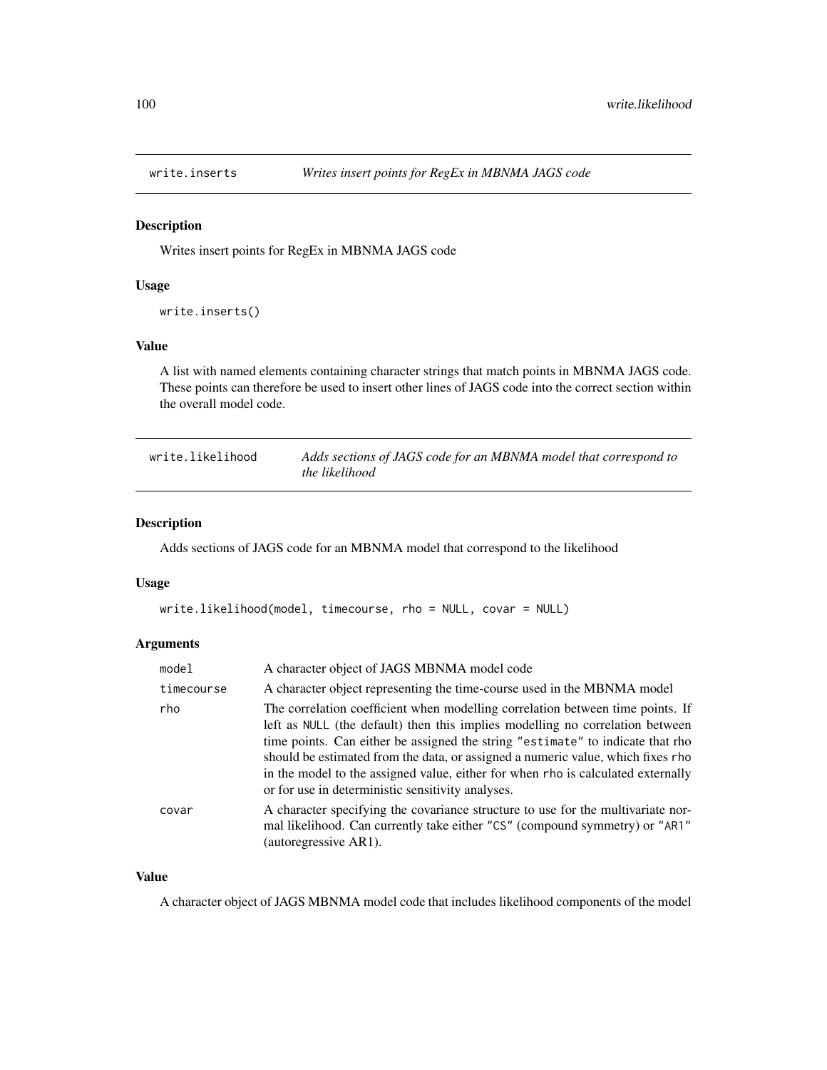## write.inserts *Writes insert points for RegEx in MBNMA JAGS code*

### Description

Writes insert points for RegEx in MBNMA JAGS code

### Usage

```
write.inserts()
```

### Value

A list with named elements containing character strings that match points in MBNMA JAGS code. These points can therefore be used to insert other lines of JAGS code into the correct section within the overall model code.

## write.likelihood *Adds sections of JAGS code for an MBNMA model that correspond to the likelihood*

### Description

Adds sections of JAGS code for an MBNMA model that correspond to the likelihood

### Usage

```
write.likelihood(model, timecourse, rho = NULL, covar = NULL)
```

### Arguments

| | |
|---|---|
| `model` | A character object of JAGS MBNMA model code |
| `timecourse` | A character object representing the time-course used in the MBNMA model |
| `rho` | The correlation coefficient when modelling correlation between time points. If left as `NULL` (the default) then this implies modelling no correlation between time points. Can either be assigned the string `"estimate"` to indicate that rho should be estimated from the data, or assigned a numeric value, which fixes `rho` in the model to the assigned value, either for when `rho` is calculated externally or for use in deterministic sensitivity analyses. |
| `covar` | A character specifying the covariance structure to use for the multivariate normal likelihood. Can currently take either `"CS"` (compound symmetry) or `"AR1"` (autoregressive AR1). |

### Value

A character object of JAGS MBNMA model code that includes likelihood components of the model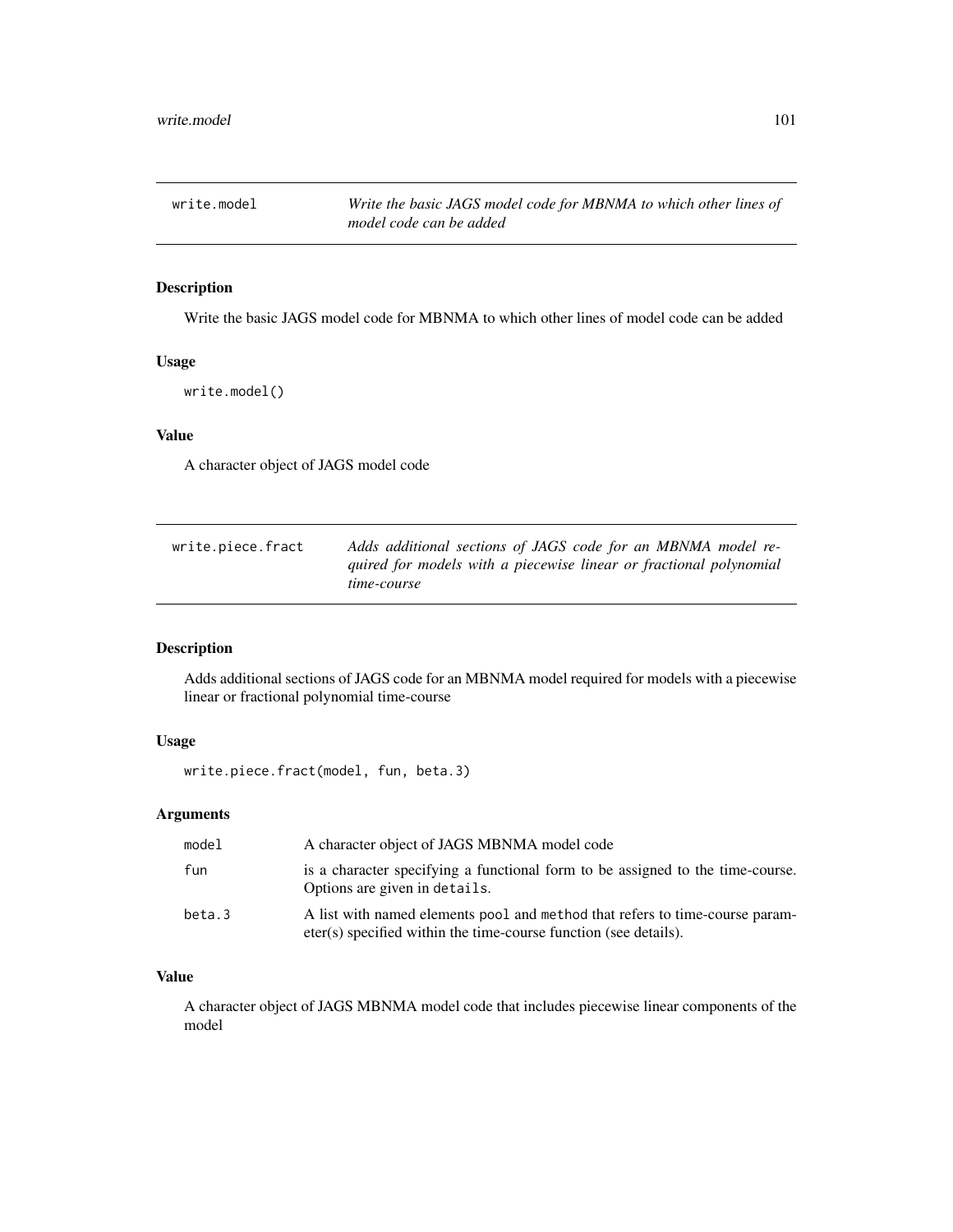## write.model — *Write the basic JAGS model code for MBNMA to which other lines of model code can be added*

### Description

Write the basic JAGS model code for MBNMA to which other lines of model code can be added

### Usage

```
write.model()
```

### Value

A character object of JAGS model code

## write.piece.fract — *Adds additional sections of JAGS code for an MBNMA model required for models with a piecewise linear or fractional polynomial time-course*

### Description

Adds additional sections of JAGS code for an MBNMA model required for models with a piecewise linear or fractional polynomial time-course

### Usage

```
write.piece.fract(model, fun, beta.3)
```

### Arguments

| | |
|---|---|
| `model` | A character object of JAGS MBNMA model code |
| `fun` | is a character specifying a functional form to be assigned to the time-course. Options are given in `details`. |
| `beta.3` | A list with named elements `pool` and `method` that refers to time-course parameter(s) specified within the time-course function (see details). |

### Value

A character object of JAGS MBNMA model code that includes piecewise linear components of the model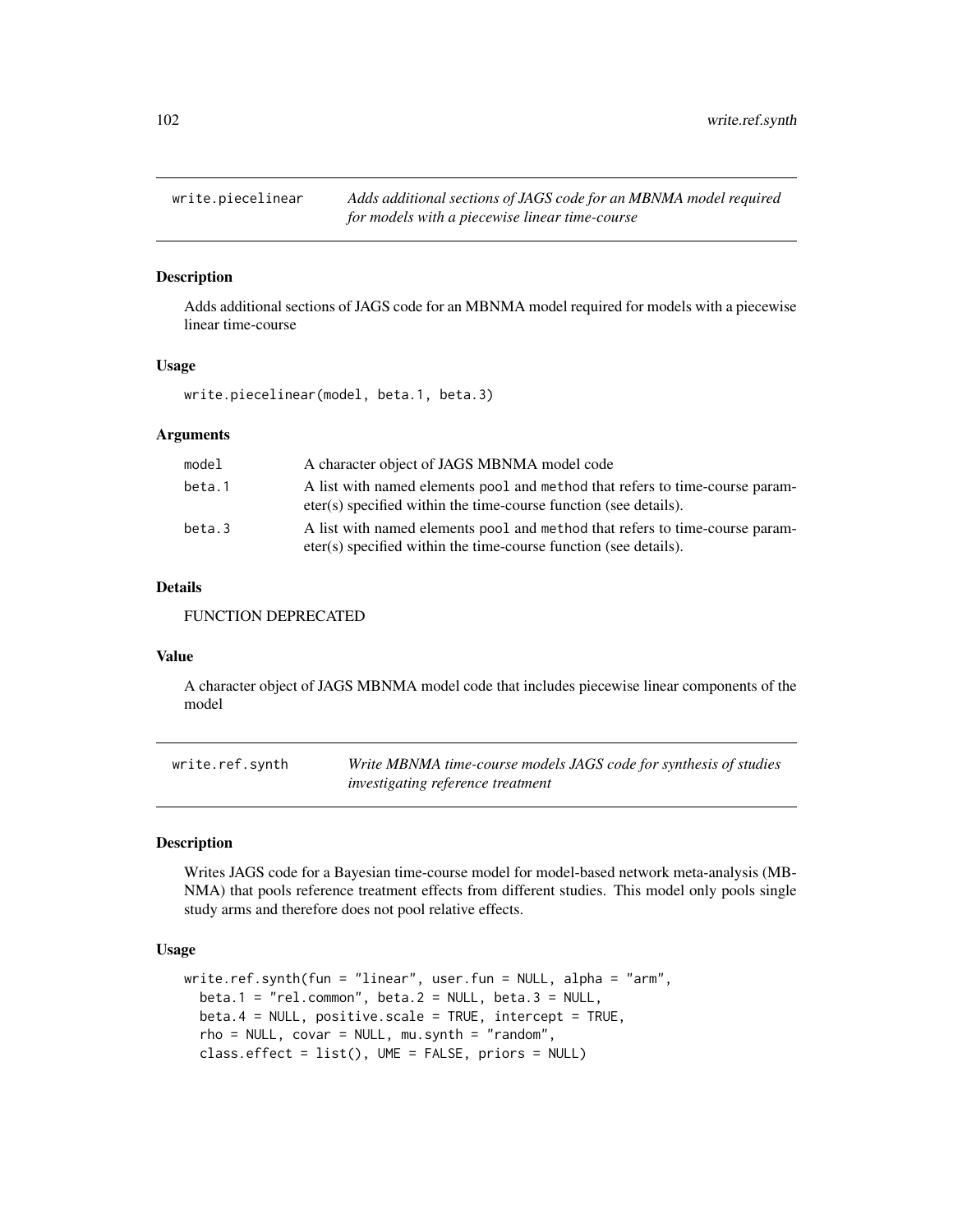## write.piecelinear

*Adds additional sections of JAGS code for an MBNMA model required for models with a piecewise linear time-course*

### Description

Adds additional sections of JAGS code for an MBNMA model required for models with a piecewise linear time-course

### Usage

```
write.piecelinear(model, beta.1, beta.3)
```

### Arguments

| | |
|---|---|
| model | A character object of JAGS MBNMA model code |
| beta.1 | A list with named elements pool and method that refers to time-course parameter(s) specified within the time-course function (see details). |
| beta.3 | A list with named elements pool and method that refers to time-course parameter(s) specified within the time-course function (see details). |

### Details

FUNCTION DEPRECATED

### Value

A character object of JAGS MBNMA model code that includes piecewise linear components of the model

## write.ref.synth

*Write MBNMA time-course models JAGS code for synthesis of studies investigating reference treatment*

### Description

Writes JAGS code for a Bayesian time-course model for model-based network meta-analysis (MBNMA) that pools reference treatment effects from different studies. This model only pools single study arms and therefore does not pool relative effects.

### Usage

```
write.ref.synth(fun = "linear", user.fun = NULL, alpha = "arm",
  beta.1 = "rel.common", beta.2 = NULL, beta.3 = NULL,
  beta.4 = NULL, positive.scale = TRUE, intercept = TRUE,
  rho = NULL, covar = NULL, mu.synth = "random",
  class.effect = list(), UME = FALSE, priors = NULL)
```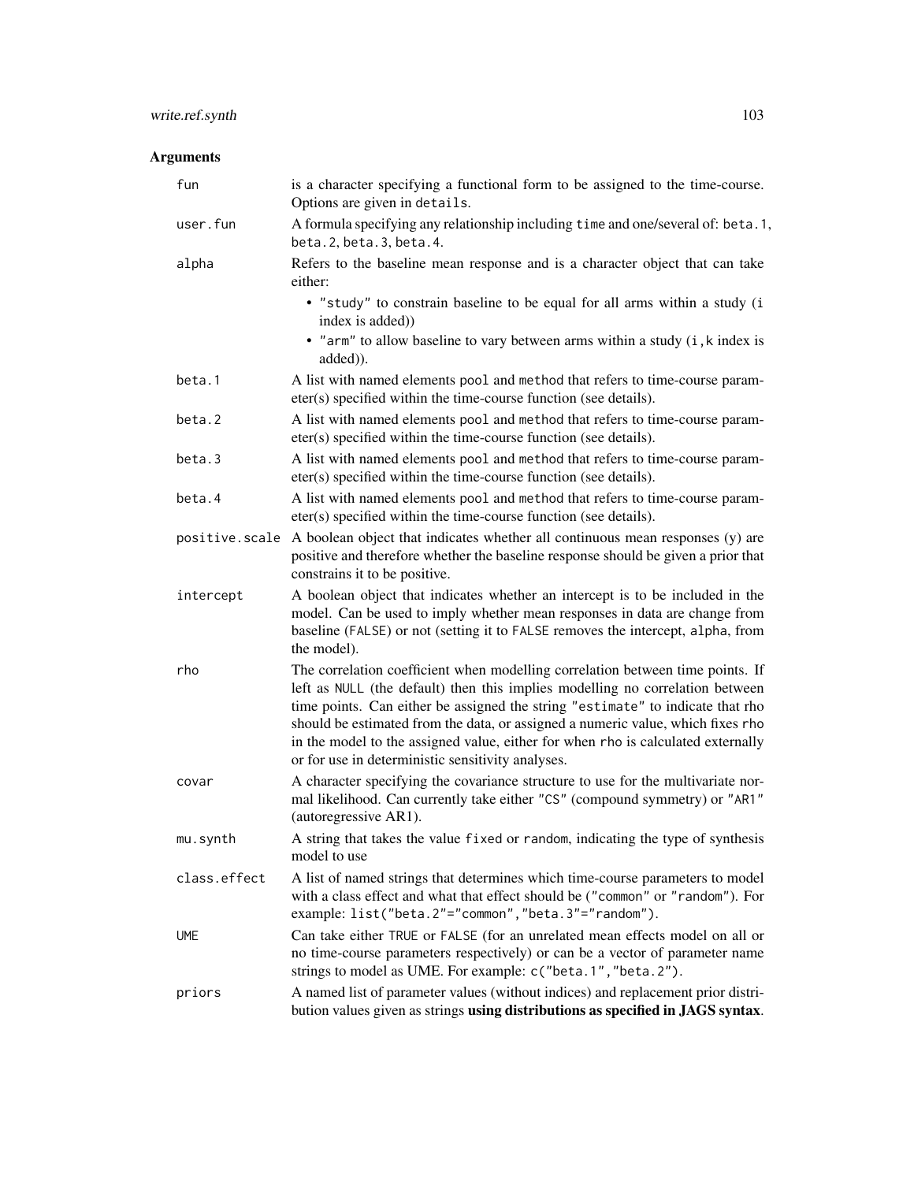## Arguments

| | |
|---|---|
| `fun` | is a character specifying a functional form to be assigned to the time-course. Options are given in `details`. |
| `user.fun` | A formula specifying any relationship including `time` and one/several of: `beta.1`, `beta.2`, `beta.3`, `beta.4`. |
| `alpha` | Refers to the baseline mean response and is a character object that can take either:<br>• `"study"` to constrain baseline to be equal for all arms within a study (`i` index is added))<br>• `"arm"` to allow baseline to vary between arms within a study (`i,k` index is added)). |
| `beta.1` | A list with named elements `pool` and `method` that refers to time-course parameter(s) specified within the time-course function (see details). |
| `beta.2` | A list with named elements `pool` and `method` that refers to time-course parameter(s) specified within the time-course function (see details). |
| `beta.3` | A list with named elements `pool` and `method` that refers to time-course parameter(s) specified within the time-course function (see details). |
| `beta.4` | A list with named elements `pool` and `method` that refers to time-course parameter(s) specified within the time-course function (see details). |
| `positive.scale` | A boolean object that indicates whether all continuous mean responses (y) are positive and therefore whether the baseline response should be given a prior that constrains it to be positive. |
| `intercept` | A boolean object that indicates whether an intercept is to be included in the model. Can be used to imply whether mean responses in data are change from baseline (`FALSE`) or not (setting it to `FALSE` removes the intercept, `alpha`, from the model). |
| `rho` | The correlation coefficient when modelling correlation between time points. If left as `NULL` (the default) then this implies modelling no correlation between time points. Can either be assigned the string `"estimate"` to indicate that rho should be estimated from the data, or assigned a numeric value, which fixes `rho` in the model to the assigned value, either for when `rho` is calculated externally or for use in deterministic sensitivity analyses. |
| `covar` | A character specifying the covariance structure to use for the multivariate normal likelihood. Can currently take either `"CS"` (compound symmetry) or `"AR1"` (autoregressive AR1). |
| `mu.synth` | A string that takes the value `fixed` or `random`, indicating the type of synthesis model to use |
| `class.effect` | A list of named strings that determines which time-course parameters to model with a class effect and what that effect should be (`"common"` or `"random"`). For example: `list("beta.2"="common","beta.3"="random")`. |
| `UME` | Can take either `TRUE` or `FALSE` (for an unrelated mean effects model on all or no time-course parameters respectively) or can be a vector of parameter name strings to model as UME. For example: `c("beta.1","beta.2")`. |
| `priors` | A named list of parameter values (without indices) and replacement prior distribution values given as strings **using distributions as specified in JAGS syntax**. |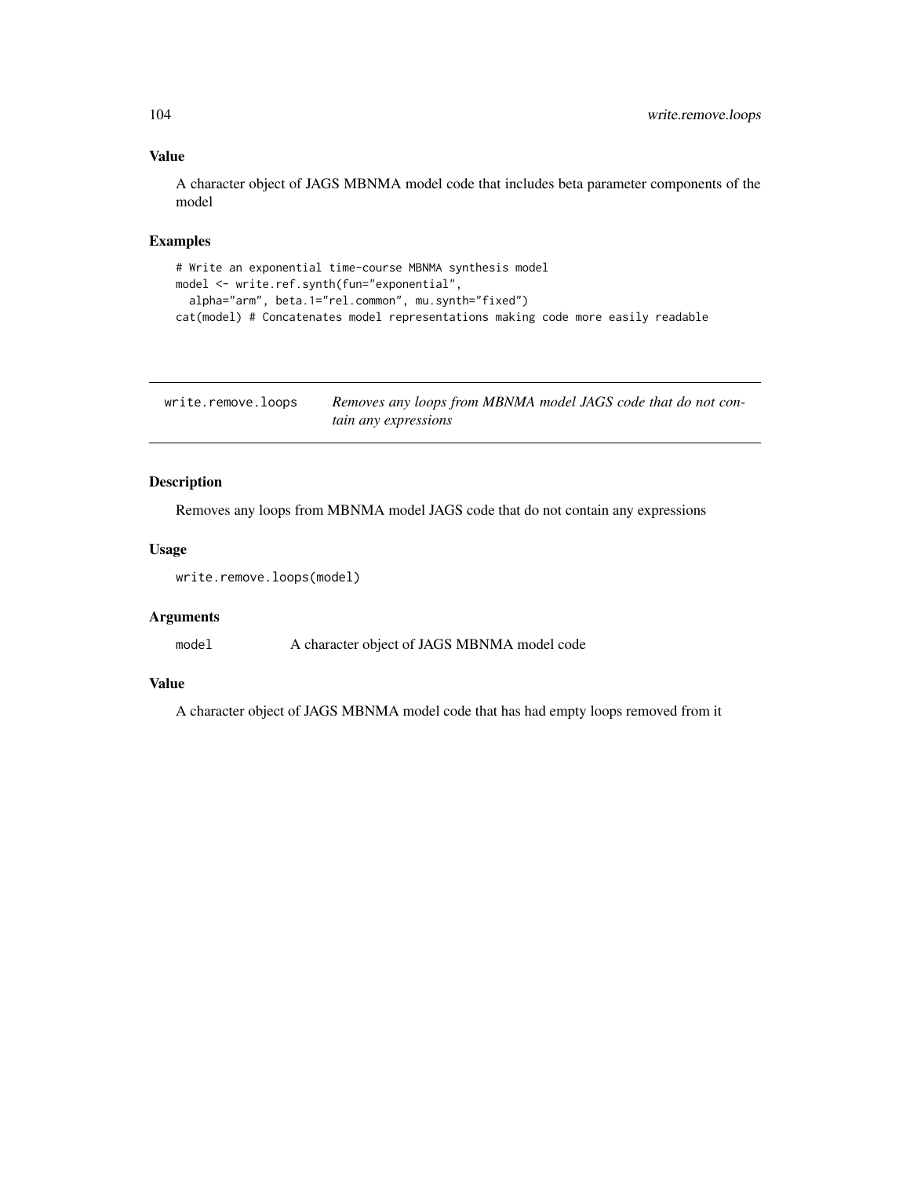## Value

A character object of JAGS MBNMA model code that includes beta parameter components of the model

## Examples

```
# Write an exponential time-course MBNMA synthesis model
model <- write.ref.synth(fun="exponential",
  alpha="arm", beta.1="rel.common", mu.synth="fixed")
cat(model) # Concatenates model representations making code more easily readable
```

---

# write.remove.loops — *Removes any loops from MBNMA model JAGS code that do not contain any expressions*

---

## Description

Removes any loops from MBNMA model JAGS code that do not contain any expressions

## Usage

```
write.remove.loops(model)
```

## Arguments

| | |
|---|---|
| model | A character object of JAGS MBNMA model code |

## Value

A character object of JAGS MBNMA model code that has had empty loops removed from it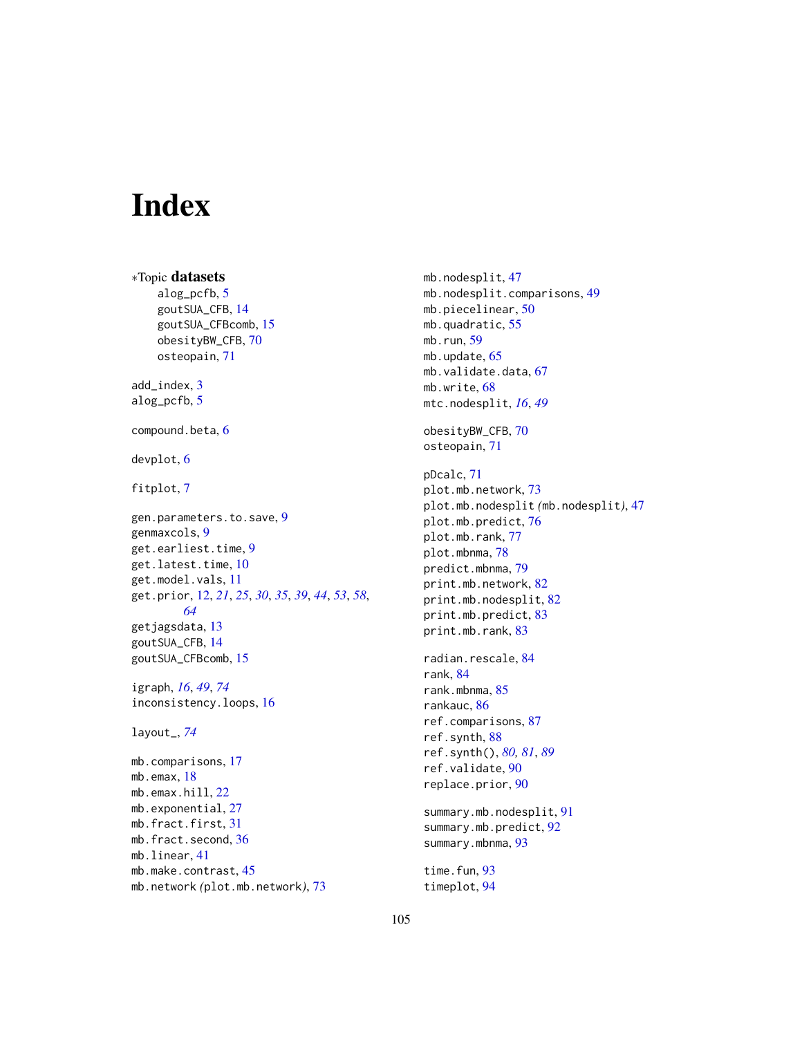# Index

∗Topic **datasets**

- alog_pcfb, 5
- goutSUA_CFB, 14
- goutSUA_CFBcomb, 15
- obesityBW_CFB, 70
- osteopain, 71

add_index, 3
alog_pcfb, 5

compound.beta, 6

devplot, 6

fitplot, 7

gen.parameters.to.save, 9
genmaxcols, 9
get.earliest.time, 9
get.latest.time, 10
get.model.vals, 11
get.prior, 12, *21*, *25*, *30*, *35*, *39*, *44*, *53*, *58*, *64*
getjagsdata, 13
goutSUA_CFB, 14
goutSUA_CFBcomb, 15

igraph, *16*, *49*, *74*
inconsistency.loops, 16

layout_, *74*

mb.comparisons, 17
mb.emax, 18
mb.emax.hill, 22
mb.exponential, 27
mb.fract.first, 31
mb.fract.second, 36
mb.linear, 41
mb.make.contrast, 45
mb.network *(*plot.mb.network*)*, 73
mb.nodesplit, 47
mb.nodesplit.comparisons, 49
mb.piecelinear, 50
mb.quadratic, 55
mb.run, 59
mb.update, 65
mb.validate.data, 67
mb.write, 68
mtc.nodesplit, *16*, *49*

obesityBW_CFB, 70
osteopain, 71

pDcalc, 71
plot.mb.network, 73
plot.mb.nodesplit *(*mb.nodesplit*)*, 47
plot.mb.predict, 76
plot.mb.rank, 77
plot.mbnma, 78
predict.mbnma, 79
print.mb.network, 82
print.mb.nodesplit, 82
print.mb.predict, 83
print.mb.rank, 83

radian.rescale, 84
rank, 84
rank.mbnma, 85
rankauc, 86
ref.comparisons, 87
ref.synth, 88
ref.synth(), *80, 81*, *89*
ref.validate, 90
replace.prior, 90

summary.mb.nodesplit, 91
summary.mb.predict, 92
summary.mbnma, 93

time.fun, 93
timeplot, 94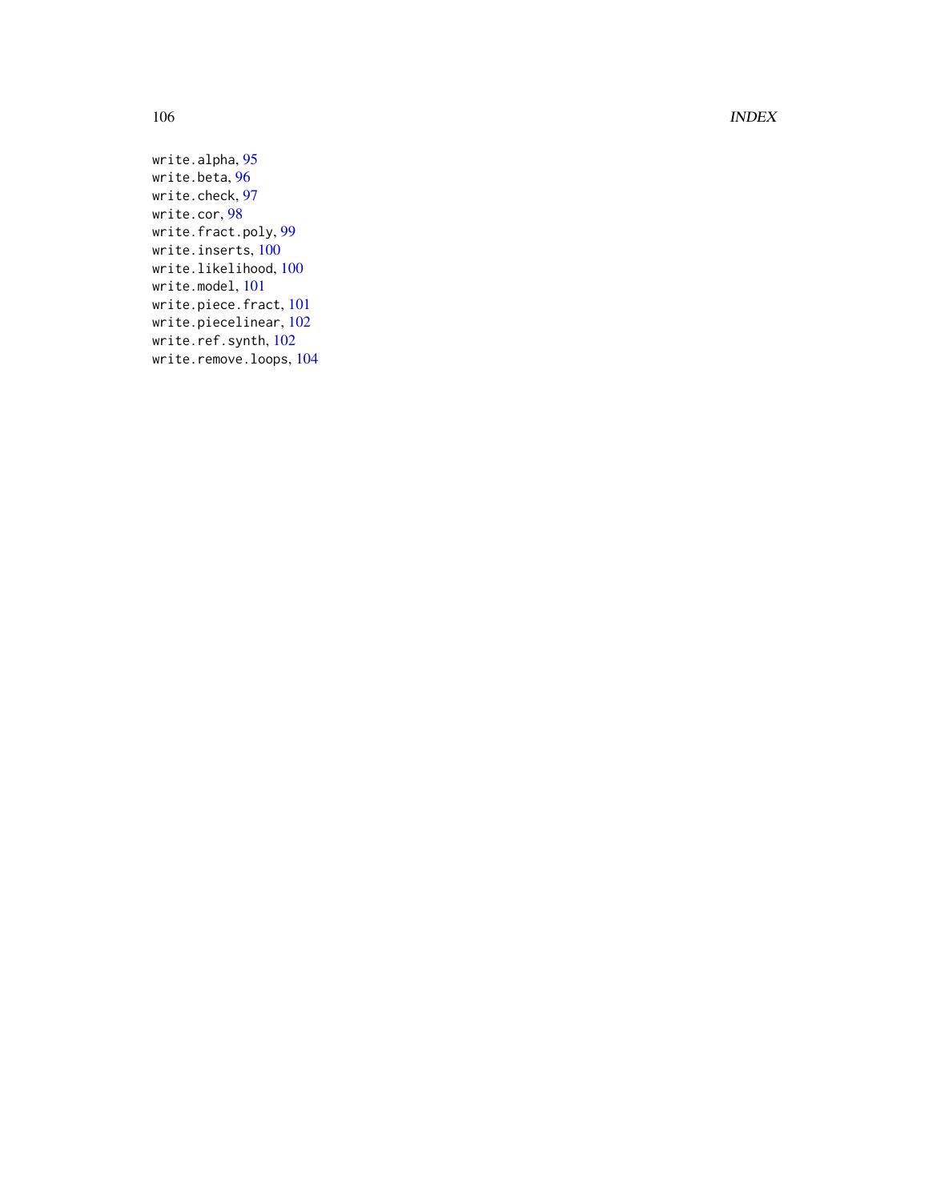write.alpha, 95  
write.beta, 96  
write.check, 97  
write.cor, 98  
write.fract.poly, 99  
write.inserts, 100  
write.likelihood, 100  
write.model, 101  
write.piece.fract, 101  
write.piecelinear, 102  
write.ref.synth, 102  
write.remove.loops, 104